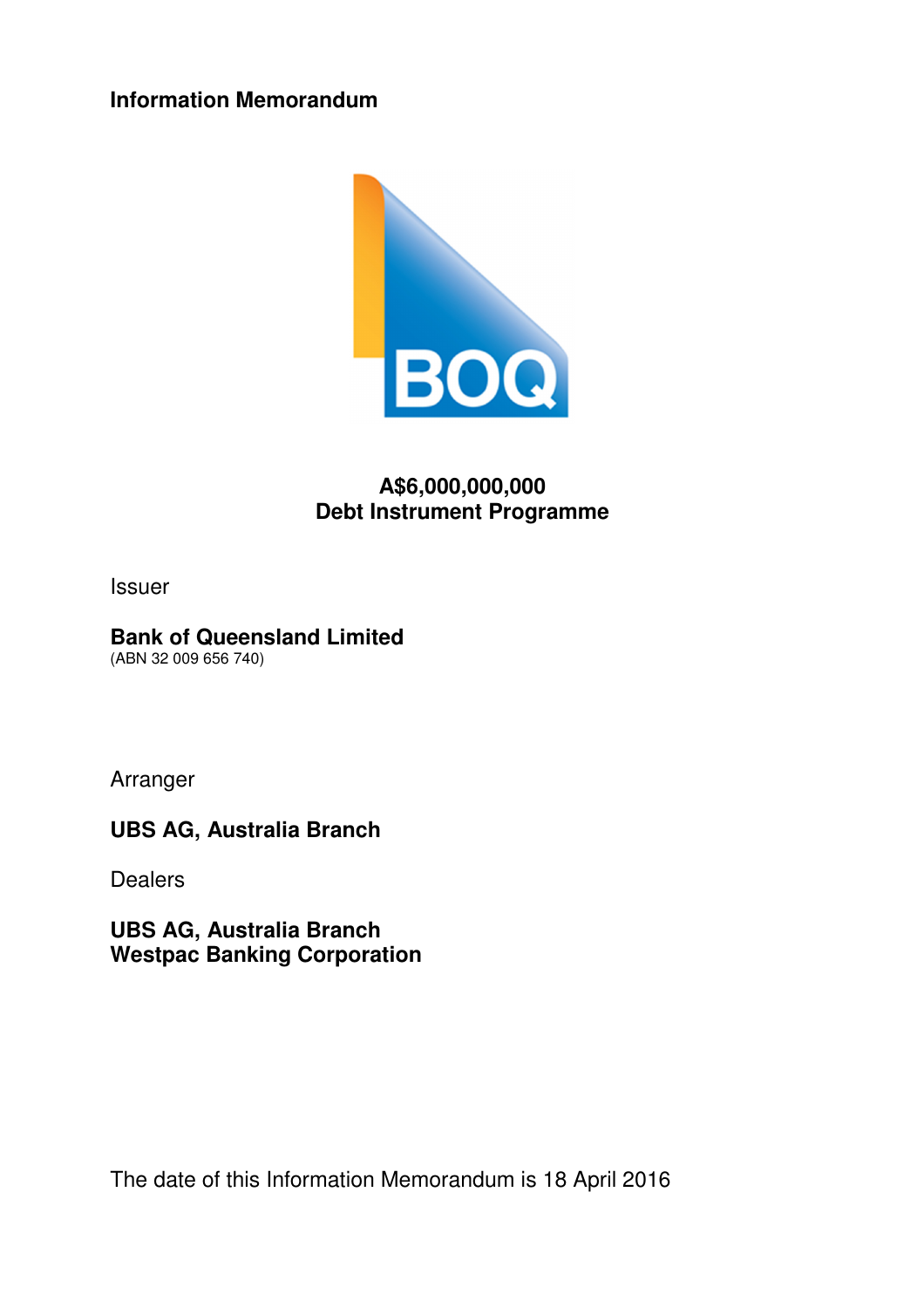**Information Memorandum**

**A$6,000,000,000**
**Debt Instrument Programme**

Issuer

**Bank of Queensland Limited**
(ABN 32 009 656 740)

Arranger

**UBS AG, Australia Branch**

Dealers

**UBS AG, Australia Branch**
**Westpac Banking Corporation**

The date of this Information Memorandum is 18 April 2016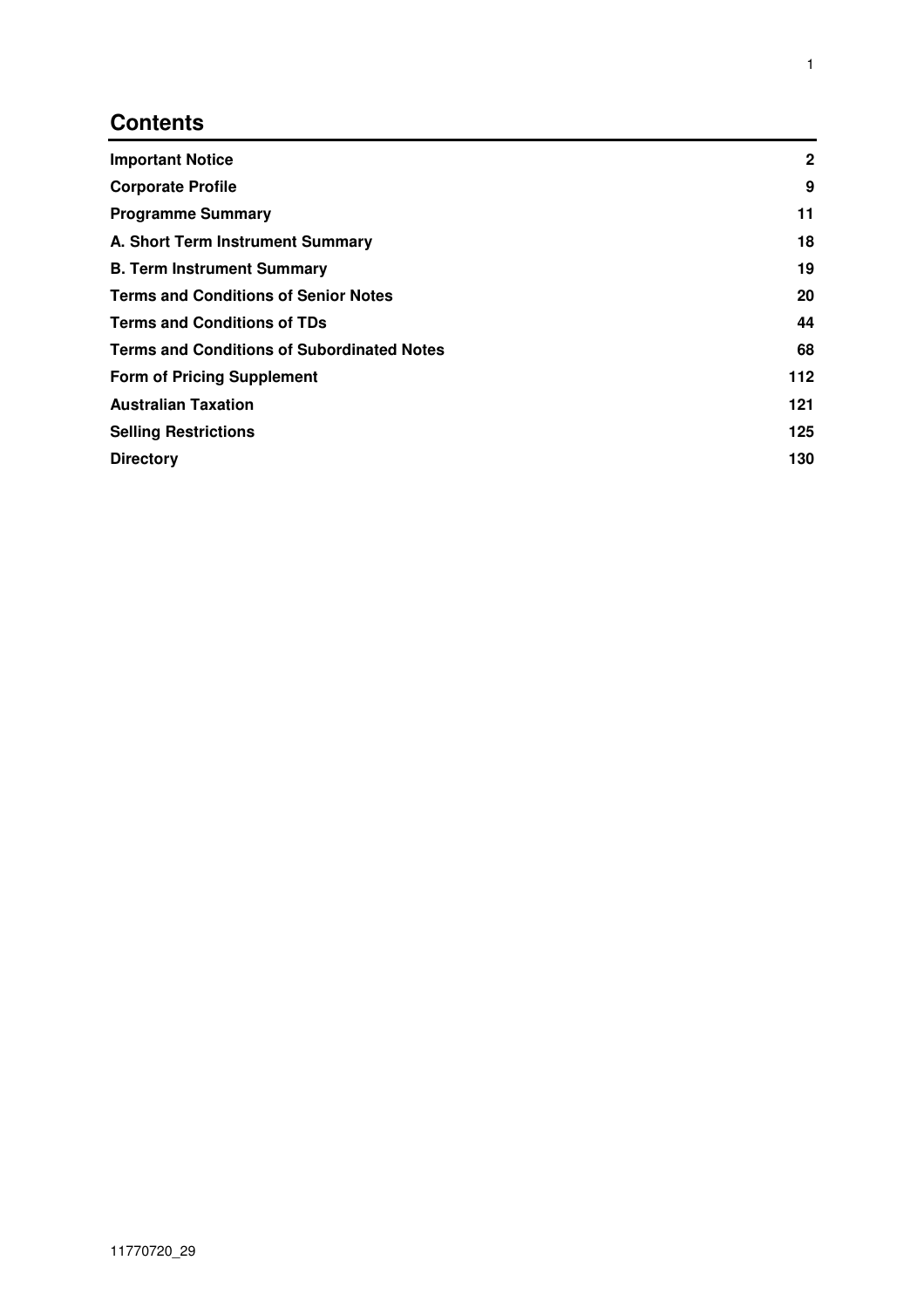## Contents

| | |
|---|---|
| **Important Notice** | **2** |
| **Corporate Profile** | **9** |
| **Programme Summary** | **11** |
| **A. Short Term Instrument Summary** | **18** |
| **B. Term Instrument Summary** | **19** |
| **Terms and Conditions of Senior Notes** | **20** |
| **Terms and Conditions of TDs** | **44** |
| **Terms and Conditions of Subordinated Notes** | **68** |
| **Form of Pricing Supplement** | **112** |
| **Australian Taxation** | **121** |
| **Selling Restrictions** | **125** |
| **Directory** | **130** |

11770720_29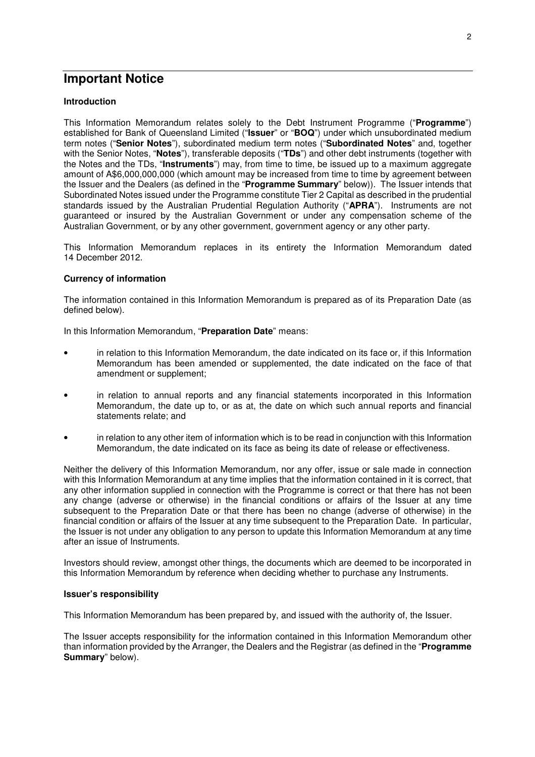# Important Notice

### Introduction

This Information Memorandum relates solely to the Debt Instrument Programme ("**Programme**") established for Bank of Queensland Limited ("**Issuer**" or "**BOQ**") under which unsubordinated medium term notes ("**Senior Notes**"), subordinated medium term notes ("**Subordinated Notes**" and, together with the Senior Notes, "**Notes**"), transferable deposits ("**TDs**") and other debt instruments (together with the Notes and the TDs, "**Instruments**") may, from time to time, be issued up to a maximum aggregate amount of A$6,000,000,000 (which amount may be increased from time to time by agreement between the Issuer and the Dealers (as defined in the "**Programme Summary**" below)). The Issuer intends that Subordinated Notes issued under the Programme constitute Tier 2 Capital as described in the prudential standards issued by the Australian Prudential Regulation Authority ("**APRA**"). Instruments are not guaranteed or insured by the Australian Government or under any compensation scheme of the Australian Government, or by any other government, government agency or any other party.

This Information Memorandum replaces in its entirety the Information Memorandum dated 14 December 2012.

### Currency of information

The information contained in this Information Memorandum is prepared as of its Preparation Date (as defined below).

In this Information Memorandum, "**Preparation Date**" means:

- in relation to this Information Memorandum, the date indicated on its face or, if this Information Memorandum has been amended or supplemented, the date indicated on the face of that amendment or supplement;
- in relation to annual reports and any financial statements incorporated in this Information Memorandum, the date up to, or as at, the date on which such annual reports and financial statements relate; and
- in relation to any other item of information which is to be read in conjunction with this Information Memorandum, the date indicated on its face as being its date of release or effectiveness.

Neither the delivery of this Information Memorandum, nor any offer, issue or sale made in connection with this Information Memorandum at any time implies that the information contained in it is correct, that any other information supplied in connection with the Programme is correct or that there has not been any change (adverse or otherwise) in the financial conditions or affairs of the Issuer at any time subsequent to the Preparation Date or that there has been no change (adverse of otherwise) in the financial condition or affairs of the Issuer at any time subsequent to the Preparation Date. In particular, the Issuer is not under any obligation to any person to update this Information Memorandum at any time after an issue of Instruments.

Investors should review, amongst other things, the documents which are deemed to be incorporated in this Information Memorandum by reference when deciding whether to purchase any Instruments.

### Issuer's responsibility

This Information Memorandum has been prepared by, and issued with the authority of, the Issuer.

The Issuer accepts responsibility for the information contained in this Information Memorandum other than information provided by the Arranger, the Dealers and the Registrar (as defined in the "**Programme Summary**" below).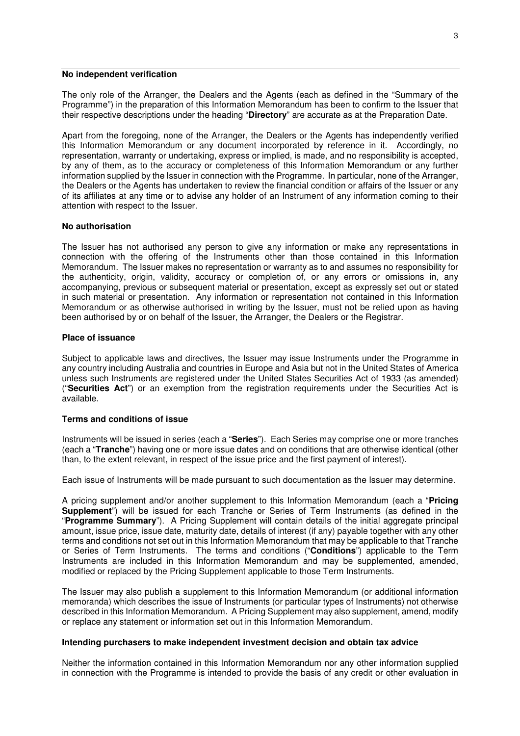**No independent verification**

The only role of the Arranger, the Dealers and the Agents (each as defined in the "Summary of the Programme") in the preparation of this Information Memorandum has been to confirm to the Issuer that their respective descriptions under the heading "**Directory**" are accurate as at the Preparation Date.

Apart from the foregoing, none of the Arranger, the Dealers or the Agents has independently verified this Information Memorandum or any document incorporated by reference in it. Accordingly, no representation, warranty or undertaking, express or implied, is made, and no responsibility is accepted, by any of them, as to the accuracy or completeness of this Information Memorandum or any further information supplied by the Issuer in connection with the Programme. In particular, none of the Arranger, the Dealers or the Agents has undertaken to review the financial condition or affairs of the Issuer or any of its affiliates at any time or to advise any holder of an Instrument of any information coming to their attention with respect to the Issuer.

**No authorisation**

The Issuer has not authorised any person to give any information or make any representations in connection with the offering of the Instruments other than those contained in this Information Memorandum. The Issuer makes no representation or warranty as to and assumes no responsibility for the authenticity, origin, validity, accuracy or completion of, or any errors or omissions in, any accompanying, previous or subsequent material or presentation, except as expressly set out or stated in such material or presentation. Any information or representation not contained in this Information Memorandum or as otherwise authorised in writing by the Issuer, must not be relied upon as having been authorised by or on behalf of the Issuer, the Arranger, the Dealers or the Registrar.

**Place of issuance**

Subject to applicable laws and directives, the Issuer may issue Instruments under the Programme in any country including Australia and countries in Europe and Asia but not in the United States of America unless such Instruments are registered under the United States Securities Act of 1933 (as amended) ("**Securities Act**") or an exemption from the registration requirements under the Securities Act is available.

**Terms and conditions of issue**

Instruments will be issued in series (each a "**Series**"). Each Series may comprise one or more tranches (each a "**Tranche**") having one or more issue dates and on conditions that are otherwise identical (other than, to the extent relevant, in respect of the issue price and the first payment of interest).

Each issue of Instruments will be made pursuant to such documentation as the Issuer may determine.

A pricing supplement and/or another supplement to this Information Memorandum (each a "**Pricing Supplement**") will be issued for each Tranche or Series of Term Instruments (as defined in the "**Programme Summary**"). A Pricing Supplement will contain details of the initial aggregate principal amount, issue price, issue date, maturity date, details of interest (if any) payable together with any other terms and conditions not set out in this Information Memorandum that may be applicable to that Tranche or Series of Term Instruments. The terms and conditions ("**Conditions**") applicable to the Term Instruments are included in this Information Memorandum and may be supplemented, amended, modified or replaced by the Pricing Supplement applicable to those Term Instruments.

The Issuer may also publish a supplement to this Information Memorandum (or additional information memoranda) which describes the issue of Instruments (or particular types of Instruments) not otherwise described in this Information Memorandum. A Pricing Supplement may also supplement, amend, modify or replace any statement or information set out in this Information Memorandum.

**Intending purchasers to make independent investment decision and obtain tax advice**

Neither the information contained in this Information Memorandum nor any other information supplied in connection with the Programme is intended to provide the basis of any credit or other evaluation in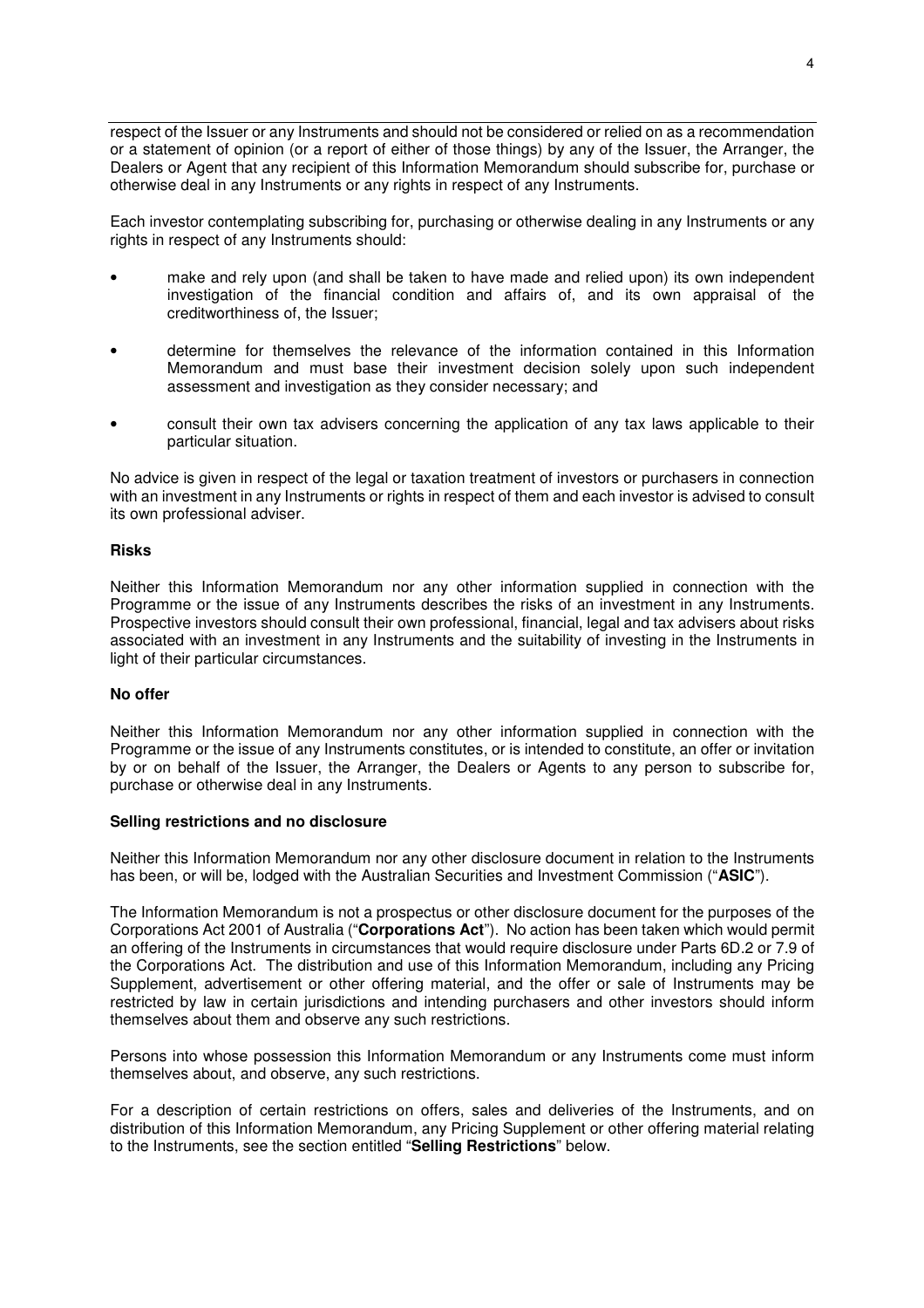respect of the Issuer or any Instruments and should not be considered or relied on as a recommendation or a statement of opinion (or a report of either of those things) by any of the Issuer, the Arranger, the Dealers or Agent that any recipient of this Information Memorandum should subscribe for, purchase or otherwise deal in any Instruments or any rights in respect of any Instruments.

Each investor contemplating subscribing for, purchasing or otherwise dealing in any Instruments or any rights in respect of any Instruments should:

- make and rely upon (and shall be taken to have made and relied upon) its own independent investigation of the financial condition and affairs of, and its own appraisal of the creditworthiness of, the Issuer;
- determine for themselves the relevance of the information contained in this Information Memorandum and must base their investment decision solely upon such independent assessment and investigation as they consider necessary; and
- consult their own tax advisers concerning the application of any tax laws applicable to their particular situation.

No advice is given in respect of the legal or taxation treatment of investors or purchasers in connection with an investment in any Instruments or rights in respect of them and each investor is advised to consult its own professional adviser.

**Risks**

Neither this Information Memorandum nor any other information supplied in connection with the Programme or the issue of any Instruments describes the risks of an investment in any Instruments. Prospective investors should consult their own professional, financial, legal and tax advisers about risks associated with an investment in any Instruments and the suitability of investing in the Instruments in light of their particular circumstances.

**No offer**

Neither this Information Memorandum nor any other information supplied in connection with the Programme or the issue of any Instruments constitutes, or is intended to constitute, an offer or invitation by or on behalf of the Issuer, the Arranger, the Dealers or Agents to any person to subscribe for, purchase or otherwise deal in any Instruments.

**Selling restrictions and no disclosure**

Neither this Information Memorandum nor any other disclosure document in relation to the Instruments has been, or will be, lodged with the Australian Securities and Investment Commission ("**ASIC**").

The Information Memorandum is not a prospectus or other disclosure document for the purposes of the Corporations Act 2001 of Australia ("**Corporations Act**"). No action has been taken which would permit an offering of the Instruments in circumstances that would require disclosure under Parts 6D.2 or 7.9 of the Corporations Act. The distribution and use of this Information Memorandum, including any Pricing Supplement, advertisement or other offering material, and the offer or sale of Instruments may be restricted by law in certain jurisdictions and intending purchasers and other investors should inform themselves about them and observe any such restrictions.

Persons into whose possession this Information Memorandum or any Instruments come must inform themselves about, and observe, any such restrictions.

For a description of certain restrictions on offers, sales and deliveries of the Instruments, and on distribution of this Information Memorandum, any Pricing Supplement or other offering material relating to the Instruments, see the section entitled "**Selling Restrictions**" below.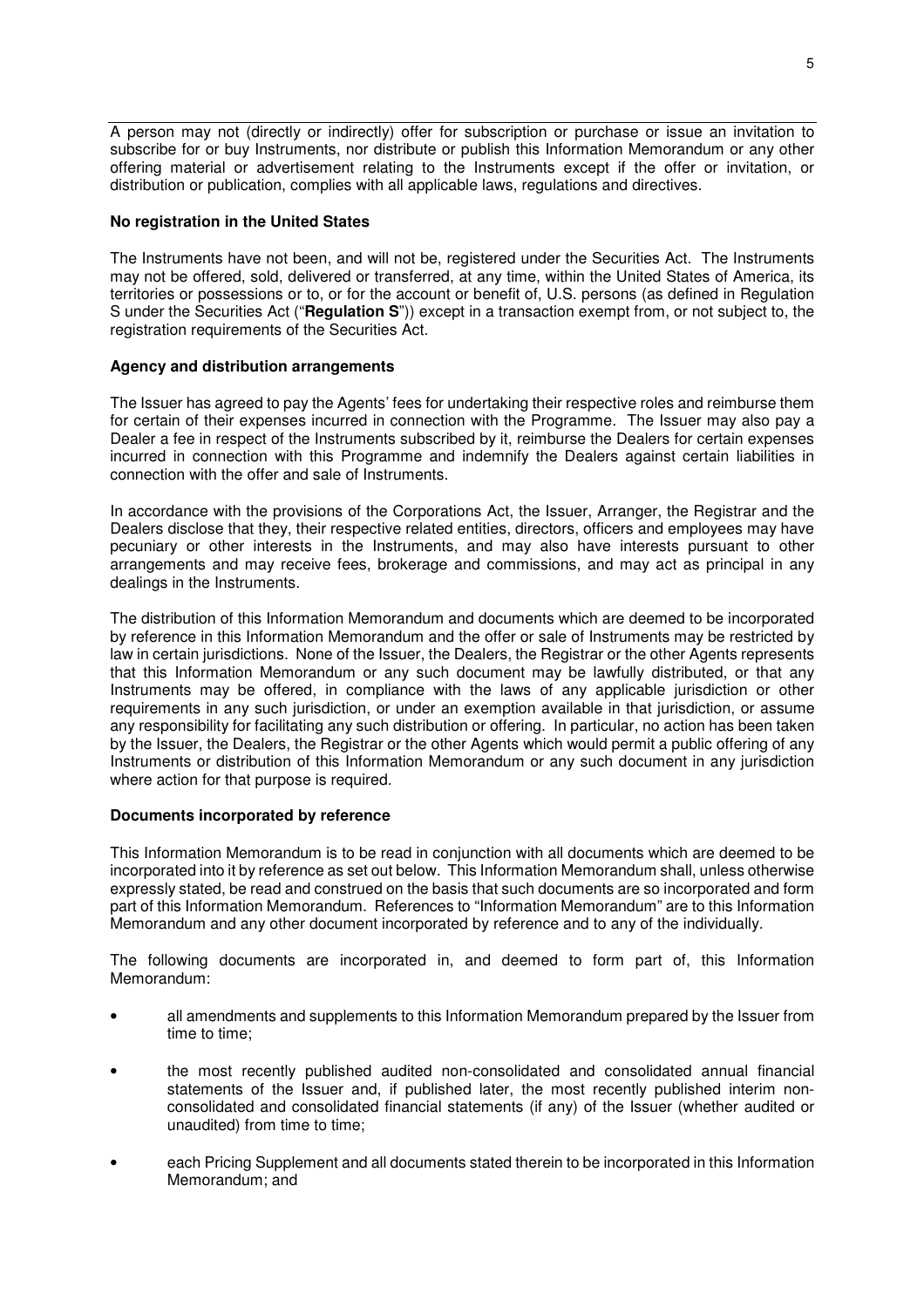A person may not (directly or indirectly) offer for subscription or purchase or issue an invitation to subscribe for or buy Instruments, nor distribute or publish this Information Memorandum or any other offering material or advertisement relating to the Instruments except if the offer or invitation, or distribution or publication, complies with all applicable laws, regulations and directives.

**No registration in the United States**

The Instruments have not been, and will not be, registered under the Securities Act. The Instruments may not be offered, sold, delivered or transferred, at any time, within the United States of America, its territories or possessions or to, or for the account or benefit of, U.S. persons (as defined in Regulation S under the Securities Act ("**Regulation S**")) except in a transaction exempt from, or not subject to, the registration requirements of the Securities Act.

**Agency and distribution arrangements**

The Issuer has agreed to pay the Agents' fees for undertaking their respective roles and reimburse them for certain of their expenses incurred in connection with the Programme. The Issuer may also pay a Dealer a fee in respect of the Instruments subscribed by it, reimburse the Dealers for certain expenses incurred in connection with this Programme and indemnify the Dealers against certain liabilities in connection with the offer and sale of Instruments.

In accordance with the provisions of the Corporations Act, the Issuer, Arranger, the Registrar and the Dealers disclose that they, their respective related entities, directors, officers and employees may have pecuniary or other interests in the Instruments, and may also have interests pursuant to other arrangements and may receive fees, brokerage and commissions, and may act as principal in any dealings in the Instruments.

The distribution of this Information Memorandum and documents which are deemed to be incorporated by reference in this Information Memorandum and the offer or sale of Instruments may be restricted by law in certain jurisdictions. None of the Issuer, the Dealers, the Registrar or the other Agents represents that this Information Memorandum or any such document may be lawfully distributed, or that any Instruments may be offered, in compliance with the laws of any applicable jurisdiction or other requirements in any such jurisdiction, or under an exemption available in that jurisdiction, or assume any responsibility for facilitating any such distribution or offering. In particular, no action has been taken by the Issuer, the Dealers, the Registrar or the other Agents which would permit a public offering of any Instruments or distribution of this Information Memorandum or any such document in any jurisdiction where action for that purpose is required.

**Documents incorporated by reference**

This Information Memorandum is to be read in conjunction with all documents which are deemed to be incorporated into it by reference as set out below. This Information Memorandum shall, unless otherwise expressly stated, be read and construed on the basis that such documents are so incorporated and form part of this Information Memorandum. References to "Information Memorandum" are to this Information Memorandum and any other document incorporated by reference and to any of the individually.

The following documents are incorporated in, and deemed to form part of, this Information Memorandum:

- all amendments and supplements to this Information Memorandum prepared by the Issuer from time to time;
- the most recently published audited non-consolidated and consolidated annual financial statements of the Issuer and, if published later, the most recently published interim non-consolidated and consolidated financial statements (if any) of the Issuer (whether audited or unaudited) from time to time;
- each Pricing Supplement and all documents stated therein to be incorporated in this Information Memorandum; and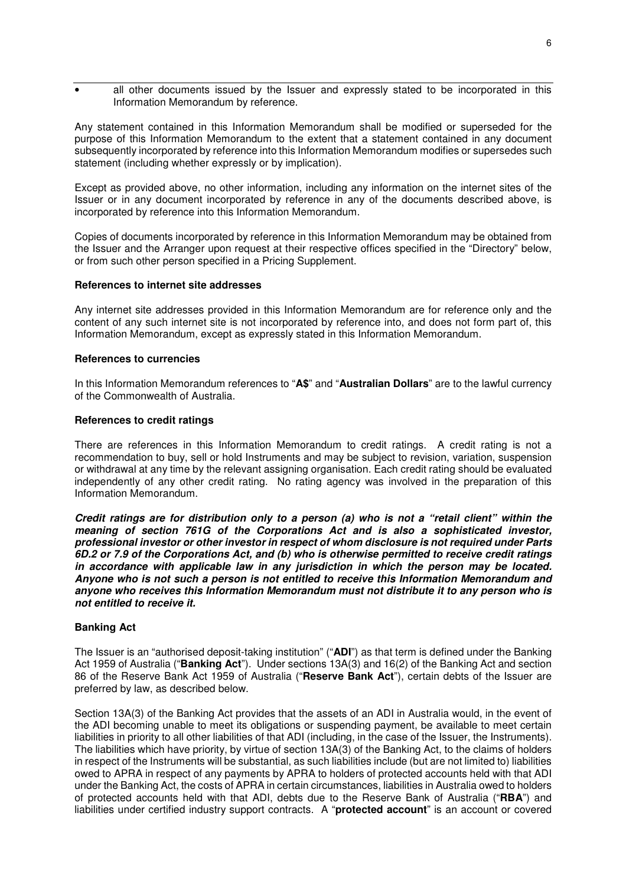- all other documents issued by the Issuer and expressly stated to be incorporated in this Information Memorandum by reference.

Any statement contained in this Information Memorandum shall be modified or superseded for the purpose of this Information Memorandum to the extent that a statement contained in any document subsequently incorporated by reference into this Information Memorandum modifies or supersedes such statement (including whether expressly or by implication).

Except as provided above, no other information, including any information on the internet sites of the Issuer or in any document incorporated by reference in any of the documents described above, is incorporated by reference into this Information Memorandum.

Copies of documents incorporated by reference in this Information Memorandum may be obtained from the Issuer and the Arranger upon request at their respective offices specified in the "Directory" below, or from such other person specified in a Pricing Supplement.

**References to internet site addresses**

Any internet site addresses provided in this Information Memorandum are for reference only and the content of any such internet site is not incorporated by reference into, and does not form part of, this Information Memorandum, except as expressly stated in this Information Memorandum.

**References to currencies**

In this Information Memorandum references to "**A$**" and "**Australian Dollars**" are to the lawful currency of the Commonwealth of Australia.

**References to credit ratings**

There are references in this Information Memorandum to credit ratings. A credit rating is not a recommendation to buy, sell or hold Instruments and may be subject to revision, variation, suspension or withdrawal at any time by the relevant assigning organisation. Each credit rating should be evaluated independently of any other credit rating. No rating agency was involved in the preparation of this Information Memorandum.

***Credit ratings are for distribution only to a person (a) who is not a "retail client" within the meaning of section 761G of the Corporations Act and is also a sophisticated investor, professional investor or other investor in respect of whom disclosure is not required under Parts 6D.2 or 7.9 of the Corporations Act, and (b) who is otherwise permitted to receive credit ratings in accordance with applicable law in any jurisdiction in which the person may be located. Anyone who is not such a person is not entitled to receive this Information Memorandum and anyone who receives this Information Memorandum must not distribute it to any person who is not entitled to receive it.***

**Banking Act**

The Issuer is an "authorised deposit-taking institution" ("**ADI**") as that term is defined under the Banking Act 1959 of Australia ("**Banking Act**"). Under sections 13A(3) and 16(2) of the Banking Act and section 86 of the Reserve Bank Act 1959 of Australia ("**Reserve Bank Act**"), certain debts of the Issuer are preferred by law, as described below.

Section 13A(3) of the Banking Act provides that the assets of an ADI in Australia would, in the event of the ADI becoming unable to meet its obligations or suspending payment, be available to meet certain liabilities in priority to all other liabilities of that ADI (including, in the case of the Issuer, the Instruments). The liabilities which have priority, by virtue of section 13A(3) of the Banking Act, to the claims of holders in respect of the Instruments will be substantial, as such liabilities include (but are not limited to) liabilities owed to APRA in respect of any payments by APRA to holders of protected accounts held with that ADI under the Banking Act, the costs of APRA in certain circumstances, liabilities in Australia owed to holders of protected accounts held with that ADI, debts due to the Reserve Bank of Australia ("**RBA**") and liabilities under certified industry support contracts. A "**protected account**" is an account or covered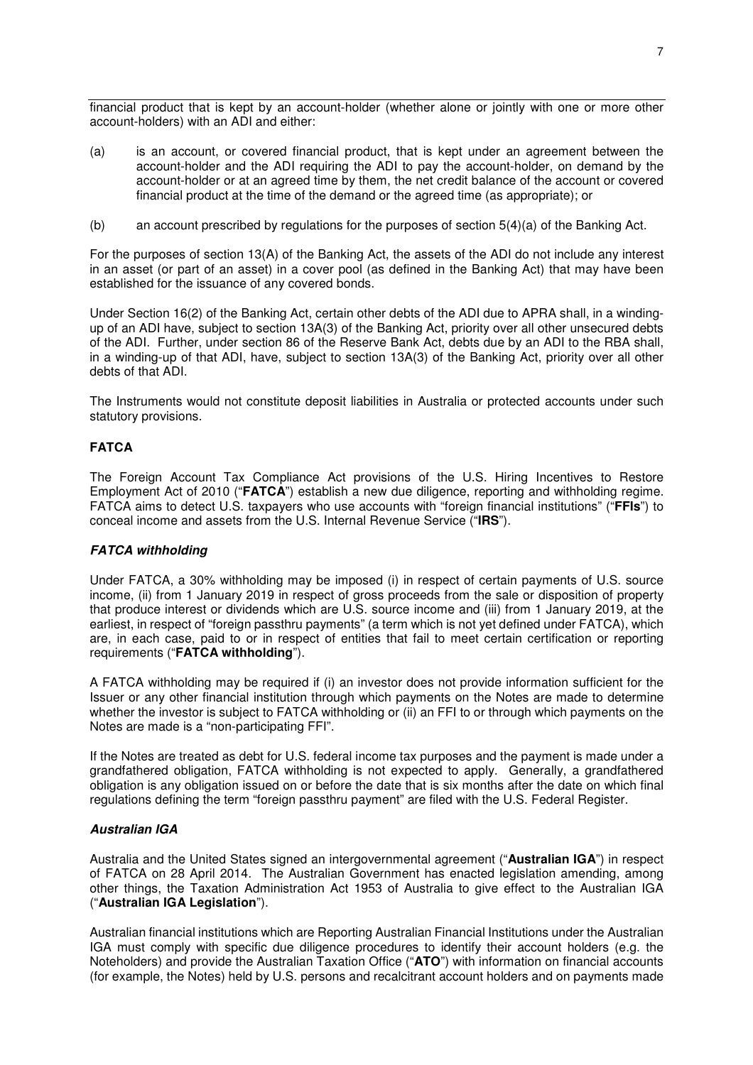financial product that is kept by an account-holder (whether alone or jointly with one or more other account-holders) with an ADI and either:

(a) is an account, or covered financial product, that is kept under an agreement between the account-holder and the ADI requiring the ADI to pay the account-holder, on demand by the account-holder or at an agreed time by them, the net credit balance of the account or covered financial product at the time of the demand or the agreed time (as appropriate); or

(b) an account prescribed by regulations for the purposes of section 5(4)(a) of the Banking Act.

For the purposes of section 13(A) of the Banking Act, the assets of the ADI do not include any interest in an asset (or part of an asset) in a cover pool (as defined in the Banking Act) that may have been established for the issuance of any covered bonds.

Under Section 16(2) of the Banking Act, certain other debts of the ADI due to APRA shall, in a winding-up of an ADI have, subject to section 13A(3) of the Banking Act, priority over all other unsecured debts of the ADI. Further, under section 86 of the Reserve Bank Act, debts due by an ADI to the RBA shall, in a winding-up of that ADI, have, subject to section 13A(3) of the Banking Act, priority over all other debts of that ADI.

The Instruments would not constitute deposit liabilities in Australia or protected accounts under such statutory provisions.

## FATCA

The Foreign Account Tax Compliance Act provisions of the U.S. Hiring Incentives to Restore Employment Act of 2010 ("**FATCA**") establish a new due diligence, reporting and withholding regime. FATCA aims to detect U.S. taxpayers who use accounts with "foreign financial institutions" ("**FFIs**") to conceal income and assets from the U.S. Internal Revenue Service ("**IRS**").

### *FATCA withholding*

Under FATCA, a 30% withholding may be imposed (i) in respect of certain payments of U.S. source income, (ii) from 1 January 2019 in respect of gross proceeds from the sale or disposition of property that produce interest or dividends which are U.S. source income and (iii) from 1 January 2019, at the earliest, in respect of "foreign passthru payments" (a term which is not yet defined under FATCA), which are, in each case, paid to or in respect of entities that fail to meet certain certification or reporting requirements ("**FATCA withholding**").

A FATCA withholding may be required if (i) an investor does not provide information sufficient for the Issuer or any other financial institution through which payments on the Notes are made to determine whether the investor is subject to FATCA withholding or (ii) an FFI to or through which payments on the Notes are made is a "non-participating FFI".

If the Notes are treated as debt for U.S. federal income tax purposes and the payment is made under a grandfathered obligation, FATCA withholding is not expected to apply. Generally, a grandfathered obligation is any obligation issued on or before the date that is six months after the date on which final regulations defining the term "foreign passthru payment" are filed with the U.S. Federal Register.

### *Australian IGA*

Australia and the United States signed an intergovernmental agreement ("**Australian IGA**") in respect of FATCA on 28 April 2014. The Australian Government has enacted legislation amending, among other things, the Taxation Administration Act 1953 of Australia to give effect to the Australian IGA ("**Australian IGA Legislation**").

Australian financial institutions which are Reporting Australian Financial Institutions under the Australian IGA must comply with specific due diligence procedures to identify their account holders (e.g. the Noteholders) and provide the Australian Taxation Office ("**ATO**") with information on financial accounts (for example, the Notes) held by U.S. persons and recalcitrant account holders and on payments made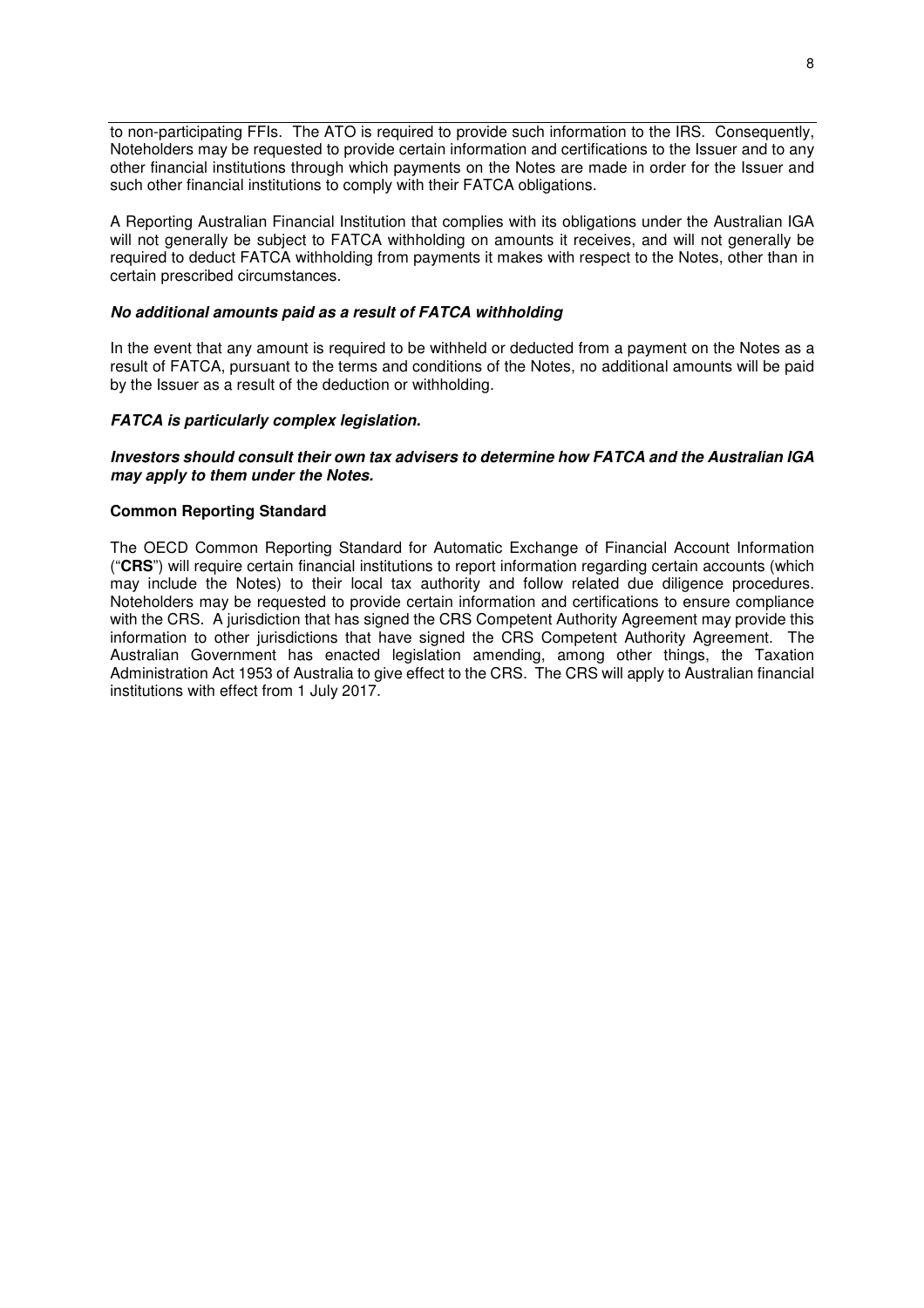to non-participating FFIs. The ATO is required to provide such information to the IRS. Consequently, Noteholders may be requested to provide certain information and certifications to the Issuer and to any other financial institutions through which payments on the Notes are made in order for the Issuer and such other financial institutions to comply with their FATCA obligations.

A Reporting Australian Financial Institution that complies with its obligations under the Australian IGA will not generally be subject to FATCA withholding on amounts it receives, and will not generally be required to deduct FATCA withholding from payments it makes with respect to the Notes, other than in certain prescribed circumstances.

***No additional amounts paid as a result of FATCA withholding***

In the event that any amount is required to be withheld or deducted from a payment on the Notes as a result of FATCA, pursuant to the terms and conditions of the Notes, no additional amounts will be paid by the Issuer as a result of the deduction or withholding.

***FATCA is particularly complex legislation.***

***Investors should consult their own tax advisers to determine how FATCA and the Australian IGA may apply to them under the Notes.***

**Common Reporting Standard**

The OECD Common Reporting Standard for Automatic Exchange of Financial Account Information ("**CRS**") will require certain financial institutions to report information regarding certain accounts (which may include the Notes) to their local tax authority and follow related due diligence procedures. Noteholders may be requested to provide certain information and certifications to ensure compliance with the CRS. A jurisdiction that has signed the CRS Competent Authority Agreement may provide this information to other jurisdictions that have signed the CRS Competent Authority Agreement. The Australian Government has enacted legislation amending, among other things, the Taxation Administration Act 1953 of Australia to give effect to the CRS. The CRS will apply to Australian financial institutions with effect from 1 July 2017.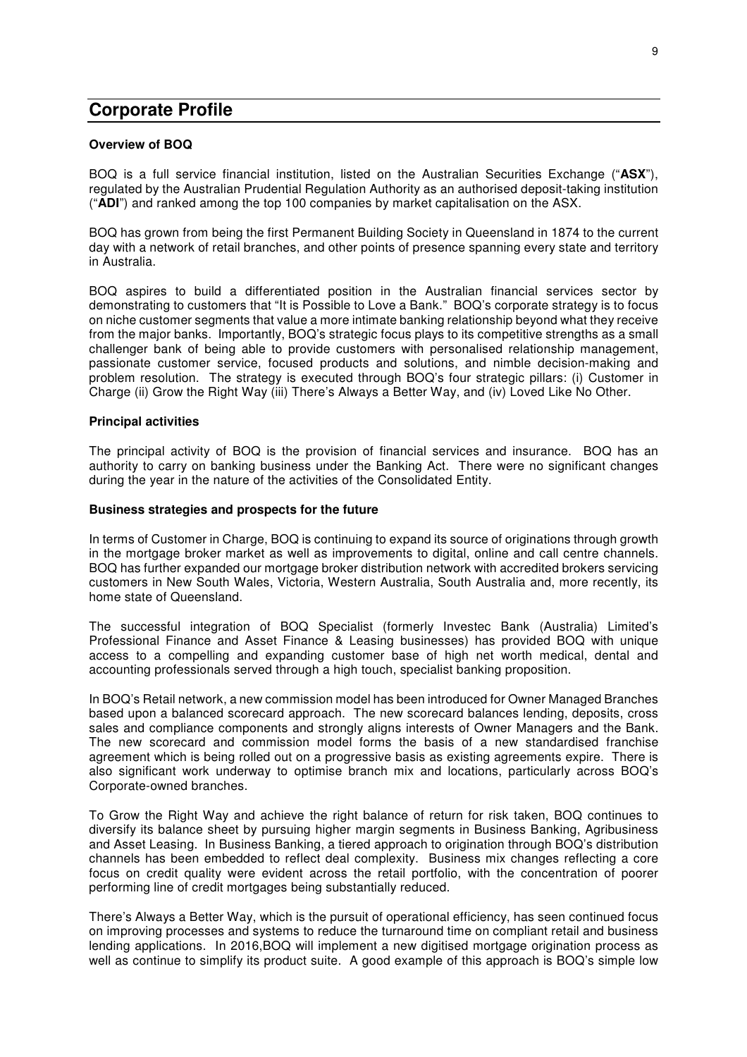## Corporate Profile

### Overview of BOQ

BOQ is a full service financial institution, listed on the Australian Securities Exchange ("**ASX**"), regulated by the Australian Prudential Regulation Authority as an authorised deposit-taking institution ("**ADI**") and ranked among the top 100 companies by market capitalisation on the ASX.

BOQ has grown from being the first Permanent Building Society in Queensland in 1874 to the current day with a network of retail branches, and other points of presence spanning every state and territory in Australia.

BOQ aspires to build a differentiated position in the Australian financial services sector by demonstrating to customers that "It is Possible to Love a Bank." BOQ's corporate strategy is to focus on niche customer segments that value a more intimate banking relationship beyond what they receive from the major banks. Importantly, BOQ's strategic focus plays to its competitive strengths as a small challenger bank of being able to provide customers with personalised relationship management, passionate customer service, focused products and solutions, and nimble decision-making and problem resolution. The strategy is executed through BOQ's four strategic pillars: (i) Customer in Charge (ii) Grow the Right Way (iii) There's Always a Better Way, and (iv) Loved Like No Other.

### Principal activities

The principal activity of BOQ is the provision of financial services and insurance. BOQ has an authority to carry on banking business under the Banking Act. There were no significant changes during the year in the nature of the activities of the Consolidated Entity.

### Business strategies and prospects for the future

In terms of Customer in Charge, BOQ is continuing to expand its source of originations through growth in the mortgage broker market as well as improvements to digital, online and call centre channels. BOQ has further expanded our mortgage broker distribution network with accredited brokers servicing customers in New South Wales, Victoria, Western Australia, South Australia and, more recently, its home state of Queensland.

The successful integration of BOQ Specialist (formerly Investec Bank (Australia) Limited's Professional Finance and Asset Finance & Leasing businesses) has provided BOQ with unique access to a compelling and expanding customer base of high net worth medical, dental and accounting professionals served through a high touch, specialist banking proposition.

In BOQ's Retail network, a new commission model has been introduced for Owner Managed Branches based upon a balanced scorecard approach. The new scorecard balances lending, deposits, cross sales and compliance components and strongly aligns interests of Owner Managers and the Bank. The new scorecard and commission model forms the basis of a new standardised franchise agreement which is being rolled out on a progressive basis as existing agreements expire. There is also significant work underway to optimise branch mix and locations, particularly across BOQ's Corporate-owned branches.

To Grow the Right Way and achieve the right balance of return for risk taken, BOQ continues to diversify its balance sheet by pursuing higher margin segments in Business Banking, Agribusiness and Asset Leasing. In Business Banking, a tiered approach to origination through BOQ's distribution channels has been embedded to reflect deal complexity. Business mix changes reflecting a core focus on credit quality were evident across the retail portfolio, with the concentration of poorer performing line of credit mortgages being substantially reduced.

There's Always a Better Way, which is the pursuit of operational efficiency, has seen continued focus on improving processes and systems to reduce the turnaround time on compliant retail and business lending applications. In 2016,BOQ will implement a new digitised mortgage origination process as well as continue to simplify its product suite. A good example of this approach is BOQ's simple low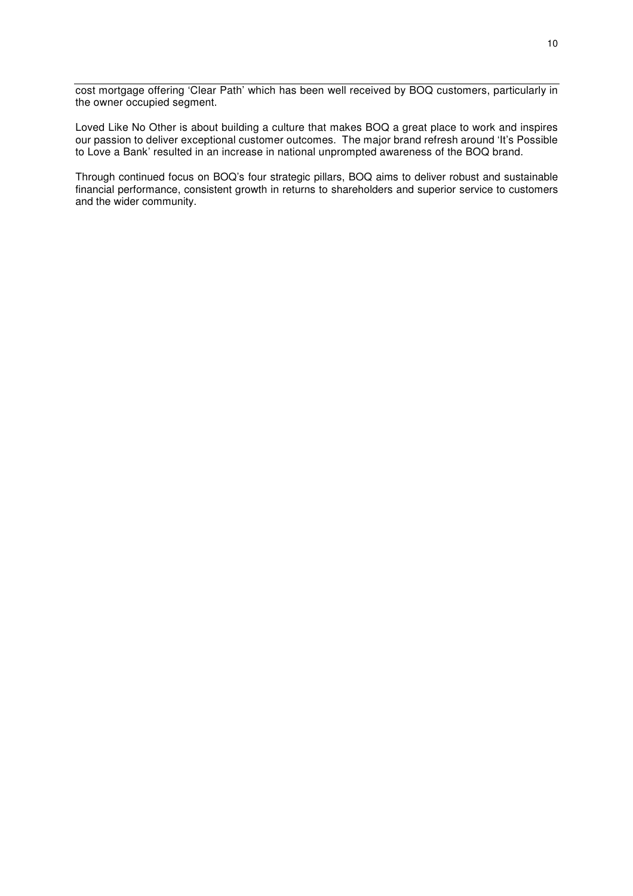cost mortgage offering 'Clear Path' which has been well received by BOQ customers, particularly in the owner occupied segment.

Loved Like No Other is about building a culture that makes BOQ a great place to work and inspires our passion to deliver exceptional customer outcomes. The major brand refresh around 'It's Possible to Love a Bank' resulted in an increase in national unprompted awareness of the BOQ brand.

Through continued focus on BOQ's four strategic pillars, BOQ aims to deliver robust and sustainable financial performance, consistent growth in returns to shareholders and superior service to customers and the wider community.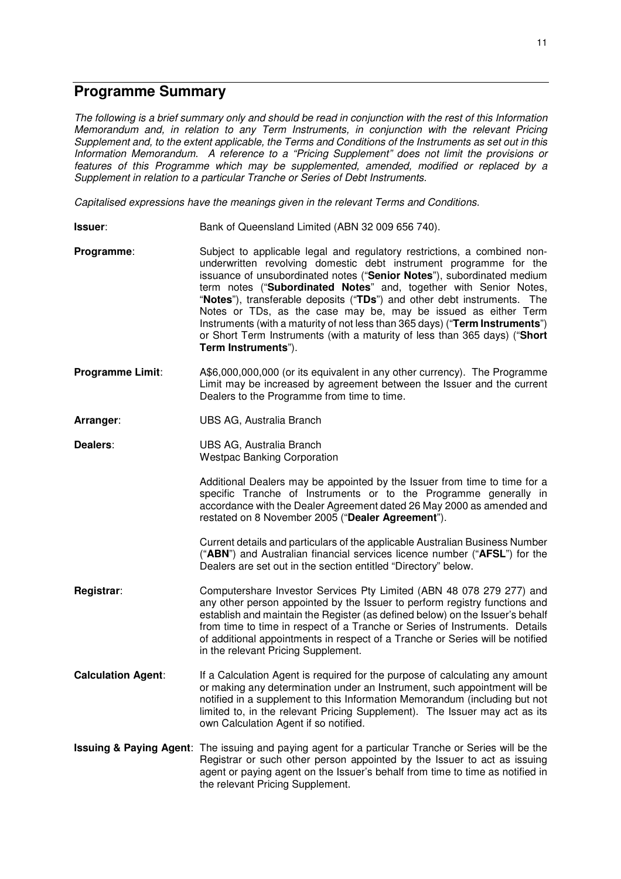## Programme Summary

*The following is a brief summary only and should be read in conjunction with the rest of this Information Memorandum and, in relation to any Term Instruments, in conjunction with the relevant Pricing Supplement and, to the extent applicable, the Terms and Conditions of the Instruments as set out in this Information Memorandum. A reference to a "Pricing Supplement" does not limit the provisions or features of this Programme which may be supplemented, amended, modified or replaced by a Supplement in relation to a particular Tranche or Series of Debt Instruments.*

*Capitalised expressions have the meanings given in the relevant Terms and Conditions.*

**Issuer**: Bank of Queensland Limited (ABN 32 009 656 740).

**Programme**: Subject to applicable legal and regulatory restrictions, a combined non-underwritten revolving domestic debt instrument programme for the issuance of unsubordinated notes ("**Senior Notes**"), subordinated medium term notes ("**Subordinated Notes**" and, together with Senior Notes, "**Notes**"), transferable deposits ("**TDs**") and other debt instruments. The Notes or TDs, as the case may be, may be issued as either Term Instruments (with a maturity of not less than 365 days) ("**Term Instruments**") or Short Term Instruments (with a maturity of less than 365 days) ("**Short Term Instruments**").

**Programme Limit**: A$6,000,000,000 (or its equivalent in any other currency). The Programme Limit may be increased by agreement between the Issuer and the current Dealers to the Programme from time to time.

**Arranger**: UBS AG, Australia Branch

**Dealers**: UBS AG, Australia Branch
Westpac Banking Corporation

Additional Dealers may be appointed by the Issuer from time to time for a specific Tranche of Instruments or to the Programme generally in accordance with the Dealer Agreement dated 26 May 2000 as amended and restated on 8 November 2005 ("**Dealer Agreement**").

Current details and particulars of the applicable Australian Business Number ("**ABN**") and Australian financial services licence number ("**AFSL**") for the Dealers are set out in the section entitled "Directory" below.

**Registrar**: Computershare Investor Services Pty Limited (ABN 48 078 279 277) and any other person appointed by the Issuer to perform registry functions and establish and maintain the Register (as defined below) on the Issuer's behalf from time to time in respect of a Tranche or Series of Instruments. Details of additional appointments in respect of a Tranche or Series will be notified in the relevant Pricing Supplement.

**Calculation Agent**: If a Calculation Agent is required for the purpose of calculating any amount or making any determination under an Instrument, such appointment will be notified in a supplement to this Information Memorandum (including but not limited to, in the relevant Pricing Supplement). The Issuer may act as its own Calculation Agent if so notified.

**Issuing & Paying Agent**: The issuing and paying agent for a particular Tranche or Series will be the Registrar or such other person appointed by the Issuer to act as issuing agent or paying agent on the Issuer's behalf from time to time as notified in the relevant Pricing Supplement.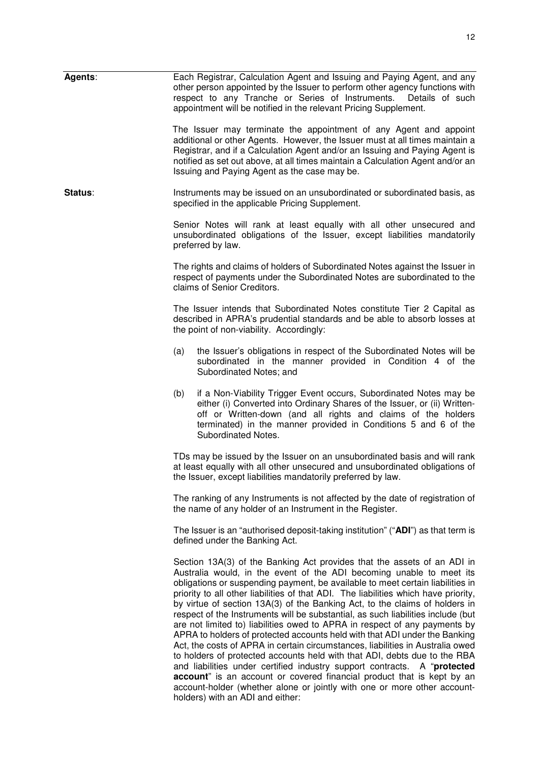**Agents**: Each Registrar, Calculation Agent and Issuing and Paying Agent, and any other person appointed by the Issuer to perform other agency functions with respect to any Tranche or Series of Instruments. Details of such appointment will be notified in the relevant Pricing Supplement.

The Issuer may terminate the appointment of any Agent and appoint additional or other Agents. However, the Issuer must at all times maintain a Registrar, and if a Calculation Agent and/or an Issuing and Paying Agent is notified as set out above, at all times maintain a Calculation Agent and/or an Issuing and Paying Agent as the case may be.

**Status**: Instruments may be issued on an unsubordinated or subordinated basis, as specified in the applicable Pricing Supplement.

Senior Notes will rank at least equally with all other unsecured and unsubordinated obligations of the Issuer, except liabilities mandatorily preferred by law.

The rights and claims of holders of Subordinated Notes against the Issuer in respect of payments under the Subordinated Notes are subordinated to the claims of Senior Creditors.

The Issuer intends that Subordinated Notes constitute Tier 2 Capital as described in APRA's prudential standards and be able to absorb losses at the point of non-viability. Accordingly:

(a) the Issuer's obligations in respect of the Subordinated Notes will be subordinated in the manner provided in Condition 4 of the Subordinated Notes; and

(b) if a Non-Viability Trigger Event occurs, Subordinated Notes may be either (i) Converted into Ordinary Shares of the Issuer, or (ii) Written-off or Written-down (and all rights and claims of the holders terminated) in the manner provided in Conditions 5 and 6 of the Subordinated Notes.

TDs may be issued by the Issuer on an unsubordinated basis and will rank at least equally with all other unsecured and unsubordinated obligations of the Issuer, except liabilities mandatorily preferred by law.

The ranking of any Instruments is not affected by the date of registration of the name of any holder of an Instrument in the Register.

The Issuer is an "authorised deposit-taking institution" ("**ADI**") as that term is defined under the Banking Act.

Section 13A(3) of the Banking Act provides that the assets of an ADI in Australia would, in the event of the ADI becoming unable to meet its obligations or suspending payment, be available to meet certain liabilities in priority to all other liabilities of that ADI. The liabilities which have priority, by virtue of section 13A(3) of the Banking Act, to the claims of holders in respect of the Instruments will be substantial, as such liabilities include (but are not limited to) liabilities owed to APRA in respect of any payments by APRA to holders of protected accounts held with that ADI under the Banking Act, the costs of APRA in certain circumstances, liabilities in Australia owed to holders of protected accounts held with that ADI, debts due to the RBA and liabilities under certified industry support contracts. A "**protected account**" is an account or covered financial product that is kept by an account-holder (whether alone or jointly with one or more other account-holders) with an ADI and either: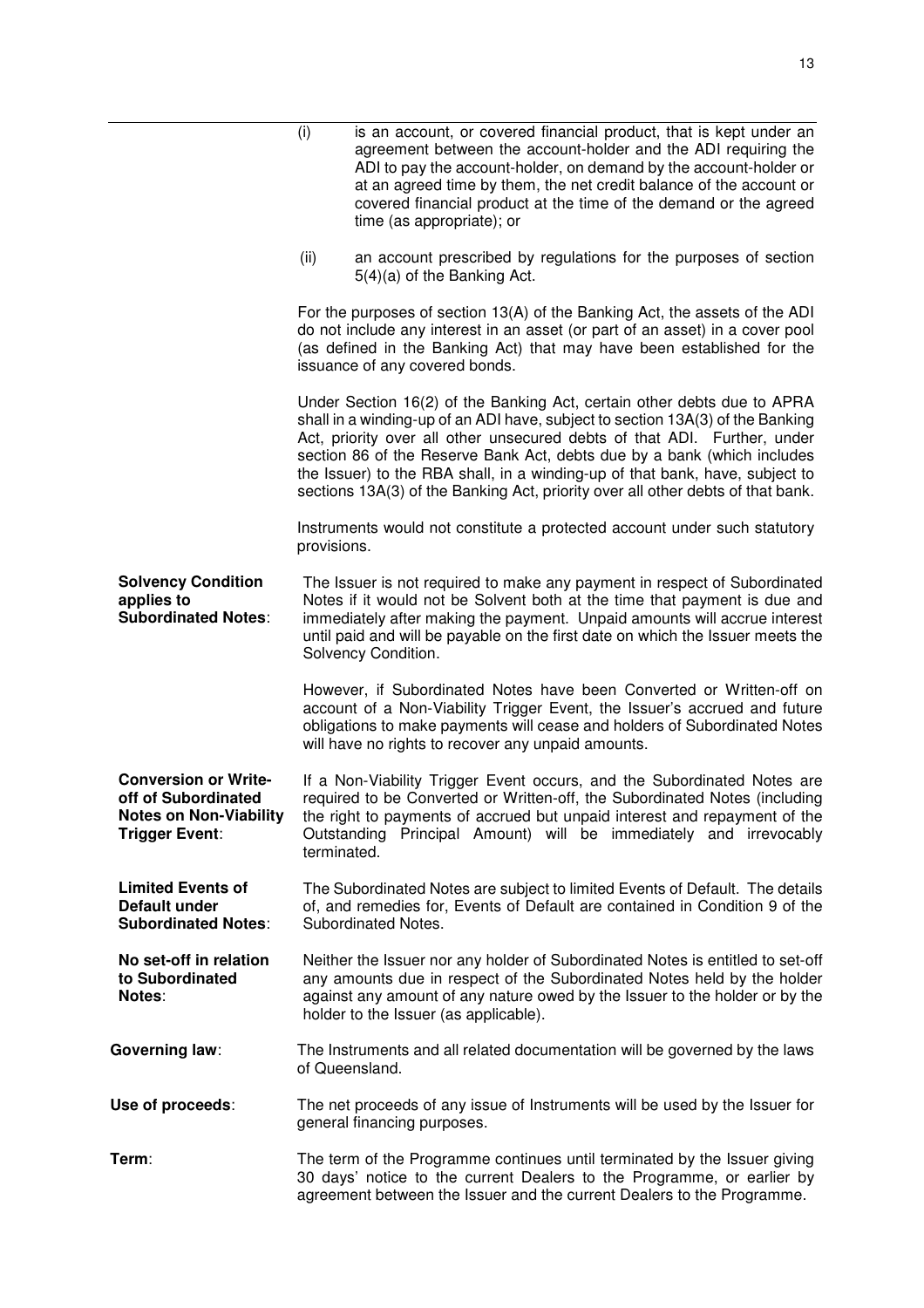| | |
|---|---|
| | (i) is an account, or covered financial product, that is kept under an agreement between the account-holder and the ADI requiring the ADI to pay the account-holder, on demand by the account-holder or at an agreed time by them, the net credit balance of the account or covered financial product at the time of the demand or the agreed time (as appropriate); or<br><br>(ii) an account prescribed by regulations for the purposes of section 5(4)(a) of the Banking Act.<br><br>For the purposes of section 13(A) of the Banking Act, the assets of the ADI do not include any interest in an asset (or part of an asset) in a cover pool (as defined in the Banking Act) that may have been established for the issuance of any covered bonds.<br><br>Under Section 16(2) of the Banking Act, certain other debts due to APRA shall in a winding-up of an ADI have, subject to section 13A(3) of the Banking Act, priority over all other unsecured debts of that ADI. Further, under section 86 of the Reserve Bank Act, debts due by a bank (which includes the Issuer) to the RBA shall, in a winding-up of that bank, have, subject to sections 13A(3) of the Banking Act, priority over all other debts of that bank.<br><br>Instruments would not constitute a protected account under such statutory provisions. |
| **Solvency Condition applies to Subordinated Notes**: | The Issuer is not required to make any payment in respect of Subordinated Notes if it would not be Solvent both at the time that payment is due and immediately after making the payment. Unpaid amounts will accrue interest until paid and will be payable on the first date on which the Issuer meets the Solvency Condition.<br><br>However, if Subordinated Notes have been Converted or Written-off on account of a Non-Viability Trigger Event, the Issuer's accrued and future obligations to make payments will cease and holders of Subordinated Notes will have no rights to recover any unpaid amounts. |
| **Conversion or Write-off of Subordinated Notes on Non-Viability Trigger Event**: | If a Non-Viability Trigger Event occurs, and the Subordinated Notes are required to be Converted or Written-off, the Subordinated Notes (including the right to payments of accrued but unpaid interest and repayment of the Outstanding Principal Amount) will be immediately and irrevocably terminated. |
| **Limited Events of Default under Subordinated Notes**: | The Subordinated Notes are subject to limited Events of Default. The details of, and remedies for, Events of Default are contained in Condition 9 of the Subordinated Notes. |
| **No set-off in relation to Subordinated Notes**: | Neither the Issuer nor any holder of Subordinated Notes is entitled to set-off any amounts due in respect of the Subordinated Notes held by the holder against any amount of any nature owed by the Issuer to the holder or by the holder to the Issuer (as applicable). |
| **Governing law**: | The Instruments and all related documentation will be governed by the laws of Queensland. |
| **Use of proceeds**: | The net proceeds of any issue of Instruments will be used by the Issuer for general financing purposes. |
| **Term**: | The term of the Programme continues until terminated by the Issuer giving 30 days' notice to the current Dealers to the Programme, or earlier by agreement between the Issuer and the current Dealers to the Programme. |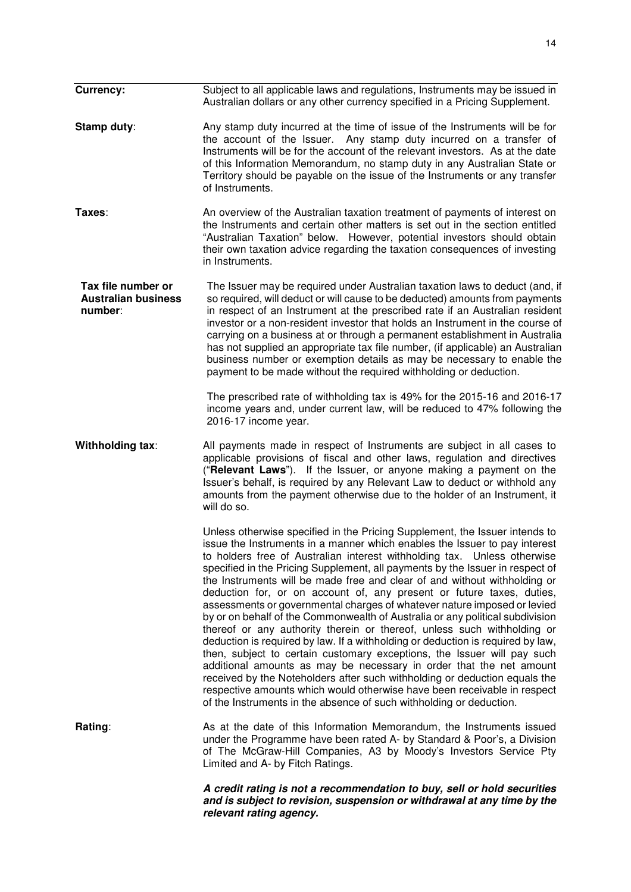**Currency:** Subject to all applicable laws and regulations, Instruments may be issued in Australian dollars or any other currency specified in a Pricing Supplement.

**Stamp duty**: Any stamp duty incurred at the time of issue of the Instruments will be for the account of the Issuer. Any stamp duty incurred on a transfer of Instruments will be for the account of the relevant investors. As at the date of this Information Memorandum, no stamp duty in any Australian State or Territory should be payable on the issue of the Instruments or any transfer of Instruments.

**Taxes**: An overview of the Australian taxation treatment of payments of interest on the Instruments and certain other matters is set out in the section entitled "Australian Taxation" below. However, potential investors should obtain their own taxation advice regarding the taxation consequences of investing in Instruments.

**Tax file number or Australian business number**: The Issuer may be required under Australian taxation laws to deduct (and, if so required, will deduct or will cause to be deducted) amounts from payments in respect of an Instrument at the prescribed rate if an Australian resident investor or a non-resident investor that holds an Instrument in the course of carrying on a business at or through a permanent establishment in Australia has not supplied an appropriate tax file number, (if applicable) an Australian business number or exemption details as may be necessary to enable the payment to be made without the required withholding or deduction.

The prescribed rate of withholding tax is 49% for the 2015-16 and 2016-17 income years and, under current law, will be reduced to 47% following the 2016-17 income year.

**Withholding tax**: All payments made in respect of Instruments are subject in all cases to applicable provisions of fiscal and other laws, regulation and directives ("**Relevant Laws**"). If the Issuer, or anyone making a payment on the Issuer's behalf, is required by any Relevant Law to deduct or withhold any amounts from the payment otherwise due to the holder of an Instrument, it will do so.

Unless otherwise specified in the Pricing Supplement, the Issuer intends to issue the Instruments in a manner which enables the Issuer to pay interest to holders free of Australian interest withholding tax. Unless otherwise specified in the Pricing Supplement, all payments by the Issuer in respect of the Instruments will be made free and clear of and without withholding or deduction for, or on account of, any present or future taxes, duties, assessments or governmental charges of whatever nature imposed or levied by or on behalf of the Commonwealth of Australia or any political subdivision thereof or any authority therein or thereof, unless such withholding or deduction is required by law. If a withholding or deduction is required by law, then, subject to certain customary exceptions, the Issuer will pay such additional amounts as may be necessary in order that the net amount received by the Noteholders after such withholding or deduction equals the respective amounts which would otherwise have been receivable in respect of the Instruments in the absence of such withholding or deduction.

**Rating**: As at the date of this Information Memorandum, the Instruments issued under the Programme have been rated A- by Standard & Poor's, a Division of The McGraw-Hill Companies, A3 by Moody's Investors Service Pty Limited and A- by Fitch Ratings.

***A credit rating is not a recommendation to buy, sell or hold securities and is subject to revision, suspension or withdrawal at any time by the relevant rating agency.***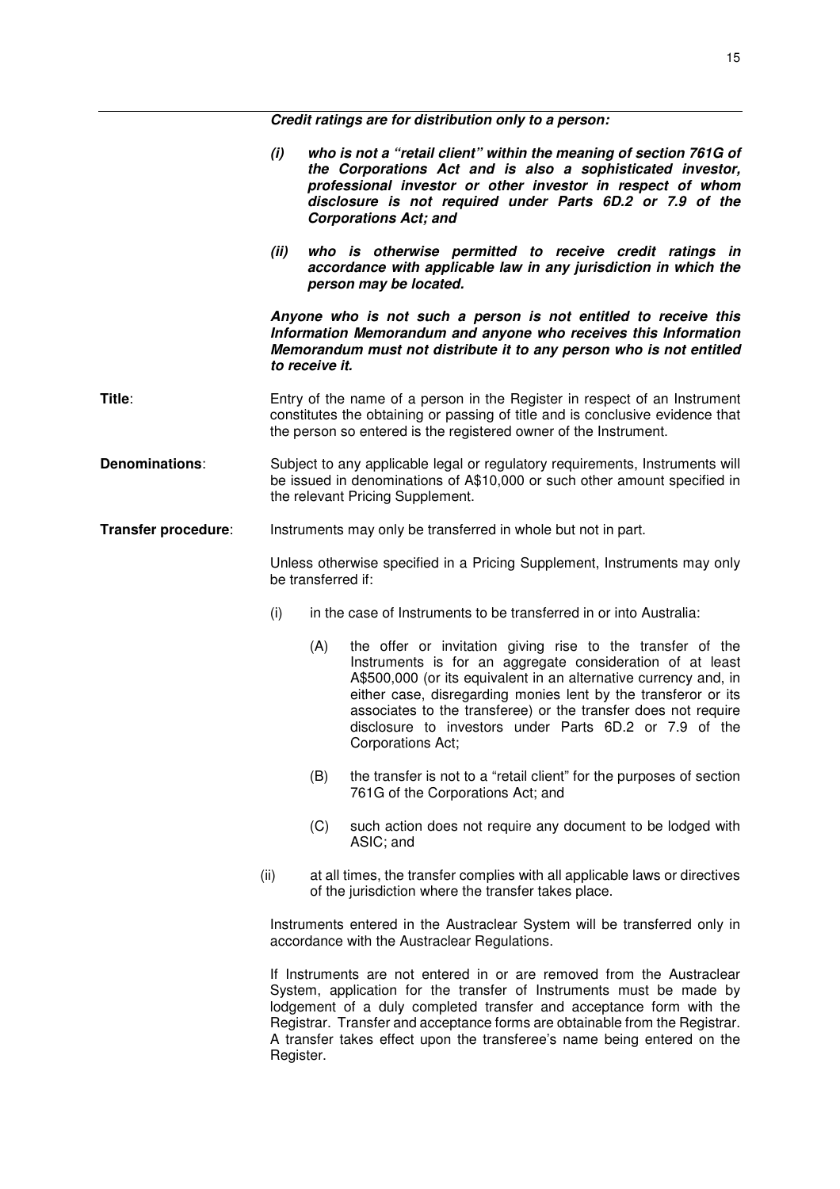***Credit ratings are for distribution only to a person:***

***(i) who is not a "retail client" within the meaning of section 761G of the Corporations Act and is also a sophisticated investor, professional investor or other investor in respect of whom disclosure is not required under Parts 6D.2 or 7.9 of the Corporations Act; and***

***(ii) who is otherwise permitted to receive credit ratings in accordance with applicable law in any jurisdiction in which the person may be located.***

***Anyone who is not such a person is not entitled to receive this Information Memorandum and anyone who receives this Information Memorandum must not distribute it to any person who is not entitled to receive it.***

**Title**: Entry of the name of a person in the Register in respect of an Instrument constitutes the obtaining or passing of title and is conclusive evidence that the person so entered is the registered owner of the Instrument.

**Denominations**: Subject to any applicable legal or regulatory requirements, Instruments will be issued in denominations of A$10,000 or such other amount specified in the relevant Pricing Supplement.

**Transfer procedure**: Instruments may only be transferred in whole but not in part.

Unless otherwise specified in a Pricing Supplement, Instruments may only be transferred if:

(i) in the case of Instruments to be transferred in or into Australia:

  (A) the offer or invitation giving rise to the transfer of the Instruments is for an aggregate consideration of at least A$500,000 (or its equivalent in an alternative currency and, in either case, disregarding monies lent by the transferor or its associates to the transferee) or the transfer does not require disclosure to investors under Parts 6D.2 or 7.9 of the Corporations Act;

  (B) the transfer is not to a "retail client" for the purposes of section 761G of the Corporations Act; and

  (C) such action does not require any document to be lodged with ASIC; and

(ii) at all times, the transfer complies with all applicable laws or directives of the jurisdiction where the transfer takes place.

Instruments entered in the Austraclear System will be transferred only in accordance with the Austraclear Regulations.

If Instruments are not entered in or are removed from the Austraclear System, application for the transfer of Instruments must be made by lodgement of a duly completed transfer and acceptance form with the Registrar. Transfer and acceptance forms are obtainable from the Registrar. A transfer takes effect upon the transferee's name being entered on the Register.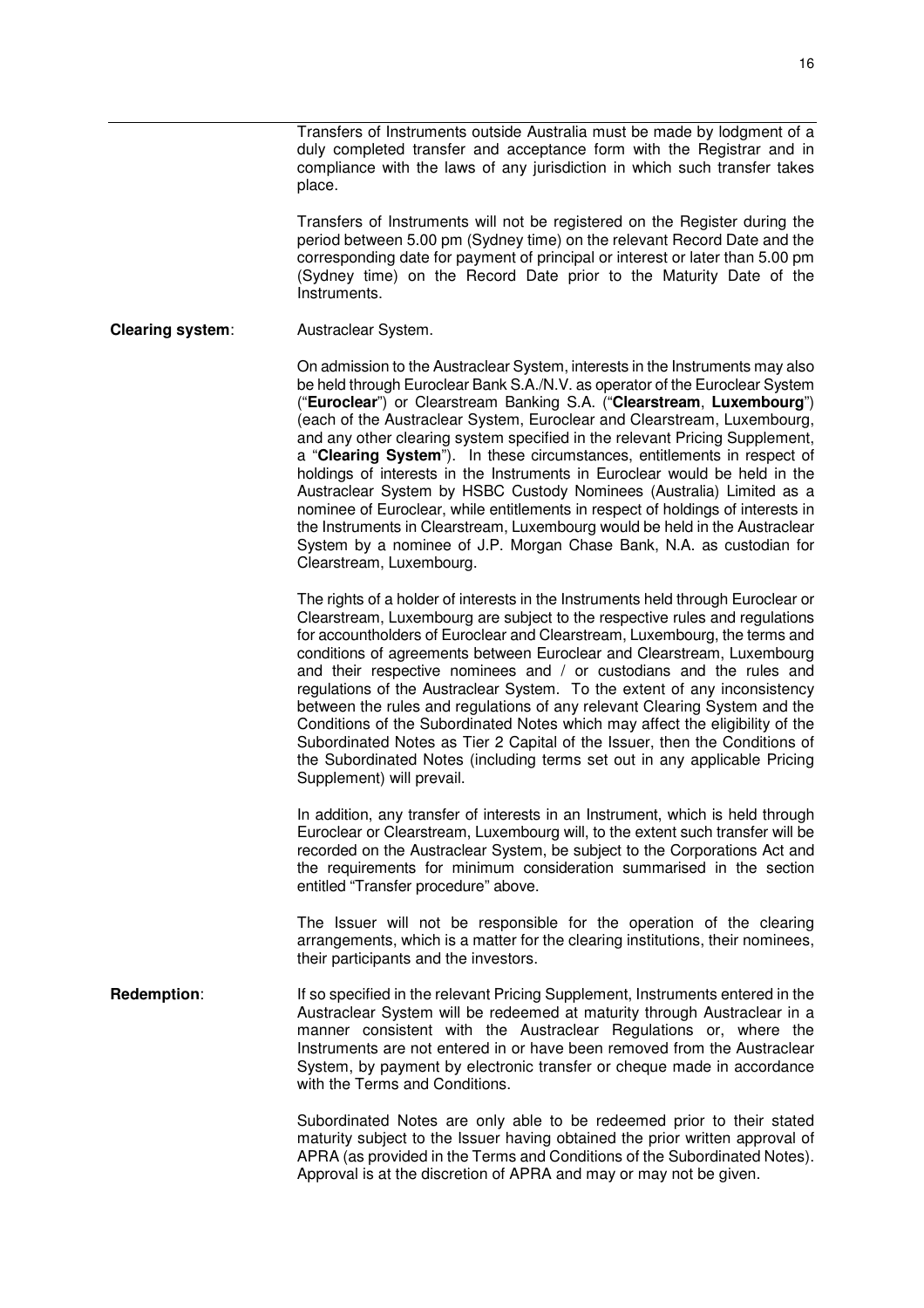Transfers of Instruments outside Australia must be made by lodgment of a duly completed transfer and acceptance form with the Registrar and in compliance with the laws of any jurisdiction in which such transfer takes place.

Transfers of Instruments will not be registered on the Register during the period between 5.00 pm (Sydney time) on the relevant Record Date and the corresponding date for payment of principal or interest or later than 5.00 pm (Sydney time) on the Record Date prior to the Maturity Date of the Instruments.

**Clearing system**: Austraclear System.

On admission to the Austraclear System, interests in the Instruments may also be held through Euroclear Bank S.A./N.V. as operator of the Euroclear System ("**Euroclear**") or Clearstream Banking S.A. ("**Clearstream, Luxembourg**") (each of the Austraclear System, Euroclear and Clearstream, Luxembourg, and any other clearing system specified in the relevant Pricing Supplement, a "**Clearing System**"). In these circumstances, entitlements in respect of holdings of interests in the Instruments in Euroclear would be held in the Austraclear System by HSBC Custody Nominees (Australia) Limited as a nominee of Euroclear, while entitlements in respect of holdings of interests in the Instruments in Clearstream, Luxembourg would be held in the Austraclear System by a nominee of J.P. Morgan Chase Bank, N.A. as custodian for Clearstream, Luxembourg.

The rights of a holder of interests in the Instruments held through Euroclear or Clearstream, Luxembourg are subject to the respective rules and regulations for accountholders of Euroclear and Clearstream, Luxembourg, the terms and conditions of agreements between Euroclear and Clearstream, Luxembourg and their respective nominees and / or custodians and the rules and regulations of the Austraclear System. To the extent of any inconsistency between the rules and regulations of any relevant Clearing System and the Conditions of the Subordinated Notes which may affect the eligibility of the Subordinated Notes as Tier 2 Capital of the Issuer, then the Conditions of the Subordinated Notes (including terms set out in any applicable Pricing Supplement) will prevail.

In addition, any transfer of interests in an Instrument, which is held through Euroclear or Clearstream, Luxembourg will, to the extent such transfer will be recorded on the Austraclear System, be subject to the Corporations Act and the requirements for minimum consideration summarised in the section entitled "Transfer procedure" above.

The Issuer will not be responsible for the operation of the clearing arrangements, which is a matter for the clearing institutions, their nominees, their participants and the investors.

**Redemption**: If so specified in the relevant Pricing Supplement, Instruments entered in the Austraclear System will be redeemed at maturity through Austraclear in a manner consistent with the Austraclear Regulations or, where the Instruments are not entered in or have been removed from the Austraclear System, by payment by electronic transfer or cheque made in accordance with the Terms and Conditions.

Subordinated Notes are only able to be redeemed prior to their stated maturity subject to the Issuer having obtained the prior written approval of APRA (as provided in the Terms and Conditions of the Subordinated Notes). Approval is at the discretion of APRA and may or may not be given.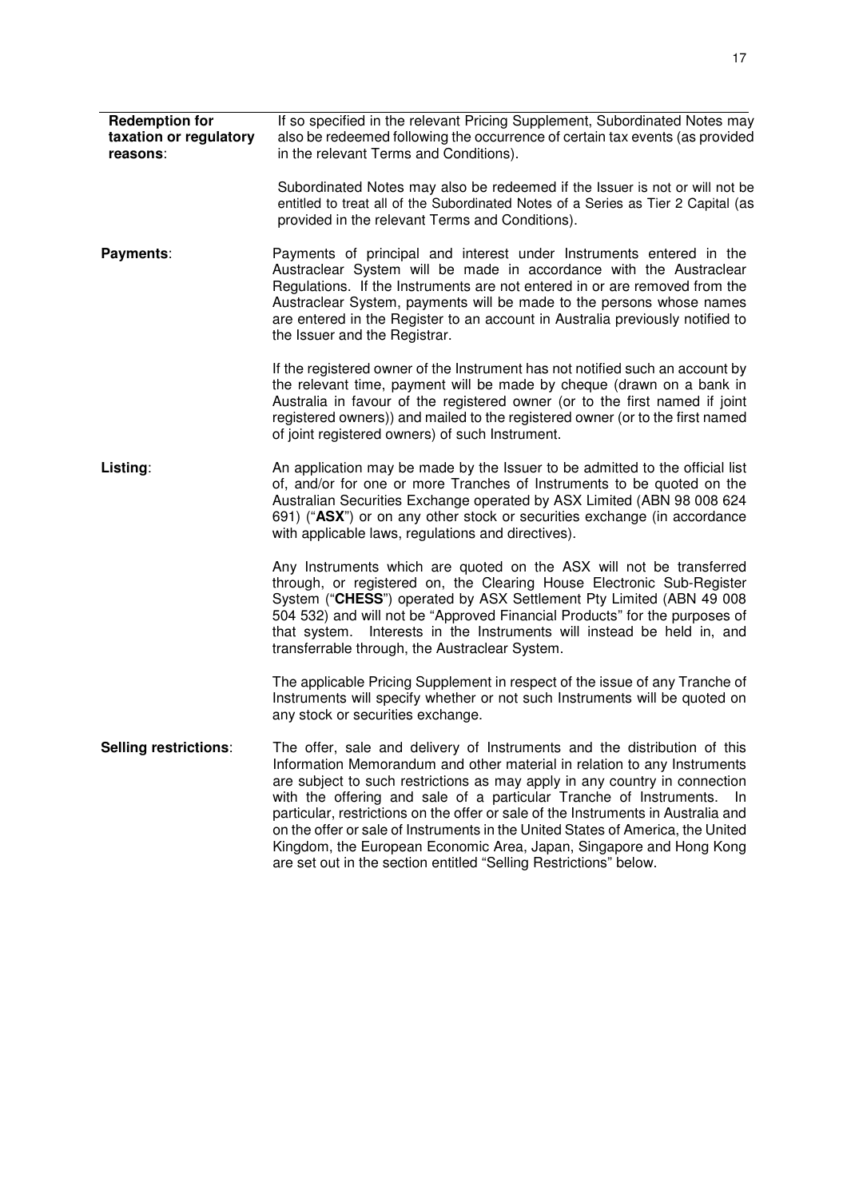| | |
|---|---|
| **Redemption for taxation or regulatory reasons**: | If so specified in the relevant Pricing Supplement, Subordinated Notes may also be redeemed following the occurrence of certain tax events (as provided in the relevant Terms and Conditions).<br><br>Subordinated Notes may also be redeemed if the Issuer is not or will not be entitled to treat all of the Subordinated Notes of a Series as Tier 2 Capital (as provided in the relevant Terms and Conditions). |
| **Payments**: | Payments of principal and interest under Instruments entered in the Austraclear System will be made in accordance with the Austraclear Regulations. If the Instruments are not entered in or are removed from the Austraclear System, payments will be made to the persons whose names are entered in the Register to an account in Australia previously notified to the Issuer and the Registrar.<br><br>If the registered owner of the Instrument has not notified such an account by the relevant time, payment will be made by cheque (drawn on a bank in Australia in favour of the registered owner (or to the first named if joint registered owners)) and mailed to the registered owner (or to the first named of joint registered owners) of such Instrument. |
| **Listing**: | An application may be made by the Issuer to be admitted to the official list of, and/or for one or more Tranches of Instruments to be quoted on the Australian Securities Exchange operated by ASX Limited (ABN 98 008 624 691) ("**ASX**") or on any other stock or securities exchange (in accordance with applicable laws, regulations and directives).<br><br>Any Instruments which are quoted on the ASX will not be transferred through, or registered on, the Clearing House Electronic Sub-Register System ("**CHESS**") operated by ASX Settlement Pty Limited (ABN 49 008 504 532) and will not be "Approved Financial Products" for the purposes of that system. Interests in the Instruments will instead be held in, and transferrable through, the Austraclear System.<br><br>The applicable Pricing Supplement in respect of the issue of any Tranche of Instruments will specify whether or not such Instruments will be quoted on any stock or securities exchange. |
| **Selling restrictions**: | The offer, sale and delivery of Instruments and the distribution of this Information Memorandum and other material in relation to any Instruments are subject to such restrictions as may apply in any country in connection with the offering and sale of a particular Tranche of Instruments. In particular, restrictions on the offer or sale of the Instruments in Australia and on the offer or sale of Instruments in the United States of America, the United Kingdom, the European Economic Area, Japan, Singapore and Hong Kong are set out in the section entitled "Selling Restrictions" below. |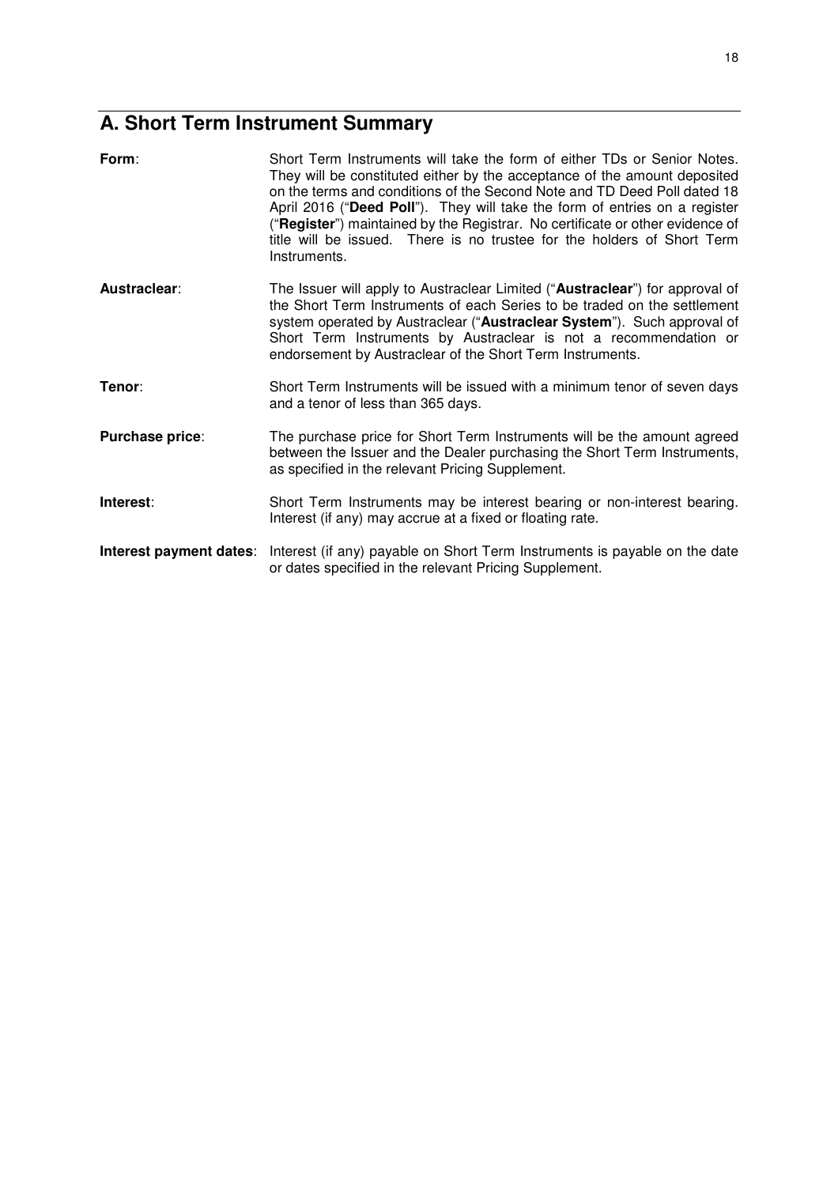# A. Short Term Instrument Summary

**Form**: Short Term Instruments will take the form of either TDs or Senior Notes. They will be constituted either by the acceptance of the amount deposited on the terms and conditions of the Second Note and TD Deed Poll dated 18 April 2016 ("**Deed Poll**"). They will take the form of entries on a register ("**Register**") maintained by the Registrar. No certificate or other evidence of title will be issued. There is no trustee for the holders of Short Term Instruments.

**Austraclear**: The Issuer will apply to Austraclear Limited ("**Austraclear**") for approval of the Short Term Instruments of each Series to be traded on the settlement system operated by Austraclear ("**Austraclear System**"). Such approval of Short Term Instruments by Austraclear is not a recommendation or endorsement by Austraclear of the Short Term Instruments.

**Tenor**: Short Term Instruments will be issued with a minimum tenor of seven days and a tenor of less than 365 days.

**Purchase price**: The purchase price for Short Term Instruments will be the amount agreed between the Issuer and the Dealer purchasing the Short Term Instruments, as specified in the relevant Pricing Supplement.

**Interest**: Short Term Instruments may be interest bearing or non-interest bearing. Interest (if any) may accrue at a fixed or floating rate.

**Interest payment dates**: Interest (if any) payable on Short Term Instruments is payable on the date or dates specified in the relevant Pricing Supplement.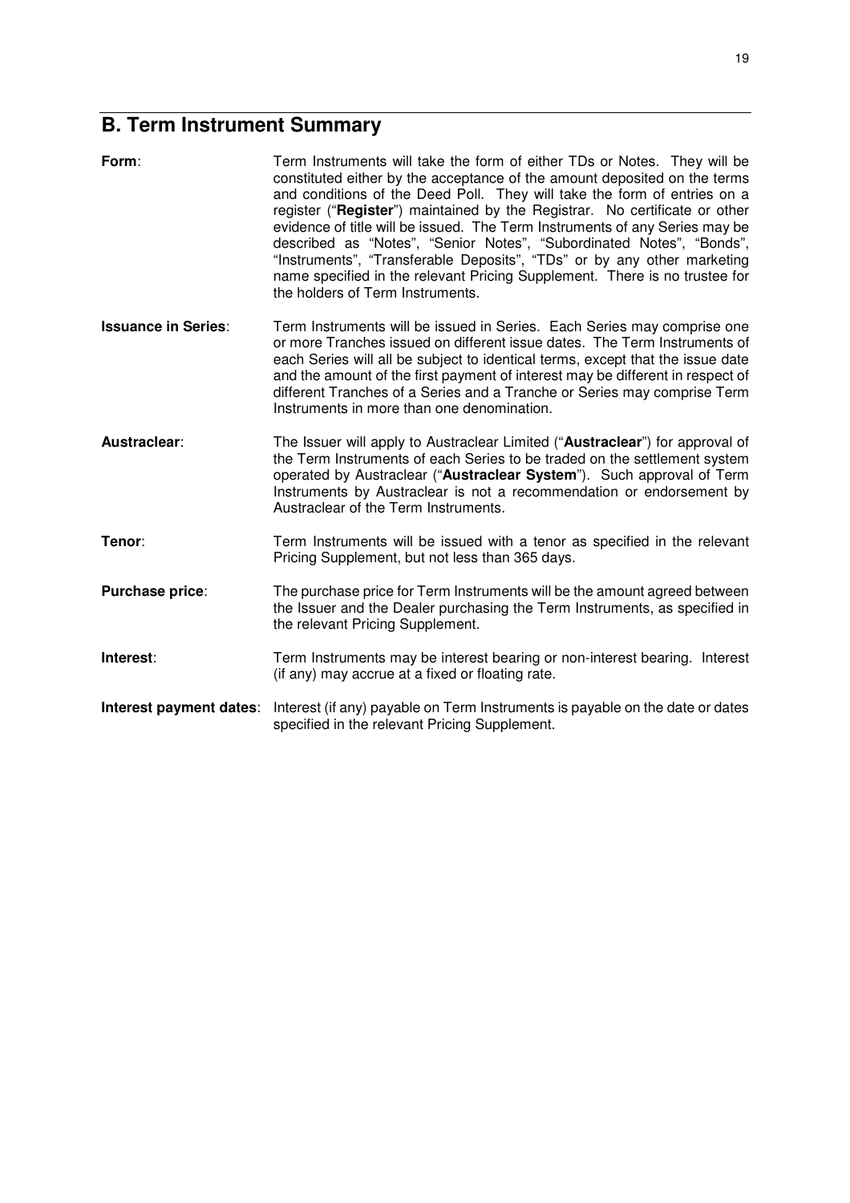## B. Term Instrument Summary

**Form**: Term Instruments will take the form of either TDs or Notes. They will be constituted either by the acceptance of the amount deposited on the terms and conditions of the Deed Poll. They will take the form of entries on a register ("**Register**") maintained by the Registrar. No certificate or other evidence of title will be issued. The Term Instruments of any Series may be described as "Notes", "Senior Notes", "Subordinated Notes", "Bonds", "Instruments", "Transferable Deposits", "TDs" or by any other marketing name specified in the relevant Pricing Supplement. There is no trustee for the holders of Term Instruments.

**Issuance in Series**: Term Instruments will be issued in Series. Each Series may comprise one or more Tranches issued on different issue dates. The Term Instruments of each Series will all be subject to identical terms, except that the issue date and the amount of the first payment of interest may be different in respect of different Tranches of a Series and a Tranche or Series may comprise Term Instruments in more than one denomination.

**Austraclear**: The Issuer will apply to Austraclear Limited ("**Austraclear**") for approval of the Term Instruments of each Series to be traded on the settlement system operated by Austraclear ("**Austraclear System**"). Such approval of Term Instruments by Austraclear is not a recommendation or endorsement by Austraclear of the Term Instruments.

**Tenor**: Term Instruments will be issued with a tenor as specified in the relevant Pricing Supplement, but not less than 365 days.

**Purchase price**: The purchase price for Term Instruments will be the amount agreed between the Issuer and the Dealer purchasing the Term Instruments, as specified in the relevant Pricing Supplement.

**Interest**: Term Instruments may be interest bearing or non-interest bearing. Interest (if any) may accrue at a fixed or floating rate.

**Interest payment dates**: Interest (if any) payable on Term Instruments is payable on the date or dates specified in the relevant Pricing Supplement.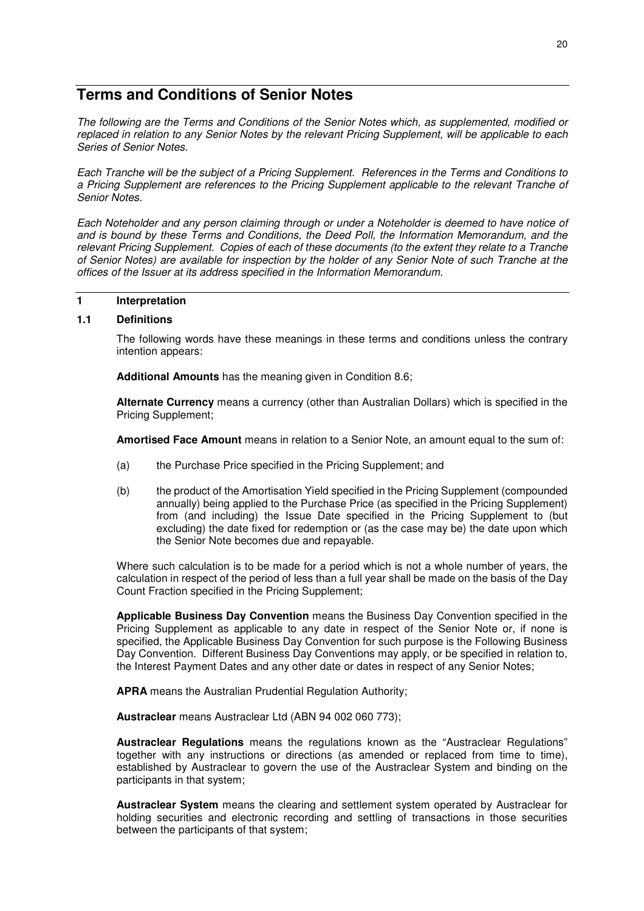# Terms and Conditions of Senior Notes

*The following are the Terms and Conditions of the Senior Notes which, as supplemented, modified or replaced in relation to any Senior Notes by the relevant Pricing Supplement, will be applicable to each Series of Senior Notes.*

*Each Tranche will be the subject of a Pricing Supplement. References in the Terms and Conditions to a Pricing Supplement are references to the Pricing Supplement applicable to the relevant Tranche of Senior Notes.*

*Each Noteholder and any person claiming through or under a Noteholder is deemed to have notice of and is bound by these Terms and Conditions, the Deed Poll, the Information Memorandum, and the relevant Pricing Supplement. Copies of each of these documents (to the extent they relate to a Tranche of Senior Notes) are available for inspection by the holder of any Senior Note of such Tranche at the offices of the Issuer at its address specified in the Information Memorandum.*

## 1 Interpretation

### 1.1 Definitions

The following words have these meanings in these terms and conditions unless the contrary intention appears:

**Additional Amounts** has the meaning given in Condition 8.6;

**Alternate Currency** means a currency (other than Australian Dollars) which is specified in the Pricing Supplement;

**Amortised Face Amount** means in relation to a Senior Note, an amount equal to the sum of:

(a) the Purchase Price specified in the Pricing Supplement; and

(b) the product of the Amortisation Yield specified in the Pricing Supplement (compounded annually) being applied to the Purchase Price (as specified in the Pricing Supplement) from (and including) the Issue Date specified in the Pricing Supplement to (but excluding) the date fixed for redemption or (as the case may be) the date upon which the Senior Note becomes due and repayable.

Where such calculation is to be made for a period which is not a whole number of years, the calculation in respect of the period of less than a full year shall be made on the basis of the Day Count Fraction specified in the Pricing Supplement;

**Applicable Business Day Convention** means the Business Day Convention specified in the Pricing Supplement as applicable to any date in respect of the Senior Note or, if none is specified, the Applicable Business Day Convention for such purpose is the Following Business Day Convention. Different Business Day Conventions may apply, or be specified in relation to, the Interest Payment Dates and any other date or dates in respect of any Senior Notes;

**APRA** means the Australian Prudential Regulation Authority;

**Austraclear** means Austraclear Ltd (ABN 94 002 060 773);

**Austraclear Regulations** means the regulations known as the "Austraclear Regulations" together with any instructions or directions (as amended or replaced from time to time), established by Austraclear to govern the use of the Austraclear System and binding on the participants in that system;

**Austraclear System** means the clearing and settlement system operated by Austraclear for holding securities and electronic recording and settling of transactions in those securities between the participants of that system;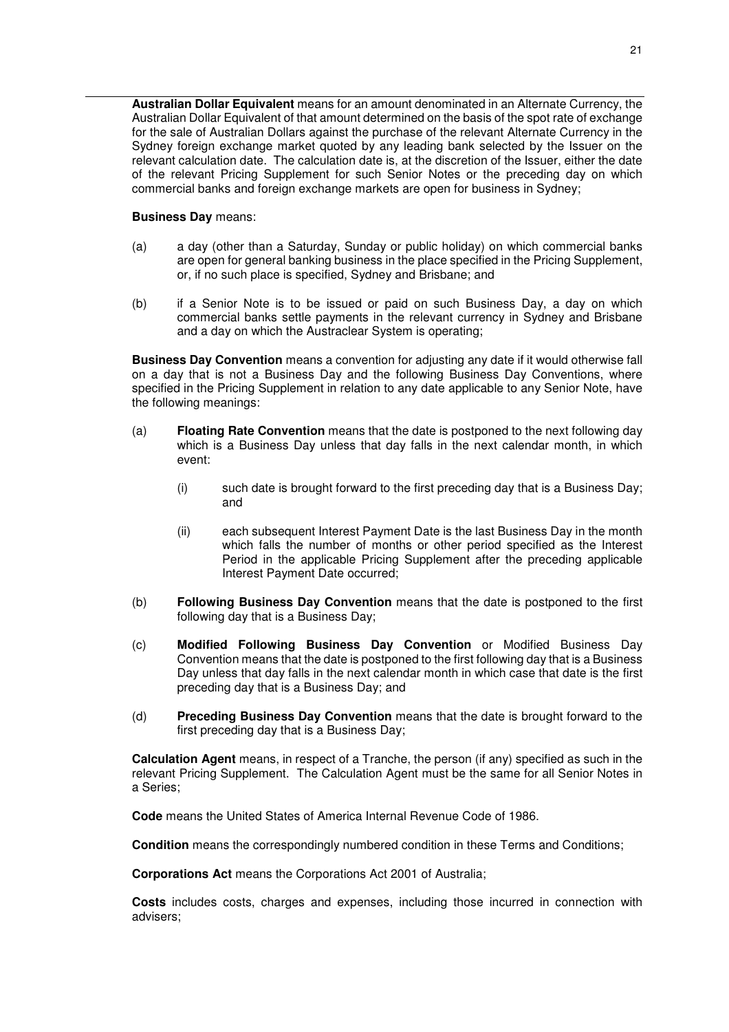**Australian Dollar Equivalent** means for an amount denominated in an Alternate Currency, the Australian Dollar Equivalent of that amount determined on the basis of the spot rate of exchange for the sale of Australian Dollars against the purchase of the relevant Alternate Currency in the Sydney foreign exchange market quoted by any leading bank selected by the Issuer on the relevant calculation date. The calculation date is, at the discretion of the Issuer, either the date of the relevant Pricing Supplement for such Senior Notes or the preceding day on which commercial banks and foreign exchange markets are open for business in Sydney;

**Business Day** means:

(a) a day (other than a Saturday, Sunday or public holiday) on which commercial banks are open for general banking business in the place specified in the Pricing Supplement, or, if no such place is specified, Sydney and Brisbane; and

(b) if a Senior Note is to be issued or paid on such Business Day, a day on which commercial banks settle payments in the relevant currency in Sydney and Brisbane and a day on which the Austraclear System is operating;

**Business Day Convention** means a convention for adjusting any date if it would otherwise fall on a day that is not a Business Day and the following Business Day Conventions, where specified in the Pricing Supplement in relation to any date applicable to any Senior Note, have the following meanings:

(a) **Floating Rate Convention** means that the date is postponed to the next following day which is a Business Day unless that day falls in the next calendar month, in which event:

   (i) such date is brought forward to the first preceding day that is a Business Day; and

   (ii) each subsequent Interest Payment Date is the last Business Day in the month which falls the number of months or other period specified as the Interest Period in the applicable Pricing Supplement after the preceding applicable Interest Payment Date occurred;

(b) **Following Business Day Convention** means that the date is postponed to the first following day that is a Business Day;

(c) **Modified Following Business Day Convention** or Modified Business Day Convention means that the date is postponed to the first following day that is a Business Day unless that day falls in the next calendar month in which case that date is the first preceding day that is a Business Day; and

(d) **Preceding Business Day Convention** means that the date is brought forward to the first preceding day that is a Business Day;

**Calculation Agent** means, in respect of a Tranche, the person (if any) specified as such in the relevant Pricing Supplement. The Calculation Agent must be the same for all Senior Notes in a Series;

**Code** means the United States of America Internal Revenue Code of 1986.

**Condition** means the correspondingly numbered condition in these Terms and Conditions;

**Corporations Act** means the Corporations Act 2001 of Australia;

**Costs** includes costs, charges and expenses, including those incurred in connection with advisers;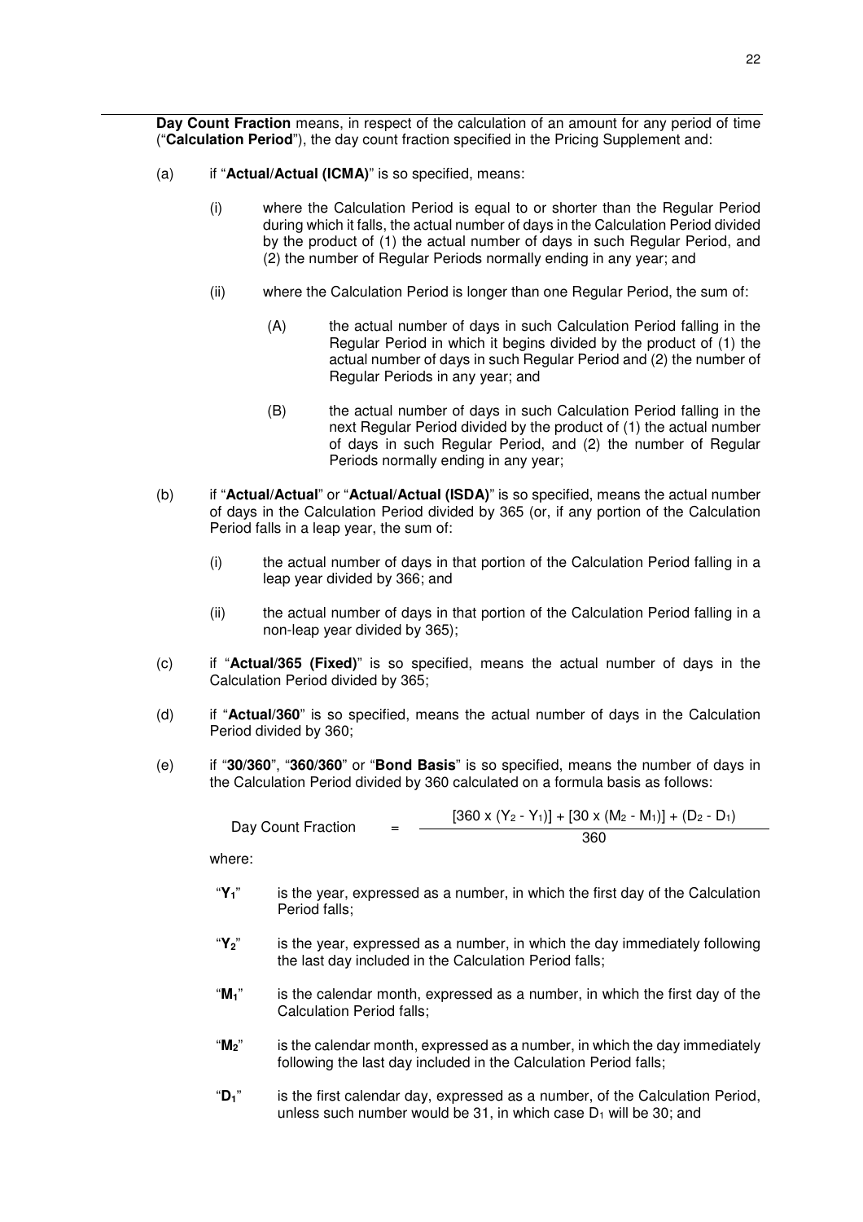**Day Count Fraction** means, in respect of the calculation of an amount for any period of time ("**Calculation Period**"), the day count fraction specified in the Pricing Supplement and:

(a) if "**Actual/Actual (ICMA)**" is so specified, means:

(i) where the Calculation Period is equal to or shorter than the Regular Period during which it falls, the actual number of days in the Calculation Period divided by the product of (1) the actual number of days in such Regular Period, and (2) the number of Regular Periods normally ending in any year; and

(ii) where the Calculation Period is longer than one Regular Period, the sum of:

(A) the actual number of days in such Calculation Period falling in the Regular Period in which it begins divided by the product of (1) the actual number of days in such Regular Period and (2) the number of Regular Periods in any year; and

(B) the actual number of days in such Calculation Period falling in the next Regular Period divided by the product of (1) the actual number of days in such Regular Period, and (2) the number of Regular Periods normally ending in any year;

(b) if "**Actual/Actual**" or "**Actual/Actual (ISDA)**" is so specified, means the actual number of days in the Calculation Period divided by 365 (or, if any portion of the Calculation Period falls in a leap year, the sum of:

(i) the actual number of days in that portion of the Calculation Period falling in a leap year divided by 366; and

(ii) the actual number of days in that portion of the Calculation Period falling in a non-leap year divided by 365);

(c) if "**Actual/365 (Fixed)**" is so specified, means the actual number of days in the Calculation Period divided by 365;

(d) if "**Actual/360**" is so specified, means the actual number of days in the Calculation Period divided by 360;

(e) if "**30/360**", "**360/360**" or "**Bond Basis**" is so specified, means the number of days in the Calculation Period divided by 360 calculated on a formula basis as follows:

$$\text{Day Count Fraction} = \frac{[360 \times (Y_2 - Y_1)] + [30 \times (M_2 - M_1)] + (D_2 - D_1)}{360}$$

where:

"$Y_1$" is the year, expressed as a number, in which the first day of the Calculation Period falls;

"$Y_2$" is the year, expressed as a number, in which the day immediately following the last day included in the Calculation Period falls;

"$M_1$" is the calendar month, expressed as a number, in which the first day of the Calculation Period falls;

"$M_2$" is the calendar month, expressed as a number, in which the day immediately following the last day included in the Calculation Period falls;

"$D_1$" is the first calendar day, expressed as a number, of the Calculation Period, unless such number would be 31, in which case $D_1$ will be 30; and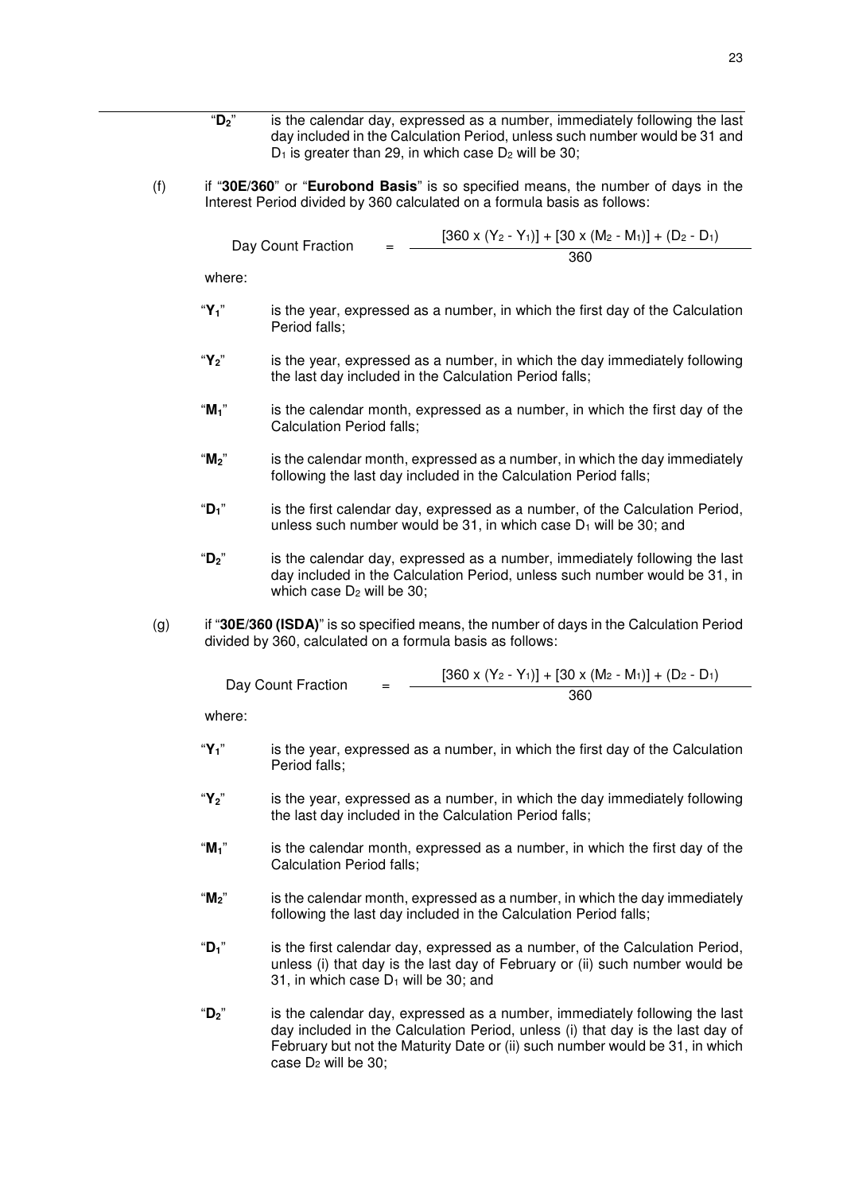"$D_2$" is the calendar day, expressed as a number, immediately following the last day included in the Calculation Period, unless such number would be 31 and $D_1$ is greater than 29, in which case $D_2$ will be 30;

(f) if "**30E/360**" or "**Eurobond Basis**" is so specified means, the number of days in the Interest Period divided by 360 calculated on a formula basis as follows:

$$\text{Day Count Fraction} = \frac{[360 \times (Y_2 - Y_1)] + [30 \times (M_2 - M_1)] + (D_2 - D_1)}{360}$$

where:

"$Y_1$" is the year, expressed as a number, in which the first day of the Calculation Period falls;

"$Y_2$" is the year, expressed as a number, in which the day immediately following the last day included in the Calculation Period falls;

"$M_1$" is the calendar month, expressed as a number, in which the first day of the Calculation Period falls;

"$M_2$" is the calendar month, expressed as a number, in which the day immediately following the last day included in the Calculation Period falls;

"$D_1$" is the first calendar day, expressed as a number, of the Calculation Period, unless such number would be 31, in which case $D_1$ will be 30; and

"$D_2$" is the calendar day, expressed as a number, immediately following the last day included in the Calculation Period, unless such number would be 31, in which case $D_2$ will be 30;

(g) if "**30E/360 (ISDA)**" is so specified means, the number of days in the Calculation Period divided by 360, calculated on a formula basis as follows:

$$\text{Day Count Fraction} = \frac{[360 \times (Y_2 - Y_1)] + [30 \times (M_2 - M_1)] + (D_2 - D_1)}{360}$$

where:

"$Y_1$" is the year, expressed as a number, in which the first day of the Calculation Period falls;

"$Y_2$" is the year, expressed as a number, in which the day immediately following the last day included in the Calculation Period falls;

"$M_1$" is the calendar month, expressed as a number, in which the first day of the Calculation Period falls;

"$M_2$" is the calendar month, expressed as a number, in which the day immediately following the last day included in the Calculation Period falls;

"$D_1$" is the first calendar day, expressed as a number, of the Calculation Period, unless (i) that day is the last day of February or (ii) such number would be 31, in which case $D_1$ will be 30; and

"$D_2$" is the calendar day, expressed as a number, immediately following the last day included in the Calculation Period, unless (i) that day is the last day of February but not the Maturity Date or (ii) such number would be 31, in which case $D_2$ will be 30;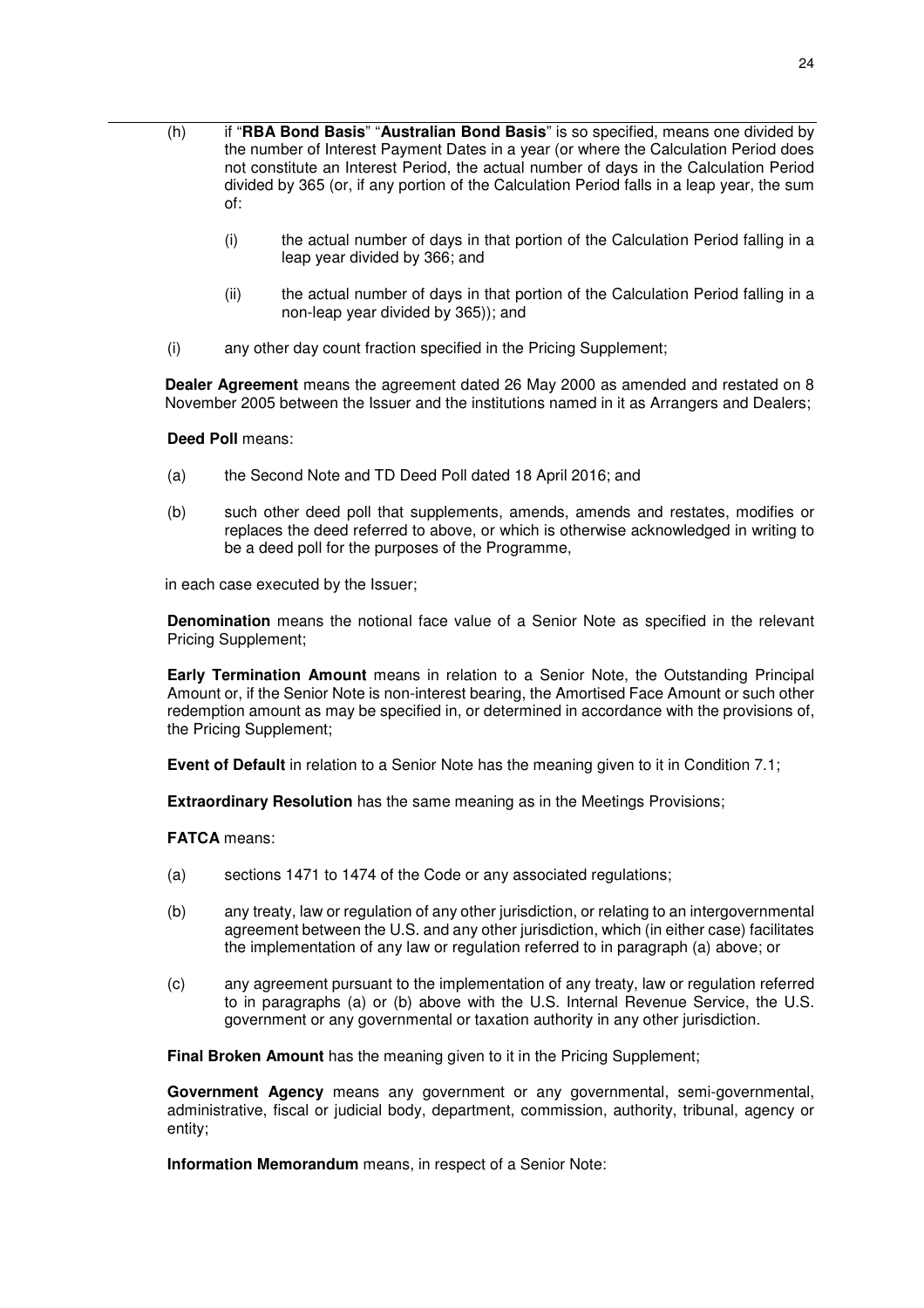(h) if "**RBA Bond Basis**" "**Australian Bond Basis**" is so specified, means one divided by the number of Interest Payment Dates in a year (or where the Calculation Period does not constitute an Interest Period, the actual number of days in the Calculation Period divided by 365 (or, if any portion of the Calculation Period falls in a leap year, the sum of:

   (i) the actual number of days in that portion of the Calculation Period falling in a leap year divided by 366; and

   (ii) the actual number of days in that portion of the Calculation Period falling in a non-leap year divided by 365)); and

(i) any other day count fraction specified in the Pricing Supplement;

**Dealer Agreement** means the agreement dated 26 May 2000 as amended and restated on 8 November 2005 between the Issuer and the institutions named in it as Arrangers and Dealers;

**Deed Poll** means:

(a) the Second Note and TD Deed Poll dated 18 April 2016; and

(b) such other deed poll that supplements, amends, amends and restates, modifies or replaces the deed referred to above, or which is otherwise acknowledged in writing to be a deed poll for the purposes of the Programme,

in each case executed by the Issuer;

**Denomination** means the notional face value of a Senior Note as specified in the relevant Pricing Supplement;

**Early Termination Amount** means in relation to a Senior Note, the Outstanding Principal Amount or, if the Senior Note is non-interest bearing, the Amortised Face Amount or such other redemption amount as may be specified in, or determined in accordance with the provisions of, the Pricing Supplement;

**Event of Default** in relation to a Senior Note has the meaning given to it in Condition 7.1;

**Extraordinary Resolution** has the same meaning as in the Meetings Provisions;

**FATCA** means:

(a) sections 1471 to 1474 of the Code or any associated regulations;

(b) any treaty, law or regulation of any other jurisdiction, or relating to an intergovernmental agreement between the U.S. and any other jurisdiction, which (in either case) facilitates the implementation of any law or regulation referred to in paragraph (a) above; or

(c) any agreement pursuant to the implementation of any treaty, law or regulation referred to in paragraphs (a) or (b) above with the U.S. Internal Revenue Service, the U.S. government or any governmental or taxation authority in any other jurisdiction.

**Final Broken Amount** has the meaning given to it in the Pricing Supplement;

**Government Agency** means any government or any governmental, semi-governmental, administrative, fiscal or judicial body, department, commission, authority, tribunal, agency or entity;

**Information Memorandum** means, in respect of a Senior Note: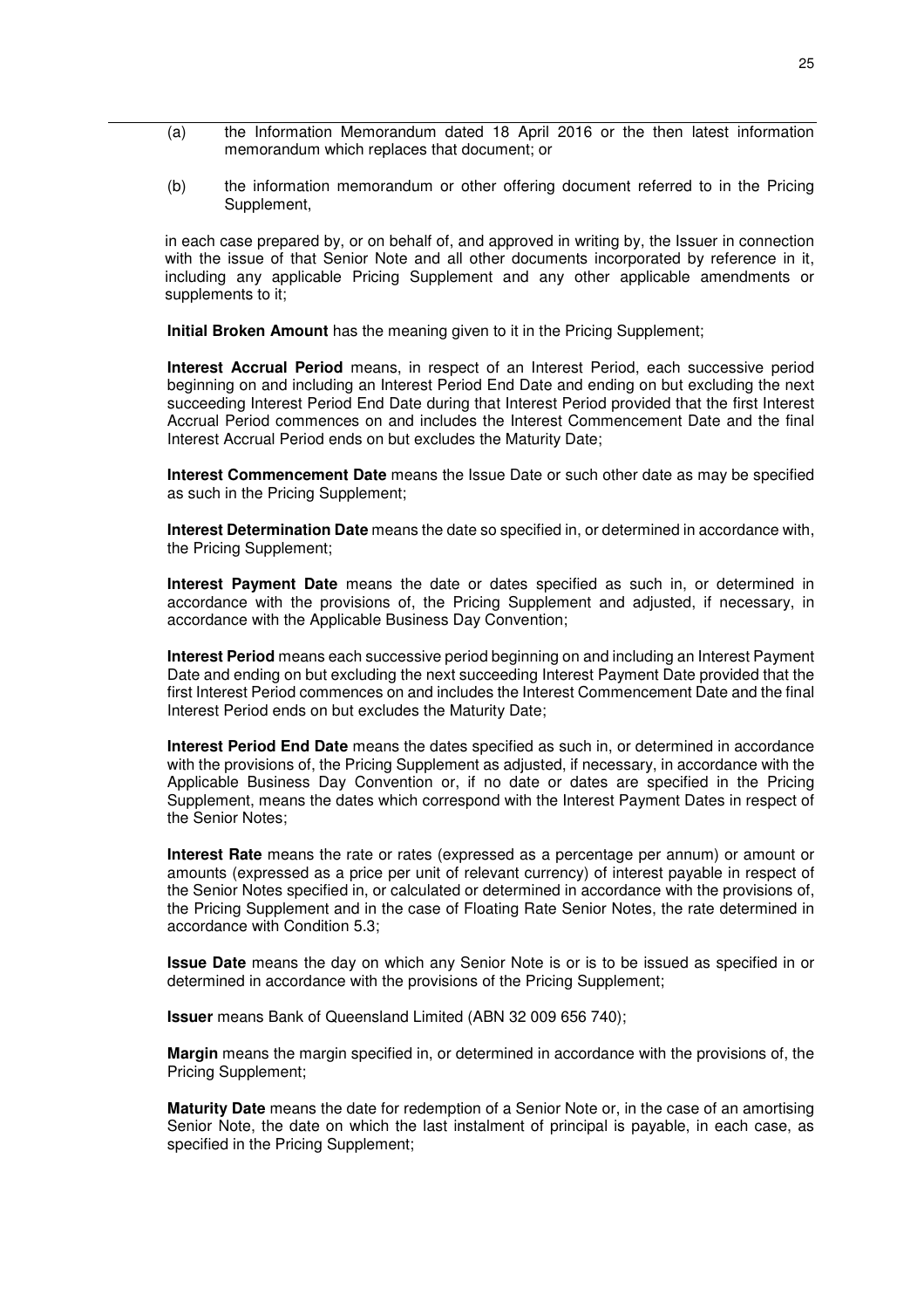(a) the Information Memorandum dated 18 April 2016 or the then latest information memorandum which replaces that document; or

(b) the information memorandum or other offering document referred to in the Pricing Supplement,

in each case prepared by, or on behalf of, and approved in writing by, the Issuer in connection with the issue of that Senior Note and all other documents incorporated by reference in it, including any applicable Pricing Supplement and any other applicable amendments or supplements to it;

**Initial Broken Amount** has the meaning given to it in the Pricing Supplement;

**Interest Accrual Period** means, in respect of an Interest Period, each successive period beginning on and including an Interest Period End Date and ending on but excluding the next succeeding Interest Period End Date during that Interest Period provided that the first Interest Accrual Period commences on and includes the Interest Commencement Date and the final Interest Accrual Period ends on but excludes the Maturity Date;

**Interest Commencement Date** means the Issue Date or such other date as may be specified as such in the Pricing Supplement;

**Interest Determination Date** means the date so specified in, or determined in accordance with, the Pricing Supplement;

**Interest Payment Date** means the date or dates specified as such in, or determined in accordance with the provisions of, the Pricing Supplement and adjusted, if necessary, in accordance with the Applicable Business Day Convention;

**Interest Period** means each successive period beginning on and including an Interest Payment Date and ending on but excluding the next succeeding Interest Payment Date provided that the first Interest Period commences on and includes the Interest Commencement Date and the final Interest Period ends on but excludes the Maturity Date;

**Interest Period End Date** means the dates specified as such in, or determined in accordance with the provisions of, the Pricing Supplement as adjusted, if necessary, in accordance with the Applicable Business Day Convention or, if no date or dates are specified in the Pricing Supplement, means the dates which correspond with the Interest Payment Dates in respect of the Senior Notes;

**Interest Rate** means the rate or rates (expressed as a percentage per annum) or amount or amounts (expressed as a price per unit of relevant currency) of interest payable in respect of the Senior Notes specified in, or calculated or determined in accordance with the provisions of, the Pricing Supplement and in the case of Floating Rate Senior Notes, the rate determined in accordance with Condition 5.3;

**Issue Date** means the day on which any Senior Note is or is to be issued as specified in or determined in accordance with the provisions of the Pricing Supplement;

**Issuer** means Bank of Queensland Limited (ABN 32 009 656 740);

**Margin** means the margin specified in, or determined in accordance with the provisions of, the Pricing Supplement;

**Maturity Date** means the date for redemption of a Senior Note or, in the case of an amortising Senior Note, the date on which the last instalment of principal is payable, in each case, as specified in the Pricing Supplement;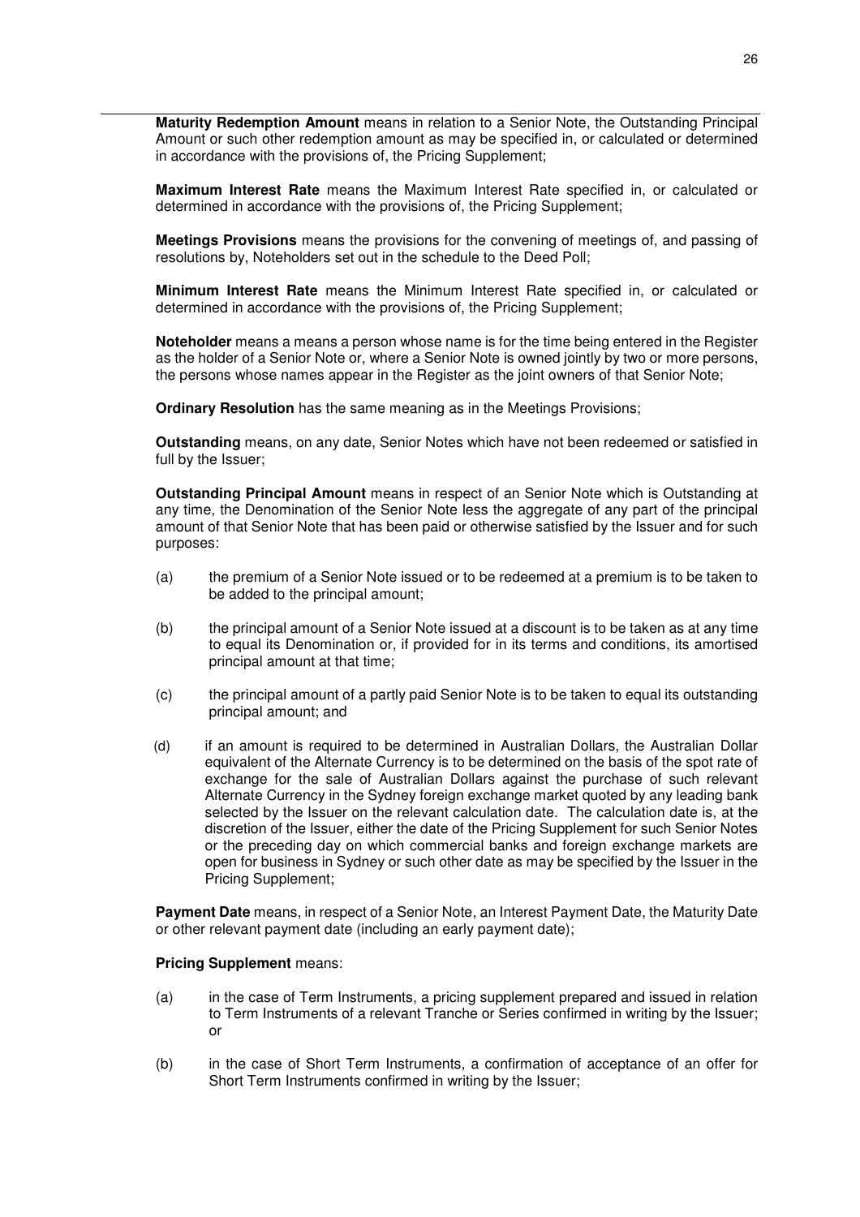**Maturity Redemption Amount** means in relation to a Senior Note, the Outstanding Principal Amount or such other redemption amount as may be specified in, or calculated or determined in accordance with the provisions of, the Pricing Supplement;

**Maximum Interest Rate** means the Maximum Interest Rate specified in, or calculated or determined in accordance with the provisions of, the Pricing Supplement;

**Meetings Provisions** means the provisions for the convening of meetings of, and passing of resolutions by, Noteholders set out in the schedule to the Deed Poll;

**Minimum Interest Rate** means the Minimum Interest Rate specified in, or calculated or determined in accordance with the provisions of, the Pricing Supplement;

**Noteholder** means a means a person whose name is for the time being entered in the Register as the holder of a Senior Note or, where a Senior Note is owned jointly by two or more persons, the persons whose names appear in the Register as the joint owners of that Senior Note;

**Ordinary Resolution** has the same meaning as in the Meetings Provisions;

**Outstanding** means, on any date, Senior Notes which have not been redeemed or satisfied in full by the Issuer;

**Outstanding Principal Amount** means in respect of an Senior Note which is Outstanding at any time, the Denomination of the Senior Note less the aggregate of any part of the principal amount of that Senior Note that has been paid or otherwise satisfied by the Issuer and for such purposes:

(a) the premium of a Senior Note issued or to be redeemed at a premium is to be taken to be added to the principal amount;

(b) the principal amount of a Senior Note issued at a discount is to be taken as at any time to equal its Denomination or, if provided for in its terms and conditions, its amortised principal amount at that time;

(c) the principal amount of a partly paid Senior Note is to be taken to equal its outstanding principal amount; and

(d) if an amount is required to be determined in Australian Dollars, the Australian Dollar equivalent of the Alternate Currency is to be determined on the basis of the spot rate of exchange for the sale of Australian Dollars against the purchase of such relevant Alternate Currency in the Sydney foreign exchange market quoted by any leading bank selected by the Issuer on the relevant calculation date. The calculation date is, at the discretion of the Issuer, either the date of the Pricing Supplement for such Senior Notes or the preceding day on which commercial banks and foreign exchange markets are open for business in Sydney or such other date as may be specified by the Issuer in the Pricing Supplement;

**Payment Date** means, in respect of a Senior Note, an Interest Payment Date, the Maturity Date or other relevant payment date (including an early payment date);

**Pricing Supplement** means:

(a) in the case of Term Instruments, a pricing supplement prepared and issued in relation to Term Instruments of a relevant Tranche or Series confirmed in writing by the Issuer; or

(b) in the case of Short Term Instruments, a confirmation of acceptance of an offer for Short Term Instruments confirmed in writing by the Issuer;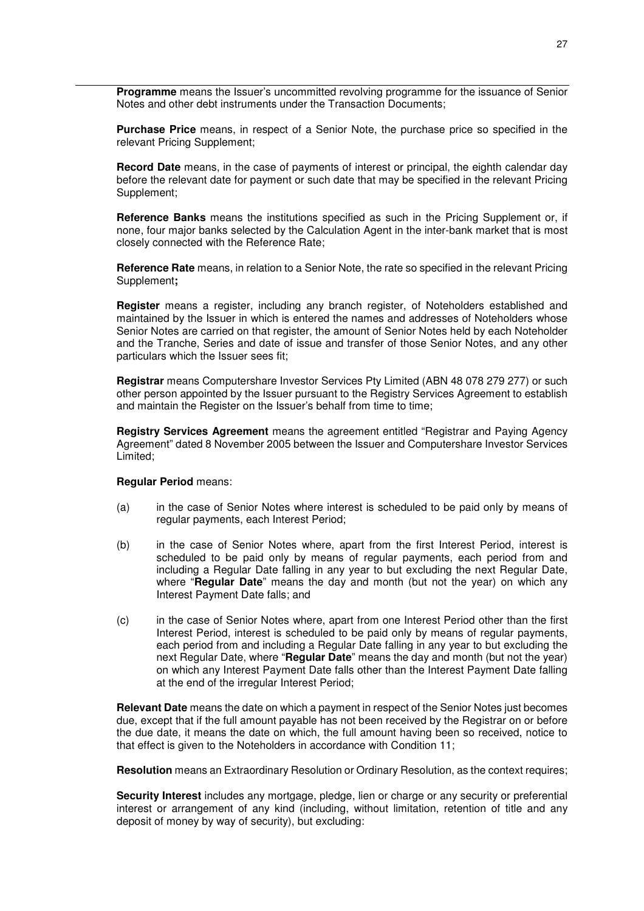**Programme** means the Issuer's uncommitted revolving programme for the issuance of Senior Notes and other debt instruments under the Transaction Documents;

**Purchase Price** means, in respect of a Senior Note, the purchase price so specified in the relevant Pricing Supplement;

**Record Date** means, in the case of payments of interest or principal, the eighth calendar day before the relevant date for payment or such date that may be specified in the relevant Pricing Supplement;

**Reference Banks** means the institutions specified as such in the Pricing Supplement or, if none, four major banks selected by the Calculation Agent in the inter-bank market that is most closely connected with the Reference Rate;

**Reference Rate** means, in relation to a Senior Note, the rate so specified in the relevant Pricing Supplement**;**

**Register** means a register, including any branch register, of Noteholders established and maintained by the Issuer in which is entered the names and addresses of Noteholders whose Senior Notes are carried on that register, the amount of Senior Notes held by each Noteholder and the Tranche, Series and date of issue and transfer of those Senior Notes, and any other particulars which the Issuer sees fit;

**Registrar** means Computershare Investor Services Pty Limited (ABN 48 078 279 277) or such other person appointed by the Issuer pursuant to the Registry Services Agreement to establish and maintain the Register on the Issuer's behalf from time to time;

**Registry Services Agreement** means the agreement entitled "Registrar and Paying Agency Agreement" dated 8 November 2005 between the Issuer and Computershare Investor Services Limited;

**Regular Period** means:

(a) in the case of Senior Notes where interest is scheduled to be paid only by means of regular payments, each Interest Period;

(b) in the case of Senior Notes where, apart from the first Interest Period, interest is scheduled to be paid only by means of regular payments, each period from and including a Regular Date falling in any year to but excluding the next Regular Date, where "**Regular Date**" means the day and month (but not the year) on which any Interest Payment Date falls; and

(c) in the case of Senior Notes where, apart from one Interest Period other than the first Interest Period, interest is scheduled to be paid only by means of regular payments, each period from and including a Regular Date falling in any year to but excluding the next Regular Date, where "**Regular Date**" means the day and month (but not the year) on which any Interest Payment Date falls other than the Interest Payment Date falling at the end of the irregular Interest Period;

**Relevant Date** means the date on which a payment in respect of the Senior Notes just becomes due, except that if the full amount payable has not been received by the Registrar on or before the due date, it means the date on which, the full amount having been so received, notice to that effect is given to the Noteholders in accordance with Condition 11;

**Resolution** means an Extraordinary Resolution or Ordinary Resolution, as the context requires;

**Security Interest** includes any mortgage, pledge, lien or charge or any security or preferential interest or arrangement of any kind (including, without limitation, retention of title and any deposit of money by way of security), but excluding: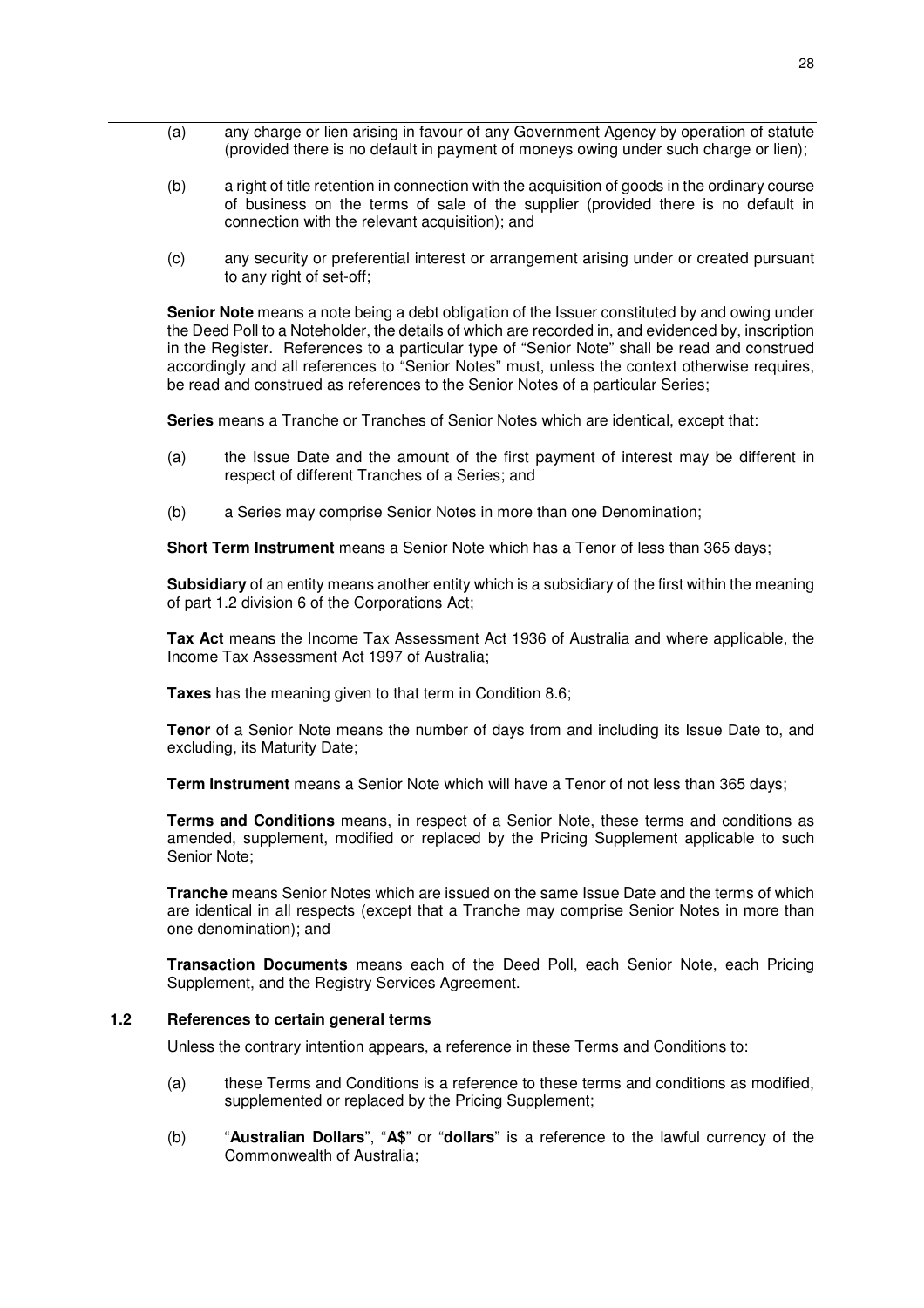(a) any charge or lien arising in favour of any Government Agency by operation of statute (provided there is no default in payment of moneys owing under such charge or lien);

(b) a right of title retention in connection with the acquisition of goods in the ordinary course of business on the terms of sale of the supplier (provided there is no default in connection with the relevant acquisition); and

(c) any security or preferential interest or arrangement arising under or created pursuant to any right of set-off;

**Senior Note** means a note being a debt obligation of the Issuer constituted by and owing under the Deed Poll to a Noteholder, the details of which are recorded in, and evidenced by, inscription in the Register. References to a particular type of "Senior Note" shall be read and construed accordingly and all references to "Senior Notes" must, unless the context otherwise requires, be read and construed as references to the Senior Notes of a particular Series;

**Series** means a Tranche or Tranches of Senior Notes which are identical, except that:

(a) the Issue Date and the amount of the first payment of interest may be different in respect of different Tranches of a Series; and

(b) a Series may comprise Senior Notes in more than one Denomination;

**Short Term Instrument** means a Senior Note which has a Tenor of less than 365 days;

**Subsidiary** of an entity means another entity which is a subsidiary of the first within the meaning of part 1.2 division 6 of the Corporations Act;

**Tax Act** means the Income Tax Assessment Act 1936 of Australia and where applicable, the Income Tax Assessment Act 1997 of Australia;

**Taxes** has the meaning given to that term in Condition 8.6;

**Tenor** of a Senior Note means the number of days from and including its Issue Date to, and excluding, its Maturity Date;

**Term Instrument** means a Senior Note which will have a Tenor of not less than 365 days;

**Terms and Conditions** means, in respect of a Senior Note, these terms and conditions as amended, supplement, modified or replaced by the Pricing Supplement applicable to such Senior Note;

**Tranche** means Senior Notes which are issued on the same Issue Date and the terms of which are identical in all respects (except that a Tranche may comprise Senior Notes in more than one denomination); and

**Transaction Documents** means each of the Deed Poll, each Senior Note, each Pricing Supplement, and the Registry Services Agreement.

### 1.2 References to certain general terms

Unless the contrary intention appears, a reference in these Terms and Conditions to:

(a) these Terms and Conditions is a reference to these terms and conditions as modified, supplemented or replaced by the Pricing Supplement;

(b) "**Australian Dollars**", "**A$**" or "**dollars**" is a reference to the lawful currency of the Commonwealth of Australia;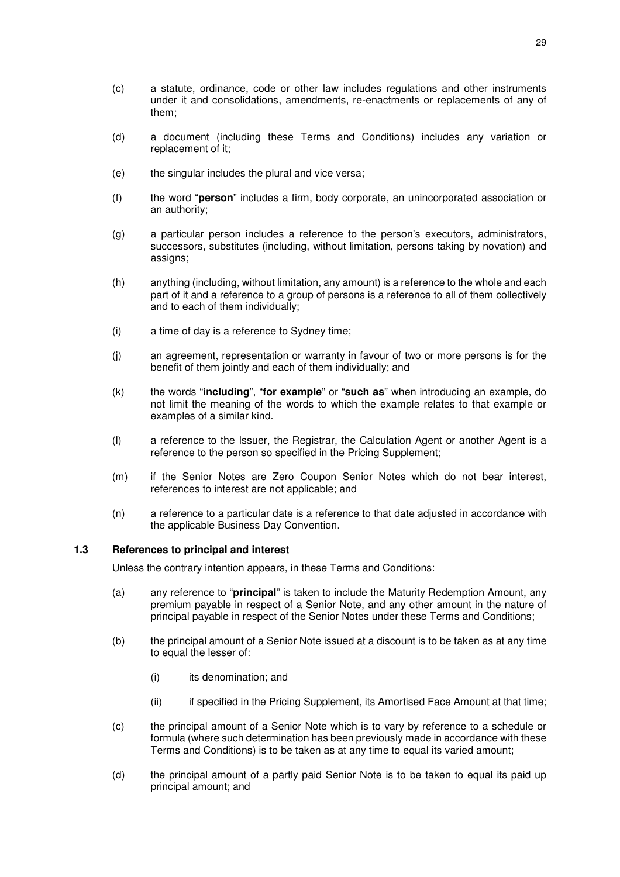(c) a statute, ordinance, code or other law includes regulations and other instruments under it and consolidations, amendments, re-enactments or replacements of any of them;

(d) a document (including these Terms and Conditions) includes any variation or replacement of it;

(e) the singular includes the plural and vice versa;

(f) the word "**person**" includes a firm, body corporate, an unincorporated association or an authority;

(g) a particular person includes a reference to the person's executors, administrators, successors, substitutes (including, without limitation, persons taking by novation) and assigns;

(h) anything (including, without limitation, any amount) is a reference to the whole and each part of it and a reference to a group of persons is a reference to all of them collectively and to each of them individually;

(i) a time of day is a reference to Sydney time;

(j) an agreement, representation or warranty in favour of two or more persons is for the benefit of them jointly and each of them individually; and

(k) the words "**including**", "**for example**" or "**such as**" when introducing an example, do not limit the meaning of the words to which the example relates to that example or examples of a similar kind.

(l) a reference to the Issuer, the Registrar, the Calculation Agent or another Agent is a reference to the person so specified in the Pricing Supplement;

(m) if the Senior Notes are Zero Coupon Senior Notes which do not bear interest, references to interest are not applicable; and

(n) a reference to a particular date is a reference to that date adjusted in accordance with the applicable Business Day Convention.

### 1.3 References to principal and interest

Unless the contrary intention appears, in these Terms and Conditions:

(a) any reference to "**principal**" is taken to include the Maturity Redemption Amount, any premium payable in respect of a Senior Note, and any other amount in the nature of principal payable in respect of the Senior Notes under these Terms and Conditions;

(b) the principal amount of a Senior Note issued at a discount is to be taken as at any time to equal the lesser of:

  (i) its denomination; and

  (ii) if specified in the Pricing Supplement, its Amortised Face Amount at that time;

(c) the principal amount of a Senior Note which is to vary by reference to a schedule or formula (where such determination has been previously made in accordance with these Terms and Conditions) is to be taken as at any time to equal its varied amount;

(d) the principal amount of a partly paid Senior Note is to be taken to equal its paid up principal amount; and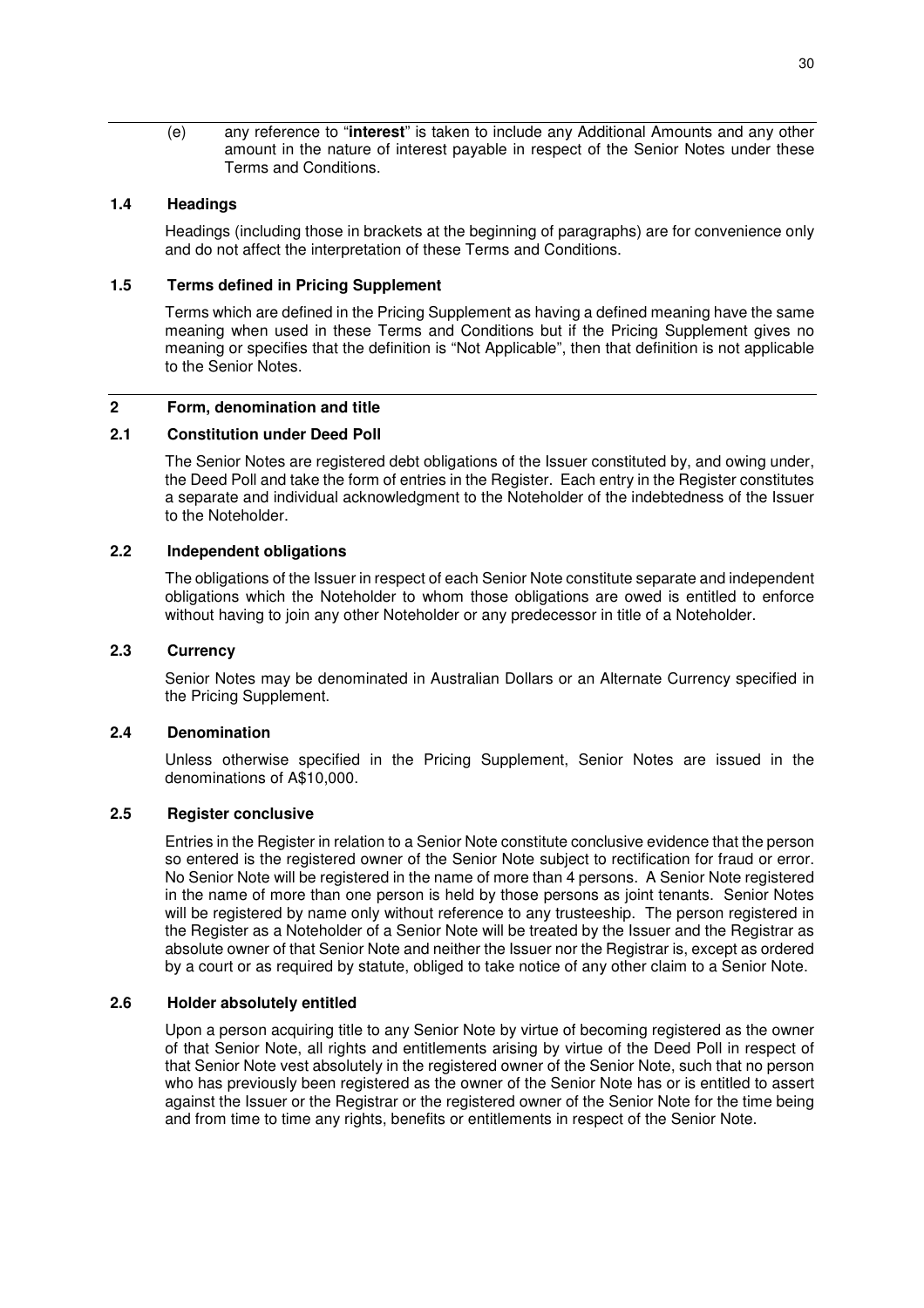(e) any reference to "**interest**" is taken to include any Additional Amounts and any other amount in the nature of interest payable in respect of the Senior Notes under these Terms and Conditions.

### 1.4 Headings

Headings (including those in brackets at the beginning of paragraphs) are for convenience only and do not affect the interpretation of these Terms and Conditions.

### 1.5 Terms defined in Pricing Supplement

Terms which are defined in the Pricing Supplement as having a defined meaning have the same meaning when used in these Terms and Conditions but if the Pricing Supplement gives no meaning or specifies that the definition is "Not Applicable", then that definition is not applicable to the Senior Notes.

## 2 Form, denomination and title

### 2.1 Constitution under Deed Poll

The Senior Notes are registered debt obligations of the Issuer constituted by, and owing under, the Deed Poll and take the form of entries in the Register. Each entry in the Register constitutes a separate and individual acknowledgment to the Noteholder of the indebtedness of the Issuer to the Noteholder.

### 2.2 Independent obligations

The obligations of the Issuer in respect of each Senior Note constitute separate and independent obligations which the Noteholder to whom those obligations are owed is entitled to enforce without having to join any other Noteholder or any predecessor in title of a Noteholder.

### 2.3 Currency

Senior Notes may be denominated in Australian Dollars or an Alternate Currency specified in the Pricing Supplement.

### 2.4 Denomination

Unless otherwise specified in the Pricing Supplement, Senior Notes are issued in the denominations of A$10,000.

### 2.5 Register conclusive

Entries in the Register in relation to a Senior Note constitute conclusive evidence that the person so entered is the registered owner of the Senior Note subject to rectification for fraud or error. No Senior Note will be registered in the name of more than 4 persons. A Senior Note registered in the name of more than one person is held by those persons as joint tenants. Senior Notes will be registered by name only without reference to any trusteeship. The person registered in the Register as a Noteholder of a Senior Note will be treated by the Issuer and the Registrar as absolute owner of that Senior Note and neither the Issuer nor the Registrar is, except as ordered by a court or as required by statute, obliged to take notice of any other claim to a Senior Note.

### 2.6 Holder absolutely entitled

Upon a person acquiring title to any Senior Note by virtue of becoming registered as the owner of that Senior Note, all rights and entitlements arising by virtue of the Deed Poll in respect of that Senior Note vest absolutely in the registered owner of the Senior Note, such that no person who has previously been registered as the owner of the Senior Note has or is entitled to assert against the Issuer or the Registrar or the registered owner of the Senior Note for the time being and from time to time any rights, benefits or entitlements in respect of the Senior Note.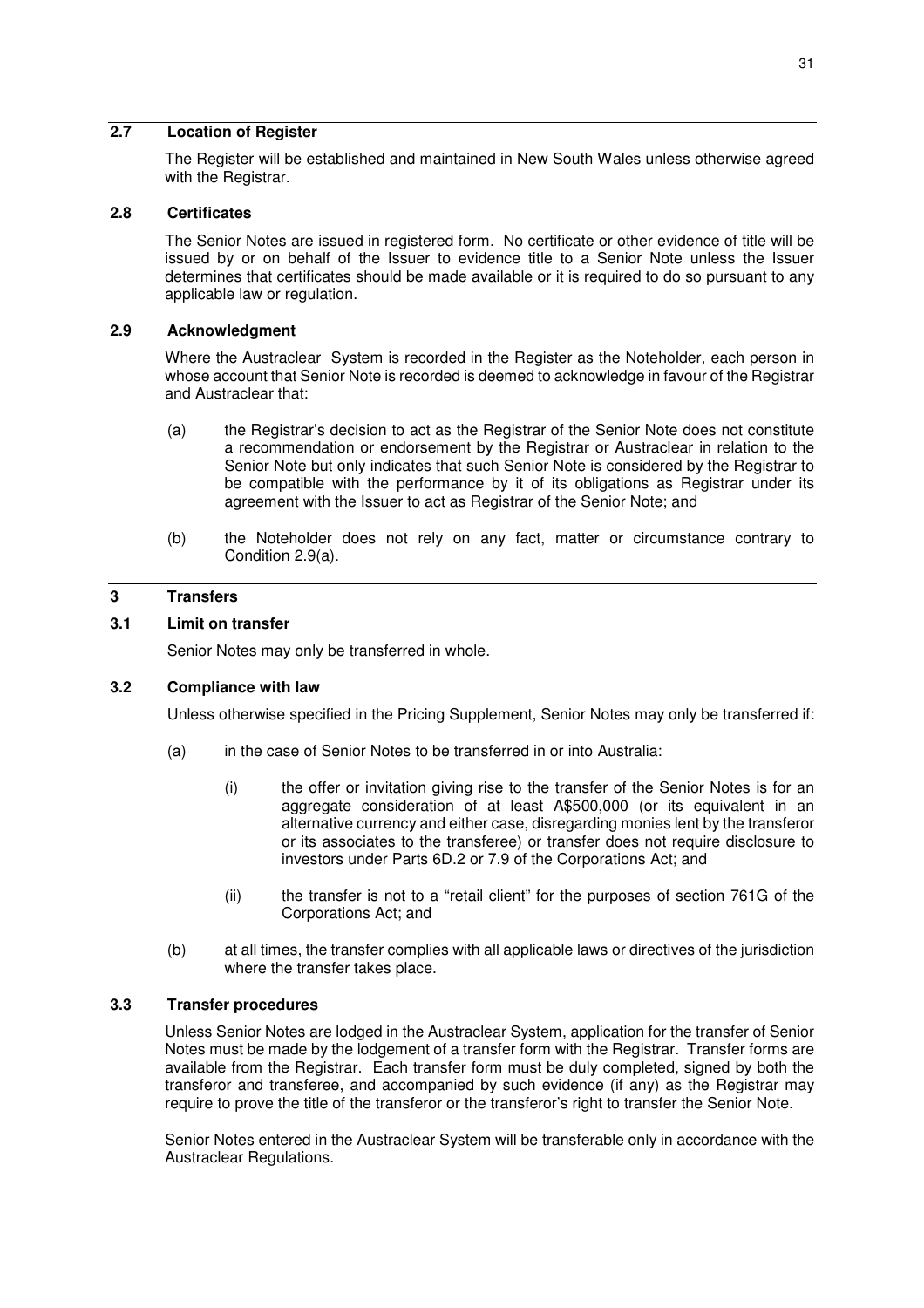### 2.7 Location of Register

The Register will be established and maintained in New South Wales unless otherwise agreed with the Registrar.

### 2.8 Certificates

The Senior Notes are issued in registered form. No certificate or other evidence of title will be issued by or on behalf of the Issuer to evidence title to a Senior Note unless the Issuer determines that certificates should be made available or it is required to do so pursuant to any applicable law or regulation.

### 2.9 Acknowledgment

Where the Austraclear System is recorded in the Register as the Noteholder, each person in whose account that Senior Note is recorded is deemed to acknowledge in favour of the Registrar and Austraclear that:

(a) the Registrar's decision to act as the Registrar of the Senior Note does not constitute a recommendation or endorsement by the Registrar or Austraclear in relation to the Senior Note but only indicates that such Senior Note is considered by the Registrar to be compatible with the performance by it of its obligations as Registrar under its agreement with the Issuer to act as Registrar of the Senior Note; and

(b) the Noteholder does not rely on any fact, matter or circumstance contrary to Condition 2.9(a).

## 3 Transfers

### 3.1 Limit on transfer

Senior Notes may only be transferred in whole.

### 3.2 Compliance with law

Unless otherwise specified in the Pricing Supplement, Senior Notes may only be transferred if:

(a) in the case of Senior Notes to be transferred in or into Australia:

(i) the offer or invitation giving rise to the transfer of the Senior Notes is for an aggregate consideration of at least A$500,000 (or its equivalent in an alternative currency and either case, disregarding monies lent by the transferor or its associates to the transferee) or transfer does not require disclosure to investors under Parts 6D.2 or 7.9 of the Corporations Act; and

(ii) the transfer is not to a "retail client" for the purposes of section 761G of the Corporations Act; and

(b) at all times, the transfer complies with all applicable laws or directives of the jurisdiction where the transfer takes place.

### 3.3 Transfer procedures

Unless Senior Notes are lodged in the Austraclear System, application for the transfer of Senior Notes must be made by the lodgement of a transfer form with the Registrar. Transfer forms are available from the Registrar. Each transfer form must be duly completed, signed by both the transferor and transferee, and accompanied by such evidence (if any) as the Registrar may require to prove the title of the transferor or the transferor's right to transfer the Senior Note.

Senior Notes entered in the Austraclear System will be transferable only in accordance with the Austraclear Regulations.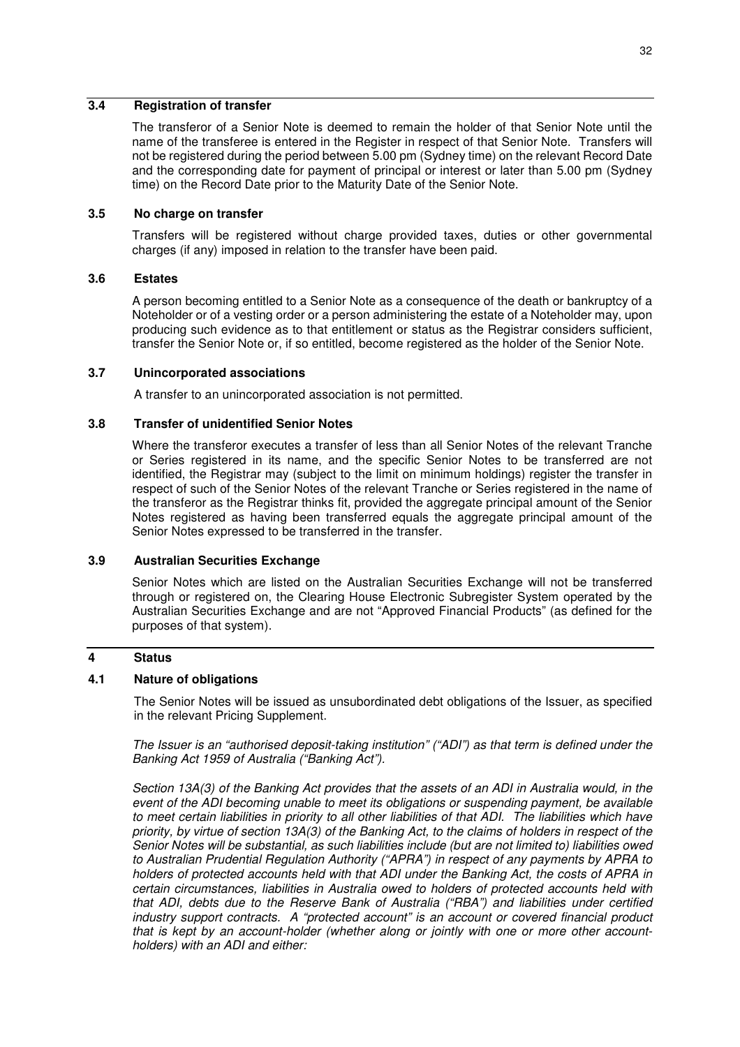### 3.4 Registration of transfer

The transferor of a Senior Note is deemed to remain the holder of that Senior Note until the name of the transferee is entered in the Register in respect of that Senior Note. Transfers will not be registered during the period between 5.00 pm (Sydney time) on the relevant Record Date and the corresponding date for payment of principal or interest or later than 5.00 pm (Sydney time) on the Record Date prior to the Maturity Date of the Senior Note.

### 3.5 No charge on transfer

Transfers will be registered without charge provided taxes, duties or other governmental charges (if any) imposed in relation to the transfer have been paid.

### 3.6 Estates

A person becoming entitled to a Senior Note as a consequence of the death or bankruptcy of a Noteholder or of a vesting order or a person administering the estate of a Noteholder may, upon producing such evidence as to that entitlement or status as the Registrar considers sufficient, transfer the Senior Note or, if so entitled, become registered as the holder of the Senior Note.

### 3.7 Unincorporated associations

A transfer to an unincorporated association is not permitted.

### 3.8 Transfer of unidentified Senior Notes

Where the transferor executes a transfer of less than all Senior Notes of the relevant Tranche or Series registered in its name, and the specific Senior Notes to be transferred are not identified, the Registrar may (subject to the limit on minimum holdings) register the transfer in respect of such of the Senior Notes of the relevant Tranche or Series registered in the name of the transferor as the Registrar thinks fit, provided the aggregate principal amount of the Senior Notes registered as having been transferred equals the aggregate principal amount of the Senior Notes expressed to be transferred in the transfer.

### 3.9 Australian Securities Exchange

Senior Notes which are listed on the Australian Securities Exchange will not be transferred through or registered on, the Clearing House Electronic Subregister System operated by the Australian Securities Exchange and are not "Approved Financial Products" (as defined for the purposes of that system).

## 4 Status

### 4.1 Nature of obligations

The Senior Notes will be issued as unsubordinated debt obligations of the Issuer, as specified in the relevant Pricing Supplement.

*The Issuer is an "authorised deposit-taking institution" ("ADI") as that term is defined under the Banking Act 1959 of Australia ("Banking Act").*

*Section 13A(3) of the Banking Act provides that the assets of an ADI in Australia would, in the event of the ADI becoming unable to meet its obligations or suspending payment, be available to meet certain liabilities in priority to all other liabilities of that ADI. The liabilities which have priority, by virtue of section 13A(3) of the Banking Act, to the claims of holders in respect of the Senior Notes will be substantial, as such liabilities include (but are not limited to) liabilities owed to Australian Prudential Regulation Authority ("APRA") in respect of any payments by APRA to holders of protected accounts held with that ADI under the Banking Act, the costs of APRA in certain circumstances, liabilities in Australia owed to holders of protected accounts held with that ADI, debts due to the Reserve Bank of Australia ("RBA") and liabilities under certified industry support contracts. A "protected account" is an account or covered financial product that is kept by an account-holder (whether along or jointly with one or more other account-holders) with an ADI and either:*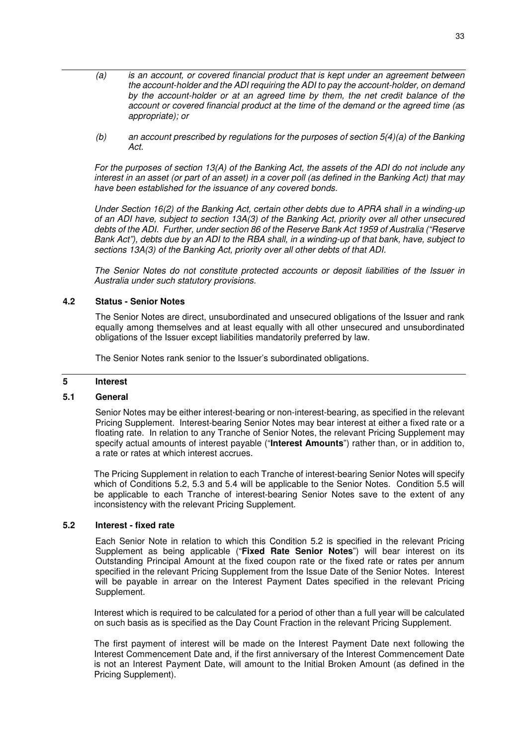*(a) is an account, or covered financial product that is kept under an agreement between the account-holder and the ADI requiring the ADI to pay the account-holder, on demand by the account-holder or at an agreed time by them, the net credit balance of the account or covered financial product at the time of the demand or the agreed time (as appropriate); or*

*(b) an account prescribed by regulations for the purposes of section 5(4)(a) of the Banking Act.*

*For the purposes of section 13(A) of the Banking Act, the assets of the ADI do not include any interest in an asset (or part of an asset) in a cover poll (as defined in the Banking Act) that may have been established for the issuance of any covered bonds.*

*Under Section 16(2) of the Banking Act, certain other debts due to APRA shall in a winding-up of an ADI have, subject to section 13A(3) of the Banking Act, priority over all other unsecured debts of the ADI. Further, under section 86 of the Reserve Bank Act 1959 of Australia ("Reserve Bank Act"), debts due by an ADI to the RBA shall, in a winding-up of that bank, have, subject to sections 13A(3) of the Banking Act, priority over all other debts of that ADI.*

*The Senior Notes do not constitute protected accounts or deposit liabilities of the Issuer in Australia under such statutory provisions.*

### 4.2 Status - Senior Notes

The Senior Notes are direct, unsubordinated and unsecured obligations of the Issuer and rank equally among themselves and at least equally with all other unsecured and unsubordinated obligations of the Issuer except liabilities mandatorily preferred by law.

The Senior Notes rank senior to the Issuer's subordinated obligations.

## 5 Interest

### 5.1 General

Senior Notes may be either interest-bearing or non-interest-bearing, as specified in the relevant Pricing Supplement. Interest-bearing Senior Notes may bear interest at either a fixed rate or a floating rate. In relation to any Tranche of Senior Notes, the relevant Pricing Supplement may specify actual amounts of interest payable ("**Interest Amounts**") rather than, or in addition to, a rate or rates at which interest accrues.

The Pricing Supplement in relation to each Tranche of interest-bearing Senior Notes will specify which of Conditions 5.2, 5.3 and 5.4 will be applicable to the Senior Notes. Condition 5.5 will be applicable to each Tranche of interest-bearing Senior Notes save to the extent of any inconsistency with the relevant Pricing Supplement.

### 5.2 Interest - fixed rate

Each Senior Note in relation to which this Condition 5.2 is specified in the relevant Pricing Supplement as being applicable ("**Fixed Rate Senior Notes**") will bear interest on its Outstanding Principal Amount at the fixed coupon rate or the fixed rate or rates per annum specified in the relevant Pricing Supplement from the Issue Date of the Senior Notes. Interest will be payable in arrear on the Interest Payment Dates specified in the relevant Pricing Supplement.

Interest which is required to be calculated for a period of other than a full year will be calculated on such basis as is specified as the Day Count Fraction in the relevant Pricing Supplement.

The first payment of interest will be made on the Interest Payment Date next following the Interest Commencement Date and, if the first anniversary of the Interest Commencement Date is not an Interest Payment Date, will amount to the Initial Broken Amount (as defined in the Pricing Supplement).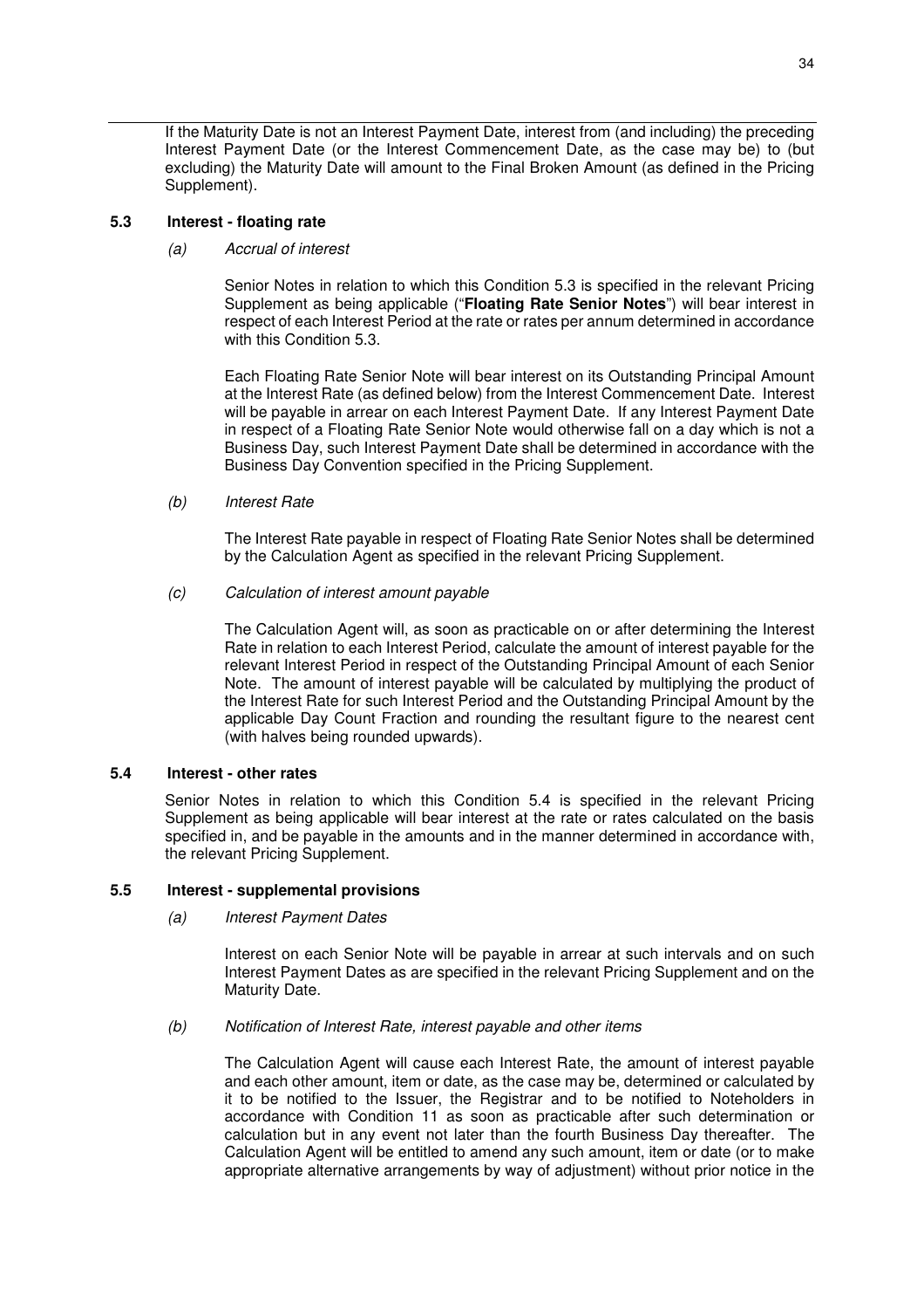If the Maturity Date is not an Interest Payment Date, interest from (and including) the preceding Interest Payment Date (or the Interest Commencement Date, as the case may be) to (but excluding) the Maturity Date will amount to the Final Broken Amount (as defined in the Pricing Supplement).

### 5.3 Interest - floating rate

*(a) Accrual of interest*

Senior Notes in relation to which this Condition 5.3 is specified in the relevant Pricing Supplement as being applicable ("**Floating Rate Senior Notes**") will bear interest in respect of each Interest Period at the rate or rates per annum determined in accordance with this Condition 5.3.

Each Floating Rate Senior Note will bear interest on its Outstanding Principal Amount at the Interest Rate (as defined below) from the Interest Commencement Date. Interest will be payable in arrear on each Interest Payment Date. If any Interest Payment Date in respect of a Floating Rate Senior Note would otherwise fall on a day which is not a Business Day, such Interest Payment Date shall be determined in accordance with the Business Day Convention specified in the Pricing Supplement.

*(b) Interest Rate*

The Interest Rate payable in respect of Floating Rate Senior Notes shall be determined by the Calculation Agent as specified in the relevant Pricing Supplement.

*(c) Calculation of interest amount payable*

The Calculation Agent will, as soon as practicable on or after determining the Interest Rate in relation to each Interest Period, calculate the amount of interest payable for the relevant Interest Period in respect of the Outstanding Principal Amount of each Senior Note. The amount of interest payable will be calculated by multiplying the product of the Interest Rate for such Interest Period and the Outstanding Principal Amount by the applicable Day Count Fraction and rounding the resultant figure to the nearest cent (with halves being rounded upwards).

### 5.4 Interest - other rates

Senior Notes in relation to which this Condition 5.4 is specified in the relevant Pricing Supplement as being applicable will bear interest at the rate or rates calculated on the basis specified in, and be payable in the amounts and in the manner determined in accordance with, the relevant Pricing Supplement.

### 5.5 Interest - supplemental provisions

*(a) Interest Payment Dates*

Interest on each Senior Note will be payable in arrear at such intervals and on such Interest Payment Dates as are specified in the relevant Pricing Supplement and on the Maturity Date.

*(b) Notification of Interest Rate, interest payable and other items*

The Calculation Agent will cause each Interest Rate, the amount of interest payable and each other amount, item or date, as the case may be, determined or calculated by it to be notified to the Issuer, the Registrar and to be notified to Noteholders in accordance with Condition 11 as soon as practicable after such determination or calculation but in any event not later than the fourth Business Day thereafter. The Calculation Agent will be entitled to amend any such amount, item or date (or to make appropriate alternative arrangements by way of adjustment) without prior notice in the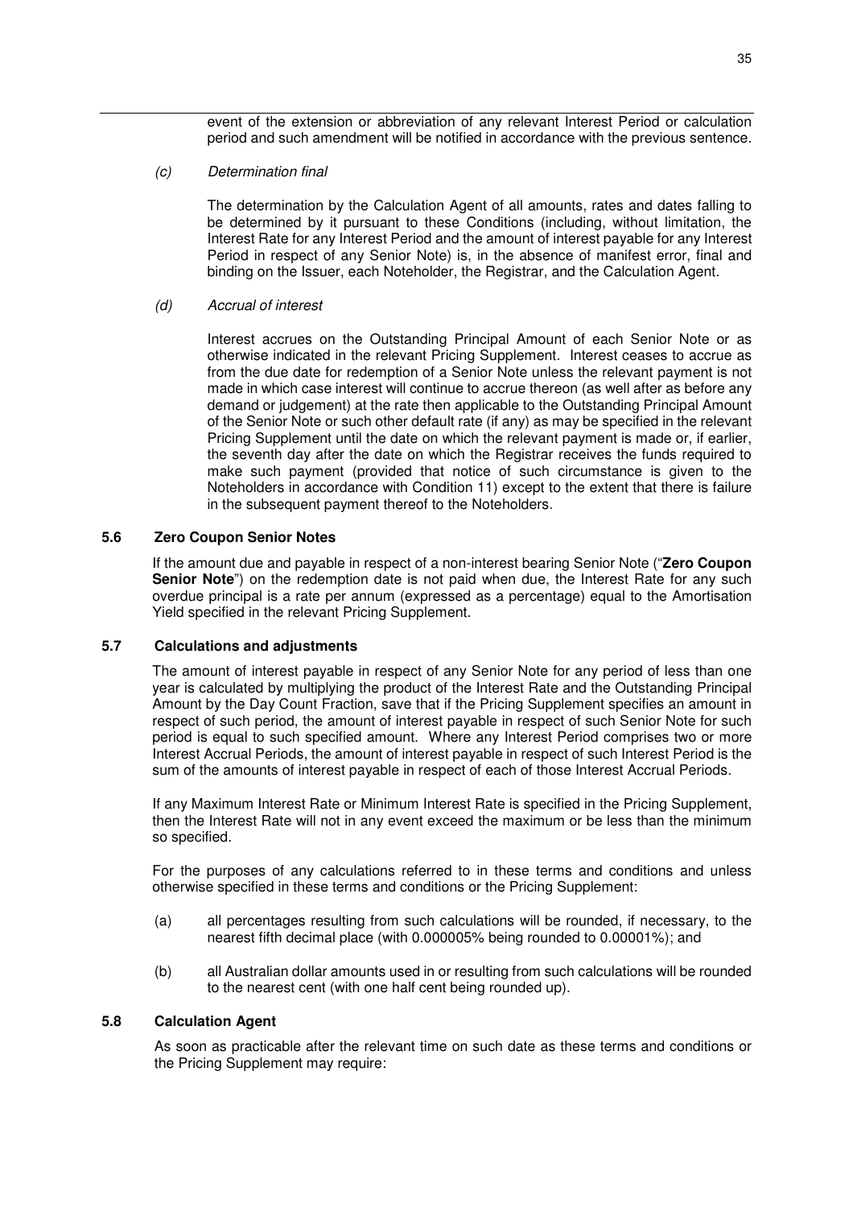event of the extension or abbreviation of any relevant Interest Period or calculation period and such amendment will be notified in accordance with the previous sentence.

(c) *Determination final*

The determination by the Calculation Agent of all amounts, rates and dates falling to be determined by it pursuant to these Conditions (including, without limitation, the Interest Rate for any Interest Period and the amount of interest payable for any Interest Period in respect of any Senior Note) is, in the absence of manifest error, final and binding on the Issuer, each Noteholder, the Registrar, and the Calculation Agent.

(d) *Accrual of interest*

Interest accrues on the Outstanding Principal Amount of each Senior Note or as otherwise indicated in the relevant Pricing Supplement. Interest ceases to accrue as from the due date for redemption of a Senior Note unless the relevant payment is not made in which case interest will continue to accrue thereon (as well after as before any demand or judgement) at the rate then applicable to the Outstanding Principal Amount of the Senior Note or such other default rate (if any) as may be specified in the relevant Pricing Supplement until the date on which the relevant payment is made or, if earlier, the seventh day after the date on which the Registrar receives the funds required to make such payment (provided that notice of such circumstance is given to the Noteholders in accordance with Condition 11) except to the extent that there is failure in the subsequent payment thereof to the Noteholders.

### 5.6 Zero Coupon Senior Notes

If the amount due and payable in respect of a non-interest bearing Senior Note ("**Zero Coupon Senior Note**") on the redemption date is not paid when due, the Interest Rate for any such overdue principal is a rate per annum (expressed as a percentage) equal to the Amortisation Yield specified in the relevant Pricing Supplement.

### 5.7 Calculations and adjustments

The amount of interest payable in respect of any Senior Note for any period of less than one year is calculated by multiplying the product of the Interest Rate and the Outstanding Principal Amount by the Day Count Fraction, save that if the Pricing Supplement specifies an amount in respect of such period, the amount of interest payable in respect of such Senior Note for such period is equal to such specified amount. Where any Interest Period comprises two or more Interest Accrual Periods, the amount of interest payable in respect of such Interest Period is the sum of the amounts of interest payable in respect of each of those Interest Accrual Periods.

If any Maximum Interest Rate or Minimum Interest Rate is specified in the Pricing Supplement, then the Interest Rate will not in any event exceed the maximum or be less than the minimum so specified.

For the purposes of any calculations referred to in these terms and conditions and unless otherwise specified in these terms and conditions or the Pricing Supplement:

(a) all percentages resulting from such calculations will be rounded, if necessary, to the nearest fifth decimal place (with 0.000005% being rounded to 0.00001%); and

(b) all Australian dollar amounts used in or resulting from such calculations will be rounded to the nearest cent (with one half cent being rounded up).

### 5.8 Calculation Agent

As soon as practicable after the relevant time on such date as these terms and conditions or the Pricing Supplement may require: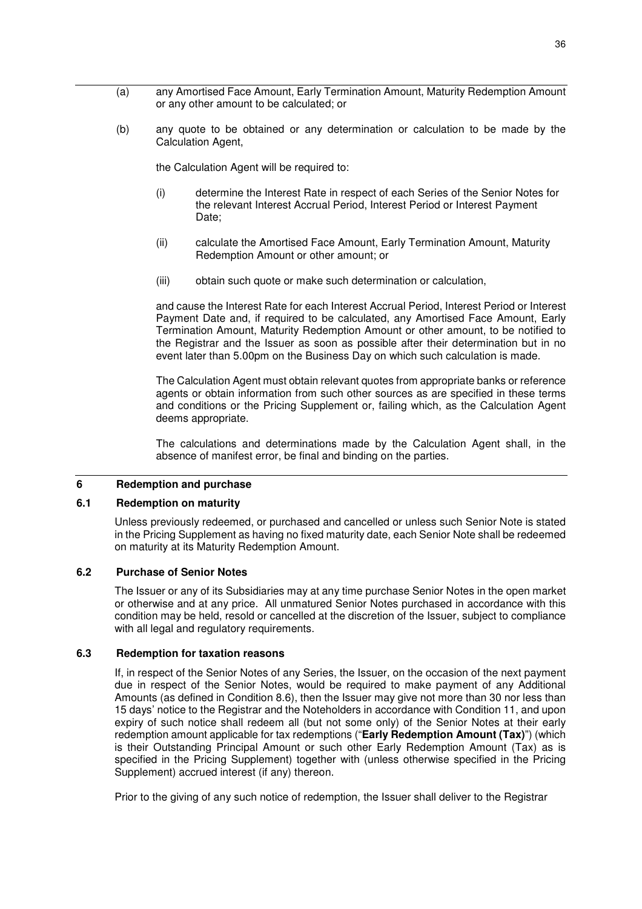(a) any Amortised Face Amount, Early Termination Amount, Maturity Redemption Amount or any other amount to be calculated; or

(b) any quote to be obtained or any determination or calculation to be made by the Calculation Agent,

the Calculation Agent will be required to:

(i) determine the Interest Rate in respect of each Series of the Senior Notes for the relevant Interest Accrual Period, Interest Period or Interest Payment Date;

(ii) calculate the Amortised Face Amount, Early Termination Amount, Maturity Redemption Amount or other amount; or

(iii) obtain such quote or make such determination or calculation,

and cause the Interest Rate for each Interest Accrual Period, Interest Period or Interest Payment Date and, if required to be calculated, any Amortised Face Amount, Early Termination Amount, Maturity Redemption Amount or other amount, to be notified to the Registrar and the Issuer as soon as possible after their determination but in no event later than 5.00pm on the Business Day on which such calculation is made.

The Calculation Agent must obtain relevant quotes from appropriate banks or reference agents or obtain information from such other sources as are specified in these terms and conditions or the Pricing Supplement or, failing which, as the Calculation Agent deems appropriate.

The calculations and determinations made by the Calculation Agent shall, in the absence of manifest error, be final and binding on the parties.

## 6 Redemption and purchase

### 6.1 Redemption on maturity

Unless previously redeemed, or purchased and cancelled or unless such Senior Note is stated in the Pricing Supplement as having no fixed maturity date, each Senior Note shall be redeemed on maturity at its Maturity Redemption Amount.

### 6.2 Purchase of Senior Notes

The Issuer or any of its Subsidiaries may at any time purchase Senior Notes in the open market or otherwise and at any price. All unmatured Senior Notes purchased in accordance with this condition may be held, resold or cancelled at the discretion of the Issuer, subject to compliance with all legal and regulatory requirements.

### 6.3 Redemption for taxation reasons

If, in respect of the Senior Notes of any Series, the Issuer, on the occasion of the next payment due in respect of the Senior Notes, would be required to make payment of any Additional Amounts (as defined in Condition 8.6), then the Issuer may give not more than 30 nor less than 15 days' notice to the Registrar and the Noteholders in accordance with Condition 11, and upon expiry of such notice shall redeem all (but not some only) of the Senior Notes at their early redemption amount applicable for tax redemptions ("**Early Redemption Amount (Tax)**") (which is their Outstanding Principal Amount or such other Early Redemption Amount (Tax) as is specified in the Pricing Supplement) together with (unless otherwise specified in the Pricing Supplement) accrued interest (if any) thereon.

Prior to the giving of any such notice of redemption, the Issuer shall deliver to the Registrar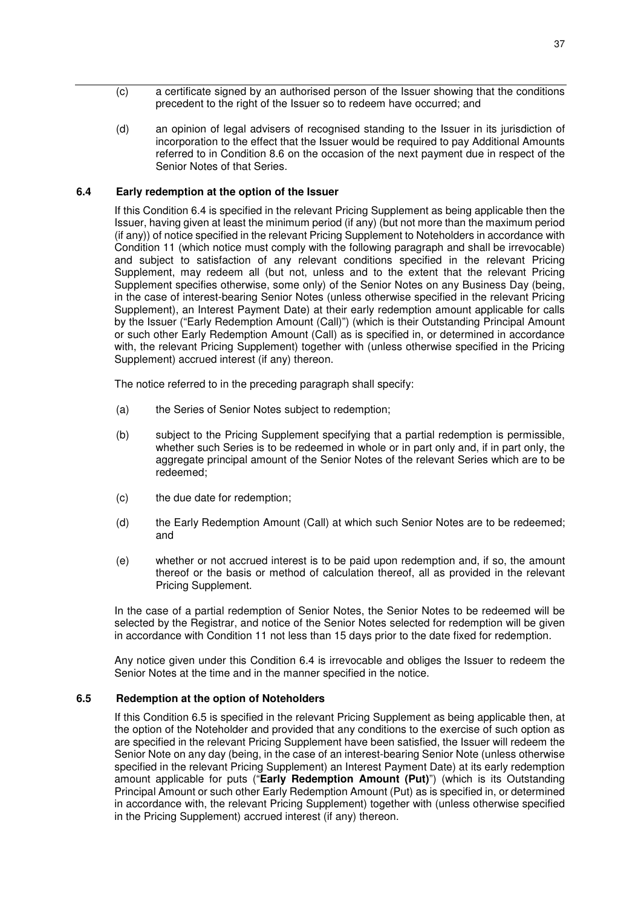(c) a certificate signed by an authorised person of the Issuer showing that the conditions precedent to the right of the Issuer so to redeem have occurred; and

(d) an opinion of legal advisers of recognised standing to the Issuer in its jurisdiction of incorporation to the effect that the Issuer would be required to pay Additional Amounts referred to in Condition 8.6 on the occasion of the next payment due in respect of the Senior Notes of that Series.

### 6.4 Early redemption at the option of the Issuer

If this Condition 6.4 is specified in the relevant Pricing Supplement as being applicable then the Issuer, having given at least the minimum period (if any) (but not more than the maximum period (if any)) of notice specified in the relevant Pricing Supplement to Noteholders in accordance with Condition 11 (which notice must comply with the following paragraph and shall be irrevocable) and subject to satisfaction of any relevant conditions specified in the relevant Pricing Supplement, may redeem all (but not, unless and to the extent that the relevant Pricing Supplement specifies otherwise, some only) of the Senior Notes on any Business Day (being, in the case of interest-bearing Senior Notes (unless otherwise specified in the relevant Pricing Supplement), an Interest Payment Date) at their early redemption amount applicable for calls by the Issuer ("Early Redemption Amount (Call)") (which is their Outstanding Principal Amount or such other Early Redemption Amount (Call) as is specified in, or determined in accordance with, the relevant Pricing Supplement) together with (unless otherwise specified in the Pricing Supplement) accrued interest (if any) thereon.

The notice referred to in the preceding paragraph shall specify:

(a) the Series of Senior Notes subject to redemption;

(b) subject to the Pricing Supplement specifying that a partial redemption is permissible, whether such Series is to be redeemed in whole or in part only and, if in part only, the aggregate principal amount of the Senior Notes of the relevant Series which are to be redeemed;

(c) the due date for redemption;

(d) the Early Redemption Amount (Call) at which such Senior Notes are to be redeemed; and

(e) whether or not accrued interest is to be paid upon redemption and, if so, the amount thereof or the basis or method of calculation thereof, all as provided in the relevant Pricing Supplement.

In the case of a partial redemption of Senior Notes, the Senior Notes to be redeemed will be selected by the Registrar, and notice of the Senior Notes selected for redemption will be given in accordance with Condition 11 not less than 15 days prior to the date fixed for redemption.

Any notice given under this Condition 6.4 is irrevocable and obliges the Issuer to redeem the Senior Notes at the time and in the manner specified in the notice.

### 6.5 Redemption at the option of Noteholders

If this Condition 6.5 is specified in the relevant Pricing Supplement as being applicable then, at the option of the Noteholder and provided that any conditions to the exercise of such option as are specified in the relevant Pricing Supplement have been satisfied, the Issuer will redeem the Senior Note on any day (being, in the case of an interest-bearing Senior Note (unless otherwise specified in the relevant Pricing Supplement) an Interest Payment Date) at its early redemption amount applicable for puts ("**Early Redemption Amount (Put)**") (which is its Outstanding Principal Amount or such other Early Redemption Amount (Put) as is specified in, or determined in accordance with, the relevant Pricing Supplement) together with (unless otherwise specified in the Pricing Supplement) accrued interest (if any) thereon.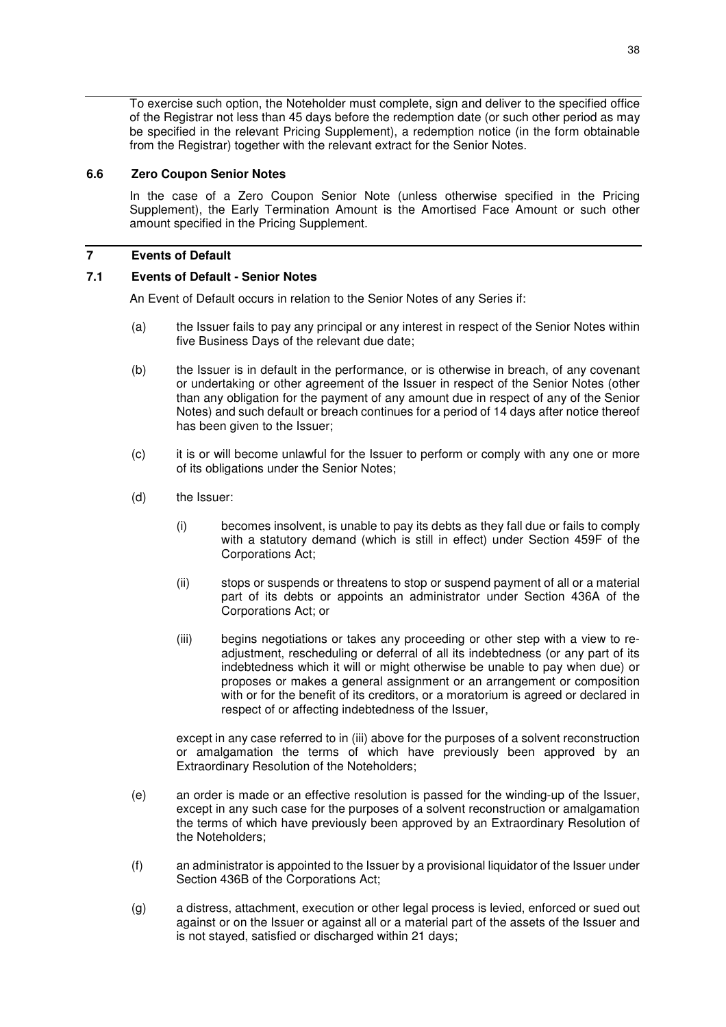To exercise such option, the Noteholder must complete, sign and deliver to the specified office of the Registrar not less than 45 days before the redemption date (or such other period as may be specified in the relevant Pricing Supplement), a redemption notice (in the form obtainable from the Registrar) together with the relevant extract for the Senior Notes.

### 6.6 Zero Coupon Senior Notes

In the case of a Zero Coupon Senior Note (unless otherwise specified in the Pricing Supplement), the Early Termination Amount is the Amortised Face Amount or such other amount specified in the Pricing Supplement.

## 7 Events of Default

### 7.1 Events of Default - Senior Notes

An Event of Default occurs in relation to the Senior Notes of any Series if:

(a) the Issuer fails to pay any principal or any interest in respect of the Senior Notes within five Business Days of the relevant due date;

(b) the Issuer is in default in the performance, or is otherwise in breach, of any covenant or undertaking or other agreement of the Issuer in respect of the Senior Notes (other than any obligation for the payment of any amount due in respect of any of the Senior Notes) and such default or breach continues for a period of 14 days after notice thereof has been given to the Issuer;

(c) it is or will become unlawful for the Issuer to perform or comply with any one or more of its obligations under the Senior Notes;

(d) the Issuer:

(i) becomes insolvent, is unable to pay its debts as they fall due or fails to comply with a statutory demand (which is still in effect) under Section 459F of the Corporations Act;

(ii) stops or suspends or threatens to stop or suspend payment of all or a material part of its debts or appoints an administrator under Section 436A of the Corporations Act; or

(iii) begins negotiations or takes any proceeding or other step with a view to re-adjustment, rescheduling or deferral of all its indebtedness (or any part of its indebtedness which it will or might otherwise be unable to pay when due) or proposes or makes a general assignment or an arrangement or composition with or for the benefit of its creditors, or a moratorium is agreed or declared in respect of or affecting indebtedness of the Issuer,

except in any case referred to in (iii) above for the purposes of a solvent reconstruction or amalgamation the terms of which have previously been approved by an Extraordinary Resolution of the Noteholders;

(e) an order is made or an effective resolution is passed for the winding-up of the Issuer, except in any such case for the purposes of a solvent reconstruction or amalgamation the terms of which have previously been approved by an Extraordinary Resolution of the Noteholders;

(f) an administrator is appointed to the Issuer by a provisional liquidator of the Issuer under Section 436B of the Corporations Act;

(g) a distress, attachment, execution or other legal process is levied, enforced or sued out against or on the Issuer or against all or a material part of the assets of the Issuer and is not stayed, satisfied or discharged within 21 days;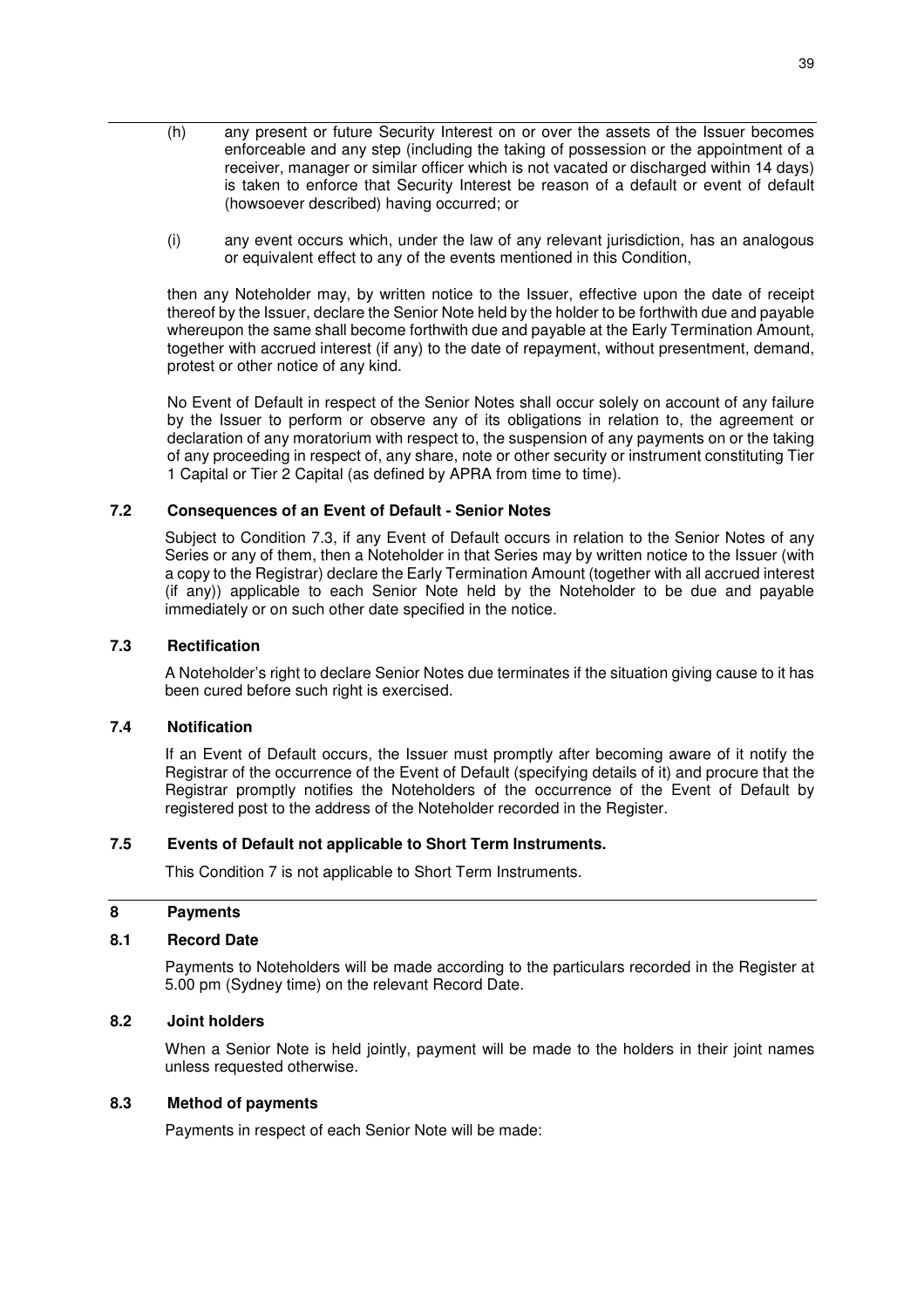(h) any present or future Security Interest on or over the assets of the Issuer becomes enforceable and any step (including the taking of possession or the appointment of a receiver, manager or similar officer which is not vacated or discharged within 14 days) is taken to enforce that Security Interest be reason of a default or event of default (howsoever described) having occurred; or

(i) any event occurs which, under the law of any relevant jurisdiction, has an analogous or equivalent effect to any of the events mentioned in this Condition,

then any Noteholder may, by written notice to the Issuer, effective upon the date of receipt thereof by the Issuer, declare the Senior Note held by the holder to be forthwith due and payable whereupon the same shall become forthwith due and payable at the Early Termination Amount, together with accrued interest (if any) to the date of repayment, without presentment, demand, protest or other notice of any kind.

No Event of Default in respect of the Senior Notes shall occur solely on account of any failure by the Issuer to perform or observe any of its obligations in relation to, the agreement or declaration of any moratorium with respect to, the suspension of any payments on or the taking of any proceeding in respect of, any share, note or other security or instrument constituting Tier 1 Capital or Tier 2 Capital (as defined by APRA from time to time).

### 7.2 Consequences of an Event of Default - Senior Notes

Subject to Condition 7.3, if any Event of Default occurs in relation to the Senior Notes of any Series or any of them, then a Noteholder in that Series may by written notice to the Issuer (with a copy to the Registrar) declare the Early Termination Amount (together with all accrued interest (if any)) applicable to each Senior Note held by the Noteholder to be due and payable immediately or on such other date specified in the notice.

### 7.3 Rectification

A Noteholder's right to declare Senior Notes due terminates if the situation giving cause to it has been cured before such right is exercised.

### 7.4 Notification

If an Event of Default occurs, the Issuer must promptly after becoming aware of it notify the Registrar of the occurrence of the Event of Default (specifying details of it) and procure that the Registrar promptly notifies the Noteholders of the occurrence of the Event of Default by registered post to the address of the Noteholder recorded in the Register.

### 7.5 Events of Default not applicable to Short Term Instruments.

This Condition 7 is not applicable to Short Term Instruments.

## 8 Payments

### 8.1 Record Date

Payments to Noteholders will be made according to the particulars recorded in the Register at 5.00 pm (Sydney time) on the relevant Record Date.

### 8.2 Joint holders

When a Senior Note is held jointly, payment will be made to the holders in their joint names unless requested otherwise.

### 8.3 Method of payments

Payments in respect of each Senior Note will be made: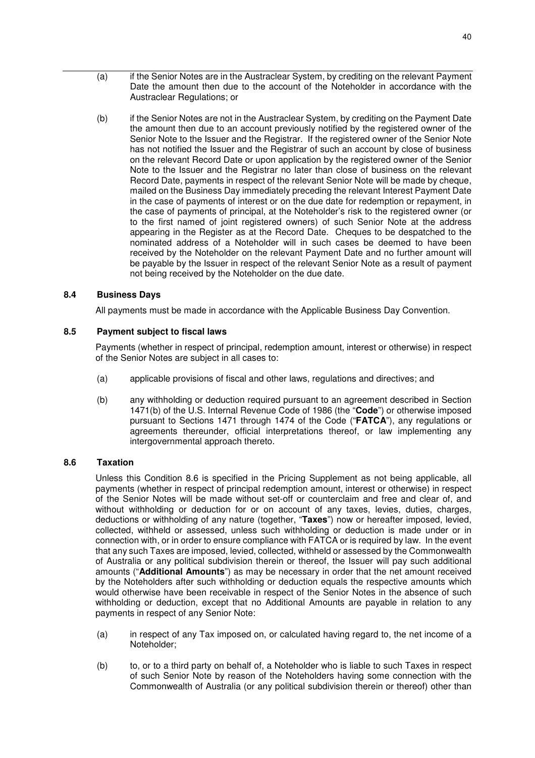(a) if the Senior Notes are in the Austraclear System, by crediting on the relevant Payment Date the amount then due to the account of the Noteholder in accordance with the Austraclear Regulations; or

(b) if the Senior Notes are not in the Austraclear System, by crediting on the Payment Date the amount then due to an account previously notified by the registered owner of the Senior Note to the Issuer and the Registrar. If the registered owner of the Senior Note has not notified the Issuer and the Registrar of such an account by close of business on the relevant Record Date or upon application by the registered owner of the Senior Note to the Issuer and the Registrar no later than close of business on the relevant Record Date, payments in respect of the relevant Senior Note will be made by cheque, mailed on the Business Day immediately preceding the relevant Interest Payment Date in the case of payments of interest or on the due date for redemption or repayment, in the case of payments of principal, at the Noteholder's risk to the registered owner (or to the first named of joint registered owners) of such Senior Note at the address appearing in the Register as at the Record Date. Cheques to be despatched to the nominated address of a Noteholder will in such cases be deemed to have been received by the Noteholder on the relevant Payment Date and no further amount will be payable by the Issuer in respect of the relevant Senior Note as a result of payment not being received by the Noteholder on the due date.

### 8.4 Business Days

All payments must be made in accordance with the Applicable Business Day Convention.

### 8.5 Payment subject to fiscal laws

Payments (whether in respect of principal, redemption amount, interest or otherwise) in respect of the Senior Notes are subject in all cases to:

(a) applicable provisions of fiscal and other laws, regulations and directives; and

(b) any withholding or deduction required pursuant to an agreement described in Section 1471(b) of the U.S. Internal Revenue Code of 1986 (the "**Code**") or otherwise imposed pursuant to Sections 1471 through 1474 of the Code ("**FATCA**"), any regulations or agreements thereunder, official interpretations thereof, or law implementing any intergovernmental approach thereto.

### 8.6 Taxation

Unless this Condition 8.6 is specified in the Pricing Supplement as not being applicable, all payments (whether in respect of principal redemption amount, interest or otherwise) in respect of the Senior Notes will be made without set-off or counterclaim and free and clear of, and without withholding or deduction for or on account of any taxes, levies, duties, charges, deductions or withholding of any nature (together, "**Taxes**") now or hereafter imposed, levied, collected, withheld or assessed, unless such withholding or deduction is made under or in connection with, or in order to ensure compliance with FATCA or is required by law. In the event that any such Taxes are imposed, levied, collected, withheld or assessed by the Commonwealth of Australia or any political subdivision therein or thereof, the Issuer will pay such additional amounts ("**Additional Amounts**") as may be necessary in order that the net amount received by the Noteholders after such withholding or deduction equals the respective amounts which would otherwise have been receivable in respect of the Senior Notes in the absence of such withholding or deduction, except that no Additional Amounts are payable in relation to any payments in respect of any Senior Note:

(a) in respect of any Tax imposed on, or calculated having regard to, the net income of a Noteholder;

(b) to, or to a third party on behalf of, a Noteholder who is liable to such Taxes in respect of such Senior Note by reason of the Noteholders having some connection with the Commonwealth of Australia (or any political subdivision therein or thereof) other than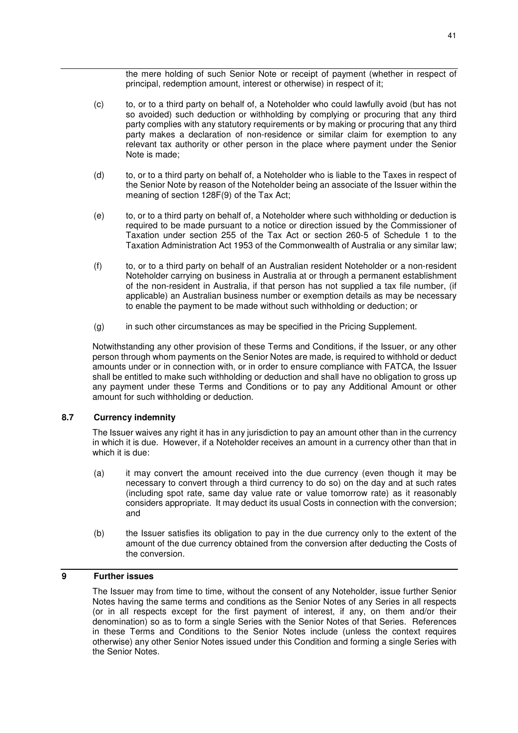the mere holding of such Senior Note or receipt of payment (whether in respect of principal, redemption amount, interest or otherwise) in respect of it;

(c) to, or to a third party on behalf of, a Noteholder who could lawfully avoid (but has not so avoided) such deduction or withholding by complying or procuring that any third party complies with any statutory requirements or by making or procuring that any third party makes a declaration of non-residence or similar claim for exemption to any relevant tax authority or other person in the place where payment under the Senior Note is made;

(d) to, or to a third party on behalf of, a Noteholder who is liable to the Taxes in respect of the Senior Note by reason of the Noteholder being an associate of the Issuer within the meaning of section 128F(9) of the Tax Act;

(e) to, or to a third party on behalf of, a Noteholder where such withholding or deduction is required to be made pursuant to a notice or direction issued by the Commissioner of Taxation under section 255 of the Tax Act or section 260-5 of Schedule 1 to the Taxation Administration Act 1953 of the Commonwealth of Australia or any similar law;

(f) to, or to a third party on behalf of an Australian resident Noteholder or a non-resident Noteholder carrying on business in Australia at or through a permanent establishment of the non-resident in Australia, if that person has not supplied a tax file number, (if applicable) an Australian business number or exemption details as may be necessary to enable the payment to be made without such withholding or deduction; or

(g) in such other circumstances as may be specified in the Pricing Supplement.

Notwithstanding any other provision of these Terms and Conditions, if the Issuer, or any other person through whom payments on the Senior Notes are made, is required to withhold or deduct amounts under or in connection with, or in order to ensure compliance with FATCA, the Issuer shall be entitled to make such withholding or deduction and shall have no obligation to gross up any payment under these Terms and Conditions or to pay any Additional Amount or other amount for such withholding or deduction.

### 8.7 Currency indemnity

The Issuer waives any right it has in any jurisdiction to pay an amount other than in the currency in which it is due. However, if a Noteholder receives an amount in a currency other than that in which it is due:

(a) it may convert the amount received into the due currency (even though it may be necessary to convert through a third currency to do so) on the day and at such rates (including spot rate, same day value rate or value tomorrow rate) as it reasonably considers appropriate. It may deduct its usual Costs in connection with the conversion; and

(b) the Issuer satisfies its obligation to pay in the due currency only to the extent of the amount of the due currency obtained from the conversion after deducting the Costs of the conversion.

## 9 Further issues

The Issuer may from time to time, without the consent of any Noteholder, issue further Senior Notes having the same terms and conditions as the Senior Notes of any Series in all respects (or in all respects except for the first payment of interest, if any, on them and/or their denomination) so as to form a single Series with the Senior Notes of that Series. References in these Terms and Conditions to the Senior Notes include (unless the context requires otherwise) any other Senior Notes issued under this Condition and forming a single Series with the Senior Notes.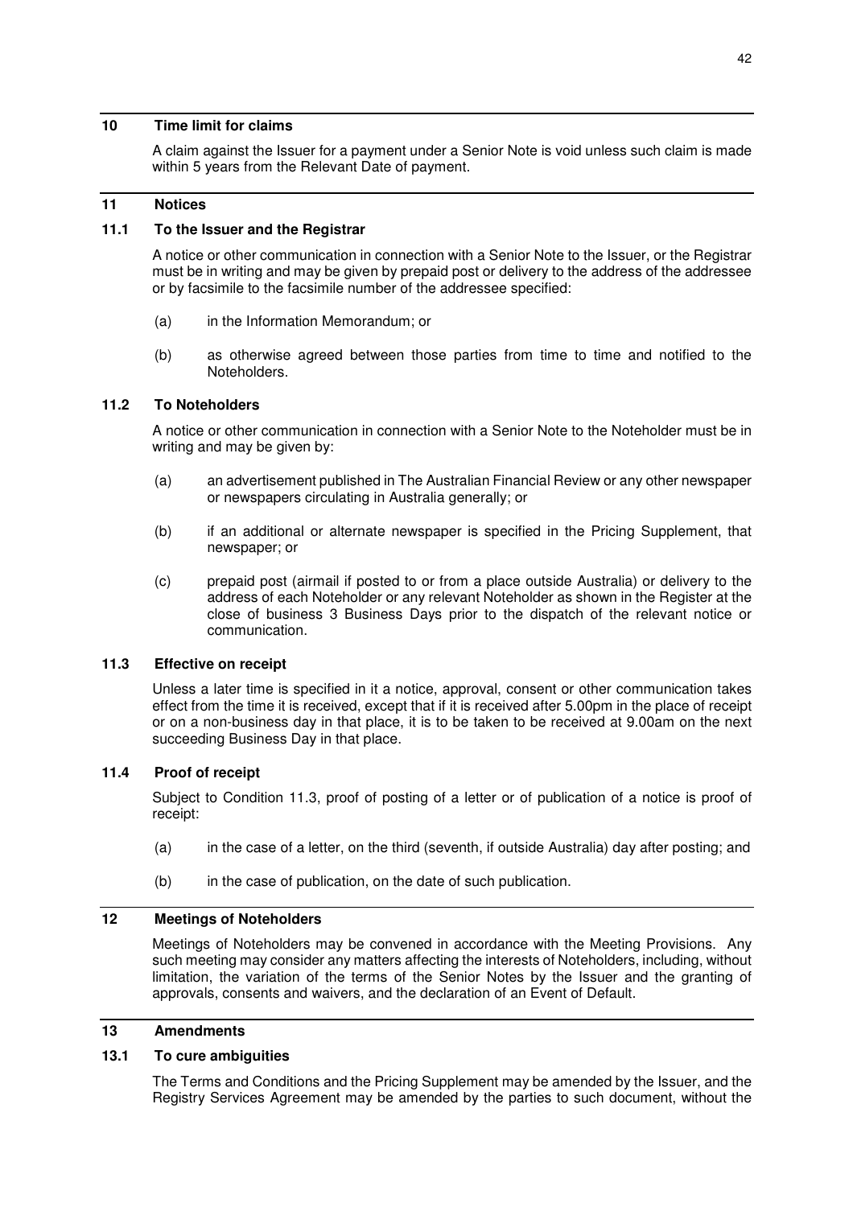## 10 Time limit for claims

A claim against the Issuer for a payment under a Senior Note is void unless such claim is made within 5 years from the Relevant Date of payment.

## 11 Notices

### 11.1 To the Issuer and the Registrar

A notice or other communication in connection with a Senior Note to the Issuer, or the Registrar must be in writing and may be given by prepaid post or delivery to the address of the addressee or by facsimile to the facsimile number of the addressee specified:

(a) in the Information Memorandum; or

(b) as otherwise agreed between those parties from time to time and notified to the Noteholders.

### 11.2 To Noteholders

A notice or other communication in connection with a Senior Note to the Noteholder must be in writing and may be given by:

(a) an advertisement published in The Australian Financial Review or any other newspaper or newspapers circulating in Australia generally; or

(b) if an additional or alternate newspaper is specified in the Pricing Supplement, that newspaper; or

(c) prepaid post (airmail if posted to or from a place outside Australia) or delivery to the address of each Noteholder or any relevant Noteholder as shown in the Register at the close of business 3 Business Days prior to the dispatch of the relevant notice or communication.

### 11.3 Effective on receipt

Unless a later time is specified in it a notice, approval, consent or other communication takes effect from the time it is received, except that if it is received after 5.00pm in the place of receipt or on a non-business day in that place, it is to be taken to be received at 9.00am on the next succeeding Business Day in that place.

### 11.4 Proof of receipt

Subject to Condition 11.3, proof of posting of a letter or of publication of a notice is proof of receipt:

(a) in the case of a letter, on the third (seventh, if outside Australia) day after posting; and

(b) in the case of publication, on the date of such publication.

## 12 Meetings of Noteholders

Meetings of Noteholders may be convened in accordance with the Meeting Provisions. Any such meeting may consider any matters affecting the interests of Noteholders, including, without limitation, the variation of the terms of the Senior Notes by the Issuer and the granting of approvals, consents and waivers, and the declaration of an Event of Default.

## 13 Amendments

### 13.1 To cure ambiguities

The Terms and Conditions and the Pricing Supplement may be amended by the Issuer, and the Registry Services Agreement may be amended by the parties to such document, without the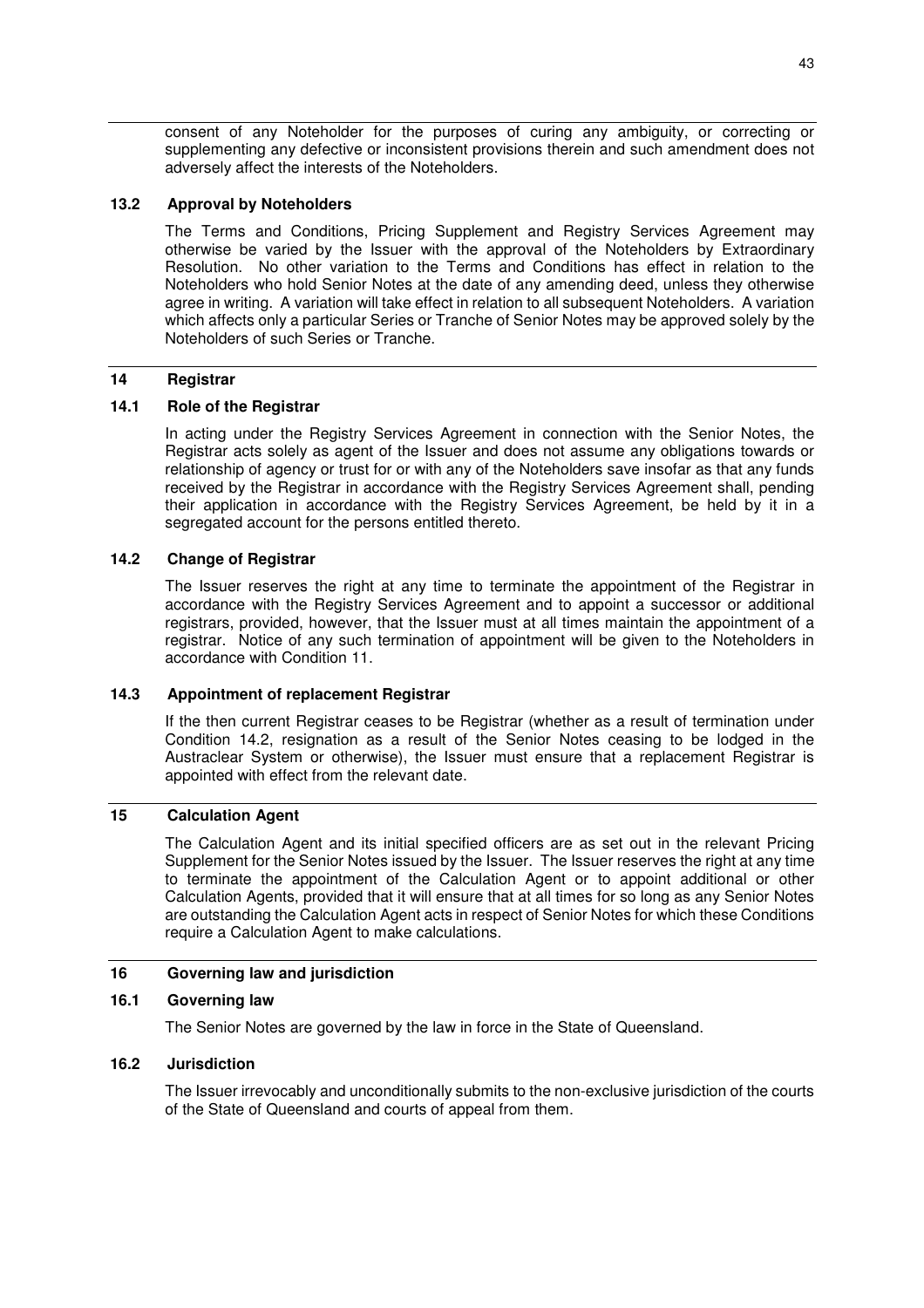consent of any Noteholder for the purposes of curing any ambiguity, or correcting or supplementing any defective or inconsistent provisions therein and such amendment does not adversely affect the interests of the Noteholders.

### 13.2 Approval by Noteholders

The Terms and Conditions, Pricing Supplement and Registry Services Agreement may otherwise be varied by the Issuer with the approval of the Noteholders by Extraordinary Resolution. No other variation to the Terms and Conditions has effect in relation to the Noteholders who hold Senior Notes at the date of any amending deed, unless they otherwise agree in writing. A variation will take effect in relation to all subsequent Noteholders. A variation which affects only a particular Series or Tranche of Senior Notes may be approved solely by the Noteholders of such Series or Tranche.

## 14 Registrar

### 14.1 Role of the Registrar

In acting under the Registry Services Agreement in connection with the Senior Notes, the Registrar acts solely as agent of the Issuer and does not assume any obligations towards or relationship of agency or trust for or with any of the Noteholders save insofar as that any funds received by the Registrar in accordance with the Registry Services Agreement shall, pending their application in accordance with the Registry Services Agreement, be held by it in a segregated account for the persons entitled thereto.

### 14.2 Change of Registrar

The Issuer reserves the right at any time to terminate the appointment of the Registrar in accordance with the Registry Services Agreement and to appoint a successor or additional registrars, provided, however, that the Issuer must at all times maintain the appointment of a registrar. Notice of any such termination of appointment will be given to the Noteholders in accordance with Condition 11.

### 14.3 Appointment of replacement Registrar

If the then current Registrar ceases to be Registrar (whether as a result of termination under Condition 14.2, resignation as a result of the Senior Notes ceasing to be lodged in the Austraclear System or otherwise), the Issuer must ensure that a replacement Registrar is appointed with effect from the relevant date.

## 15 Calculation Agent

The Calculation Agent and its initial specified officers are as set out in the relevant Pricing Supplement for the Senior Notes issued by the Issuer. The Issuer reserves the right at any time to terminate the appointment of the Calculation Agent or to appoint additional or other Calculation Agents, provided that it will ensure that at all times for so long as any Senior Notes are outstanding the Calculation Agent acts in respect of Senior Notes for which these Conditions require a Calculation Agent to make calculations.

## 16 Governing law and jurisdiction

### 16.1 Governing law

The Senior Notes are governed by the law in force in the State of Queensland.

### 16.2 Jurisdiction

The Issuer irrevocably and unconditionally submits to the non-exclusive jurisdiction of the courts of the State of Queensland and courts of appeal from them.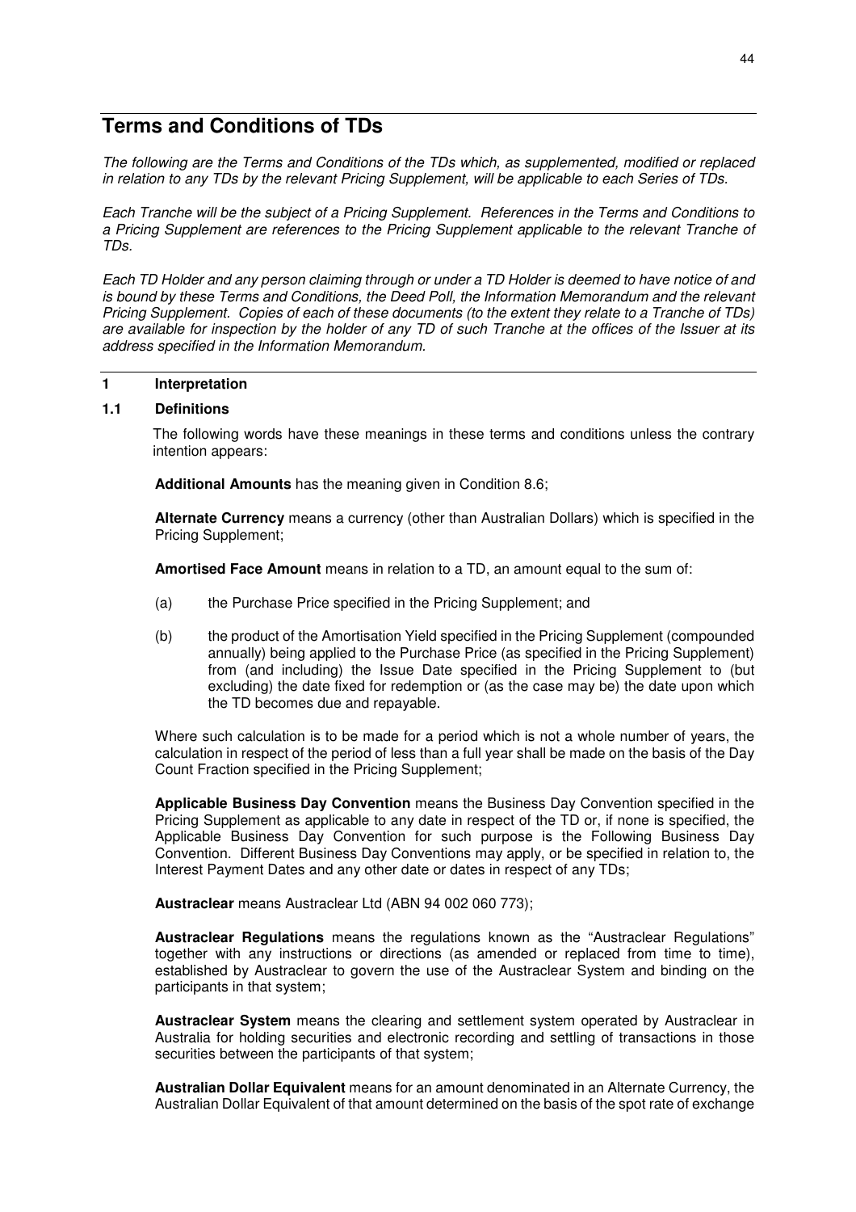# Terms and Conditions of TDs

*The following are the Terms and Conditions of the TDs which, as supplemented, modified or replaced in relation to any TDs by the relevant Pricing Supplement, will be applicable to each Series of TDs.*

*Each Tranche will be the subject of a Pricing Supplement. References in the Terms and Conditions to a Pricing Supplement are references to the Pricing Supplement applicable to the relevant Tranche of TDs.*

*Each TD Holder and any person claiming through or under a TD Holder is deemed to have notice of and is bound by these Terms and Conditions, the Deed Poll, the Information Memorandum and the relevant Pricing Supplement. Copies of each of these documents (to the extent they relate to a Tranche of TDs) are available for inspection by the holder of any TD of such Tranche at the offices of the Issuer at its address specified in the Information Memorandum.*

## 1 Interpretation

### 1.1 Definitions

The following words have these meanings in these terms and conditions unless the contrary intention appears:

**Additional Amounts** has the meaning given in Condition 8.6;

**Alternate Currency** means a currency (other than Australian Dollars) which is specified in the Pricing Supplement;

**Amortised Face Amount** means in relation to a TD, an amount equal to the sum of:

(a) the Purchase Price specified in the Pricing Supplement; and

(b) the product of the Amortisation Yield specified in the Pricing Supplement (compounded annually) being applied to the Purchase Price (as specified in the Pricing Supplement) from (and including) the Issue Date specified in the Pricing Supplement to (but excluding) the date fixed for redemption or (as the case may be) the date upon which the TD becomes due and repayable.

Where such calculation is to be made for a period which is not a whole number of years, the calculation in respect of the period of less than a full year shall be made on the basis of the Day Count Fraction specified in the Pricing Supplement;

**Applicable Business Day Convention** means the Business Day Convention specified in the Pricing Supplement as applicable to any date in respect of the TD or, if none is specified, the Applicable Business Day Convention for such purpose is the Following Business Day Convention. Different Business Day Conventions may apply, or be specified in relation to, the Interest Payment Dates and any other date or dates in respect of any TDs;

**Austraclear** means Austraclear Ltd (ABN 94 002 060 773);

**Austraclear Regulations** means the regulations known as the "Austraclear Regulations" together with any instructions or directions (as amended or replaced from time to time), established by Austraclear to govern the use of the Austraclear System and binding on the participants in that system;

**Austraclear System** means the clearing and settlement system operated by Austraclear in Australia for holding securities and electronic recording and settling of transactions in those securities between the participants of that system;

**Australian Dollar Equivalent** means for an amount denominated in an Alternate Currency, the Australian Dollar Equivalent of that amount determined on the basis of the spot rate of exchange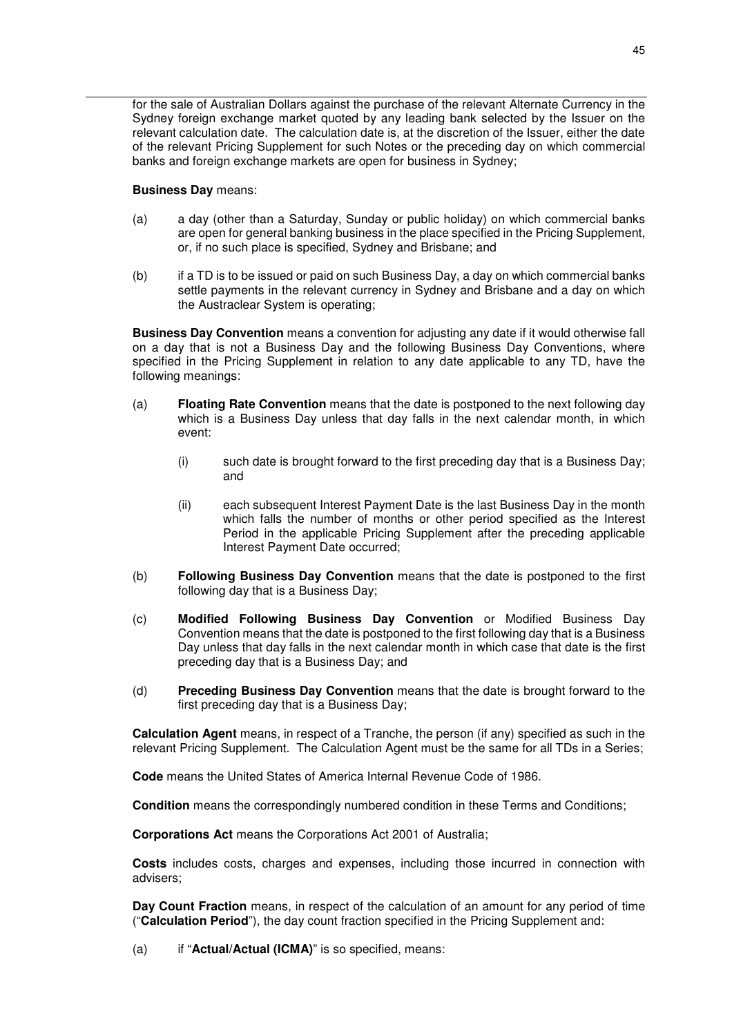for the sale of Australian Dollars against the purchase of the relevant Alternate Currency in the Sydney foreign exchange market quoted by any leading bank selected by the Issuer on the relevant calculation date. The calculation date is, at the discretion of the Issuer, either the date of the relevant Pricing Supplement for such Notes or the preceding day on which commercial banks and foreign exchange markets are open for business in Sydney;

**Business Day** means:

(a) a day (other than a Saturday, Sunday or public holiday) on which commercial banks are open for general banking business in the place specified in the Pricing Supplement, or, if no such place is specified, Sydney and Brisbane; and

(b) if a TD is to be issued or paid on such Business Day, a day on which commercial banks settle payments in the relevant currency in Sydney and Brisbane and a day on which the Austraclear System is operating;

**Business Day Convention** means a convention for adjusting any date if it would otherwise fall on a day that is not a Business Day and the following Business Day Conventions, where specified in the Pricing Supplement in relation to any date applicable to any TD, have the following meanings:

(a) **Floating Rate Convention** means that the date is postponed to the next following day which is a Business Day unless that day falls in the next calendar month, in which event:

  (i) such date is brought forward to the first preceding day that is a Business Day; and

  (ii) each subsequent Interest Payment Date is the last Business Day in the month which falls the number of months or other period specified as the Interest Period in the applicable Pricing Supplement after the preceding applicable Interest Payment Date occurred;

(b) **Following Business Day Convention** means that the date is postponed to the first following day that is a Business Day;

(c) **Modified Following Business Day Convention** or Modified Business Day Convention means that the date is postponed to the first following day that is a Business Day unless that day falls in the next calendar month in which case that date is the first preceding day that is a Business Day; and

(d) **Preceding Business Day Convention** means that the date is brought forward to the first preceding day that is a Business Day;

**Calculation Agent** means, in respect of a Tranche, the person (if any) specified as such in the relevant Pricing Supplement. The Calculation Agent must be the same for all TDs in a Series;

**Code** means the United States of America Internal Revenue Code of 1986.

**Condition** means the correspondingly numbered condition in these Terms and Conditions;

**Corporations Act** means the Corporations Act 2001 of Australia;

**Costs** includes costs, charges and expenses, including those incurred in connection with advisers;

**Day Count Fraction** means, in respect of the calculation of an amount for any period of time ("**Calculation Period**"), the day count fraction specified in the Pricing Supplement and:

(a) if "**Actual/Actual (ICMA)**" is so specified, means: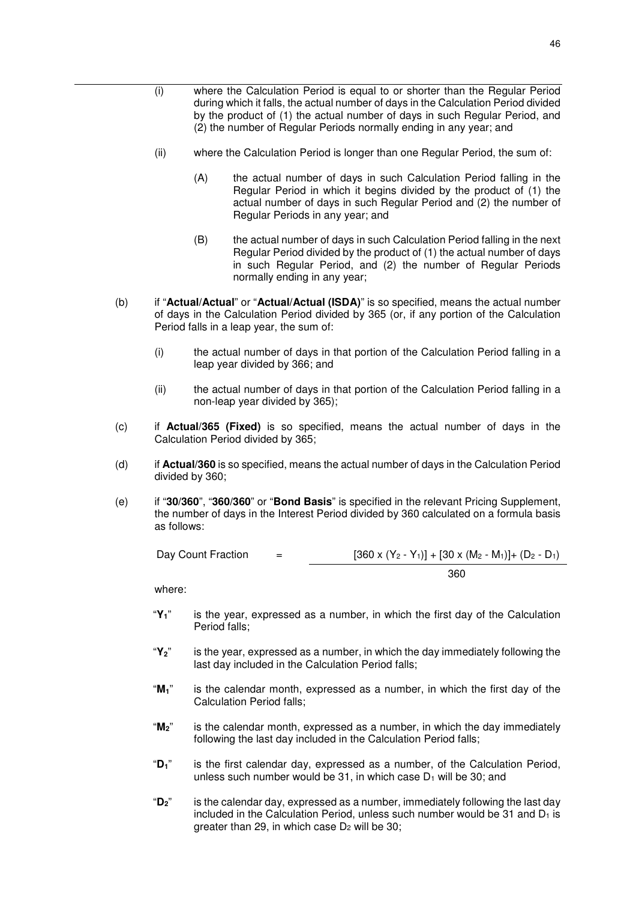(i) where the Calculation Period is equal to or shorter than the Regular Period during which it falls, the actual number of days in the Calculation Period divided by the product of (1) the actual number of days in such Regular Period, and (2) the number of Regular Periods normally ending in any year; and

(ii) where the Calculation Period is longer than one Regular Period, the sum of:

(A) the actual number of days in such Calculation Period falling in the Regular Period in which it begins divided by the product of (1) the actual number of days in such Regular Period and (2) the number of Regular Periods in any year; and

(B) the actual number of days in such Calculation Period falling in the next Regular Period divided by the product of (1) the actual number of days in such Regular Period, and (2) the number of Regular Periods normally ending in any year;

(b) if "**Actual/Actual**" or "**Actual/Actual (ISDA)**" is so specified, means the actual number of days in the Calculation Period divided by 365 (or, if any portion of the Calculation Period falls in a leap year, the sum of:

(i) the actual number of days in that portion of the Calculation Period falling in a leap year divided by 366; and

(ii) the actual number of days in that portion of the Calculation Period falling in a non-leap year divided by 365);

(c) if **Actual/365 (Fixed)** is so specified, means the actual number of days in the Calculation Period divided by 365;

(d) if **Actual/360** is so specified, means the actual number of days in the Calculation Period divided by 360;

(e) if "**30/360**", "**360/360**" or "**Bond Basis**" is specified in the relevant Pricing Supplement, the number of days in the Interest Period divided by 360 calculated on a formula basis as follows:

$$\text{Day Count Fraction} = \frac{[360 \times (Y_2 - Y_1)] + [30 \times (M_2 - M_1)] + (D_2 - D_1)}{360}$$

where:

"$\mathbf{Y_1}$" is the year, expressed as a number, in which the first day of the Calculation Period falls;

"$\mathbf{Y_2}$" is the year, expressed as a number, in which the day immediately following the last day included in the Calculation Period falls;

"$\mathbf{M_1}$" is the calendar month, expressed as a number, in which the first day of the Calculation Period falls;

"$\mathbf{M_2}$" is the calendar month, expressed as a number, in which the day immediately following the last day included in the Calculation Period falls;

"$\mathbf{D_1}$" is the first calendar day, expressed as a number, of the Calculation Period, unless such number would be 31, in which case $D_1$ will be 30; and

"$\mathbf{D_2}$" is the calendar day, expressed as a number, immediately following the last day included in the Calculation Period, unless such number would be 31 and $D_1$ is greater than 29, in which case $D_2$ will be 30;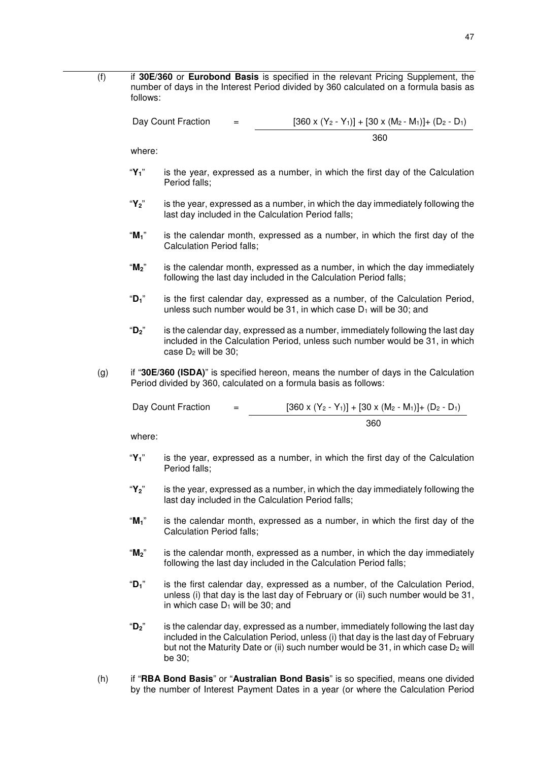(f) if **30E/360** or **Eurobond Basis** is specified in the relevant Pricing Supplement, the number of days in the Interest Period divided by 360 calculated on a formula basis as follows:

$$\text{Day Count Fraction} = \frac{[360 \times (Y_2 - Y_1)] + [30 \times (M_2 - M_1)] + (D_2 - D_1)}{360}$$

where:

"$Y_1$" is the year, expressed as a number, in which the first day of the Calculation Period falls;

"$Y_2$" is the year, expressed as a number, in which the day immediately following the last day included in the Calculation Period falls;

"$M_1$" is the calendar month, expressed as a number, in which the first day of the Calculation Period falls;

"$M_2$" is the calendar month, expressed as a number, in which the day immediately following the last day included in the Calculation Period falls;

"$D_1$" is the first calendar day, expressed as a number, of the Calculation Period, unless such number would be 31, in which case $D_1$ will be 30; and

"$D_2$" is the calendar day, expressed as a number, immediately following the last day included in the Calculation Period, unless such number would be 31, in which case $D_2$ will be 30;

(g) if "**30E/360 (ISDA)**" is specified hereon, means the number of days in the Calculation Period divided by 360, calculated on a formula basis as follows:

$$\text{Day Count Fraction} = \frac{[360 \times (Y_2 - Y_1)] + [30 \times (M_2 - M_1)] + (D_2 - D_1)}{360}$$

where:

"$Y_1$" is the year, expressed as a number, in which the first day of the Calculation Period falls;

"$Y_2$" is the year, expressed as a number, in which the day immediately following the last day included in the Calculation Period falls;

"$M_1$" is the calendar month, expressed as a number, in which the first day of the Calculation Period falls;

"$M_2$" is the calendar month, expressed as a number, in which the day immediately following the last day included in the Calculation Period falls;

"$D_1$" is the first calendar day, expressed as a number, of the Calculation Period, unless (i) that day is the last day of February or (ii) such number would be 31, in which case $D_1$ will be 30; and

"$D_2$" is the calendar day, expressed as a number, immediately following the last day included in the Calculation Period, unless (i) that day is the last day of February but not the Maturity Date or (ii) such number would be 31, in which case $D_2$ will be 30;

(h) if "**RBA Bond Basis**" or "**Australian Bond Basis**" is so specified, means one divided by the number of Interest Payment Dates in a year (or where the Calculation Period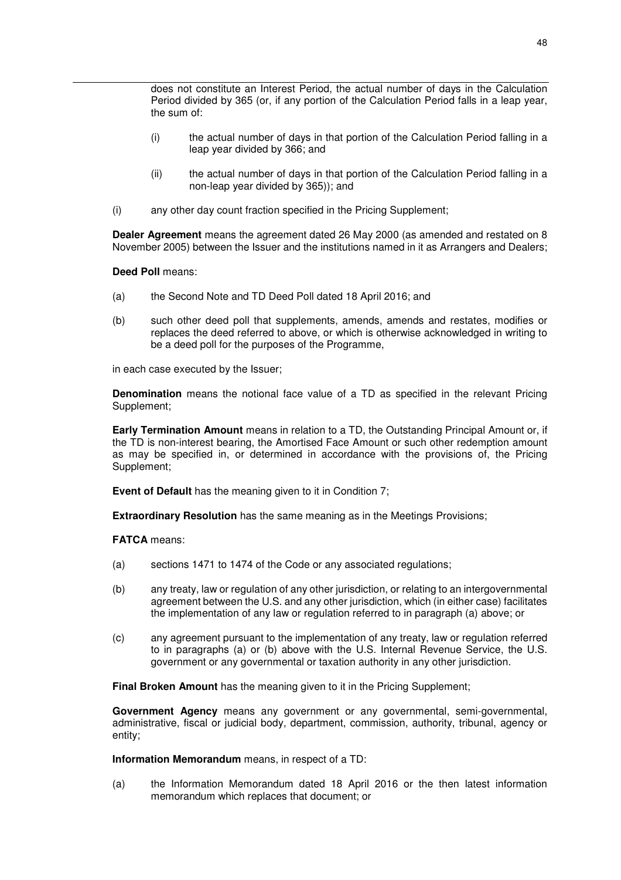does not constitute an Interest Period, the actual number of days in the Calculation Period divided by 365 (or, if any portion of the Calculation Period falls in a leap year, the sum of:

(i) the actual number of days in that portion of the Calculation Period falling in a leap year divided by 366; and

(ii) the actual number of days in that portion of the Calculation Period falling in a non-leap year divided by 365)); and

(i) any other day count fraction specified in the Pricing Supplement;

**Dealer Agreement** means the agreement dated 26 May 2000 (as amended and restated on 8 November 2005) between the Issuer and the institutions named in it as Arrangers and Dealers;

**Deed Poll** means:

(a) the Second Note and TD Deed Poll dated 18 April 2016; and

(b) such other deed poll that supplements, amends, amends and restates, modifies or replaces the deed referred to above, or which is otherwise acknowledged in writing to be a deed poll for the purposes of the Programme,

in each case executed by the Issuer;

**Denomination** means the notional face value of a TD as specified in the relevant Pricing Supplement;

**Early Termination Amount** means in relation to a TD, the Outstanding Principal Amount or, if the TD is non-interest bearing, the Amortised Face Amount or such other redemption amount as may be specified in, or determined in accordance with the provisions of, the Pricing Supplement;

**Event of Default** has the meaning given to it in Condition 7;

**Extraordinary Resolution** has the same meaning as in the Meetings Provisions;

**FATCA** means:

(a) sections 1471 to 1474 of the Code or any associated regulations;

(b) any treaty, law or regulation of any other jurisdiction, or relating to an intergovernmental agreement between the U.S. and any other jurisdiction, which (in either case) facilitates the implementation of any law or regulation referred to in paragraph (a) above; or

(c) any agreement pursuant to the implementation of any treaty, law or regulation referred to in paragraphs (a) or (b) above with the U.S. Internal Revenue Service, the U.S. government or any governmental or taxation authority in any other jurisdiction.

**Final Broken Amount** has the meaning given to it in the Pricing Supplement;

**Government Agency** means any government or any governmental, semi-governmental, administrative, fiscal or judicial body, department, commission, authority, tribunal, agency or entity;

**Information Memorandum** means, in respect of a TD:

(a) the Information Memorandum dated 18 April 2016 or the then latest information memorandum which replaces that document; or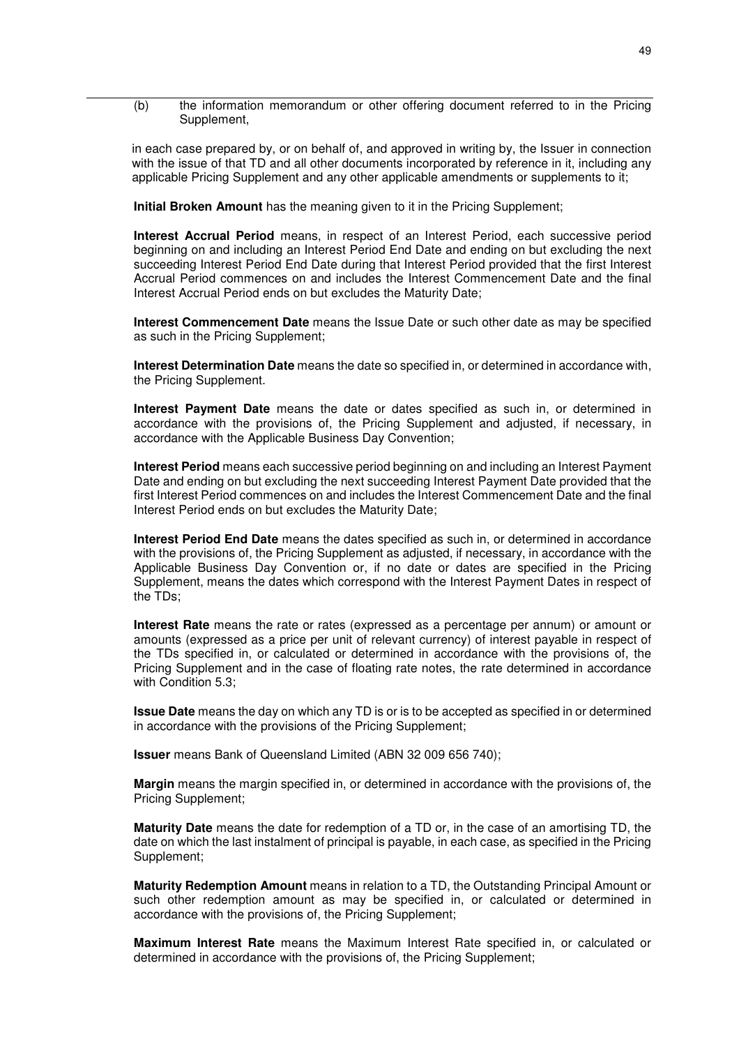(b) the information memorandum or other offering document referred to in the Pricing Supplement,

in each case prepared by, or on behalf of, and approved in writing by, the Issuer in connection with the issue of that TD and all other documents incorporated by reference in it, including any applicable Pricing Supplement and any other applicable amendments or supplements to it;

**Initial Broken Amount** has the meaning given to it in the Pricing Supplement;

**Interest Accrual Period** means, in respect of an Interest Period, each successive period beginning on and including an Interest Period End Date and ending on but excluding the next succeeding Interest Period End Date during that Interest Period provided that the first Interest Accrual Period commences on and includes the Interest Commencement Date and the final Interest Accrual Period ends on but excludes the Maturity Date;

**Interest Commencement Date** means the Issue Date or such other date as may be specified as such in the Pricing Supplement;

**Interest Determination Date** means the date so specified in, or determined in accordance with, the Pricing Supplement.

**Interest Payment Date** means the date or dates specified as such in, or determined in accordance with the provisions of, the Pricing Supplement and adjusted, if necessary, in accordance with the Applicable Business Day Convention;

**Interest Period** means each successive period beginning on and including an Interest Payment Date and ending on but excluding the next succeeding Interest Payment Date provided that the first Interest Period commences on and includes the Interest Commencement Date and the final Interest Period ends on but excludes the Maturity Date;

**Interest Period End Date** means the dates specified as such in, or determined in accordance with the provisions of, the Pricing Supplement as adjusted, if necessary, in accordance with the Applicable Business Day Convention or, if no date or dates are specified in the Pricing Supplement, means the dates which correspond with the Interest Payment Dates in respect of the TDs;

**Interest Rate** means the rate or rates (expressed as a percentage per annum) or amount or amounts (expressed as a price per unit of relevant currency) of interest payable in respect of the TDs specified in, or calculated or determined in accordance with the provisions of, the Pricing Supplement and in the case of floating rate notes, the rate determined in accordance with Condition 5.3;

**Issue Date** means the day on which any TD is or is to be accepted as specified in or determined in accordance with the provisions of the Pricing Supplement;

**Issuer** means Bank of Queensland Limited (ABN 32 009 656 740);

**Margin** means the margin specified in, or determined in accordance with the provisions of, the Pricing Supplement;

**Maturity Date** means the date for redemption of a TD or, in the case of an amortising TD, the date on which the last instalment of principal is payable, in each case, as specified in the Pricing Supplement;

**Maturity Redemption Amount** means in relation to a TD, the Outstanding Principal Amount or such other redemption amount as may be specified in, or calculated or determined in accordance with the provisions of, the Pricing Supplement;

**Maximum Interest Rate** means the Maximum Interest Rate specified in, or calculated or determined in accordance with the provisions of, the Pricing Supplement;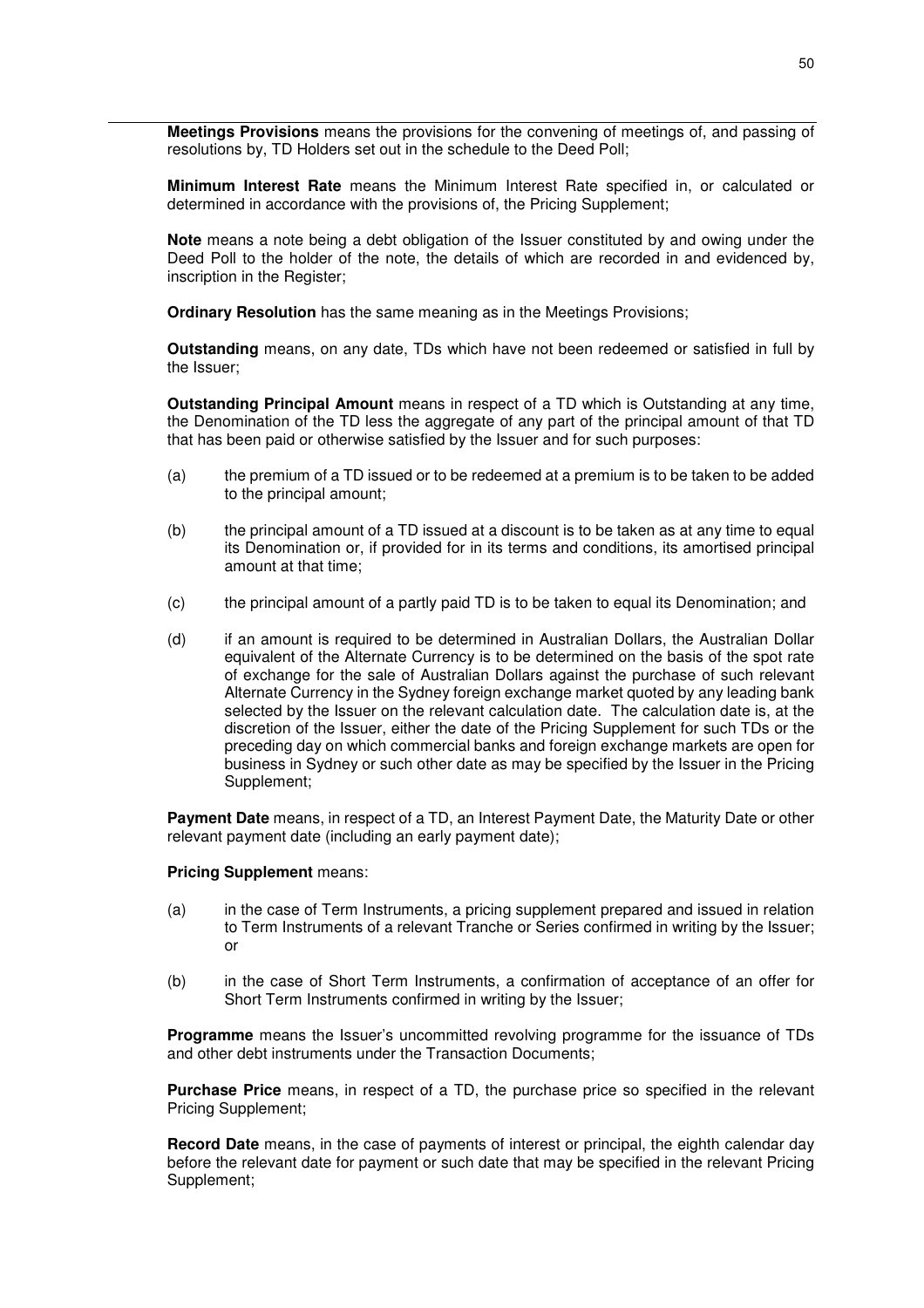**Meetings Provisions** means the provisions for the convening of meetings of, and passing of resolutions by, TD Holders set out in the schedule to the Deed Poll;

**Minimum Interest Rate** means the Minimum Interest Rate specified in, or calculated or determined in accordance with the provisions of, the Pricing Supplement;

**Note** means a note being a debt obligation of the Issuer constituted by and owing under the Deed Poll to the holder of the note, the details of which are recorded in and evidenced by, inscription in the Register;

**Ordinary Resolution** has the same meaning as in the Meetings Provisions;

**Outstanding** means, on any date, TDs which have not been redeemed or satisfied in full by the Issuer;

**Outstanding Principal Amount** means in respect of a TD which is Outstanding at any time, the Denomination of the TD less the aggregate of any part of the principal amount of that TD that has been paid or otherwise satisfied by the Issuer and for such purposes:

(a) the premium of a TD issued or to be redeemed at a premium is to be taken to be added to the principal amount;

(b) the principal amount of a TD issued at a discount is to be taken as at any time to equal its Denomination or, if provided for in its terms and conditions, its amortised principal amount at that time;

(c) the principal amount of a partly paid TD is to be taken to equal its Denomination; and

(d) if an amount is required to be determined in Australian Dollars, the Australian Dollar equivalent of the Alternate Currency is to be determined on the basis of the spot rate of exchange for the sale of Australian Dollars against the purchase of such relevant Alternate Currency in the Sydney foreign exchange market quoted by any leading bank selected by the Issuer on the relevant calculation date. The calculation date is, at the discretion of the Issuer, either the date of the Pricing Supplement for such TDs or the preceding day on which commercial banks and foreign exchange markets are open for business in Sydney or such other date as may be specified by the Issuer in the Pricing Supplement;

**Payment Date** means, in respect of a TD, an Interest Payment Date, the Maturity Date or other relevant payment date (including an early payment date);

**Pricing Supplement** means:

(a) in the case of Term Instruments, a pricing supplement prepared and issued in relation to Term Instruments of a relevant Tranche or Series confirmed in writing by the Issuer; or

(b) in the case of Short Term Instruments, a confirmation of acceptance of an offer for Short Term Instruments confirmed in writing by the Issuer;

**Programme** means the Issuer's uncommitted revolving programme for the issuance of TDs and other debt instruments under the Transaction Documents;

**Purchase Price** means, in respect of a TD, the purchase price so specified in the relevant Pricing Supplement;

**Record Date** means, in the case of payments of interest or principal, the eighth calendar day before the relevant date for payment or such date that may be specified in the relevant Pricing Supplement;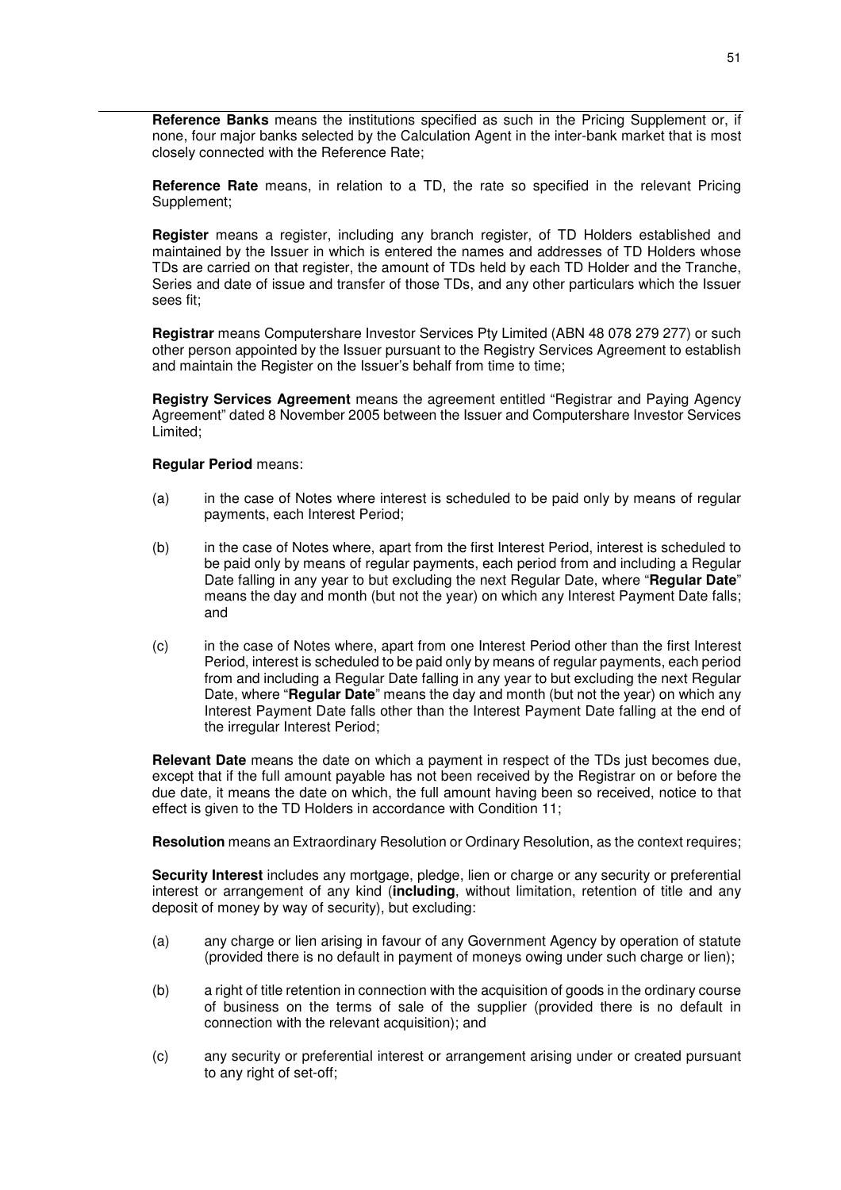**Reference Banks** means the institutions specified as such in the Pricing Supplement or, if none, four major banks selected by the Calculation Agent in the inter-bank market that is most closely connected with the Reference Rate;

**Reference Rate** means, in relation to a TD, the rate so specified in the relevant Pricing Supplement;

**Register** means a register, including any branch register, of TD Holders established and maintained by the Issuer in which is entered the names and addresses of TD Holders whose TDs are carried on that register, the amount of TDs held by each TD Holder and the Tranche, Series and date of issue and transfer of those TDs, and any other particulars which the Issuer sees fit;

**Registrar** means Computershare Investor Services Pty Limited (ABN 48 078 279 277) or such other person appointed by the Issuer pursuant to the Registry Services Agreement to establish and maintain the Register on the Issuer's behalf from time to time;

**Registry Services Agreement** means the agreement entitled "Registrar and Paying Agency Agreement" dated 8 November 2005 between the Issuer and Computershare Investor Services Limited;

**Regular Period** means:

(a) in the case of Notes where interest is scheduled to be paid only by means of regular payments, each Interest Period;

(b) in the case of Notes where, apart from the first Interest Period, interest is scheduled to be paid only by means of regular payments, each period from and including a Regular Date falling in any year to but excluding the next Regular Date, where "**Regular Date**" means the day and month (but not the year) on which any Interest Payment Date falls; and

(c) in the case of Notes where, apart from one Interest Period other than the first Interest Period, interest is scheduled to be paid only by means of regular payments, each period from and including a Regular Date falling in any year to but excluding the next Regular Date, where "**Regular Date**" means the day and month (but not the year) on which any Interest Payment Date falls other than the Interest Payment Date falling at the end of the irregular Interest Period;

**Relevant Date** means the date on which a payment in respect of the TDs just becomes due, except that if the full amount payable has not been received by the Registrar on or before the due date, it means the date on which, the full amount having been so received, notice to that effect is given to the TD Holders in accordance with Condition 11;

**Resolution** means an Extraordinary Resolution or Ordinary Resolution, as the context requires;

**Security Interest** includes any mortgage, pledge, lien or charge or any security or preferential interest or arrangement of any kind (**including**, without limitation, retention of title and any deposit of money by way of security), but excluding:

(a) any charge or lien arising in favour of any Government Agency by operation of statute (provided there is no default in payment of moneys owing under such charge or lien);

(b) a right of title retention in connection with the acquisition of goods in the ordinary course of business on the terms of sale of the supplier (provided there is no default in connection with the relevant acquisition); and

(c) any security or preferential interest or arrangement arising under or created pursuant to any right of set-off;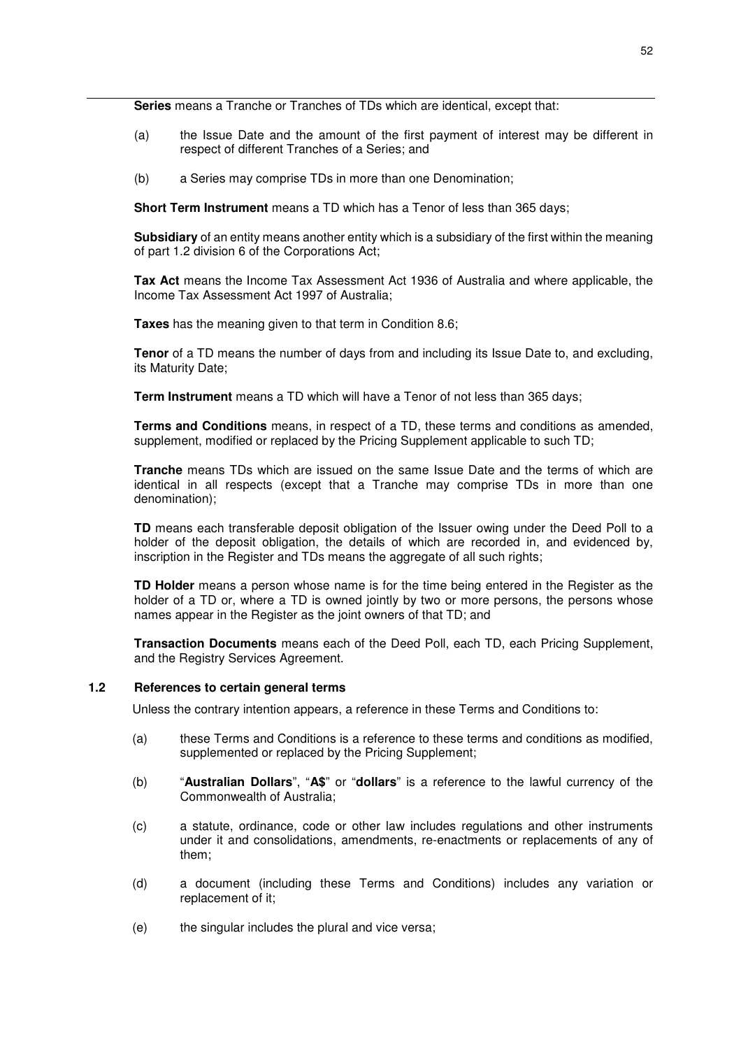**Series** means a Tranche or Tranches of TDs which are identical, except that:

(a) the Issue Date and the amount of the first payment of interest may be different in respect of different Tranches of a Series; and

(b) a Series may comprise TDs in more than one Denomination;

**Short Term Instrument** means a TD which has a Tenor of less than 365 days;

**Subsidiary** of an entity means another entity which is a subsidiary of the first within the meaning of part 1.2 division 6 of the Corporations Act;

**Tax Act** means the Income Tax Assessment Act 1936 of Australia and where applicable, the Income Tax Assessment Act 1997 of Australia;

**Taxes** has the meaning given to that term in Condition 8.6;

**Tenor** of a TD means the number of days from and including its Issue Date to, and excluding, its Maturity Date;

**Term Instrument** means a TD which will have a Tenor of not less than 365 days;

**Terms and Conditions** means, in respect of a TD, these terms and conditions as amended, supplement, modified or replaced by the Pricing Supplement applicable to such TD;

**Tranche** means TDs which are issued on the same Issue Date and the terms of which are identical in all respects (except that a Tranche may comprise TDs in more than one denomination);

**TD** means each transferable deposit obligation of the Issuer owing under the Deed Poll to a holder of the deposit obligation, the details of which are recorded in, and evidenced by, inscription in the Register and TDs means the aggregate of all such rights;

**TD Holder** means a person whose name is for the time being entered in the Register as the holder of a TD or, where a TD is owned jointly by two or more persons, the persons whose names appear in the Register as the joint owners of that TD; and

**Transaction Documents** means each of the Deed Poll, each TD, each Pricing Supplement, and the Registry Services Agreement.

### 1.2 References to certain general terms

Unless the contrary intention appears, a reference in these Terms and Conditions to:

(a) these Terms and Conditions is a reference to these terms and conditions as modified, supplemented or replaced by the Pricing Supplement;

(b) "**Australian Dollars**", "**A$**" or "**dollars**" is a reference to the lawful currency of the Commonwealth of Australia;

(c) a statute, ordinance, code or other law includes regulations and other instruments under it and consolidations, amendments, re-enactments or replacements of any of them;

(d) a document (including these Terms and Conditions) includes any variation or replacement of it;

(e) the singular includes the plural and vice versa;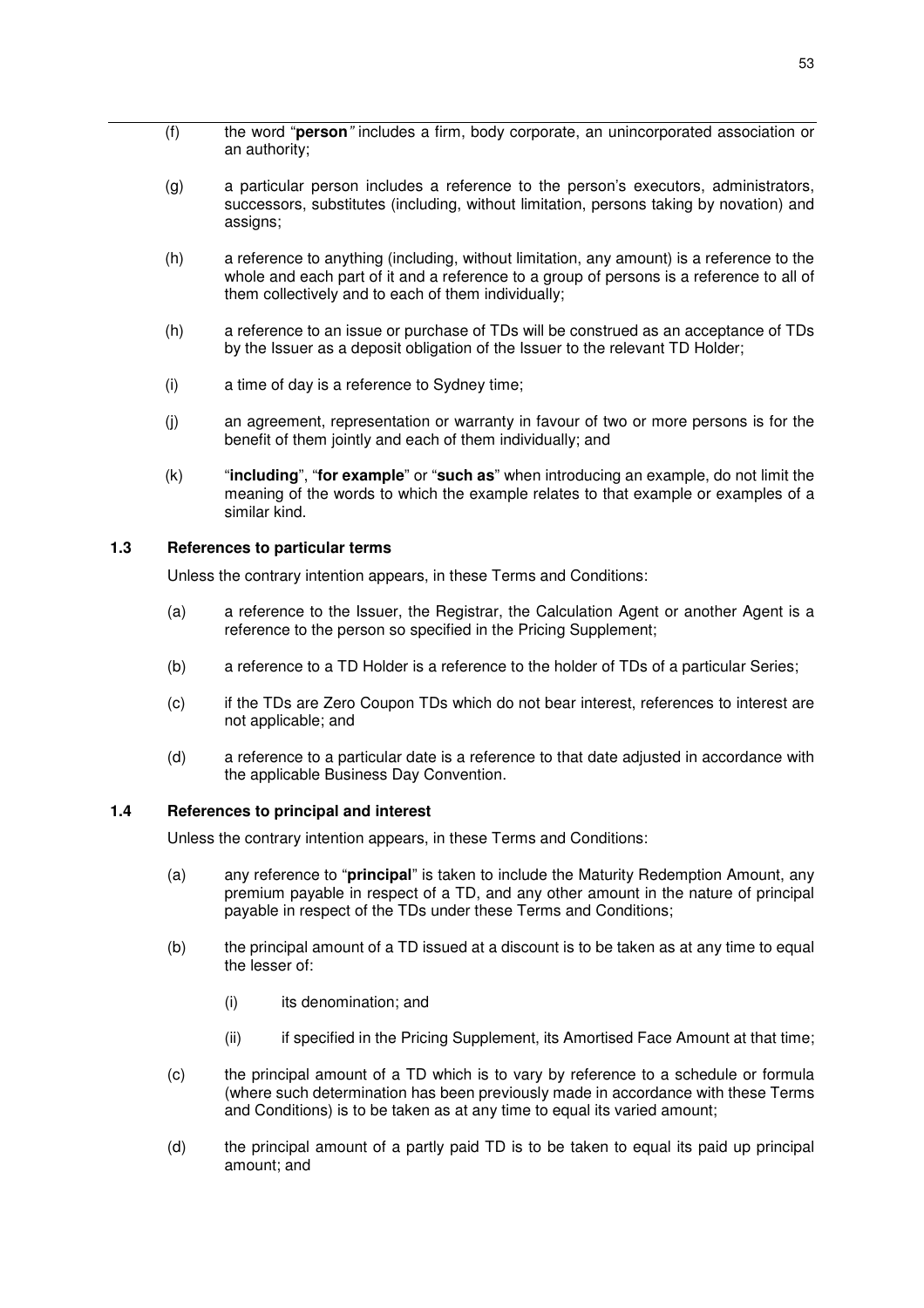(f) the word "**person**" includes a firm, body corporate, an unincorporated association or an authority;

(g) a particular person includes a reference to the person's executors, administrators, successors, substitutes (including, without limitation, persons taking by novation) and assigns;

(h) a reference to anything (including, without limitation, any amount) is a reference to the whole and each part of it and a reference to a group of persons is a reference to all of them collectively and to each of them individually;

(h) a reference to an issue or purchase of TDs will be construed as an acceptance of TDs by the Issuer as a deposit obligation of the Issuer to the relevant TD Holder;

(i) a time of day is a reference to Sydney time;

(j) an agreement, representation or warranty in favour of two or more persons is for the benefit of them jointly and each of them individually; and

(k) "**including**", "**for example**" or "**such as**" when introducing an example, do not limit the meaning of the words to which the example relates to that example or examples of a similar kind.

### 1.3 References to particular terms

Unless the contrary intention appears, in these Terms and Conditions:

(a) a reference to the Issuer, the Registrar, the Calculation Agent or another Agent is a reference to the person so specified in the Pricing Supplement;

(b) a reference to a TD Holder is a reference to the holder of TDs of a particular Series;

(c) if the TDs are Zero Coupon TDs which do not bear interest, references to interest are not applicable; and

(d) a reference to a particular date is a reference to that date adjusted in accordance with the applicable Business Day Convention.

### 1.4 References to principal and interest

Unless the contrary intention appears, in these Terms and Conditions:

(a) any reference to "**principal**" is taken to include the Maturity Redemption Amount, any premium payable in respect of a TD, and any other amount in the nature of principal payable in respect of the TDs under these Terms and Conditions;

(b) the principal amount of a TD issued at a discount is to be taken as at any time to equal the lesser of:

  (i) its denomination; and

  (ii) if specified in the Pricing Supplement, its Amortised Face Amount at that time;

(c) the principal amount of a TD which is to vary by reference to a schedule or formula (where such determination has been previously made in accordance with these Terms and Conditions) is to be taken as at any time to equal its varied amount;

(d) the principal amount of a partly paid TD is to be taken to equal its paid up principal amount; and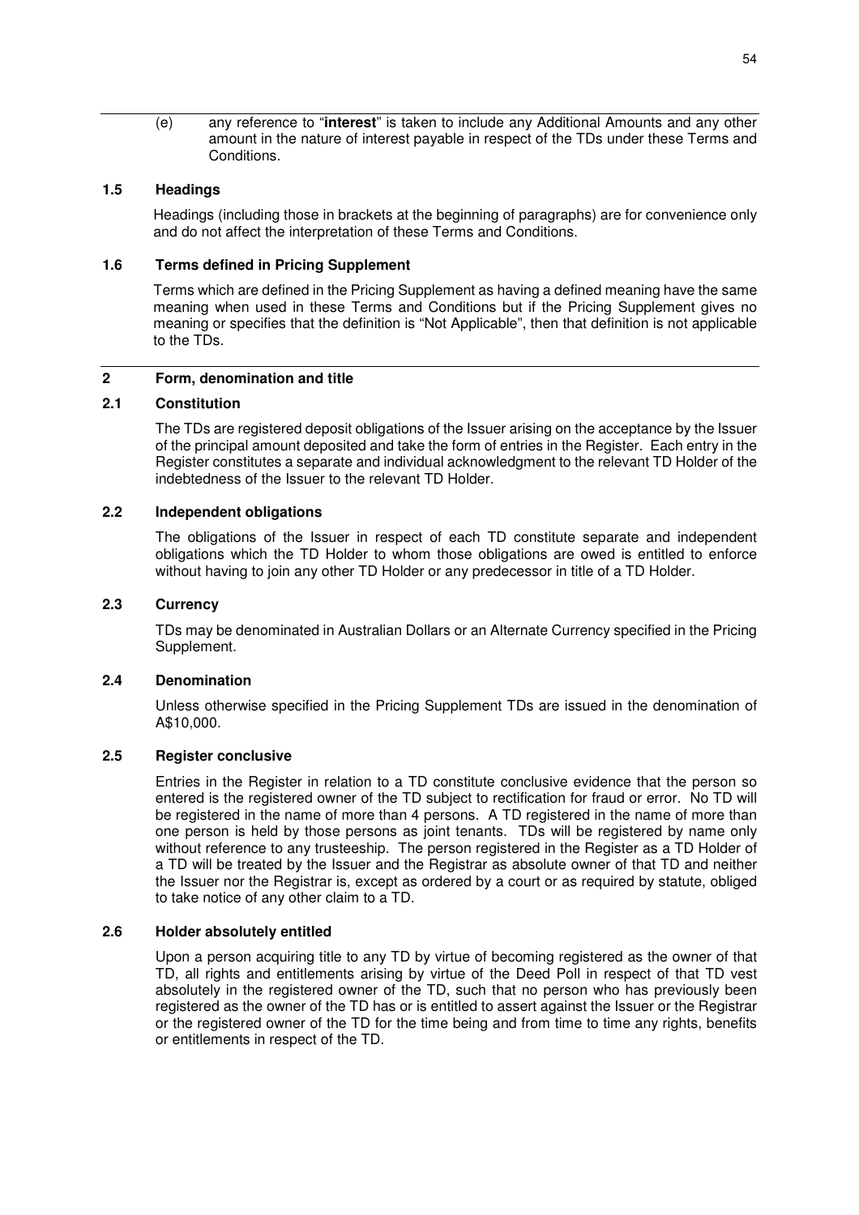(e) any reference to "**interest**" is taken to include any Additional Amounts and any other amount in the nature of interest payable in respect of the TDs under these Terms and Conditions.

### 1.5 Headings

Headings (including those in brackets at the beginning of paragraphs) are for convenience only and do not affect the interpretation of these Terms and Conditions.

### 1.6 Terms defined in Pricing Supplement

Terms which are defined in the Pricing Supplement as having a defined meaning have the same meaning when used in these Terms and Conditions but if the Pricing Supplement gives no meaning or specifies that the definition is "Not Applicable", then that definition is not applicable to the TDs.

## 2 Form, denomination and title

### 2.1 Constitution

The TDs are registered deposit obligations of the Issuer arising on the acceptance by the Issuer of the principal amount deposited and take the form of entries in the Register. Each entry in the Register constitutes a separate and individual acknowledgment to the relevant TD Holder of the indebtedness of the Issuer to the relevant TD Holder.

### 2.2 Independent obligations

The obligations of the Issuer in respect of each TD constitute separate and independent obligations which the TD Holder to whom those obligations are owed is entitled to enforce without having to join any other TD Holder or any predecessor in title of a TD Holder.

### 2.3 Currency

TDs may be denominated in Australian Dollars or an Alternate Currency specified in the Pricing Supplement.

### 2.4 Denomination

Unless otherwise specified in the Pricing Supplement TDs are issued in the denomination of A$10,000.

### 2.5 Register conclusive

Entries in the Register in relation to a TD constitute conclusive evidence that the person so entered is the registered owner of the TD subject to rectification for fraud or error. No TD will be registered in the name of more than 4 persons. A TD registered in the name of more than one person is held by those persons as joint tenants. TDs will be registered by name only without reference to any trusteeship. The person registered in the Register as a TD Holder of a TD will be treated by the Issuer and the Registrar as absolute owner of that TD and neither the Issuer nor the Registrar is, except as ordered by a court or as required by statute, obliged to take notice of any other claim to a TD.

### 2.6 Holder absolutely entitled

Upon a person acquiring title to any TD by virtue of becoming registered as the owner of that TD, all rights and entitlements arising by virtue of the Deed Poll in respect of that TD vest absolutely in the registered owner of the TD, such that no person who has previously been registered as the owner of the TD has or is entitled to assert against the Issuer or the Registrar or the registered owner of the TD for the time being and from time to time any rights, benefits or entitlements in respect of the TD.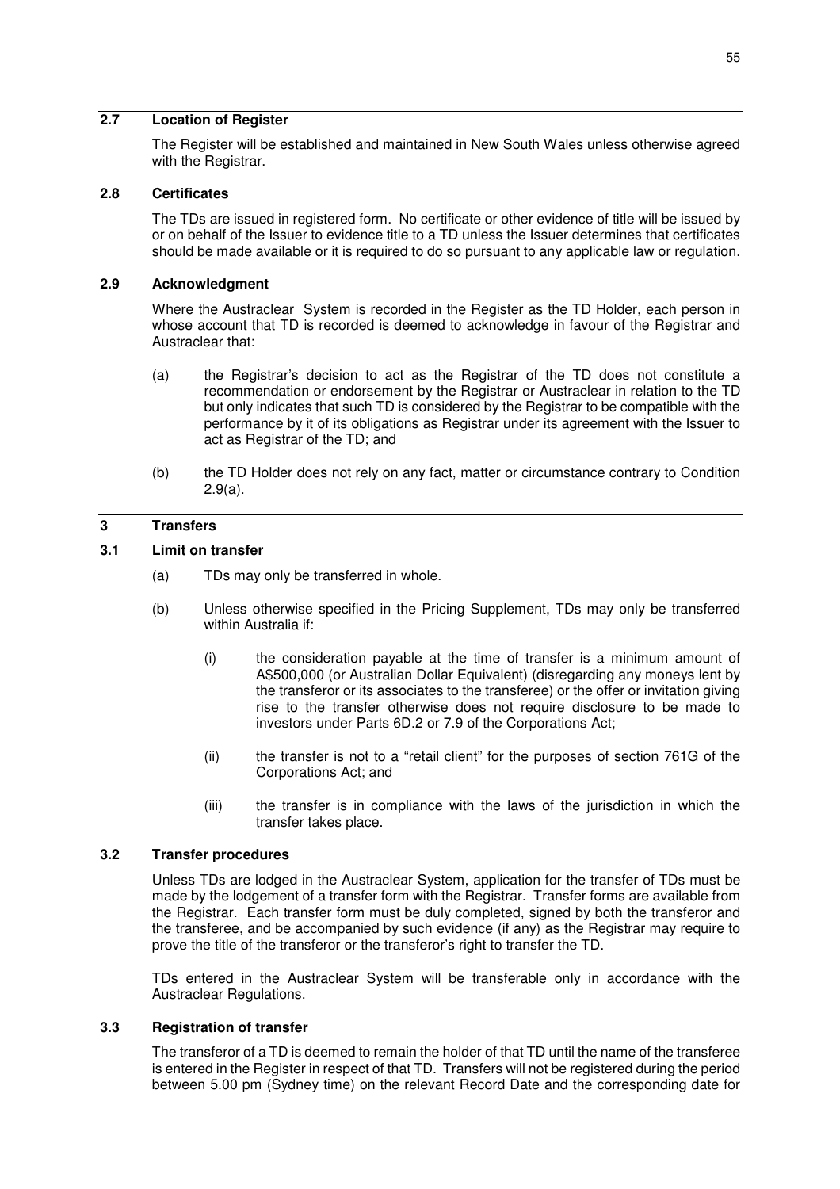## 2.7 Location of Register

The Register will be established and maintained in New South Wales unless otherwise agreed with the Registrar.

## 2.8 Certificates

The TDs are issued in registered form. No certificate or other evidence of title will be issued by or on behalf of the Issuer to evidence title to a TD unless the Issuer determines that certificates should be made available or it is required to do so pursuant to any applicable law or regulation.

## 2.9 Acknowledgment

Where the Austraclear System is recorded in the Register as the TD Holder, each person in whose account that TD is recorded is deemed to acknowledge in favour of the Registrar and Austraclear that:

(a) the Registrar's decision to act as the Registrar of the TD does not constitute a recommendation or endorsement by the Registrar or Austraclear in relation to the TD but only indicates that such TD is considered by the Registrar to be compatible with the performance by it of its obligations as Registrar under its agreement with the Issuer to act as Registrar of the TD; and

(b) the TD Holder does not rely on any fact, matter or circumstance contrary to Condition 2.9(a).

# 3 Transfers

## 3.1 Limit on transfer

(a) TDs may only be transferred in whole.

(b) Unless otherwise specified in the Pricing Supplement, TDs may only be transferred within Australia if:

(i) the consideration payable at the time of transfer is a minimum amount of A$500,000 (or Australian Dollar Equivalent) (disregarding any moneys lent by the transferor or its associates to the transferee) or the offer or invitation giving rise to the transfer otherwise does not require disclosure to be made to investors under Parts 6D.2 or 7.9 of the Corporations Act;

(ii) the transfer is not to a "retail client" for the purposes of section 761G of the Corporations Act; and

(iii) the transfer is in compliance with the laws of the jurisdiction in which the transfer takes place.

## 3.2 Transfer procedures

Unless TDs are lodged in the Austraclear System, application for the transfer of TDs must be made by the lodgement of a transfer form with the Registrar. Transfer forms are available from the Registrar. Each transfer form must be duly completed, signed by both the transferor and the transferee, and be accompanied by such evidence (if any) as the Registrar may require to prove the title of the transferor or the transferor's right to transfer the TD.

TDs entered in the Austraclear System will be transferable only in accordance with the Austraclear Regulations.

## 3.3 Registration of transfer

The transferor of a TD is deemed to remain the holder of that TD until the name of the transferee is entered in the Register in respect of that TD. Transfers will not be registered during the period between 5.00 pm (Sydney time) on the relevant Record Date and the corresponding date for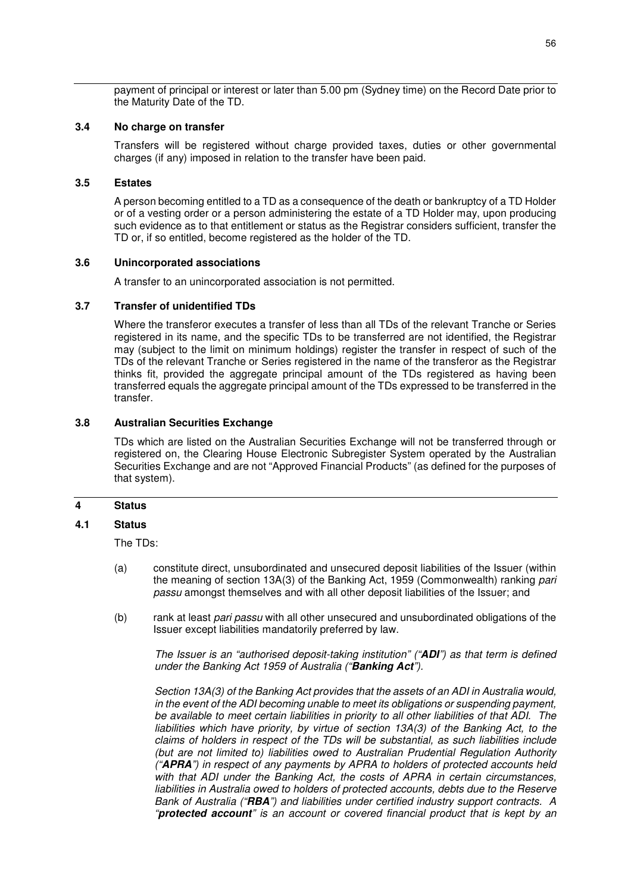payment of principal or interest or later than 5.00 pm (Sydney time) on the Record Date prior to the Maturity Date of the TD.

### 3.4 No charge on transfer

Transfers will be registered without charge provided taxes, duties or other governmental charges (if any) imposed in relation to the transfer have been paid.

### 3.5 Estates

A person becoming entitled to a TD as a consequence of the death or bankruptcy of a TD Holder or of a vesting order or a person administering the estate of a TD Holder may, upon producing such evidence as to that entitlement or status as the Registrar considers sufficient, transfer the TD or, if so entitled, become registered as the holder of the TD.

### 3.6 Unincorporated associations

A transfer to an unincorporated association is not permitted.

### 3.7 Transfer of unidentified TDs

Where the transferor executes a transfer of less than all TDs of the relevant Tranche or Series registered in its name, and the specific TDs to be transferred are not identified, the Registrar may (subject to the limit on minimum holdings) register the transfer in respect of such of the TDs of the relevant Tranche or Series registered in the name of the transferor as the Registrar thinks fit, provided the aggregate principal amount of the TDs registered as having been transferred equals the aggregate principal amount of the TDs expressed to be transferred in the transfer.

### 3.8 Australian Securities Exchange

TDs which are listed on the Australian Securities Exchange will not be transferred through or registered on, the Clearing House Electronic Subregister System operated by the Australian Securities Exchange and are not "Approved Financial Products" (as defined for the purposes of that system).

## 4 Status

### 4.1 Status

The TDs:

(a) constitute direct, unsubordinated and unsecured deposit liabilities of the Issuer (within the meaning of section 13A(3) of the Banking Act, 1959 (Commonwealth) ranking *pari passu* amongst themselves and with all other deposit liabilities of the Issuer; and

(b) rank at least *pari passu* with all other unsecured and unsubordinated obligations of the Issuer except liabilities mandatorily preferred by law.

*The Issuer is an "authorised deposit-taking institution" ("**ADI**") as that term is defined under the Banking Act 1959 of Australia ("**Banking Act**").*

*Section 13A(3) of the Banking Act provides that the assets of an ADI in Australia would, in the event of the ADI becoming unable to meet its obligations or suspending payment, be available to meet certain liabilities in priority to all other liabilities of that ADI. The liabilities which have priority, by virtue of section 13A(3) of the Banking Act, to the claims of holders in respect of the TDs will be substantial, as such liabilities include (but are not limited to) liabilities owed to Australian Prudential Regulation Authority ("**APRA**") in respect of any payments by APRA to holders of protected accounts held with that ADI under the Banking Act, the costs of APRA in certain circumstances, liabilities in Australia owed to holders of protected accounts, debts due to the Reserve Bank of Australia ("**RBA**") and liabilities under certified industry support contracts. A "**protected account**" is an account or covered financial product that is kept by an*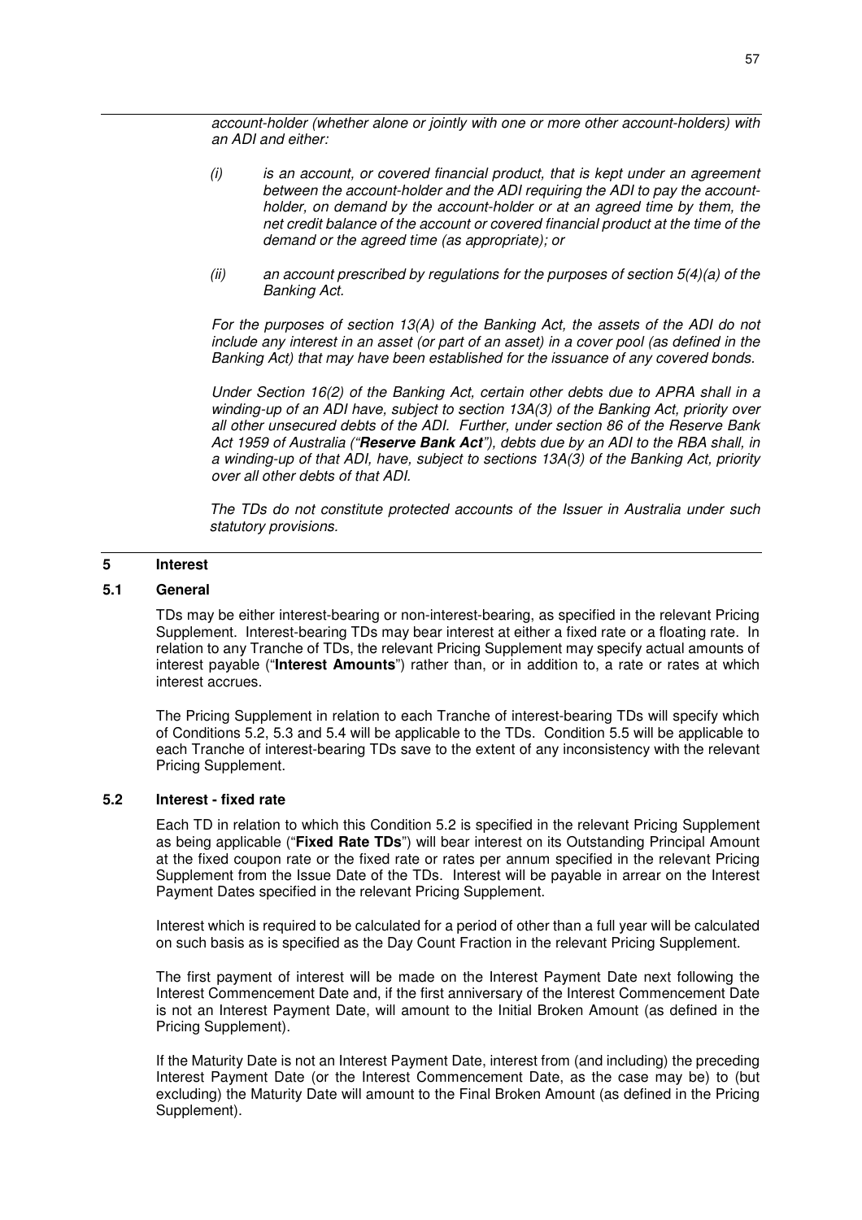*account-holder (whether alone or jointly with one or more other account-holders) with an ADI and either:*

*(i) is an account, or covered financial product, that is kept under an agreement between the account-holder and the ADI requiring the ADI to pay the account-holder, on demand by the account-holder or at an agreed time by them, the net credit balance of the account or covered financial product at the time of the demand or the agreed time (as appropriate); or*

*(ii) an account prescribed by regulations for the purposes of section 5(4)(a) of the Banking Act.*

*For the purposes of section 13(A) of the Banking Act, the assets of the ADI do not include any interest in an asset (or part of an asset) in a cover pool (as defined in the Banking Act) that may have been established for the issuance of any covered bonds.*

*Under Section 16(2) of the Banking Act, certain other debts due to APRA shall in a winding-up of an ADI have, subject to section 13A(3) of the Banking Act, priority over all other unsecured debts of the ADI. Further, under section 86 of the Reserve Bank Act 1959 of Australia ("**Reserve Bank Act**"), debts due by an ADI to the RBA shall, in a winding-up of that ADI, have, subject to sections 13A(3) of the Banking Act, priority over all other debts of that ADI.*

*The TDs do not constitute protected accounts of the Issuer in Australia under such statutory provisions.*

## 5 Interest

### 5.1 General

TDs may be either interest-bearing or non-interest-bearing, as specified in the relevant Pricing Supplement. Interest-bearing TDs may bear interest at either a fixed rate or a floating rate. In relation to any Tranche of TDs, the relevant Pricing Supplement may specify actual amounts of interest payable ("**Interest Amounts**") rather than, or in addition to, a rate or rates at which interest accrues.

The Pricing Supplement in relation to each Tranche of interest-bearing TDs will specify which of Conditions 5.2, 5.3 and 5.4 will be applicable to the TDs. Condition 5.5 will be applicable to each Tranche of interest-bearing TDs save to the extent of any inconsistency with the relevant Pricing Supplement.

### 5.2 Interest - fixed rate

Each TD in relation to which this Condition 5.2 is specified in the relevant Pricing Supplement as being applicable ("**Fixed Rate TDs**") will bear interest on its Outstanding Principal Amount at the fixed coupon rate or the fixed rate or rates per annum specified in the relevant Pricing Supplement from the Issue Date of the TDs. Interest will be payable in arrear on the Interest Payment Dates specified in the relevant Pricing Supplement.

Interest which is required to be calculated for a period of other than a full year will be calculated on such basis as is specified as the Day Count Fraction in the relevant Pricing Supplement.

The first payment of interest will be made on the Interest Payment Date next following the Interest Commencement Date and, if the first anniversary of the Interest Commencement Date is not an Interest Payment Date, will amount to the Initial Broken Amount (as defined in the Pricing Supplement).

If the Maturity Date is not an Interest Payment Date, interest from (and including) the preceding Interest Payment Date (or the Interest Commencement Date, as the case may be) to (but excluding) the Maturity Date will amount to the Final Broken Amount (as defined in the Pricing Supplement).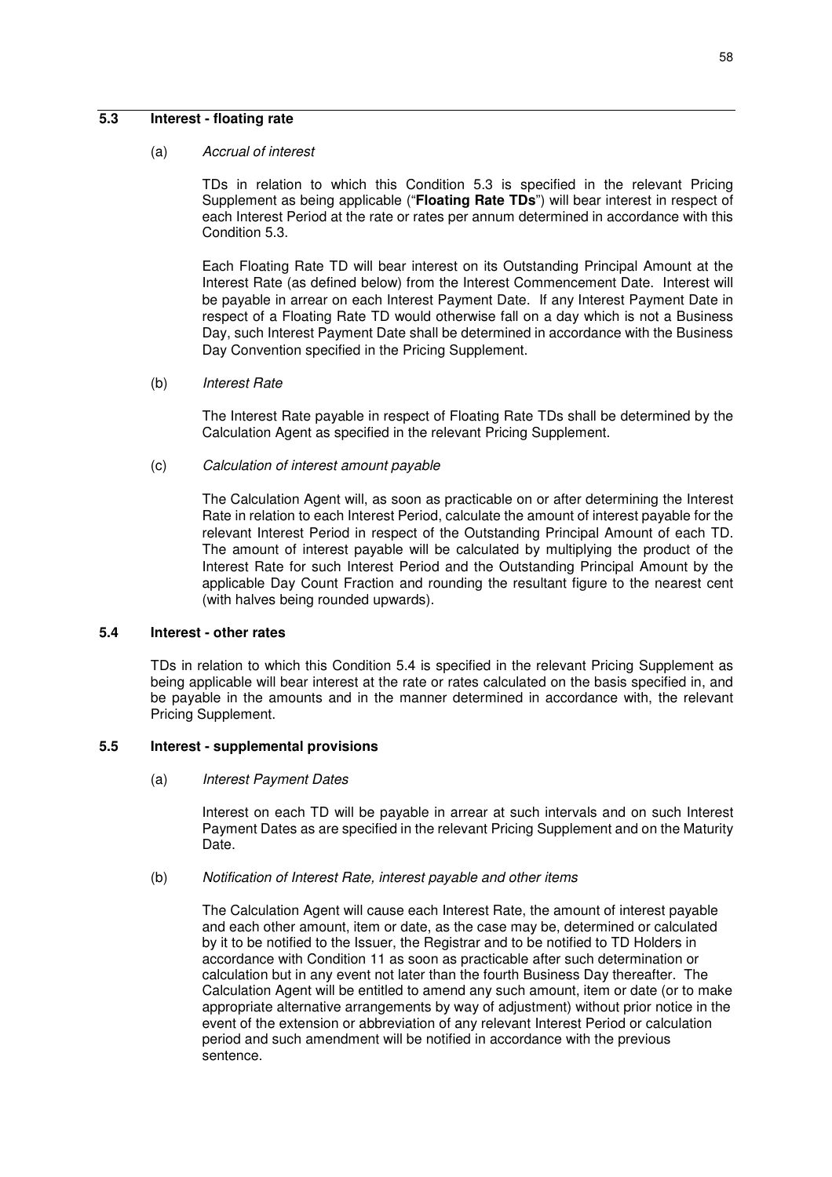### 5.3 Interest - floating rate

(a) *Accrual of interest*

TDs in relation to which this Condition 5.3 is specified in the relevant Pricing Supplement as being applicable ("**Floating Rate TDs**") will bear interest in respect of each Interest Period at the rate or rates per annum determined in accordance with this Condition 5.3.

Each Floating Rate TD will bear interest on its Outstanding Principal Amount at the Interest Rate (as defined below) from the Interest Commencement Date. Interest will be payable in arrear on each Interest Payment Date. If any Interest Payment Date in respect of a Floating Rate TD would otherwise fall on a day which is not a Business Day, such Interest Payment Date shall be determined in accordance with the Business Day Convention specified in the Pricing Supplement.

(b) *Interest Rate*

The Interest Rate payable in respect of Floating Rate TDs shall be determined by the Calculation Agent as specified in the relevant Pricing Supplement.

(c) *Calculation of interest amount payable*

The Calculation Agent will, as soon as practicable on or after determining the Interest Rate in relation to each Interest Period, calculate the amount of interest payable for the relevant Interest Period in respect of the Outstanding Principal Amount of each TD. The amount of interest payable will be calculated by multiplying the product of the Interest Rate for such Interest Period and the Outstanding Principal Amount by the applicable Day Count Fraction and rounding the resultant figure to the nearest cent (with halves being rounded upwards).

### 5.4 Interest - other rates

TDs in relation to which this Condition 5.4 is specified in the relevant Pricing Supplement as being applicable will bear interest at the rate or rates calculated on the basis specified in, and be payable in the amounts and in the manner determined in accordance with, the relevant Pricing Supplement.

### 5.5 Interest - supplemental provisions

(a) *Interest Payment Dates*

Interest on each TD will be payable in arrear at such intervals and on such Interest Payment Dates as are specified in the relevant Pricing Supplement and on the Maturity Date.

(b) *Notification of Interest Rate, interest payable and other items*

The Calculation Agent will cause each Interest Rate, the amount of interest payable and each other amount, item or date, as the case may be, determined or calculated by it to be notified to the Issuer, the Registrar and to be notified to TD Holders in accordance with Condition 11 as soon as practicable after such determination or calculation but in any event not later than the fourth Business Day thereafter. The Calculation Agent will be entitled to amend any such amount, item or date (or to make appropriate alternative arrangements by way of adjustment) without prior notice in the event of the extension or abbreviation of any relevant Interest Period or calculation period and such amendment will be notified in accordance with the previous sentence.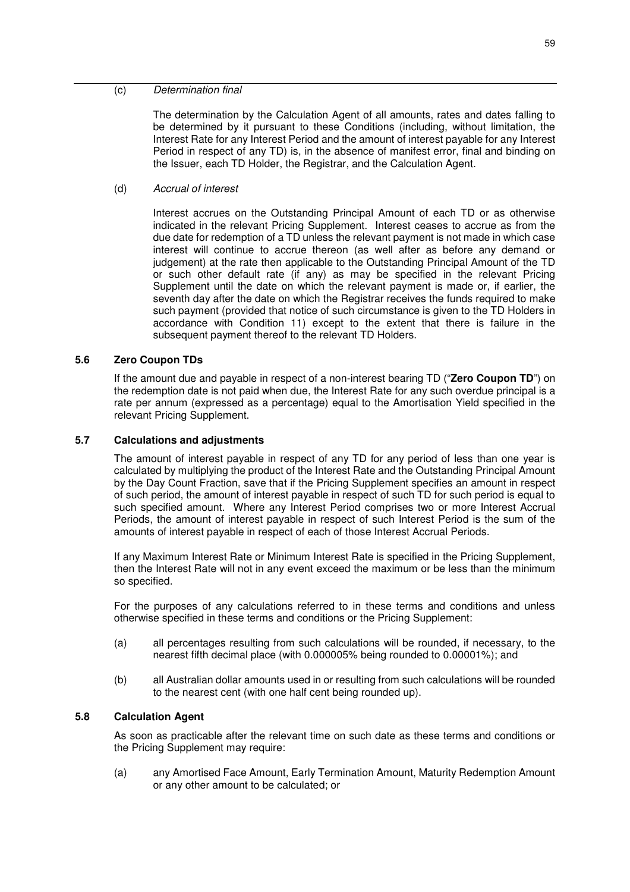(c) *Determination final*

The determination by the Calculation Agent of all amounts, rates and dates falling to be determined by it pursuant to these Conditions (including, without limitation, the Interest Rate for any Interest Period and the amount of interest payable for any Interest Period in respect of any TD) is, in the absence of manifest error, final and binding on the Issuer, each TD Holder, the Registrar, and the Calculation Agent.

(d) *Accrual of interest*

Interest accrues on the Outstanding Principal Amount of each TD or as otherwise indicated in the relevant Pricing Supplement. Interest ceases to accrue as from the due date for redemption of a TD unless the relevant payment is not made in which case interest will continue to accrue thereon (as well after as before any demand or judgement) at the rate then applicable to the Outstanding Principal Amount of the TD or such other default rate (if any) as may be specified in the relevant Pricing Supplement until the date on which the relevant payment is made or, if earlier, the seventh day after the date on which the Registrar receives the funds required to make such payment (provided that notice of such circumstance is given to the TD Holders in accordance with Condition 11) except to the extent that there is failure in the subsequent payment thereof to the relevant TD Holders.

### 5.6 Zero Coupon TDs

If the amount due and payable in respect of a non-interest bearing TD ("**Zero Coupon TD**") on the redemption date is not paid when due, the Interest Rate for any such overdue principal is a rate per annum (expressed as a percentage) equal to the Amortisation Yield specified in the relevant Pricing Supplement.

### 5.7 Calculations and adjustments

The amount of interest payable in respect of any TD for any period of less than one year is calculated by multiplying the product of the Interest Rate and the Outstanding Principal Amount by the Day Count Fraction, save that if the Pricing Supplement specifies an amount in respect of such period, the amount of interest payable in respect of such TD for such period is equal to such specified amount. Where any Interest Period comprises two or more Interest Accrual Periods, the amount of interest payable in respect of such Interest Period is the sum of the amounts of interest payable in respect of each of those Interest Accrual Periods.

If any Maximum Interest Rate or Minimum Interest Rate is specified in the Pricing Supplement, then the Interest Rate will not in any event exceed the maximum or be less than the minimum so specified.

For the purposes of any calculations referred to in these terms and conditions and unless otherwise specified in these terms and conditions or the Pricing Supplement:

(a) all percentages resulting from such calculations will be rounded, if necessary, to the nearest fifth decimal place (with 0.000005% being rounded to 0.00001%); and

(b) all Australian dollar amounts used in or resulting from such calculations will be rounded to the nearest cent (with one half cent being rounded up).

### 5.8 Calculation Agent

As soon as practicable after the relevant time on such date as these terms and conditions or the Pricing Supplement may require:

(a) any Amortised Face Amount, Early Termination Amount, Maturity Redemption Amount or any other amount to be calculated; or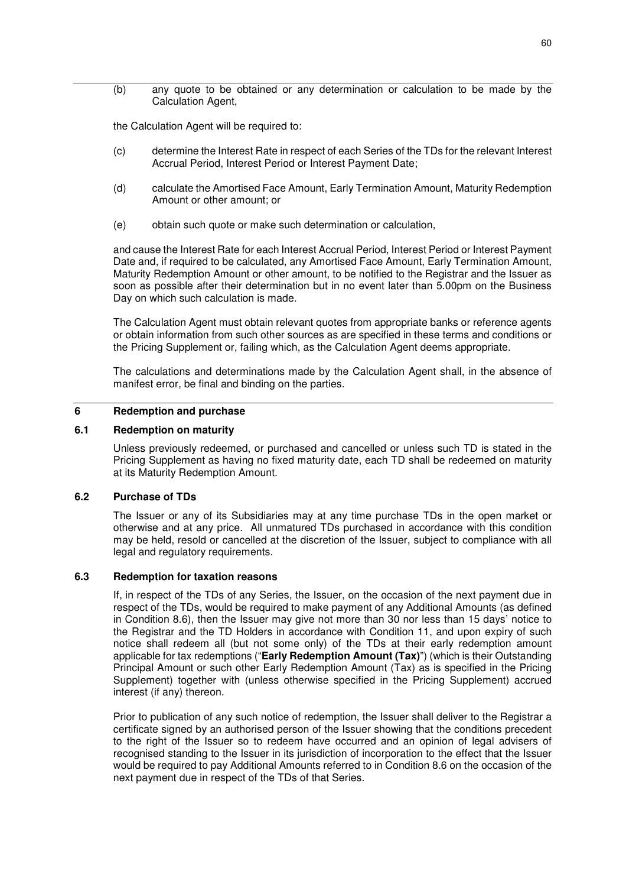(b) any quote to be obtained or any determination or calculation to be made by the Calculation Agent,

the Calculation Agent will be required to:

(c) determine the Interest Rate in respect of each Series of the TDs for the relevant Interest Accrual Period, Interest Period or Interest Payment Date;

(d) calculate the Amortised Face Amount, Early Termination Amount, Maturity Redemption Amount or other amount; or

(e) obtain such quote or make such determination or calculation,

and cause the Interest Rate for each Interest Accrual Period, Interest Period or Interest Payment Date and, if required to be calculated, any Amortised Face Amount, Early Termination Amount, Maturity Redemption Amount or other amount, to be notified to the Registrar and the Issuer as soon as possible after their determination but in no event later than 5.00pm on the Business Day on which such calculation is made.

The Calculation Agent must obtain relevant quotes from appropriate banks or reference agents or obtain information from such other sources as are specified in these terms and conditions or the Pricing Supplement or, failing which, as the Calculation Agent deems appropriate.

The calculations and determinations made by the Calculation Agent shall, in the absence of manifest error, be final and binding on the parties.

## 6 Redemption and purchase

### 6.1 Redemption on maturity

Unless previously redeemed, or purchased and cancelled or unless such TD is stated in the Pricing Supplement as having no fixed maturity date, each TD shall be redeemed on maturity at its Maturity Redemption Amount.

### 6.2 Purchase of TDs

The Issuer or any of its Subsidiaries may at any time purchase TDs in the open market or otherwise and at any price. All unmatured TDs purchased in accordance with this condition may be held, resold or cancelled at the discretion of the Issuer, subject to compliance with all legal and regulatory requirements.

### 6.3 Redemption for taxation reasons

If, in respect of the TDs of any Series, the Issuer, on the occasion of the next payment due in respect of the TDs, would be required to make payment of any Additional Amounts (as defined in Condition 8.6), then the Issuer may give not more than 30 nor less than 15 days' notice to the Registrar and the TD Holders in accordance with Condition 11, and upon expiry of such notice shall redeem all (but not some only) of the TDs at their early redemption amount applicable for tax redemptions ("**Early Redemption Amount (Tax)**") (which is their Outstanding Principal Amount or such other Early Redemption Amount (Tax) as is specified in the Pricing Supplement) together with (unless otherwise specified in the Pricing Supplement) accrued interest (if any) thereon.

Prior to publication of any such notice of redemption, the Issuer shall deliver to the Registrar a certificate signed by an authorised person of the Issuer showing that the conditions precedent to the right of the Issuer so to redeem have occurred and an opinion of legal advisers of recognised standing to the Issuer in its jurisdiction of incorporation to the effect that the Issuer would be required to pay Additional Amounts referred to in Condition 8.6 on the occasion of the next payment due in respect of the TDs of that Series.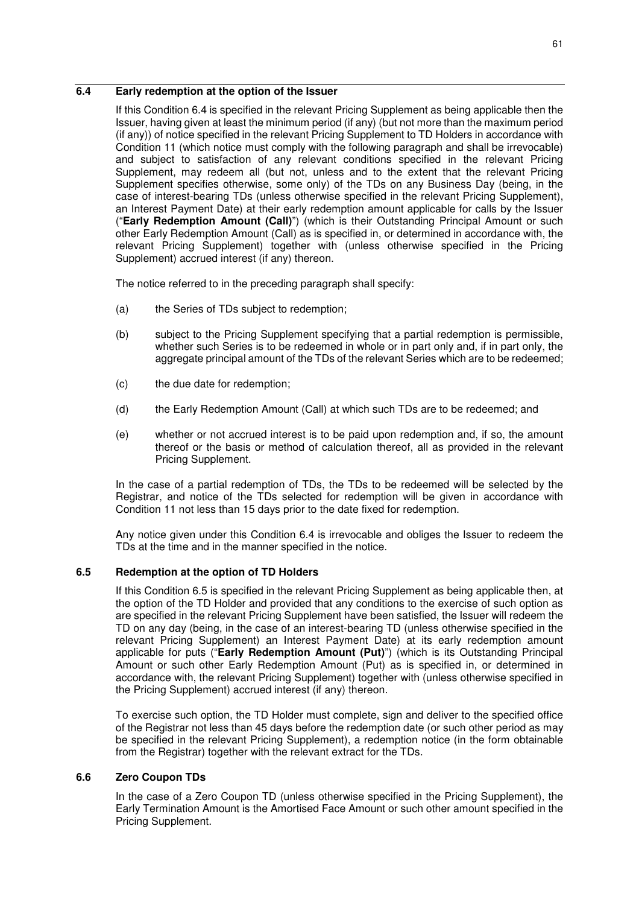### 6.4 Early redemption at the option of the Issuer

If this Condition 6.4 is specified in the relevant Pricing Supplement as being applicable then the Issuer, having given at least the minimum period (if any) (but not more than the maximum period (if any)) of notice specified in the relevant Pricing Supplement to TD Holders in accordance with Condition 11 (which notice must comply with the following paragraph and shall be irrevocable) and subject to satisfaction of any relevant conditions specified in the relevant Pricing Supplement, may redeem all (but not, unless and to the extent that the relevant Pricing Supplement specifies otherwise, some only) of the TDs on any Business Day (being, in the case of interest-bearing TDs (unless otherwise specified in the relevant Pricing Supplement), an Interest Payment Date) at their early redemption amount applicable for calls by the Issuer ("**Early Redemption Amount (Call)**") (which is their Outstanding Principal Amount or such other Early Redemption Amount (Call) as is specified in, or determined in accordance with, the relevant Pricing Supplement) together with (unless otherwise specified in the Pricing Supplement) accrued interest (if any) thereon.

The notice referred to in the preceding paragraph shall specify:

(a) the Series of TDs subject to redemption;

(b) subject to the Pricing Supplement specifying that a partial redemption is permissible, whether such Series is to be redeemed in whole or in part only and, if in part only, the aggregate principal amount of the TDs of the relevant Series which are to be redeemed;

(c) the due date for redemption;

(d) the Early Redemption Amount (Call) at which such TDs are to be redeemed; and

(e) whether or not accrued interest is to be paid upon redemption and, if so, the amount thereof or the basis or method of calculation thereof, all as provided in the relevant Pricing Supplement.

In the case of a partial redemption of TDs, the TDs to be redeemed will be selected by the Registrar, and notice of the TDs selected for redemption will be given in accordance with Condition 11 not less than 15 days prior to the date fixed for redemption.

Any notice given under this Condition 6.4 is irrevocable and obliges the Issuer to redeem the TDs at the time and in the manner specified in the notice.

### 6.5 Redemption at the option of TD Holders

If this Condition 6.5 is specified in the relevant Pricing Supplement as being applicable then, at the option of the TD Holder and provided that any conditions to the exercise of such option as are specified in the relevant Pricing Supplement have been satisfied, the Issuer will redeem the TD on any day (being, in the case of an interest-bearing TD (unless otherwise specified in the relevant Pricing Supplement) an Interest Payment Date) at its early redemption amount applicable for puts ("**Early Redemption Amount (Put)**") (which is its Outstanding Principal Amount or such other Early Redemption Amount (Put) as is specified in, or determined in accordance with, the relevant Pricing Supplement) together with (unless otherwise specified in the Pricing Supplement) accrued interest (if any) thereon.

To exercise such option, the TD Holder must complete, sign and deliver to the specified office of the Registrar not less than 45 days before the redemption date (or such other period as may be specified in the relevant Pricing Supplement), a redemption notice (in the form obtainable from the Registrar) together with the relevant extract for the TDs.

### 6.6 Zero Coupon TDs

In the case of a Zero Coupon TD (unless otherwise specified in the Pricing Supplement), the Early Termination Amount is the Amortised Face Amount or such other amount specified in the Pricing Supplement.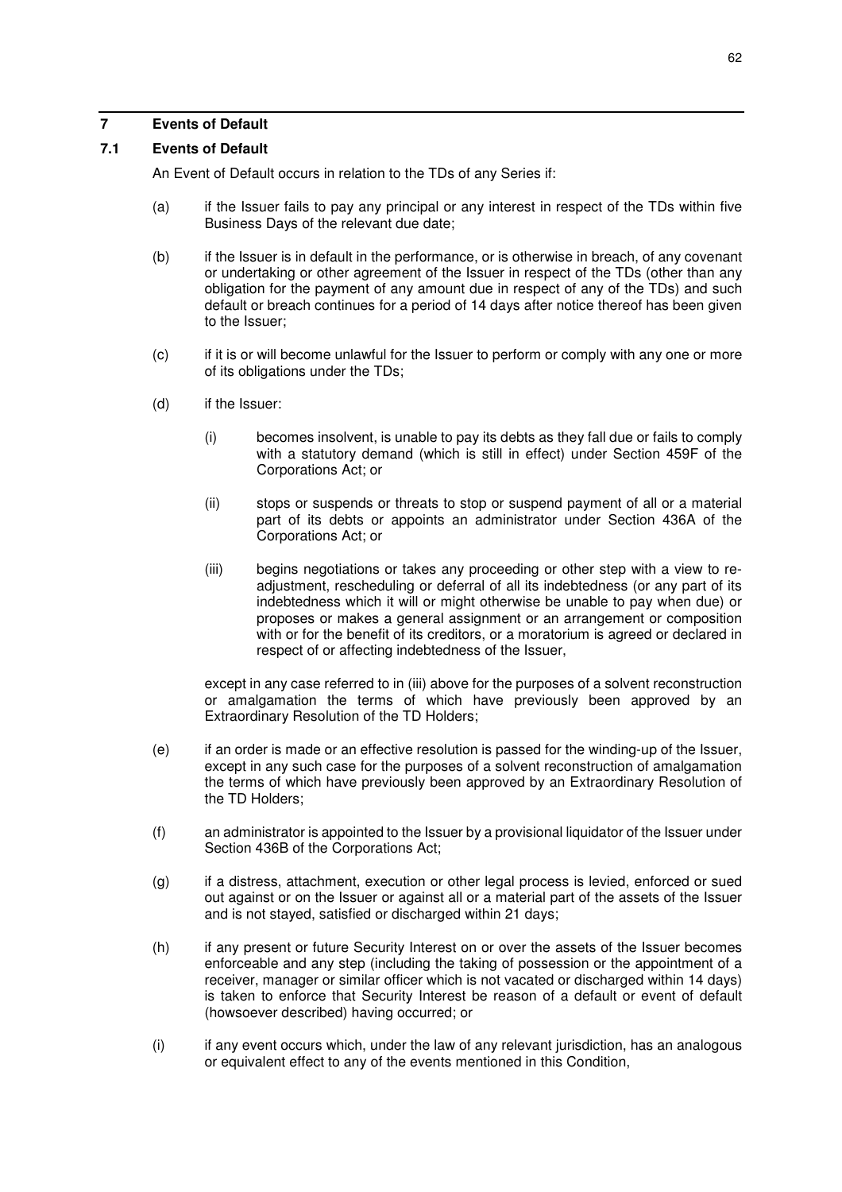## 7 Events of Default

### 7.1 Events of Default

An Event of Default occurs in relation to the TDs of any Series if:

(a) if the Issuer fails to pay any principal or any interest in respect of the TDs within five Business Days of the relevant due date;

(b) if the Issuer is in default in the performance, or is otherwise in breach, of any covenant or undertaking or other agreement of the Issuer in respect of the TDs (other than any obligation for the payment of any amount due in respect of any of the TDs) and such default or breach continues for a period of 14 days after notice thereof has been given to the Issuer;

(c) if it is or will become unlawful for the Issuer to perform or comply with any one or more of its obligations under the TDs;

(d) if the Issuer:

(i) becomes insolvent, is unable to pay its debts as they fall due or fails to comply with a statutory demand (which is still in effect) under Section 459F of the Corporations Act; or

(ii) stops or suspends or threats to stop or suspend payment of all or a material part of its debts or appoints an administrator under Section 436A of the Corporations Act; or

(iii) begins negotiations or takes any proceeding or other step with a view to re-adjustment, rescheduling or deferral of all its indebtedness (or any part of its indebtedness which it will or might otherwise be unable to pay when due) or proposes or makes a general assignment or an arrangement or composition with or for the benefit of its creditors, or a moratorium is agreed or declared in respect of or affecting indebtedness of the Issuer,

except in any case referred to in (iii) above for the purposes of a solvent reconstruction or amalgamation the terms of which have previously been approved by an Extraordinary Resolution of the TD Holders;

(e) if an order is made or an effective resolution is passed for the winding-up of the Issuer, except in any such case for the purposes of a solvent reconstruction of amalgamation the terms of which have previously been approved by an Extraordinary Resolution of the TD Holders;

(f) an administrator is appointed to the Issuer by a provisional liquidator of the Issuer under Section 436B of the Corporations Act;

(g) if a distress, attachment, execution or other legal process is levied, enforced or sued out against or on the Issuer or against all or a material part of the assets of the Issuer and is not stayed, satisfied or discharged within 21 days;

(h) if any present or future Security Interest on or over the assets of the Issuer becomes enforceable and any step (including the taking of possession or the appointment of a receiver, manager or similar officer which is not vacated or discharged within 14 days) is taken to enforce that Security Interest be reason of a default or event of default (howsoever described) having occurred; or

(i) if any event occurs which, under the law of any relevant jurisdiction, has an analogous or equivalent effect to any of the events mentioned in this Condition,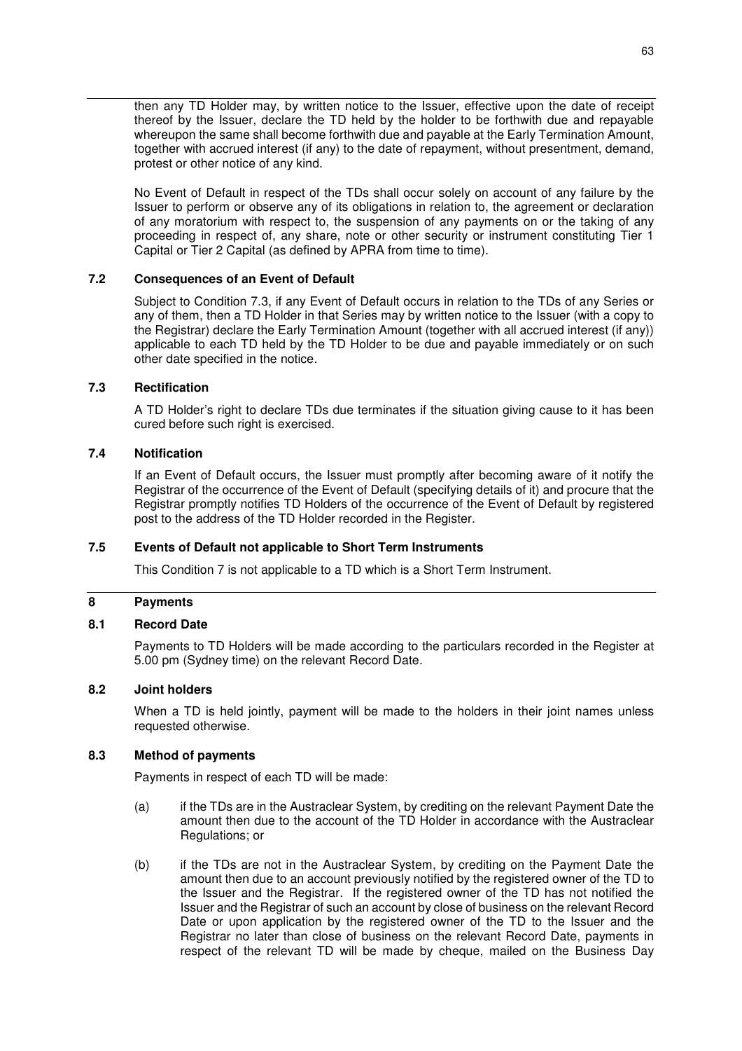then any TD Holder may, by written notice to the Issuer, effective upon the date of receipt thereof by the Issuer, declare the TD held by the holder to be forthwith due and repayable whereupon the same shall become forthwith due and payable at the Early Termination Amount, together with accrued interest (if any) to the date of repayment, without presentment, demand, protest or other notice of any kind.

No Event of Default in respect of the TDs shall occur solely on account of any failure by the Issuer to perform or observe any of its obligations in relation to, the agreement or declaration of any moratorium with respect to, the suspension of any payments on or the taking of any proceeding in respect of, any share, note or other security or instrument constituting Tier 1 Capital or Tier 2 Capital (as defined by APRA from time to time).

### 7.2 Consequences of an Event of Default

Subject to Condition 7.3, if any Event of Default occurs in relation to the TDs of any Series or any of them, then a TD Holder in that Series may by written notice to the Issuer (with a copy to the Registrar) declare the Early Termination Amount (together with all accrued interest (if any)) applicable to each TD held by the TD Holder to be due and payable immediately or on such other date specified in the notice.

### 7.3 Rectification

A TD Holder's right to declare TDs due terminates if the situation giving cause to it has been cured before such right is exercised.

### 7.4 Notification

If an Event of Default occurs, the Issuer must promptly after becoming aware of it notify the Registrar of the occurrence of the Event of Default (specifying details of it) and procure that the Registrar promptly notifies TD Holders of the occurrence of the Event of Default by registered post to the address of the TD Holder recorded in the Register.

### 7.5 Events of Default not applicable to Short Term Instruments

This Condition 7 is not applicable to a TD which is a Short Term Instrument.

## 8 Payments

### 8.1 Record Date

Payments to TD Holders will be made according to the particulars recorded in the Register at 5.00 pm (Sydney time) on the relevant Record Date.

### 8.2 Joint holders

When a TD is held jointly, payment will be made to the holders in their joint names unless requested otherwise.

### 8.3 Method of payments

Payments in respect of each TD will be made:

(a) if the TDs are in the Austraclear System, by crediting on the relevant Payment Date the amount then due to the account of the TD Holder in accordance with the Austraclear Regulations; or

(b) if the TDs are not in the Austraclear System, by crediting on the Payment Date the amount then due to an account previously notified by the registered owner of the TD to the Issuer and the Registrar. If the registered owner of the TD has not notified the Issuer and the Registrar of such an account by close of business on the relevant Record Date or upon application by the registered owner of the TD to the Issuer and the Registrar no later than close of business on the relevant Record Date, payments in respect of the relevant TD will be made by cheque, mailed on the Business Day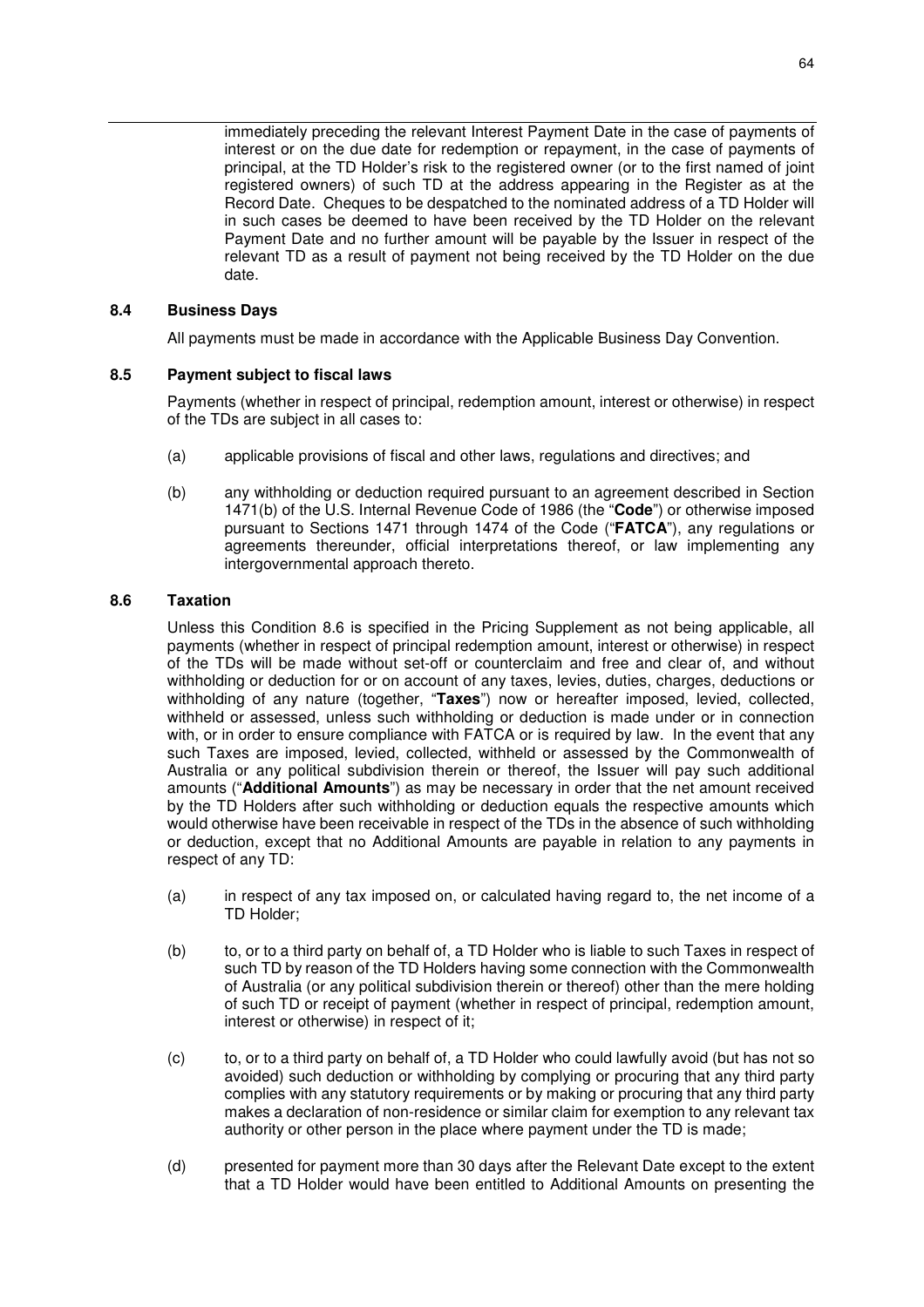immediately preceding the relevant Interest Payment Date in the case of payments of interest or on the due date for redemption or repayment, in the case of payments of principal, at the TD Holder's risk to the registered owner (or to the first named of joint registered owners) of such TD at the address appearing in the Register as at the Record Date. Cheques to be despatched to the nominated address of a TD Holder will in such cases be deemed to have been received by the TD Holder on the relevant Payment Date and no further amount will be payable by the Issuer in respect of the relevant TD as a result of payment not being received by the TD Holder on the due date.

### 8.4 Business Days

All payments must be made in accordance with the Applicable Business Day Convention.

### 8.5 Payment subject to fiscal laws

Payments (whether in respect of principal, redemption amount, interest or otherwise) in respect of the TDs are subject in all cases to:

(a) applicable provisions of fiscal and other laws, regulations and directives; and

(b) any withholding or deduction required pursuant to an agreement described in Section 1471(b) of the U.S. Internal Revenue Code of 1986 (the "**Code**") or otherwise imposed pursuant to Sections 1471 through 1474 of the Code ("**FATCA**"), any regulations or agreements thereunder, official interpretations thereof, or law implementing any intergovernmental approach thereto.

### 8.6 Taxation

Unless this Condition 8.6 is specified in the Pricing Supplement as not being applicable, all payments (whether in respect of principal redemption amount, interest or otherwise) in respect of the TDs will be made without set-off or counterclaim and free and clear of, and without withholding or deduction for or on account of any taxes, levies, duties, charges, deductions or withholding of any nature (together, "**Taxes**") now or hereafter imposed, levied, collected, withheld or assessed, unless such withholding or deduction is made under or in connection with, or in order to ensure compliance with FATCA or is required by law. In the event that any such Taxes are imposed, levied, collected, withheld or assessed by the Commonwealth of Australia or any political subdivision therein or thereof, the Issuer will pay such additional amounts ("**Additional Amounts**") as may be necessary in order that the net amount received by the TD Holders after such withholding or deduction equals the respective amounts which would otherwise have been receivable in respect of the TDs in the absence of such withholding or deduction, except that no Additional Amounts are payable in relation to any payments in respect of any TD:

(a) in respect of any tax imposed on, or calculated having regard to, the net income of a TD Holder;

(b) to, or to a third party on behalf of, a TD Holder who is liable to such Taxes in respect of such TD by reason of the TD Holders having some connection with the Commonwealth of Australia (or any political subdivision therein or thereof) other than the mere holding of such TD or receipt of payment (whether in respect of principal, redemption amount, interest or otherwise) in respect of it;

(c) to, or to a third party on behalf of, a TD Holder who could lawfully avoid (but has not so avoided) such deduction or withholding by complying or procuring that any third party complies with any statutory requirements or by making or procuring that any third party makes a declaration of non-residence or similar claim for exemption to any relevant tax authority or other person in the place where payment under the TD is made;

(d) presented for payment more than 30 days after the Relevant Date except to the extent that a TD Holder would have been entitled to Additional Amounts on presenting the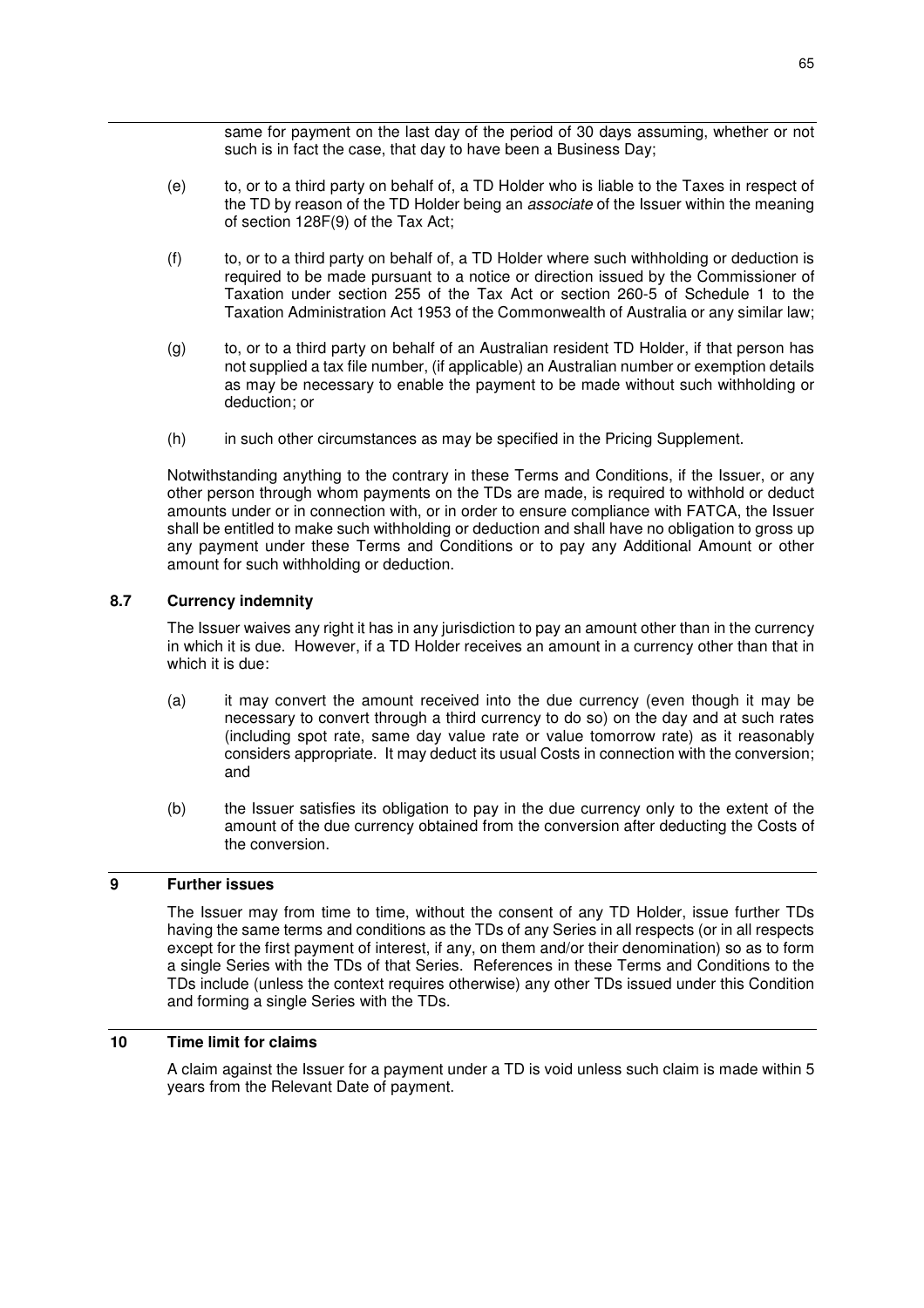same for payment on the last day of the period of 30 days assuming, whether or not such is in fact the case, that day to have been a Business Day;

(e) to, or to a third party on behalf of, a TD Holder who is liable to the Taxes in respect of the TD by reason of the TD Holder being an *associate* of the Issuer within the meaning of section 128F(9) of the Tax Act;

(f) to, or to a third party on behalf of, a TD Holder where such withholding or deduction is required to be made pursuant to a notice or direction issued by the Commissioner of Taxation under section 255 of the Tax Act or section 260-5 of Schedule 1 to the Taxation Administration Act 1953 of the Commonwealth of Australia or any similar law;

(g) to, or to a third party on behalf of an Australian resident TD Holder, if that person has not supplied a tax file number, (if applicable) an Australian number or exemption details as may be necessary to enable the payment to be made without such withholding or deduction; or

(h) in such other circumstances as may be specified in the Pricing Supplement.

Notwithstanding anything to the contrary in these Terms and Conditions, if the Issuer, or any other person through whom payments on the TDs are made, is required to withhold or deduct amounts under or in connection with, or in order to ensure compliance with FATCA, the Issuer shall be entitled to make such withholding or deduction and shall have no obligation to gross up any payment under these Terms and Conditions or to pay any Additional Amount or other amount for such withholding or deduction.

### 8.7 Currency indemnity

The Issuer waives any right it has in any jurisdiction to pay an amount other than in the currency in which it is due. However, if a TD Holder receives an amount in a currency other than that in which it is due:

(a) it may convert the amount received into the due currency (even though it may be necessary to convert through a third currency to do so) on the day and at such rates (including spot rate, same day value rate or value tomorrow rate) as it reasonably considers appropriate. It may deduct its usual Costs in connection with the conversion; and

(b) the Issuer satisfies its obligation to pay in the due currency only to the extent of the amount of the due currency obtained from the conversion after deducting the Costs of the conversion.

## 9 Further issues

The Issuer may from time to time, without the consent of any TD Holder, issue further TDs having the same terms and conditions as the TDs of any Series in all respects (or in all respects except for the first payment of interest, if any, on them and/or their denomination) so as to form a single Series with the TDs of that Series. References in these Terms and Conditions to the TDs include (unless the context requires otherwise) any other TDs issued under this Condition and forming a single Series with the TDs.

## 10 Time limit for claims

A claim against the Issuer for a payment under a TD is void unless such claim is made within 5 years from the Relevant Date of payment.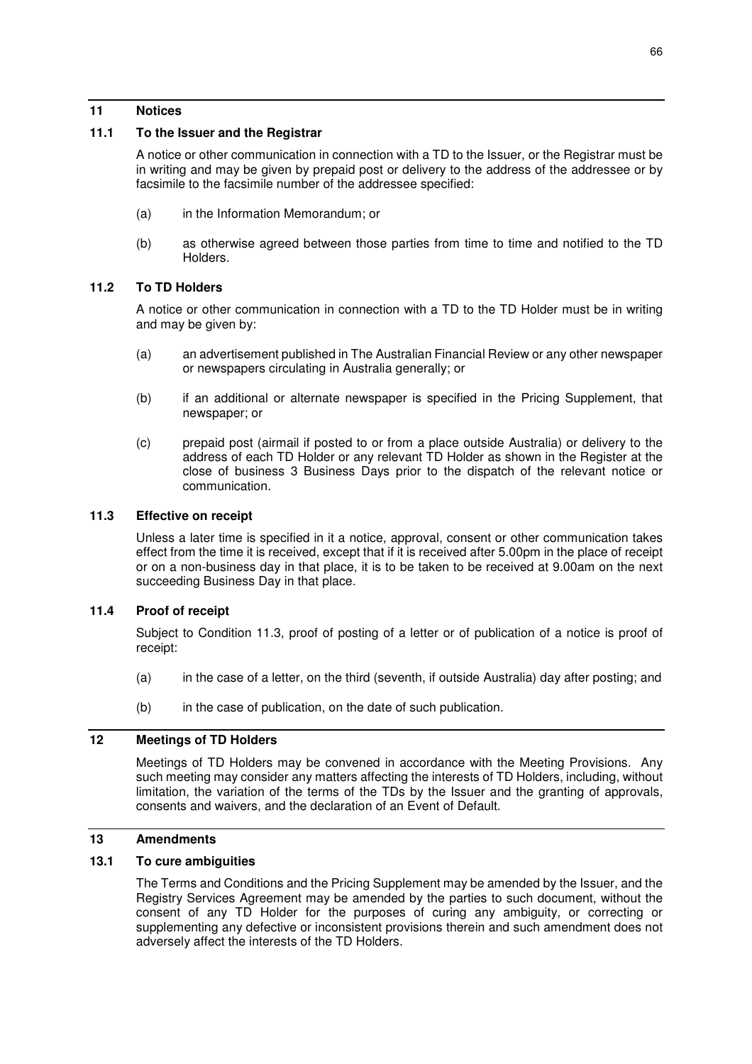## 11 Notices

### 11.1 To the Issuer and the Registrar

A notice or other communication in connection with a TD to the Issuer, or the Registrar must be in writing and may be given by prepaid post or delivery to the address of the addressee or by facsimile to the facsimile number of the addressee specified:

(a) in the Information Memorandum; or

(b) as otherwise agreed between those parties from time to time and notified to the TD Holders.

### 11.2 To TD Holders

A notice or other communication in connection with a TD to the TD Holder must be in writing and may be given by:

(a) an advertisement published in The Australian Financial Review or any other newspaper or newspapers circulating in Australia generally; or

(b) if an additional or alternate newspaper is specified in the Pricing Supplement, that newspaper; or

(c) prepaid post (airmail if posted to or from a place outside Australia) or delivery to the address of each TD Holder or any relevant TD Holder as shown in the Register at the close of business 3 Business Days prior to the dispatch of the relevant notice or communication.

### 11.3 Effective on receipt

Unless a later time is specified in it a notice, approval, consent or other communication takes effect from the time it is received, except that if it is received after 5.00pm in the place of receipt or on a non-business day in that place, it is to be taken to be received at 9.00am on the next succeeding Business Day in that place.

### 11.4 Proof of receipt

Subject to Condition 11.3, proof of posting of a letter or of publication of a notice is proof of receipt:

(a) in the case of a letter, on the third (seventh, if outside Australia) day after posting; and

(b) in the case of publication, on the date of such publication.

## 12 Meetings of TD Holders

Meetings of TD Holders may be convened in accordance with the Meeting Provisions. Any such meeting may consider any matters affecting the interests of TD Holders, including, without limitation, the variation of the terms of the TDs by the Issuer and the granting of approvals, consents and waivers, and the declaration of an Event of Default.

## 13 Amendments

### 13.1 To cure ambiguities

The Terms and Conditions and the Pricing Supplement may be amended by the Issuer, and the Registry Services Agreement may be amended by the parties to such document, without the consent of any TD Holder for the purposes of curing any ambiguity, or correcting or supplementing any defective or inconsistent provisions therein and such amendment does not adversely affect the interests of the TD Holders.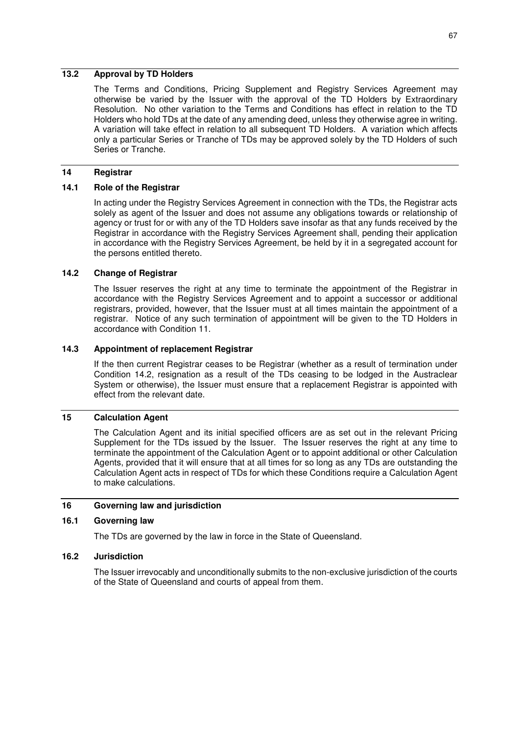### 13.2 Approval by TD Holders

The Terms and Conditions, Pricing Supplement and Registry Services Agreement may otherwise be varied by the Issuer with the approval of the TD Holders by Extraordinary Resolution. No other variation to the Terms and Conditions has effect in relation to the TD Holders who hold TDs at the date of any amending deed, unless they otherwise agree in writing. A variation will take effect in relation to all subsequent TD Holders. A variation which affects only a particular Series or Tranche of TDs may be approved solely by the TD Holders of such Series or Tranche.

## 14 Registrar

### 14.1 Role of the Registrar

In acting under the Registry Services Agreement in connection with the TDs, the Registrar acts solely as agent of the Issuer and does not assume any obligations towards or relationship of agency or trust for or with any of the TD Holders save insofar as that any funds received by the Registrar in accordance with the Registry Services Agreement shall, pending their application in accordance with the Registry Services Agreement, be held by it in a segregated account for the persons entitled thereto.

### 14.2 Change of Registrar

The Issuer reserves the right at any time to terminate the appointment of the Registrar in accordance with the Registry Services Agreement and to appoint a successor or additional registrars, provided, however, that the Issuer must at all times maintain the appointment of a registrar. Notice of any such termination of appointment will be given to the TD Holders in accordance with Condition 11.

### 14.3 Appointment of replacement Registrar

If the then current Registrar ceases to be Registrar (whether as a result of termination under Condition 14.2, resignation as a result of the TDs ceasing to be lodged in the Austraclear System or otherwise), the Issuer must ensure that a replacement Registrar is appointed with effect from the relevant date.

## 15 Calculation Agent

The Calculation Agent and its initial specified officers are as set out in the relevant Pricing Supplement for the TDs issued by the Issuer. The Issuer reserves the right at any time to terminate the appointment of the Calculation Agent or to appoint additional or other Calculation Agents, provided that it will ensure that at all times for so long as any TDs are outstanding the Calculation Agent acts in respect of TDs for which these Conditions require a Calculation Agent to make calculations.

## 16 Governing law and jurisdiction

### 16.1 Governing law

The TDs are governed by the law in force in the State of Queensland.

### 16.2 Jurisdiction

The Issuer irrevocably and unconditionally submits to the non-exclusive jurisdiction of the courts of the State of Queensland and courts of appeal from them.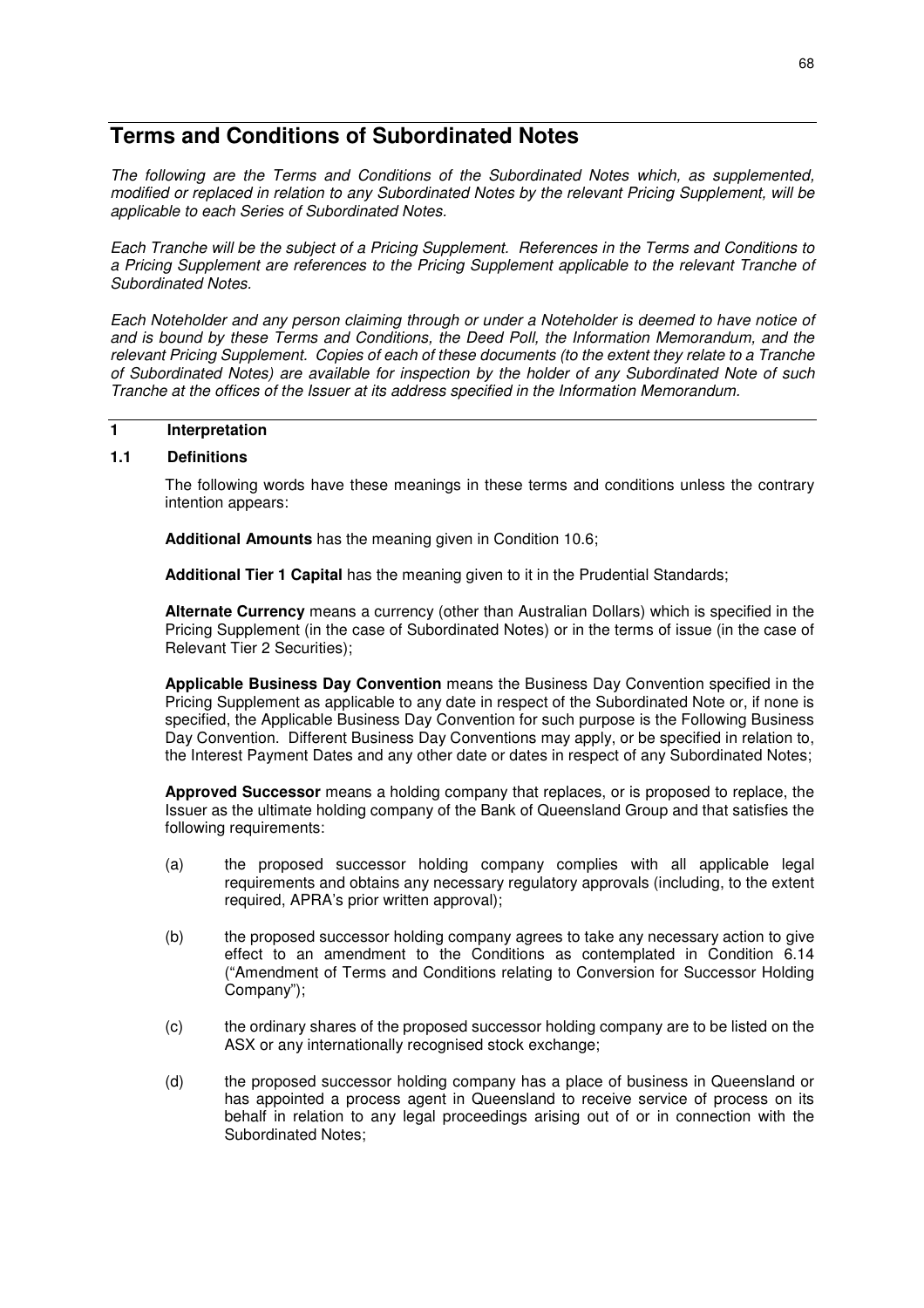# Terms and Conditions of Subordinated Notes

*The following are the Terms and Conditions of the Subordinated Notes which, as supplemented, modified or replaced in relation to any Subordinated Notes by the relevant Pricing Supplement, will be applicable to each Series of Subordinated Notes.*

*Each Tranche will be the subject of a Pricing Supplement. References in the Terms and Conditions to a Pricing Supplement are references to the Pricing Supplement applicable to the relevant Tranche of Subordinated Notes.*

*Each Noteholder and any person claiming through or under a Noteholder is deemed to have notice of and is bound by these Terms and Conditions, the Deed Poll, the Information Memorandum, and the relevant Pricing Supplement. Copies of each of these documents (to the extent they relate to a Tranche of Subordinated Notes) are available for inspection by the holder of any Subordinated Note of such Tranche at the offices of the Issuer at its address specified in the Information Memorandum.*

## 1 Interpretation

### 1.1 Definitions

The following words have these meanings in these terms and conditions unless the contrary intention appears:

**Additional Amounts** has the meaning given in Condition 10.6;

**Additional Tier 1 Capital** has the meaning given to it in the Prudential Standards;

**Alternate Currency** means a currency (other than Australian Dollars) which is specified in the Pricing Supplement (in the case of Subordinated Notes) or in the terms of issue (in the case of Relevant Tier 2 Securities);

**Applicable Business Day Convention** means the Business Day Convention specified in the Pricing Supplement as applicable to any date in respect of the Subordinated Note or, if none is specified, the Applicable Business Day Convention for such purpose is the Following Business Day Convention. Different Business Day Conventions may apply, or be specified in relation to, the Interest Payment Dates and any other date or dates in respect of any Subordinated Notes;

**Approved Successor** means a holding company that replaces, or is proposed to replace, the Issuer as the ultimate holding company of the Bank of Queensland Group and that satisfies the following requirements:

(a) the proposed successor holding company complies with all applicable legal requirements and obtains any necessary regulatory approvals (including, to the extent required, APRA's prior written approval);

(b) the proposed successor holding company agrees to take any necessary action to give effect to an amendment to the Conditions as contemplated in Condition 6.14 ("Amendment of Terms and Conditions relating to Conversion for Successor Holding Company");

(c) the ordinary shares of the proposed successor holding company are to be listed on the ASX or any internationally recognised stock exchange;

(d) the proposed successor holding company has a place of business in Queensland or has appointed a process agent in Queensland to receive service of process on its behalf in relation to any legal proceedings arising out of or in connection with the Subordinated Notes;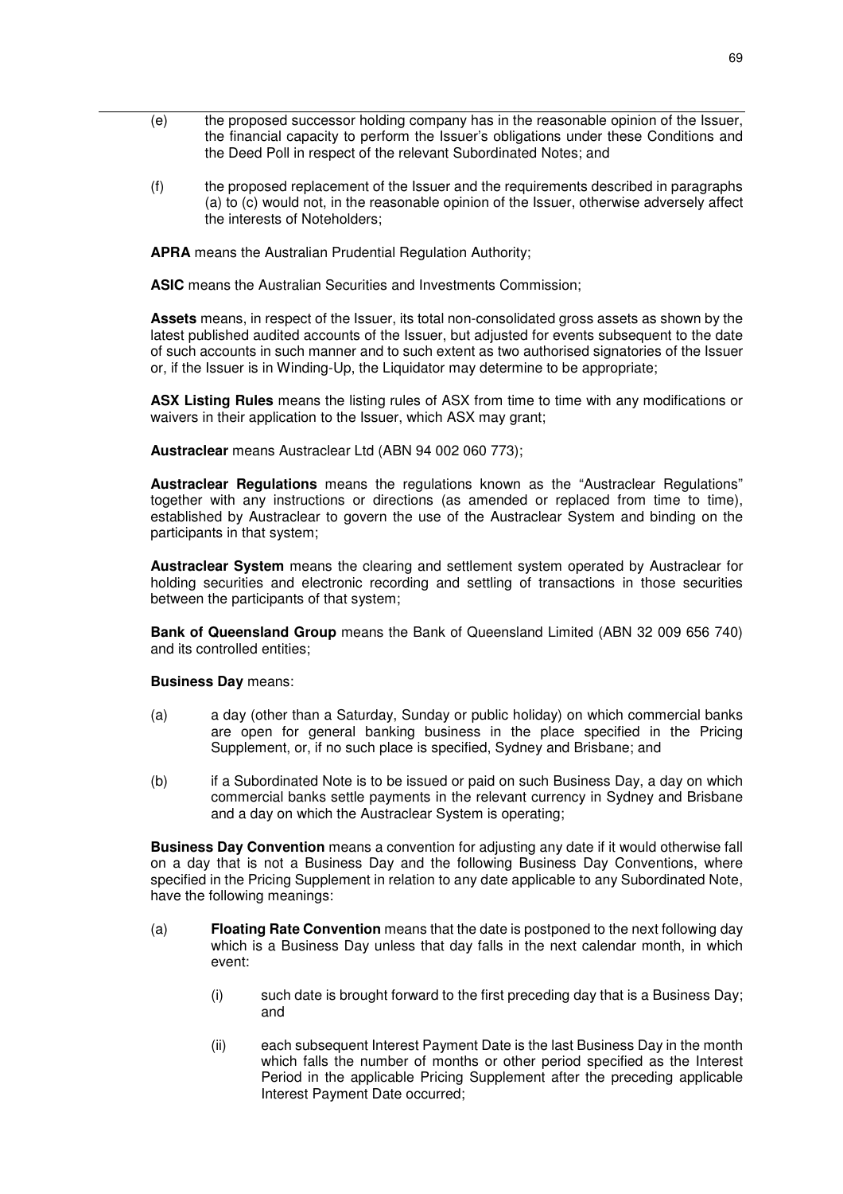(e) the proposed successor holding company has in the reasonable opinion of the Issuer, the financial capacity to perform the Issuer's obligations under these Conditions and the Deed Poll in respect of the relevant Subordinated Notes; and

(f) the proposed replacement of the Issuer and the requirements described in paragraphs (a) to (c) would not, in the reasonable opinion of the Issuer, otherwise adversely affect the interests of Noteholders;

**APRA** means the Australian Prudential Regulation Authority;

**ASIC** means the Australian Securities and Investments Commission;

**Assets** means, in respect of the Issuer, its total non-consolidated gross assets as shown by the latest published audited accounts of the Issuer, but adjusted for events subsequent to the date of such accounts in such manner and to such extent as two authorised signatories of the Issuer or, if the Issuer is in Winding-Up, the Liquidator may determine to be appropriate;

**ASX Listing Rules** means the listing rules of ASX from time to time with any modifications or waivers in their application to the Issuer, which ASX may grant;

**Austraclear** means Austraclear Ltd (ABN 94 002 060 773);

**Austraclear Regulations** means the regulations known as the "Austraclear Regulations" together with any instructions or directions (as amended or replaced from time to time), established by Austraclear to govern the use of the Austraclear System and binding on the participants in that system;

**Austraclear System** means the clearing and settlement system operated by Austraclear for holding securities and electronic recording and settling of transactions in those securities between the participants of that system;

**Bank of Queensland Group** means the Bank of Queensland Limited (ABN 32 009 656 740) and its controlled entities;

**Business Day** means:

(a) a day (other than a Saturday, Sunday or public holiday) on which commercial banks are open for general banking business in the place specified in the Pricing Supplement, or, if no such place is specified, Sydney and Brisbane; and

(b) if a Subordinated Note is to be issued or paid on such Business Day, a day on which commercial banks settle payments in the relevant currency in Sydney and Brisbane and a day on which the Austraclear System is operating;

**Business Day Convention** means a convention for adjusting any date if it would otherwise fall on a day that is not a Business Day and the following Business Day Conventions, where specified in the Pricing Supplement in relation to any date applicable to any Subordinated Note, have the following meanings:

(a) **Floating Rate Convention** means that the date is postponed to the next following day which is a Business Day unless that day falls in the next calendar month, in which event:

  (i) such date is brought forward to the first preceding day that is a Business Day; and

  (ii) each subsequent Interest Payment Date is the last Business Day in the month which falls the number of months or other period specified as the Interest Period in the applicable Pricing Supplement after the preceding applicable Interest Payment Date occurred;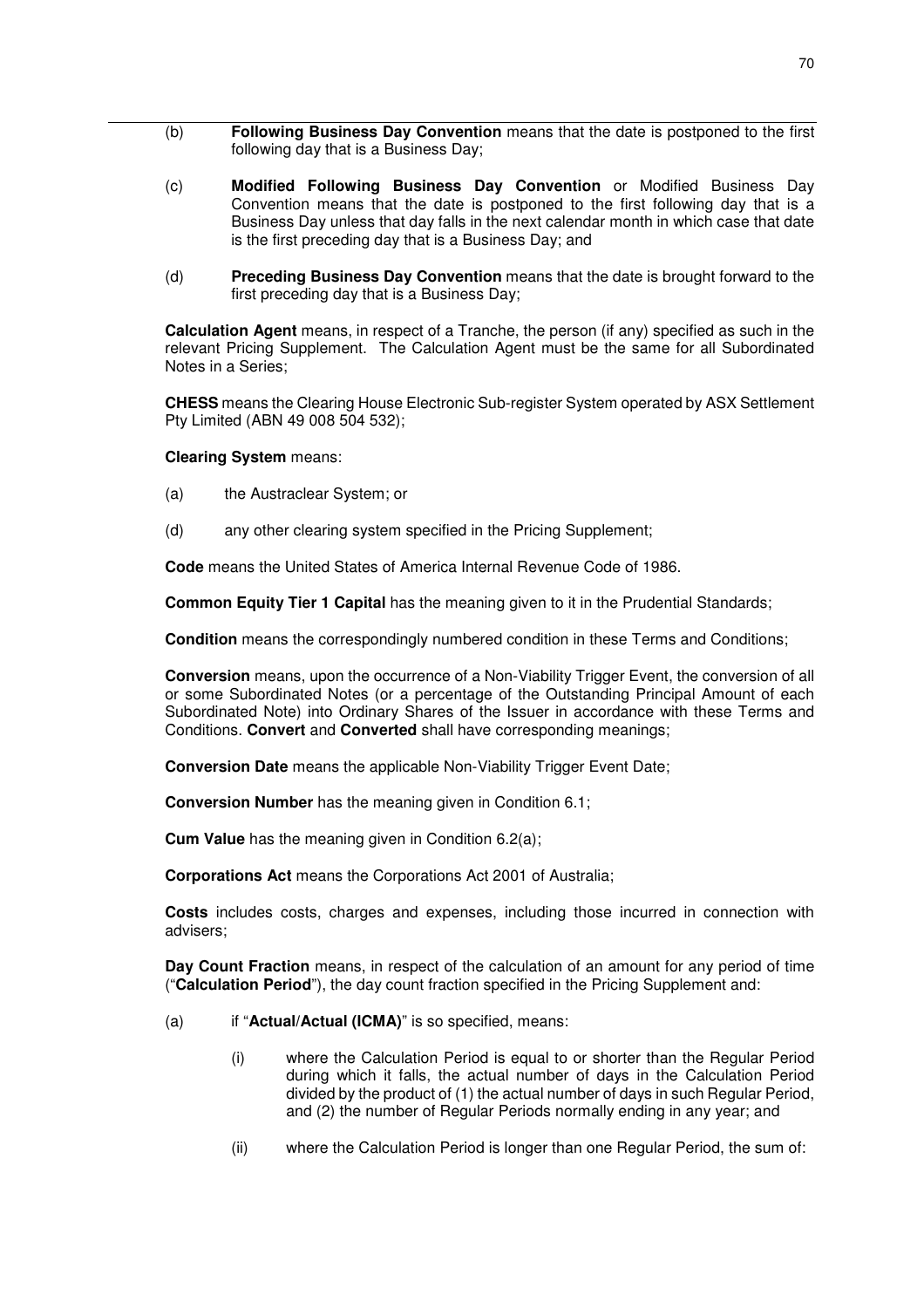(b) **Following Business Day Convention** means that the date is postponed to the first following day that is a Business Day;

(c) **Modified Following Business Day Convention** or Modified Business Day Convention means that the date is postponed to the first following day that is a Business Day unless that day falls in the next calendar month in which case that date is the first preceding day that is a Business Day; and

(d) **Preceding Business Day Convention** means that the date is brought forward to the first preceding day that is a Business Day;

**Calculation Agent** means, in respect of a Tranche, the person (if any) specified as such in the relevant Pricing Supplement. The Calculation Agent must be the same for all Subordinated Notes in a Series;

**CHESS** means the Clearing House Electronic Sub-register System operated by ASX Settlement Pty Limited (ABN 49 008 504 532);

**Clearing System** means:

(a) the Austraclear System; or

(d) any other clearing system specified in the Pricing Supplement;

**Code** means the United States of America Internal Revenue Code of 1986.

**Common Equity Tier 1 Capital** has the meaning given to it in the Prudential Standards;

**Condition** means the correspondingly numbered condition in these Terms and Conditions;

**Conversion** means, upon the occurrence of a Non-Viability Trigger Event, the conversion of all or some Subordinated Notes (or a percentage of the Outstanding Principal Amount of each Subordinated Note) into Ordinary Shares of the Issuer in accordance with these Terms and Conditions. **Convert** and **Converted** shall have corresponding meanings;

**Conversion Date** means the applicable Non-Viability Trigger Event Date;

**Conversion Number** has the meaning given in Condition 6.1;

**Cum Value** has the meaning given in Condition 6.2(a);

**Corporations Act** means the Corporations Act 2001 of Australia;

**Costs** includes costs, charges and expenses, including those incurred in connection with advisers;

**Day Count Fraction** means, in respect of the calculation of an amount for any period of time ("**Calculation Period**"), the day count fraction specified in the Pricing Supplement and:

(a) if "**Actual/Actual (ICMA)**" is so specified, means:

(i) where the Calculation Period is equal to or shorter than the Regular Period during which it falls, the actual number of days in the Calculation Period divided by the product of (1) the actual number of days in such Regular Period, and (2) the number of Regular Periods normally ending in any year; and

(ii) where the Calculation Period is longer than one Regular Period, the sum of: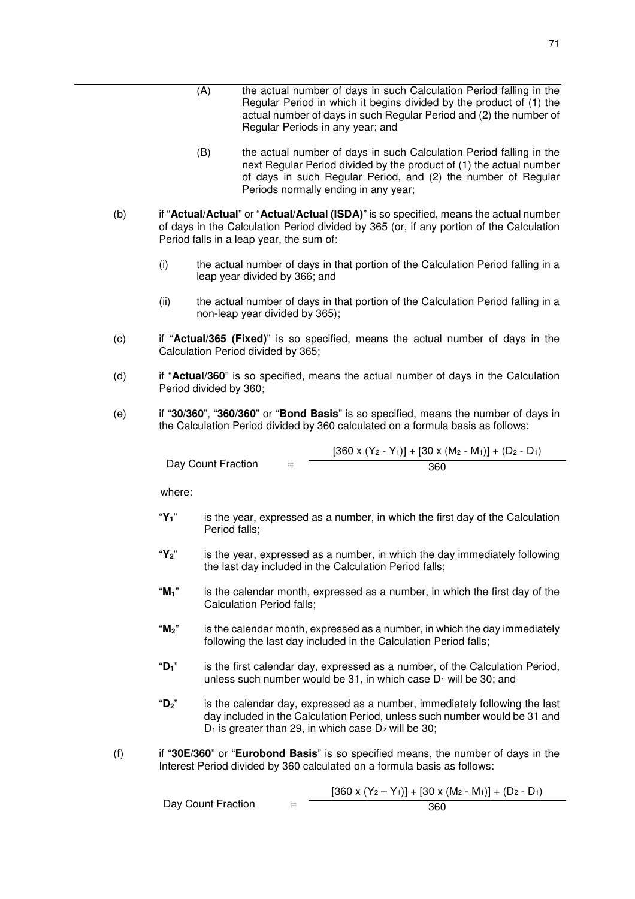(A) the actual number of days in such Calculation Period falling in the Regular Period in which it begins divided by the product of (1) the actual number of days in such Regular Period and (2) the number of Regular Periods in any year; and

(B) the actual number of days in such Calculation Period falling in the next Regular Period divided by the product of (1) the actual number of days in such Regular Period, and (2) the number of Regular Periods normally ending in any year;

(b) if "**Actual/Actual**" or "**Actual/Actual (ISDA)**" is so specified, means the actual number of days in the Calculation Period divided by 365 (or, if any portion of the Calculation Period falls in a leap year, the sum of:

(i) the actual number of days in that portion of the Calculation Period falling in a leap year divided by 366; and

(ii) the actual number of days in that portion of the Calculation Period falling in a non-leap year divided by 365);

(c) if "**Actual/365 (Fixed)**" is so specified, means the actual number of days in the Calculation Period divided by 365;

(d) if "**Actual/360**" is so specified, means the actual number of days in the Calculation Period divided by 360;

(e) if "**30/360**", "**360/360**" or "**Bond Basis**" is so specified, means the number of days in the Calculation Period divided by 360 calculated on a formula basis as follows:

$$\text{Day Count Fraction} = \frac{[360 \times (Y_2 - Y_1)] + [30 \times (M_2 - M_1)] + (D_2 - D_1)}{360}$$

where:

"$Y_1$" is the year, expressed as a number, in which the first day of the Calculation Period falls;

"$Y_2$" is the year, expressed as a number, in which the day immediately following the last day included in the Calculation Period falls;

"$M_1$" is the calendar month, expressed as a number, in which the first day of the Calculation Period falls;

"$M_2$" is the calendar month, expressed as a number, in which the day immediately following the last day included in the Calculation Period falls;

"$D_1$" is the first calendar day, expressed as a number, of the Calculation Period, unless such number would be 31, in which case $D_1$ will be 30; and

"$D_2$" is the calendar day, expressed as a number, immediately following the last day included in the Calculation Period, unless such number would be 31 and $D_1$ is greater than 29, in which case $D_2$ will be 30;

(f) if "**30E/360**" or "**Eurobond Basis**" is so specified means, the number of days in the Interest Period divided by 360 calculated on a formula basis as follows:

$$\text{Day Count Fraction} = \frac{[360 \times (Y_2 - Y_1)] + [30 \times (M_2 - M_1)] + (D_2 - D_1)}{360}$$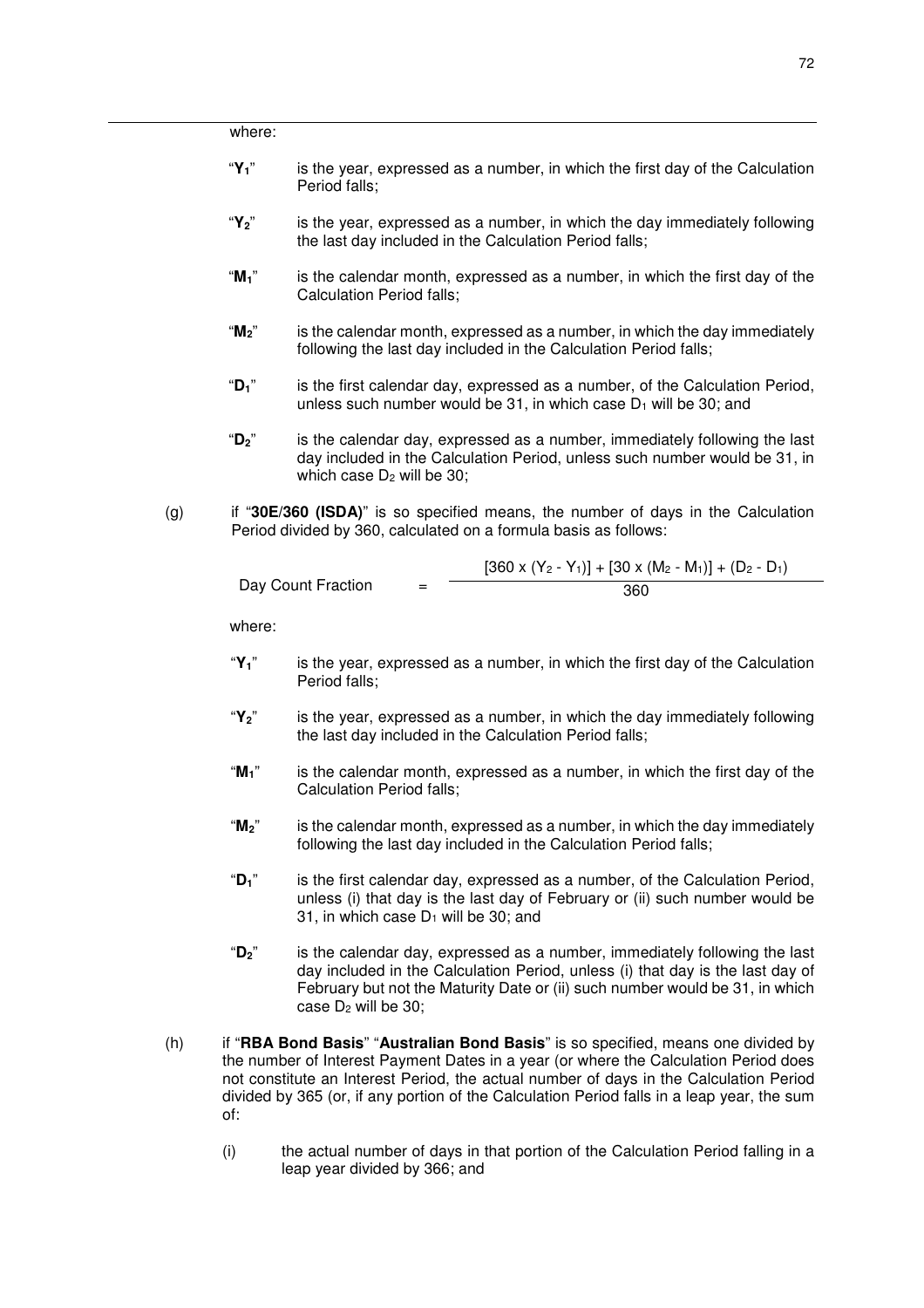where:

"$Y_1$" is the year, expressed as a number, in which the first day of the Calculation Period falls;

"$Y_2$" is the year, expressed as a number, in which the day immediately following the last day included in the Calculation Period falls;

"$M_1$" is the calendar month, expressed as a number, in which the first day of the Calculation Period falls;

"$M_2$" is the calendar month, expressed as a number, in which the day immediately following the last day included in the Calculation Period falls;

"$D_1$" is the first calendar day, expressed as a number, of the Calculation Period, unless such number would be 31, in which case $D_1$ will be 30; and

"$D_2$" is the calendar day, expressed as a number, immediately following the last day included in the Calculation Period, unless such number would be 31, in which case $D_2$ will be 30;

(g) if "**30E/360 (ISDA)**" is so specified means, the number of days in the Calculation Period divided by 360, calculated on a formula basis as follows:

$$\text{Day Count Fraction} = \frac{[360 \times (Y_2 - Y_1)] + [30 \times (M_2 - M_1)] + (D_2 - D_1)}{360}$$

where:

"$Y_1$" is the year, expressed as a number, in which the first day of the Calculation Period falls;

"$Y_2$" is the year, expressed as a number, in which the day immediately following the last day included in the Calculation Period falls;

"$M_1$" is the calendar month, expressed as a number, in which the first day of the Calculation Period falls;

"$M_2$" is the calendar month, expressed as a number, in which the day immediately following the last day included in the Calculation Period falls;

"$D_1$" is the first calendar day, expressed as a number, of the Calculation Period, unless (i) that day is the last day of February or (ii) such number would be 31, in which case $D_1$ will be 30; and

"$D_2$" is the calendar day, expressed as a number, immediately following the last day included in the Calculation Period, unless (i) that day is the last day of February but not the Maturity Date or (ii) such number would be 31, in which case $D_2$ will be 30;

(h) if "**RBA Bond Basis**" "**Australian Bond Basis**" is so specified, means one divided by the number of Interest Payment Dates in a year (or where the Calculation Period does not constitute an Interest Period, the actual number of days in the Calculation Period divided by 365 (or, if any portion of the Calculation Period falls in a leap year, the sum of:

(i) the actual number of days in that portion of the Calculation Period falling in a leap year divided by 366; and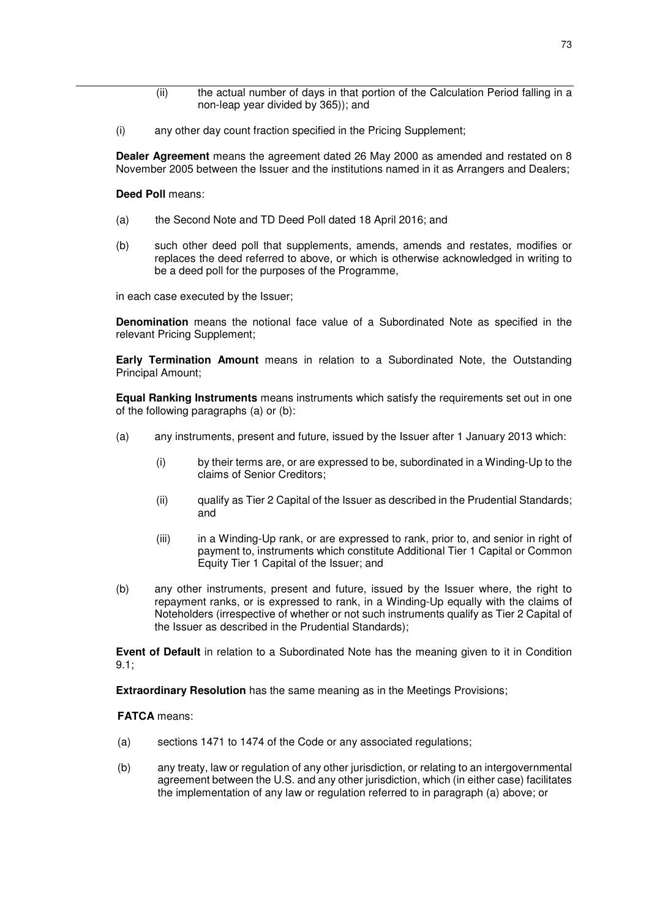(ii) the actual number of days in that portion of the Calculation Period falling in a non-leap year divided by 365)); and

(i) any other day count fraction specified in the Pricing Supplement;

**Dealer Agreement** means the agreement dated 26 May 2000 as amended and restated on 8 November 2005 between the Issuer and the institutions named in it as Arrangers and Dealers;

**Deed Poll** means:

(a) the Second Note and TD Deed Poll dated 18 April 2016; and

(b) such other deed poll that supplements, amends, amends and restates, modifies or replaces the deed referred to above, or which is otherwise acknowledged in writing to be a deed poll for the purposes of the Programme,

in each case executed by the Issuer;

**Denomination** means the notional face value of a Subordinated Note as specified in the relevant Pricing Supplement;

**Early Termination Amount** means in relation to a Subordinated Note, the Outstanding Principal Amount;

**Equal Ranking Instruments** means instruments which satisfy the requirements set out in one of the following paragraphs (a) or (b):

(a) any instruments, present and future, issued by the Issuer after 1 January 2013 which:

  (i) by their terms are, or are expressed to be, subordinated in a Winding-Up to the claims of Senior Creditors;

  (ii) qualify as Tier 2 Capital of the Issuer as described in the Prudential Standards; and

  (iii) in a Winding-Up rank, or are expressed to rank, prior to, and senior in right of payment to, instruments which constitute Additional Tier 1 Capital or Common Equity Tier 1 Capital of the Issuer; and

(b) any other instruments, present and future, issued by the Issuer where, the right to repayment ranks, or is expressed to rank, in a Winding-Up equally with the claims of Noteholders (irrespective of whether or not such instruments qualify as Tier 2 Capital of the Issuer as described in the Prudential Standards);

**Event of Default** in relation to a Subordinated Note has the meaning given to it in Condition 9.1;

**Extraordinary Resolution** has the same meaning as in the Meetings Provisions;

**FATCA** means:

(a) sections 1471 to 1474 of the Code or any associated regulations;

(b) any treaty, law or regulation of any other jurisdiction, or relating to an intergovernmental agreement between the U.S. and any other jurisdiction, which (in either case) facilitates the implementation of any law or regulation referred to in paragraph (a) above; or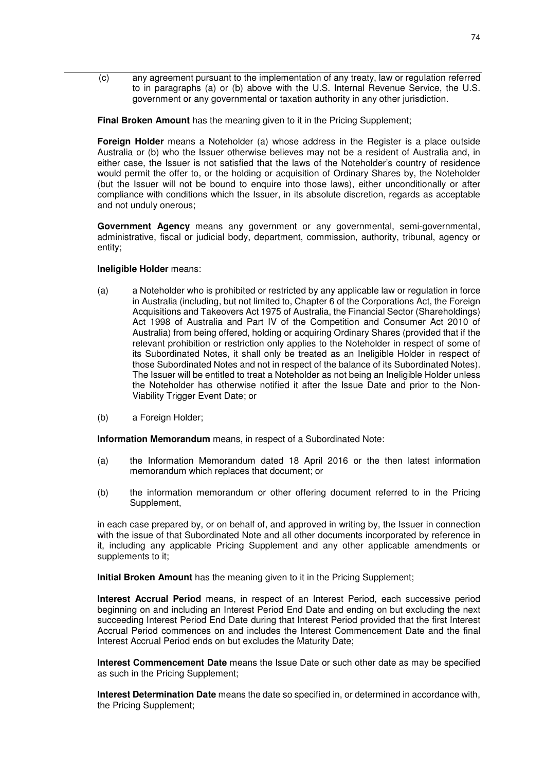(c) any agreement pursuant to the implementation of any treaty, law or regulation referred to in paragraphs (a) or (b) above with the U.S. Internal Revenue Service, the U.S. government or any governmental or taxation authority in any other jurisdiction.

**Final Broken Amount** has the meaning given to it in the Pricing Supplement;

**Foreign Holder** means a Noteholder (a) whose address in the Register is a place outside Australia or (b) who the Issuer otherwise believes may not be a resident of Australia and, in either case, the Issuer is not satisfied that the laws of the Noteholder's country of residence would permit the offer to, or the holding or acquisition of Ordinary Shares by, the Noteholder (but the Issuer will not be bound to enquire into those laws), either unconditionally or after compliance with conditions which the Issuer, in its absolute discretion, regards as acceptable and not unduly onerous;

**Government Agency** means any government or any governmental, semi-governmental, administrative, fiscal or judicial body, department, commission, authority, tribunal, agency or entity;

**Ineligible Holder** means:

(a) a Noteholder who is prohibited or restricted by any applicable law or regulation in force in Australia (including, but not limited to, Chapter 6 of the Corporations Act, the Foreign Acquisitions and Takeovers Act 1975 of Australia, the Financial Sector (Shareholdings) Act 1998 of Australia and Part IV of the Competition and Consumer Act 2010 of Australia) from being offered, holding or acquiring Ordinary Shares (provided that if the relevant prohibition or restriction only applies to the Noteholder in respect of some of its Subordinated Notes, it shall only be treated as an Ineligible Holder in respect of those Subordinated Notes and not in respect of the balance of its Subordinated Notes). The Issuer will be entitled to treat a Noteholder as not being an Ineligible Holder unless the Noteholder has otherwise notified it after the Issue Date and prior to the Non-Viability Trigger Event Date; or

(b) a Foreign Holder;

**Information Memorandum** means, in respect of a Subordinated Note:

(a) the Information Memorandum dated 18 April 2016 or the then latest information memorandum which replaces that document; or

(b) the information memorandum or other offering document referred to in the Pricing Supplement,

in each case prepared by, or on behalf of, and approved in writing by, the Issuer in connection with the issue of that Subordinated Note and all other documents incorporated by reference in it, including any applicable Pricing Supplement and any other applicable amendments or supplements to it;

**Initial Broken Amount** has the meaning given to it in the Pricing Supplement;

**Interest Accrual Period** means, in respect of an Interest Period, each successive period beginning on and including an Interest Period End Date and ending on but excluding the next succeeding Interest Period End Date during that Interest Period provided that the first Interest Accrual Period commences on and includes the Interest Commencement Date and the final Interest Accrual Period ends on but excludes the Maturity Date;

**Interest Commencement Date** means the Issue Date or such other date as may be specified as such in the Pricing Supplement;

**Interest Determination Date** means the date so specified in, or determined in accordance with, the Pricing Supplement;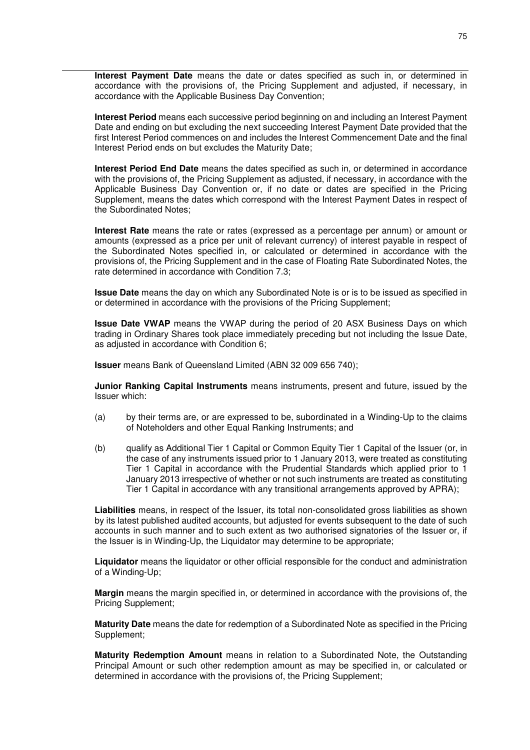**Interest Payment Date** means the date or dates specified as such in, or determined in accordance with the provisions of, the Pricing Supplement and adjusted, if necessary, in accordance with the Applicable Business Day Convention;

**Interest Period** means each successive period beginning on and including an Interest Payment Date and ending on but excluding the next succeeding Interest Payment Date provided that the first Interest Period commences on and includes the Interest Commencement Date and the final Interest Period ends on but excludes the Maturity Date;

**Interest Period End Date** means the dates specified as such in, or determined in accordance with the provisions of, the Pricing Supplement as adjusted, if necessary, in accordance with the Applicable Business Day Convention or, if no date or dates are specified in the Pricing Supplement, means the dates which correspond with the Interest Payment Dates in respect of the Subordinated Notes;

**Interest Rate** means the rate or rates (expressed as a percentage per annum) or amount or amounts (expressed as a price per unit of relevant currency) of interest payable in respect of the Subordinated Notes specified in, or calculated or determined in accordance with the provisions of, the Pricing Supplement and in the case of Floating Rate Subordinated Notes, the rate determined in accordance with Condition 7.3;

**Issue Date** means the day on which any Subordinated Note is or is to be issued as specified in or determined in accordance with the provisions of the Pricing Supplement;

**Issue Date VWAP** means the VWAP during the period of 20 ASX Business Days on which trading in Ordinary Shares took place immediately preceding but not including the Issue Date, as adjusted in accordance with Condition 6;

**Issuer** means Bank of Queensland Limited (ABN 32 009 656 740);

**Junior Ranking Capital Instruments** means instruments, present and future, issued by the Issuer which:

(a) by their terms are, or are expressed to be, subordinated in a Winding-Up to the claims of Noteholders and other Equal Ranking Instruments; and

(b) qualify as Additional Tier 1 Capital or Common Equity Tier 1 Capital of the Issuer (or, in the case of any instruments issued prior to 1 January 2013, were treated as constituting Tier 1 Capital in accordance with the Prudential Standards which applied prior to 1 January 2013 irrespective of whether or not such instruments are treated as constituting Tier 1 Capital in accordance with any transitional arrangements approved by APRA);

**Liabilities** means, in respect of the Issuer, its total non-consolidated gross liabilities as shown by its latest published audited accounts, but adjusted for events subsequent to the date of such accounts in such manner and to such extent as two authorised signatories of the Issuer or, if the Issuer is in Winding-Up, the Liquidator may determine to be appropriate;

**Liquidator** means the liquidator or other official responsible for the conduct and administration of a Winding-Up;

**Margin** means the margin specified in, or determined in accordance with the provisions of, the Pricing Supplement;

**Maturity Date** means the date for redemption of a Subordinated Note as specified in the Pricing Supplement;

**Maturity Redemption Amount** means in relation to a Subordinated Note, the Outstanding Principal Amount or such other redemption amount as may be specified in, or calculated or determined in accordance with the provisions of, the Pricing Supplement;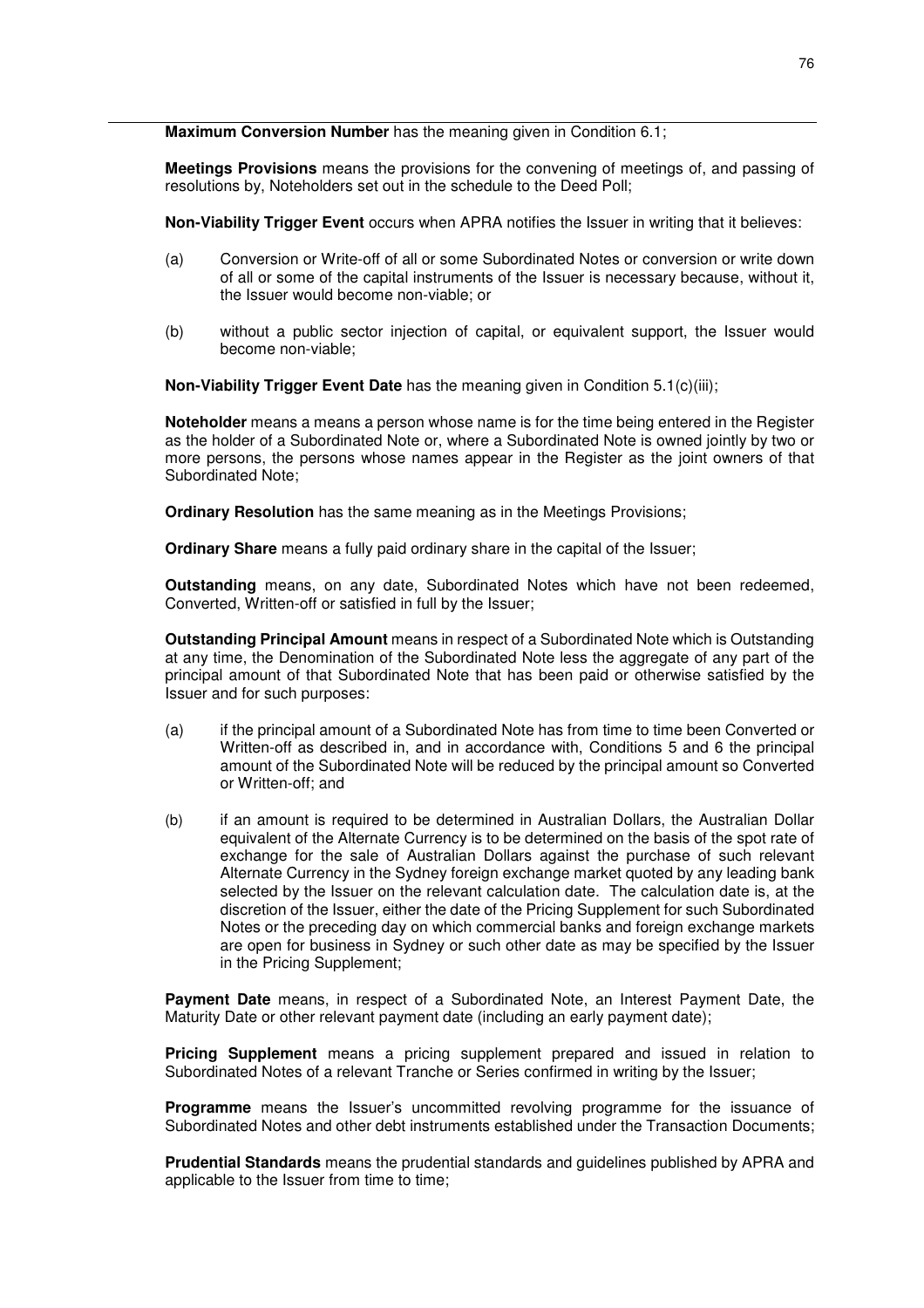**Maximum Conversion Number** has the meaning given in Condition 6.1;

**Meetings Provisions** means the provisions for the convening of meetings of, and passing of resolutions by, Noteholders set out in the schedule to the Deed Poll;

**Non-Viability Trigger Event** occurs when APRA notifies the Issuer in writing that it believes:

(a) Conversion or Write-off of all or some Subordinated Notes or conversion or write down of all or some of the capital instruments of the Issuer is necessary because, without it, the Issuer would become non-viable; or

(b) without a public sector injection of capital, or equivalent support, the Issuer would become non-viable;

**Non-Viability Trigger Event Date** has the meaning given in Condition 5.1(c)(iii);

**Noteholder** means a means a person whose name is for the time being entered in the Register as the holder of a Subordinated Note or, where a Subordinated Note is owned jointly by two or more persons, the persons whose names appear in the Register as the joint owners of that Subordinated Note;

**Ordinary Resolution** has the same meaning as in the Meetings Provisions;

**Ordinary Share** means a fully paid ordinary share in the capital of the Issuer;

**Outstanding** means, on any date, Subordinated Notes which have not been redeemed, Converted, Written-off or satisfied in full by the Issuer;

**Outstanding Principal Amount** means in respect of a Subordinated Note which is Outstanding at any time, the Denomination of the Subordinated Note less the aggregate of any part of the principal amount of that Subordinated Note that has been paid or otherwise satisfied by the Issuer and for such purposes:

(a) if the principal amount of a Subordinated Note has from time to time been Converted or Written-off as described in, and in accordance with, Conditions 5 and 6 the principal amount of the Subordinated Note will be reduced by the principal amount so Converted or Written-off; and

(b) if an amount is required to be determined in Australian Dollars, the Australian Dollar equivalent of the Alternate Currency is to be determined on the basis of the spot rate of exchange for the sale of Australian Dollars against the purchase of such relevant Alternate Currency in the Sydney foreign exchange market quoted by any leading bank selected by the Issuer on the relevant calculation date. The calculation date is, at the discretion of the Issuer, either the date of the Pricing Supplement for such Subordinated Notes or the preceding day on which commercial banks and foreign exchange markets are open for business in Sydney or such other date as may be specified by the Issuer in the Pricing Supplement;

**Payment Date** means, in respect of a Subordinated Note, an Interest Payment Date, the Maturity Date or other relevant payment date (including an early payment date);

**Pricing Supplement** means a pricing supplement prepared and issued in relation to Subordinated Notes of a relevant Tranche or Series confirmed in writing by the Issuer;

**Programme** means the Issuer's uncommitted revolving programme for the issuance of Subordinated Notes and other debt instruments established under the Transaction Documents;

**Prudential Standards** means the prudential standards and guidelines published by APRA and applicable to the Issuer from time to time;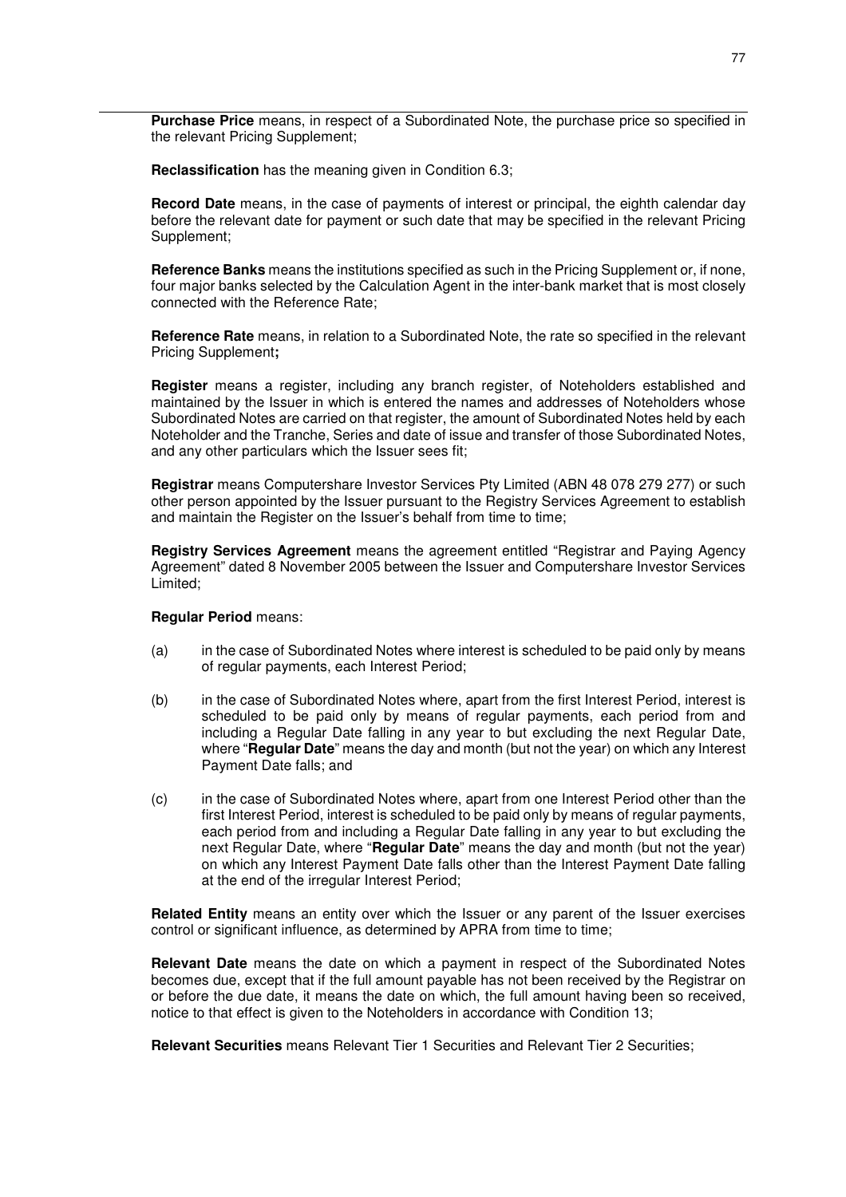**Purchase Price** means, in respect of a Subordinated Note, the purchase price so specified in the relevant Pricing Supplement;

**Reclassification** has the meaning given in Condition 6.3;

**Record Date** means, in the case of payments of interest or principal, the eighth calendar day before the relevant date for payment or such date that may be specified in the relevant Pricing Supplement;

**Reference Banks** means the institutions specified as such in the Pricing Supplement or, if none, four major banks selected by the Calculation Agent in the inter-bank market that is most closely connected with the Reference Rate;

**Reference Rate** means, in relation to a Subordinated Note, the rate so specified in the relevant Pricing Supplement**;**

**Register** means a register, including any branch register, of Noteholders established and maintained by the Issuer in which is entered the names and addresses of Noteholders whose Subordinated Notes are carried on that register, the amount of Subordinated Notes held by each Noteholder and the Tranche, Series and date of issue and transfer of those Subordinated Notes, and any other particulars which the Issuer sees fit;

**Registrar** means Computershare Investor Services Pty Limited (ABN 48 078 279 277) or such other person appointed by the Issuer pursuant to the Registry Services Agreement to establish and maintain the Register on the Issuer's behalf from time to time;

**Registry Services Agreement** means the agreement entitled "Registrar and Paying Agency Agreement" dated 8 November 2005 between the Issuer and Computershare Investor Services Limited;

**Regular Period** means:

(a) in the case of Subordinated Notes where interest is scheduled to be paid only by means of regular payments, each Interest Period;

(b) in the case of Subordinated Notes where, apart from the first Interest Period, interest is scheduled to be paid only by means of regular payments, each period from and including a Regular Date falling in any year to but excluding the next Regular Date, where "**Regular Date**" means the day and month (but not the year) on which any Interest Payment Date falls; and

(c) in the case of Subordinated Notes where, apart from one Interest Period other than the first Interest Period, interest is scheduled to be paid only by means of regular payments, each period from and including a Regular Date falling in any year to but excluding the next Regular Date, where "**Regular Date**" means the day and month (but not the year) on which any Interest Payment Date falls other than the Interest Payment Date falling at the end of the irregular Interest Period;

**Related Entity** means an entity over which the Issuer or any parent of the Issuer exercises control or significant influence, as determined by APRA from time to time;

**Relevant Date** means the date on which a payment in respect of the Subordinated Notes becomes due, except that if the full amount payable has not been received by the Registrar on or before the due date, it means the date on which, the full amount having been so received, notice to that effect is given to the Noteholders in accordance with Condition 13;

**Relevant Securities** means Relevant Tier 1 Securities and Relevant Tier 2 Securities;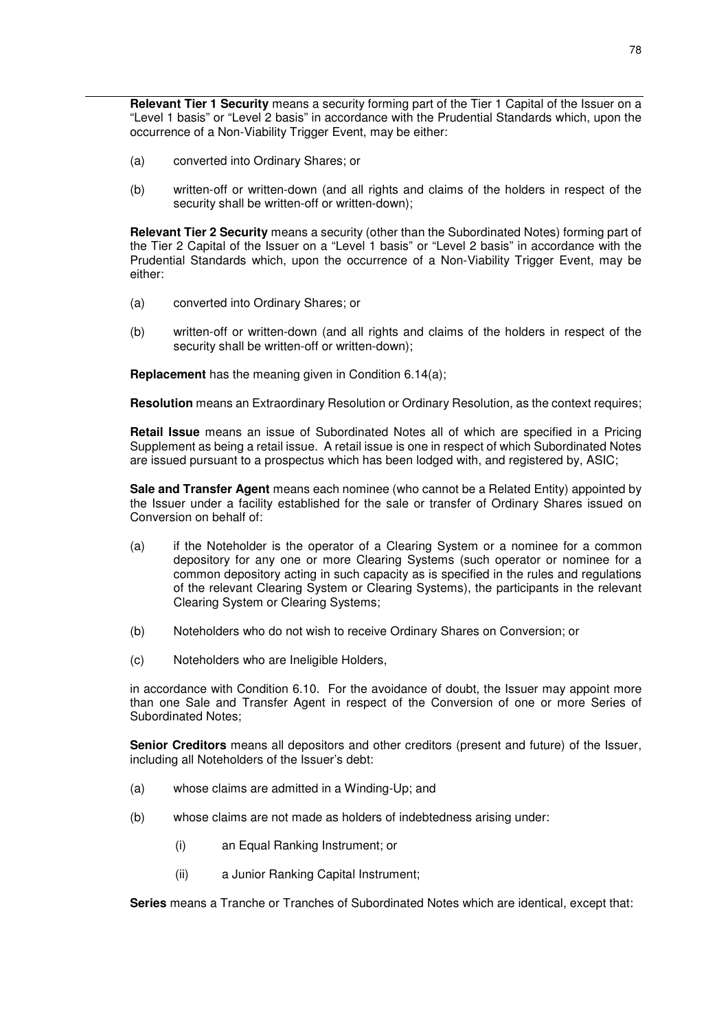**Relevant Tier 1 Security** means a security forming part of the Tier 1 Capital of the Issuer on a "Level 1 basis" or "Level 2 basis" in accordance with the Prudential Standards which, upon the occurrence of a Non-Viability Trigger Event, may be either:

(a) converted into Ordinary Shares; or

(b) written-off or written-down (and all rights and claims of the holders in respect of the security shall be written-off or written-down);

**Relevant Tier 2 Security** means a security (other than the Subordinated Notes) forming part of the Tier 2 Capital of the Issuer on a "Level 1 basis" or "Level 2 basis" in accordance with the Prudential Standards which, upon the occurrence of a Non-Viability Trigger Event, may be either:

(a) converted into Ordinary Shares; or

(b) written-off or written-down (and all rights and claims of the holders in respect of the security shall be written-off or written-down);

**Replacement** has the meaning given in Condition 6.14(a);

**Resolution** means an Extraordinary Resolution or Ordinary Resolution, as the context requires;

**Retail Issue** means an issue of Subordinated Notes all of which are specified in a Pricing Supplement as being a retail issue. A retail issue is one in respect of which Subordinated Notes are issued pursuant to a prospectus which has been lodged with, and registered by, ASIC;

**Sale and Transfer Agent** means each nominee (who cannot be a Related Entity) appointed by the Issuer under a facility established for the sale or transfer of Ordinary Shares issued on Conversion on behalf of:

(a) if the Noteholder is the operator of a Clearing System or a nominee for a common depository for any one or more Clearing Systems (such operator or nominee for a common depository acting in such capacity as is specified in the rules and regulations of the relevant Clearing System or Clearing Systems), the participants in the relevant Clearing System or Clearing Systems;

(b) Noteholders who do not wish to receive Ordinary Shares on Conversion; or

(c) Noteholders who are Ineligible Holders,

in accordance with Condition 6.10. For the avoidance of doubt, the Issuer may appoint more than one Sale and Transfer Agent in respect of the Conversion of one or more Series of Subordinated Notes;

**Senior Creditors** means all depositors and other creditors (present and future) of the Issuer, including all Noteholders of the Issuer's debt:

(a) whose claims are admitted in a Winding-Up; and

(b) whose claims are not made as holders of indebtedness arising under:

   (i) an Equal Ranking Instrument; or

   (ii) a Junior Ranking Capital Instrument;

**Series** means a Tranche or Tranches of Subordinated Notes which are identical, except that: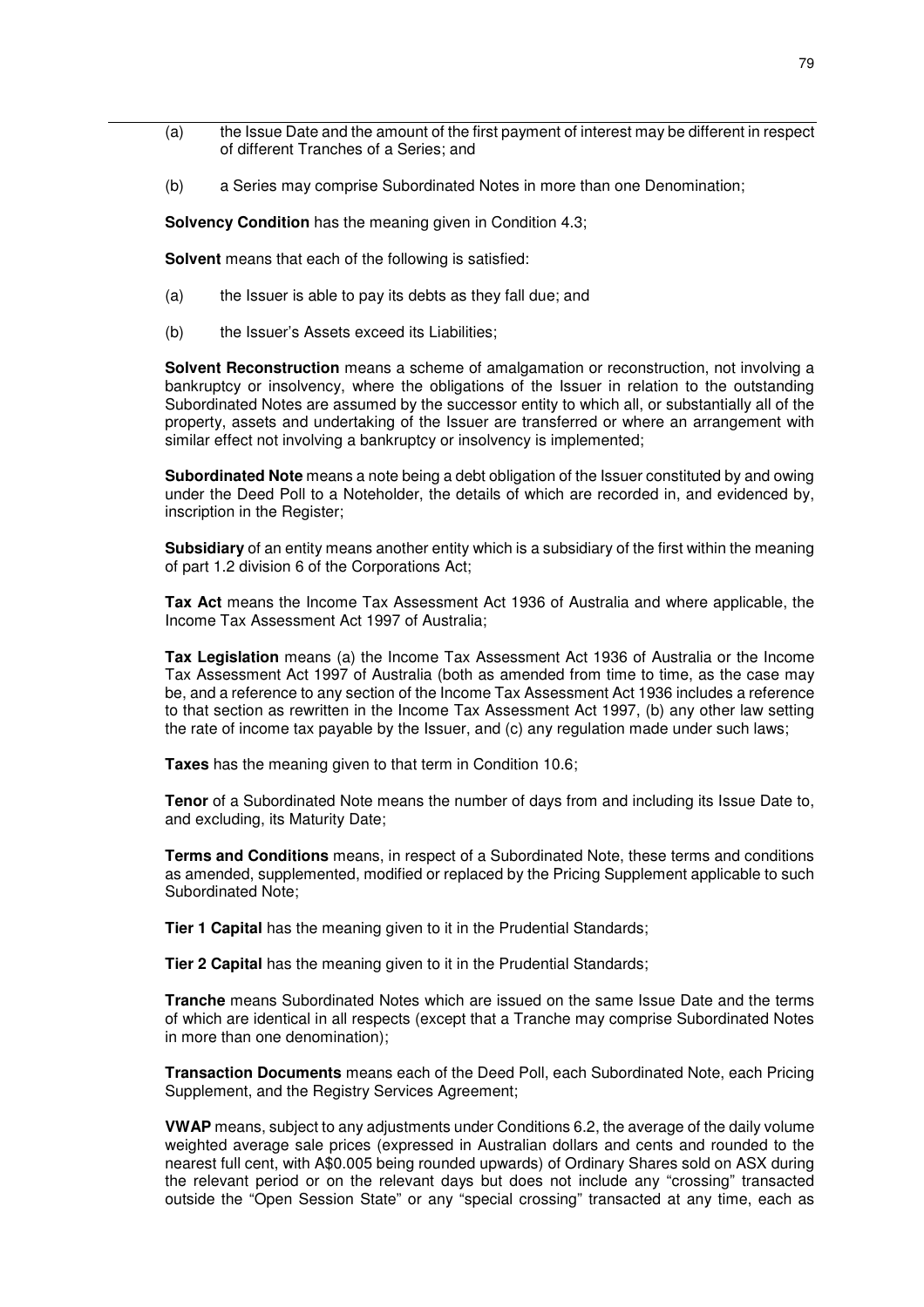(a) the Issue Date and the amount of the first payment of interest may be different in respect of different Tranches of a Series; and

(b) a Series may comprise Subordinated Notes in more than one Denomination;

**Solvency Condition** has the meaning given in Condition 4.3;

**Solvent** means that each of the following is satisfied:

(a) the Issuer is able to pay its debts as they fall due; and

(b) the Issuer's Assets exceed its Liabilities;

**Solvent Reconstruction** means a scheme of amalgamation or reconstruction, not involving a bankruptcy or insolvency, where the obligations of the Issuer in relation to the outstanding Subordinated Notes are assumed by the successor entity to which all, or substantially all of the property, assets and undertaking of the Issuer are transferred or where an arrangement with similar effect not involving a bankruptcy or insolvency is implemented;

**Subordinated Note** means a note being a debt obligation of the Issuer constituted by and owing under the Deed Poll to a Noteholder, the details of which are recorded in, and evidenced by, inscription in the Register;

**Subsidiary** of an entity means another entity which is a subsidiary of the first within the meaning of part 1.2 division 6 of the Corporations Act;

**Tax Act** means the Income Tax Assessment Act 1936 of Australia and where applicable, the Income Tax Assessment Act 1997 of Australia;

**Tax Legislation** means (a) the Income Tax Assessment Act 1936 of Australia or the Income Tax Assessment Act 1997 of Australia (both as amended from time to time, as the case may be, and a reference to any section of the Income Tax Assessment Act 1936 includes a reference to that section as rewritten in the Income Tax Assessment Act 1997, (b) any other law setting the rate of income tax payable by the Issuer, and (c) any regulation made under such laws;

**Taxes** has the meaning given to that term in Condition 10.6;

**Tenor** of a Subordinated Note means the number of days from and including its Issue Date to, and excluding, its Maturity Date;

**Terms and Conditions** means, in respect of a Subordinated Note, these terms and conditions as amended, supplemented, modified or replaced by the Pricing Supplement applicable to such Subordinated Note;

**Tier 1 Capital** has the meaning given to it in the Prudential Standards;

**Tier 2 Capital** has the meaning given to it in the Prudential Standards;

**Tranche** means Subordinated Notes which are issued on the same Issue Date and the terms of which are identical in all respects (except that a Tranche may comprise Subordinated Notes in more than one denomination);

**Transaction Documents** means each of the Deed Poll, each Subordinated Note, each Pricing Supplement, and the Registry Services Agreement;

**VWAP** means, subject to any adjustments under Conditions 6.2, the average of the daily volume weighted average sale prices (expressed in Australian dollars and cents and rounded to the nearest full cent, with A$0.005 being rounded upwards) of Ordinary Shares sold on ASX during the relevant period or on the relevant days but does not include any "crossing" transacted outside the "Open Session State" or any "special crossing" transacted at any time, each as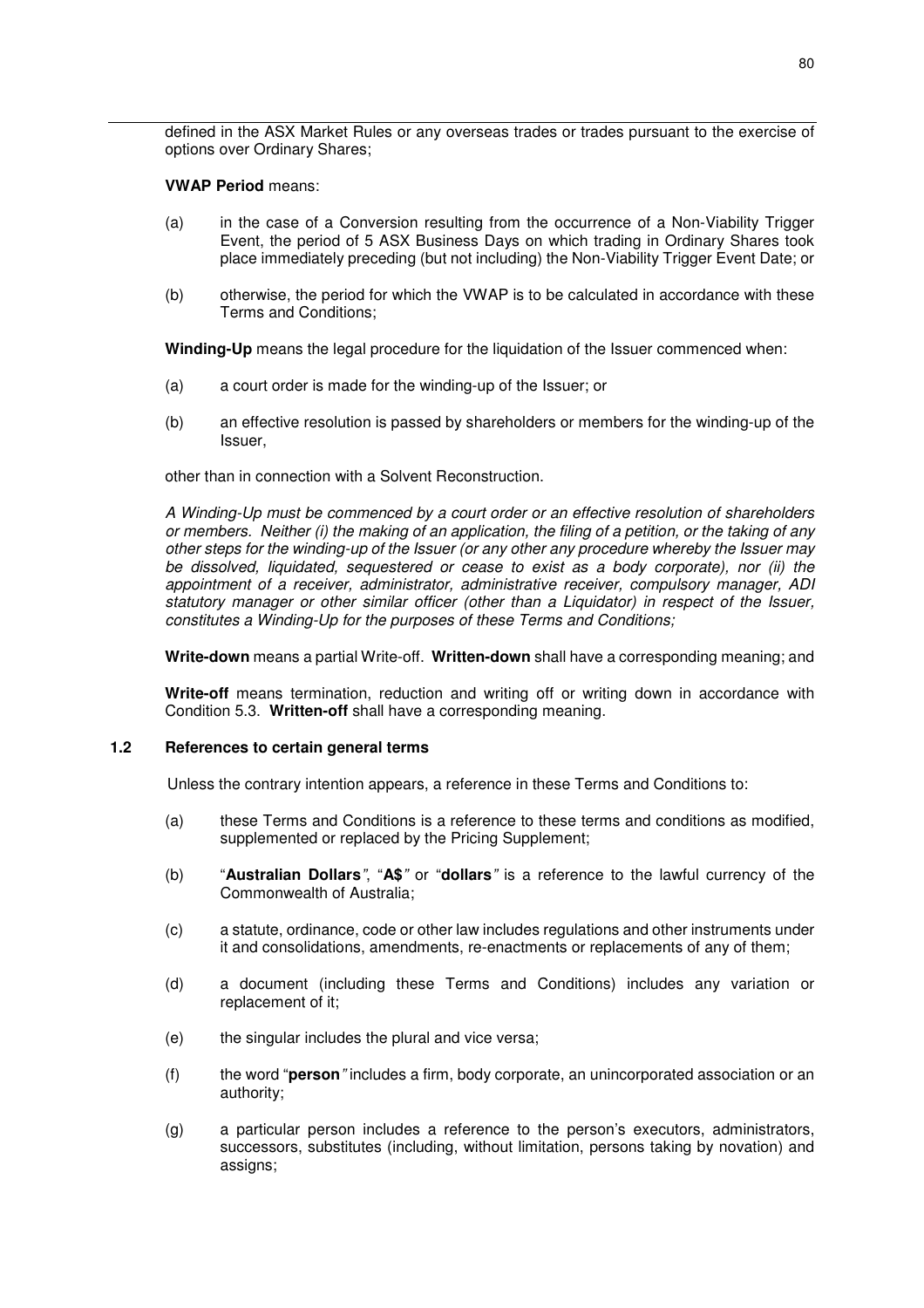defined in the ASX Market Rules or any overseas trades or trades pursuant to the exercise of options over Ordinary Shares;

**VWAP Period** means:

(a) in the case of a Conversion resulting from the occurrence of a Non-Viability Trigger Event, the period of 5 ASX Business Days on which trading in Ordinary Shares took place immediately preceding (but not including) the Non-Viability Trigger Event Date; or

(b) otherwise, the period for which the VWAP is to be calculated in accordance with these Terms and Conditions;

**Winding-Up** means the legal procedure for the liquidation of the Issuer commenced when:

(a) a court order is made for the winding-up of the Issuer; or

(b) an effective resolution is passed by shareholders or members for the winding-up of the Issuer,

other than in connection with a Solvent Reconstruction.

*A Winding-Up must be commenced by a court order or an effective resolution of shareholders or members. Neither (i) the making of an application, the filing of a petition, or the taking of any other steps for the winding-up of the Issuer (or any other any procedure whereby the Issuer may be dissolved, liquidated, sequestered or cease to exist as a body corporate), nor (ii) the appointment of a receiver, administrator, administrative receiver, compulsory manager, ADI statutory manager or other similar officer (other than a Liquidator) in respect of the Issuer, constitutes a Winding-Up for the purposes of these Terms and Conditions;*

**Write-down** means a partial Write-off. **Written-down** shall have a corresponding meaning; and

**Write-off** means termination, reduction and writing off or writing down in accordance with Condition 5.3. **Written-off** shall have a corresponding meaning.

### 1.2 References to certain general terms

Unless the contrary intention appears, a reference in these Terms and Conditions to:

(a) these Terms and Conditions is a reference to these terms and conditions as modified, supplemented or replaced by the Pricing Supplement;

(b) "**Australian Dollars**", "**A$**" or "**dollars**" is a reference to the lawful currency of the Commonwealth of Australia;

(c) a statute, ordinance, code or other law includes regulations and other instruments under it and consolidations, amendments, re-enactments or replacements of any of them;

(d) a document (including these Terms and Conditions) includes any variation or replacement of it;

(e) the singular includes the plural and vice versa;

(f) the word "**person**" includes a firm, body corporate, an unincorporated association or an authority;

(g) a particular person includes a reference to the person's executors, administrators, successors, substitutes (including, without limitation, persons taking by novation) and assigns;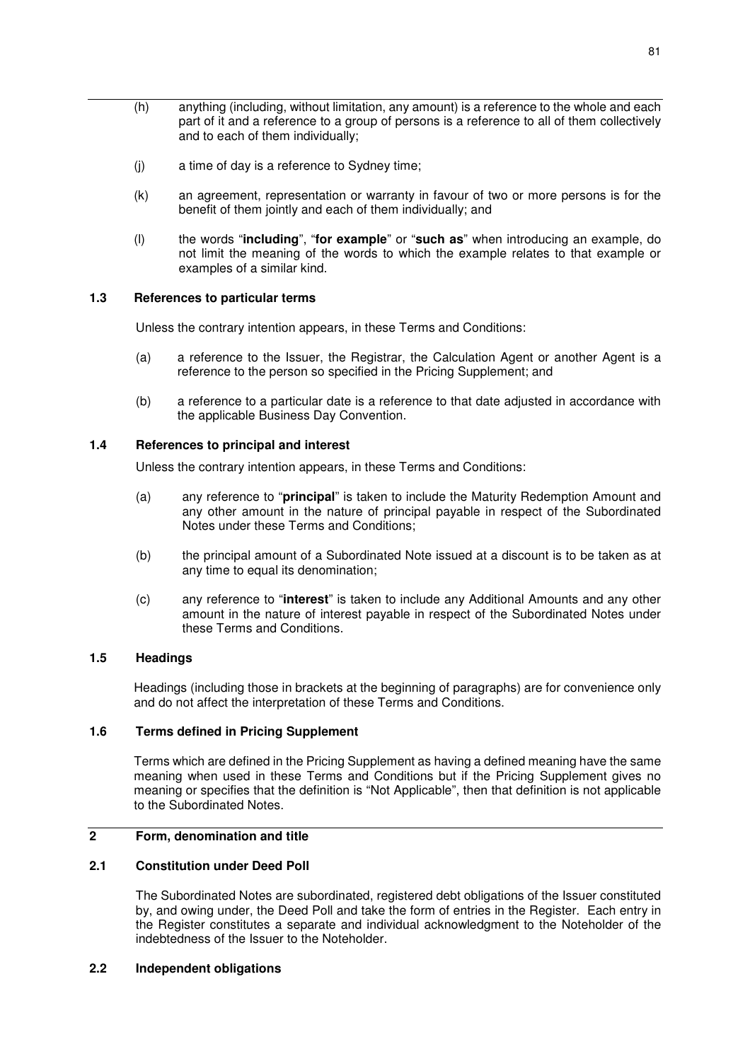(h) anything (including, without limitation, any amount) is a reference to the whole and each part of it and a reference to a group of persons is a reference to all of them collectively and to each of them individually;

(j) a time of day is a reference to Sydney time;

(k) an agreement, representation or warranty in favour of two or more persons is for the benefit of them jointly and each of them individually; and

(l) the words "**including**", "**for example**" or "**such as**" when introducing an example, do not limit the meaning of the words to which the example relates to that example or examples of a similar kind.

### 1.3 References to particular terms

Unless the contrary intention appears, in these Terms and Conditions:

(a) a reference to the Issuer, the Registrar, the Calculation Agent or another Agent is a reference to the person so specified in the Pricing Supplement; and

(b) a reference to a particular date is a reference to that date adjusted in accordance with the applicable Business Day Convention.

### 1.4 References to principal and interest

Unless the contrary intention appears, in these Terms and Conditions:

(a) any reference to "**principal**" is taken to include the Maturity Redemption Amount and any other amount in the nature of principal payable in respect of the Subordinated Notes under these Terms and Conditions;

(b) the principal amount of a Subordinated Note issued at a discount is to be taken as at any time to equal its denomination;

(c) any reference to "**interest**" is taken to include any Additional Amounts and any other amount in the nature of interest payable in respect of the Subordinated Notes under these Terms and Conditions.

### 1.5 Headings

Headings (including those in brackets at the beginning of paragraphs) are for convenience only and do not affect the interpretation of these Terms and Conditions.

### 1.6 Terms defined in Pricing Supplement

Terms which are defined in the Pricing Supplement as having a defined meaning have the same meaning when used in these Terms and Conditions but if the Pricing Supplement gives no meaning or specifies that the definition is "Not Applicable", then that definition is not applicable to the Subordinated Notes.

## 2 Form, denomination and title

### 2.1 Constitution under Deed Poll

The Subordinated Notes are subordinated, registered debt obligations of the Issuer constituted by, and owing under, the Deed Poll and take the form of entries in the Register. Each entry in the Register constitutes a separate and individual acknowledgment to the Noteholder of the indebtedness of the Issuer to the Noteholder.

### 2.2 Independent obligations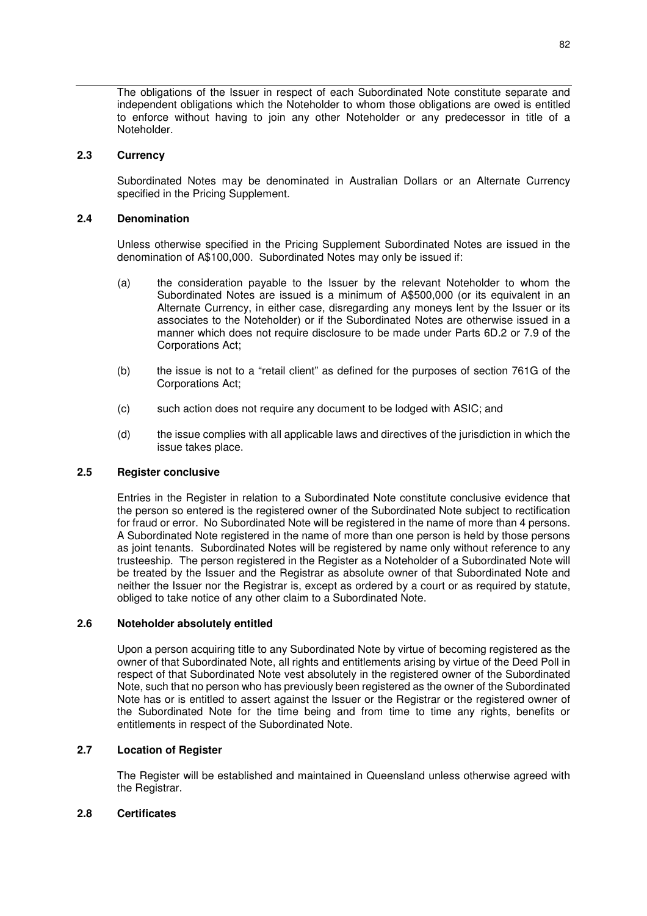The obligations of the Issuer in respect of each Subordinated Note constitute separate and independent obligations which the Noteholder to whom those obligations are owed is entitled to enforce without having to join any other Noteholder or any predecessor in title of a Noteholder.

### 2.3 Currency

Subordinated Notes may be denominated in Australian Dollars or an Alternate Currency specified in the Pricing Supplement.

### 2.4 Denomination

Unless otherwise specified in the Pricing Supplement Subordinated Notes are issued in the denomination of A$100,000. Subordinated Notes may only be issued if:

(a) the consideration payable to the Issuer by the relevant Noteholder to whom the Subordinated Notes are issued is a minimum of A$500,000 (or its equivalent in an Alternate Currency, in either case, disregarding any moneys lent by the Issuer or its associates to the Noteholder) or if the Subordinated Notes are otherwise issued in a manner which does not require disclosure to be made under Parts 6D.2 or 7.9 of the Corporations Act;

(b) the issue is not to a "retail client" as defined for the purposes of section 761G of the Corporations Act;

(c) such action does not require any document to be lodged with ASIC; and

(d) the issue complies with all applicable laws and directives of the jurisdiction in which the issue takes place.

### 2.5 Register conclusive

Entries in the Register in relation to a Subordinated Note constitute conclusive evidence that the person so entered is the registered owner of the Subordinated Note subject to rectification for fraud or error. No Subordinated Note will be registered in the name of more than 4 persons. A Subordinated Note registered in the name of more than one person is held by those persons as joint tenants. Subordinated Notes will be registered by name only without reference to any trusteeship. The person registered in the Register as a Noteholder of a Subordinated Note will be treated by the Issuer and the Registrar as absolute owner of that Subordinated Note and neither the Issuer nor the Registrar is, except as ordered by a court or as required by statute, obliged to take notice of any other claim to a Subordinated Note.

### 2.6 Noteholder absolutely entitled

Upon a person acquiring title to any Subordinated Note by virtue of becoming registered as the owner of that Subordinated Note, all rights and entitlements arising by virtue of the Deed Poll in respect of that Subordinated Note vest absolutely in the registered owner of the Subordinated Note, such that no person who has previously been registered as the owner of the Subordinated Note has or is entitled to assert against the Issuer or the Registrar or the registered owner of the Subordinated Note for the time being and from time to time any rights, benefits or entitlements in respect of the Subordinated Note.

### 2.7 Location of Register

The Register will be established and maintained in Queensland unless otherwise agreed with the Registrar.

### 2.8 Certificates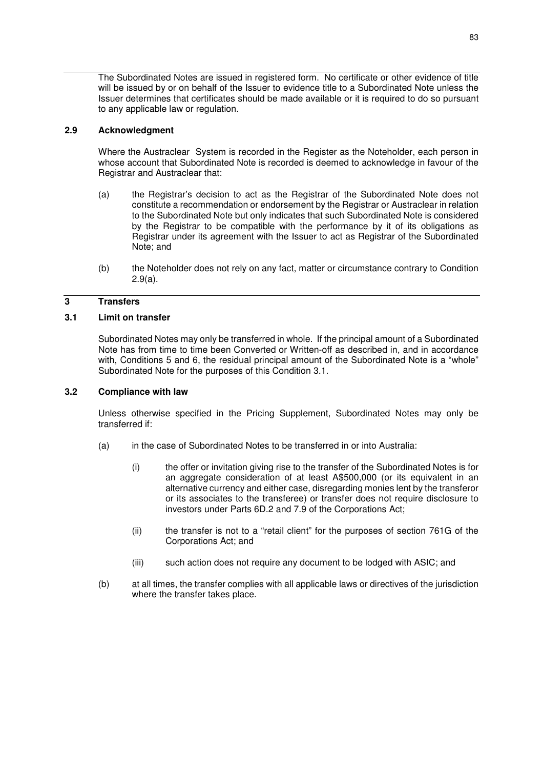The Subordinated Notes are issued in registered form. No certificate or other evidence of title will be issued by or on behalf of the Issuer to evidence title to a Subordinated Note unless the Issuer determines that certificates should be made available or it is required to do so pursuant to any applicable law or regulation.

### 2.9 Acknowledgment

Where the Austraclear System is recorded in the Register as the Noteholder, each person in whose account that Subordinated Note is recorded is deemed to acknowledge in favour of the Registrar and Austraclear that:

(a) the Registrar's decision to act as the Registrar of the Subordinated Note does not constitute a recommendation or endorsement by the Registrar or Austraclear in relation to the Subordinated Note but only indicates that such Subordinated Note is considered by the Registrar to be compatible with the performance by it of its obligations as Registrar under its agreement with the Issuer to act as Registrar of the Subordinated Note; and

(b) the Noteholder does not rely on any fact, matter or circumstance contrary to Condition 2.9(a).

## 3 Transfers

### 3.1 Limit on transfer

Subordinated Notes may only be transferred in whole. If the principal amount of a Subordinated Note has from time to time been Converted or Written-off as described in, and in accordance with, Conditions 5 and 6, the residual principal amount of the Subordinated Note is a "whole" Subordinated Note for the purposes of this Condition 3.1.

### 3.2 Compliance with law

Unless otherwise specified in the Pricing Supplement, Subordinated Notes may only be transferred if:

(a) in the case of Subordinated Notes to be transferred in or into Australia:

   (i) the offer or invitation giving rise to the transfer of the Subordinated Notes is for an aggregate consideration of at least A$500,000 (or its equivalent in an alternative currency and either case, disregarding monies lent by the transferor or its associates to the transferee) or transfer does not require disclosure to investors under Parts 6D.2 and 7.9 of the Corporations Act;

   (ii) the transfer is not to a "retail client" for the purposes of section 761G of the Corporations Act; and

   (iii) such action does not require any document to be lodged with ASIC; and

(b) at all times, the transfer complies with all applicable laws or directives of the jurisdiction where the transfer takes place.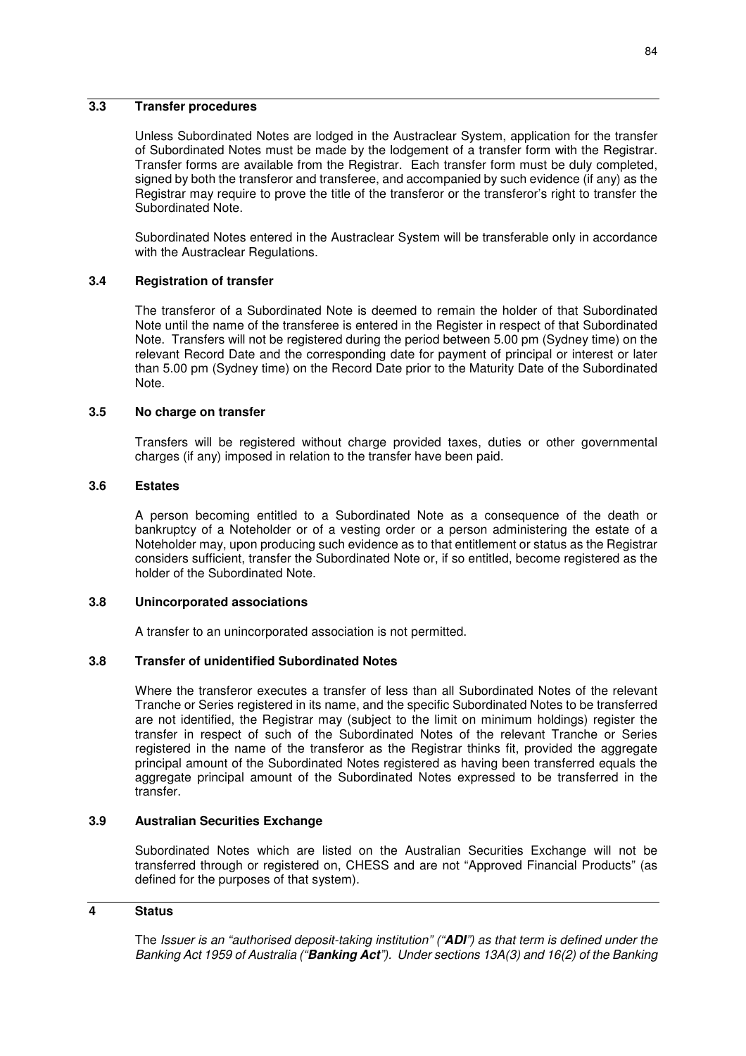### 3.3 Transfer procedures

Unless Subordinated Notes are lodged in the Austraclear System, application for the transfer of Subordinated Notes must be made by the lodgement of a transfer form with the Registrar. Transfer forms are available from the Registrar. Each transfer form must be duly completed, signed by both the transferor and transferee, and accompanied by such evidence (if any) as the Registrar may require to prove the title of the transferor or the transferor's right to transfer the Subordinated Note.

Subordinated Notes entered in the Austraclear System will be transferable only in accordance with the Austraclear Regulations.

### 3.4 Registration of transfer

The transferor of a Subordinated Note is deemed to remain the holder of that Subordinated Note until the name of the transferee is entered in the Register in respect of that Subordinated Note. Transfers will not be registered during the period between 5.00 pm (Sydney time) on the relevant Record Date and the corresponding date for payment of principal or interest or later than 5.00 pm (Sydney time) on the Record Date prior to the Maturity Date of the Subordinated Note.

### 3.5 No charge on transfer

Transfers will be registered without charge provided taxes, duties or other governmental charges (if any) imposed in relation to the transfer have been paid.

### 3.6 Estates

A person becoming entitled to a Subordinated Note as a consequence of the death or bankruptcy of a Noteholder or of a vesting order or a person administering the estate of a Noteholder may, upon producing such evidence as to that entitlement or status as the Registrar considers sufficient, transfer the Subordinated Note or, if so entitled, become registered as the holder of the Subordinated Note.

### 3.8 Unincorporated associations

A transfer to an unincorporated association is not permitted.

### 3.8 Transfer of unidentified Subordinated Notes

Where the transferor executes a transfer of less than all Subordinated Notes of the relevant Tranche or Series registered in its name, and the specific Subordinated Notes to be transferred are not identified, the Registrar may (subject to the limit on minimum holdings) register the transfer in respect of such of the Subordinated Notes of the relevant Tranche or Series registered in the name of the transferor as the Registrar thinks fit, provided the aggregate principal amount of the Subordinated Notes registered as having been transferred equals the aggregate principal amount of the Subordinated Notes expressed to be transferred in the transfer.

### 3.9 Australian Securities Exchange

Subordinated Notes which are listed on the Australian Securities Exchange will not be transferred through or registered on, CHESS and are not "Approved Financial Products" (as defined for the purposes of that system).

## 4 Status

The *Issuer is an "authorised deposit-taking institution" ("**ADI**") as that term is defined under the Banking Act 1959 of Australia ("**Banking Act**"). Under sections 13A(3) and 16(2) of the Banking*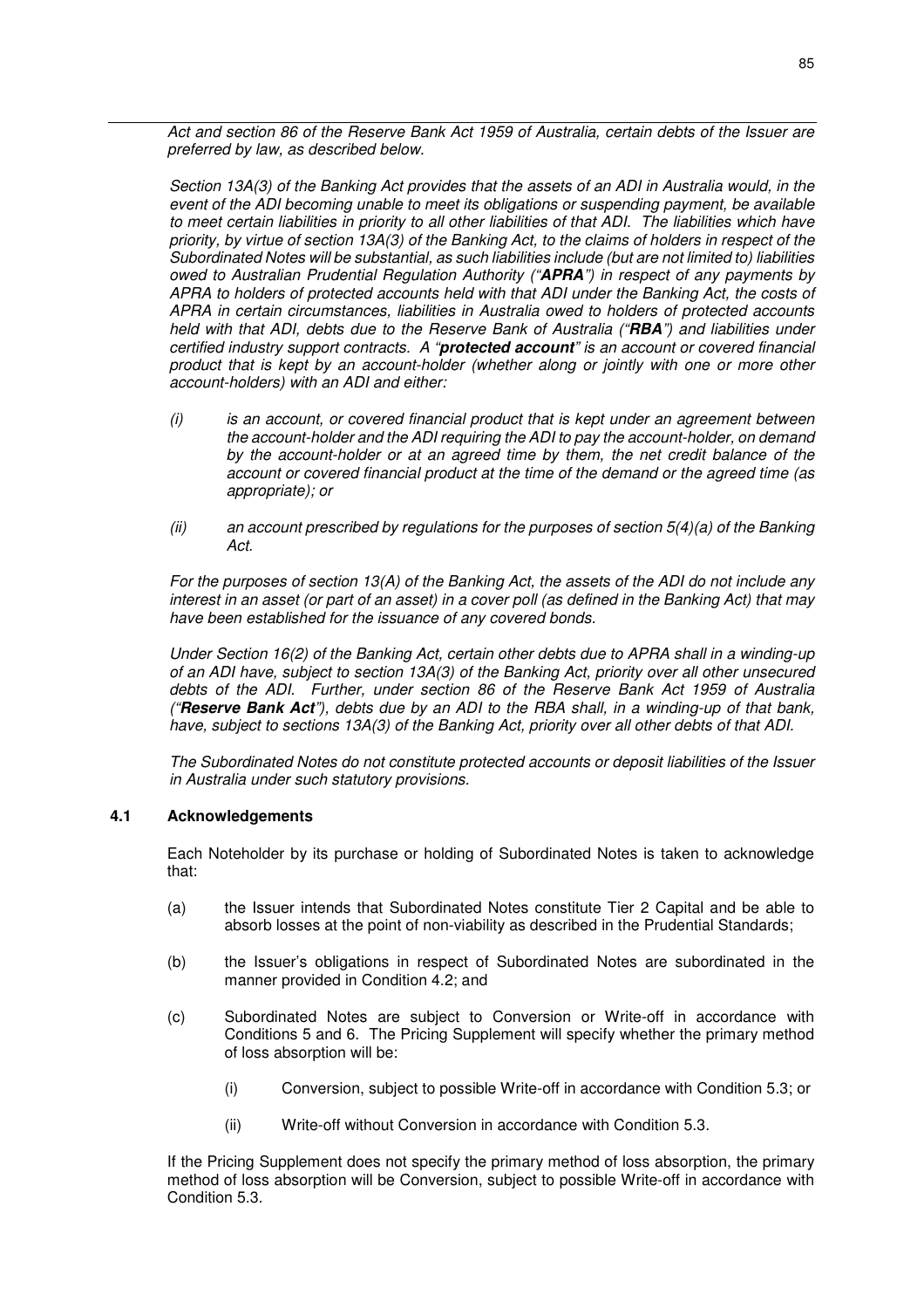*Act and section 86 of the Reserve Bank Act 1959 of Australia, certain debts of the Issuer are preferred by law, as described below.*

*Section 13A(3) of the Banking Act provides that the assets of an ADI in Australia would, in the event of the ADI becoming unable to meet its obligations or suspending payment, be available to meet certain liabilities in priority to all other liabilities of that ADI. The liabilities which have priority, by virtue of section 13A(3) of the Banking Act, to the claims of holders in respect of the Subordinated Notes will be substantial, as such liabilities include (but are not limited to) liabilities owed to Australian Prudential Regulation Authority ("**APRA**") in respect of any payments by APRA to holders of protected accounts held with that ADI under the Banking Act, the costs of APRA in certain circumstances, liabilities in Australia owed to holders of protected accounts held with that ADI, debts due to the Reserve Bank of Australia ("**RBA**") and liabilities under certified industry support contracts. A "**protected account**" is an account or covered financial product that is kept by an account-holder (whether along or jointly with one or more other account-holders) with an ADI and either:*

*(i) is an account, or covered financial product that is kept under an agreement between the account-holder and the ADI requiring the ADI to pay the account-holder, on demand by the account-holder or at an agreed time by them, the net credit balance of the account or covered financial product at the time of the demand or the agreed time (as appropriate); or*

*(ii) an account prescribed by regulations for the purposes of section 5(4)(a) of the Banking Act.*

*For the purposes of section 13(A) of the Banking Act, the assets of the ADI do not include any interest in an asset (or part of an asset) in a cover poll (as defined in the Banking Act) that may have been established for the issuance of any covered bonds.*

*Under Section 16(2) of the Banking Act, certain other debts due to APRA shall in a winding-up of an ADI have, subject to section 13A(3) of the Banking Act, priority over all other unsecured debts of the ADI. Further, under section 86 of the Reserve Bank Act 1959 of Australia ("**Reserve Bank Act**"), debts due by an ADI to the RBA shall, in a winding-up of that bank, have, subject to sections 13A(3) of the Banking Act, priority over all other debts of that ADI.*

*The Subordinated Notes do not constitute protected accounts or deposit liabilities of the Issuer in Australia under such statutory provisions.*

### 4.1 Acknowledgements

Each Noteholder by its purchase or holding of Subordinated Notes is taken to acknowledge that:

(a) the Issuer intends that Subordinated Notes constitute Tier 2 Capital and be able to absorb losses at the point of non-viability as described in the Prudential Standards;

(b) the Issuer's obligations in respect of Subordinated Notes are subordinated in the manner provided in Condition 4.2; and

(c) Subordinated Notes are subject to Conversion or Write-off in accordance with Conditions 5 and 6. The Pricing Supplement will specify whether the primary method of loss absorption will be:

   (i) Conversion, subject to possible Write-off in accordance with Condition 5.3; or

   (ii) Write-off without Conversion in accordance with Condition 5.3.

If the Pricing Supplement does not specify the primary method of loss absorption, the primary method of loss absorption will be Conversion, subject to possible Write-off in accordance with Condition 5.3.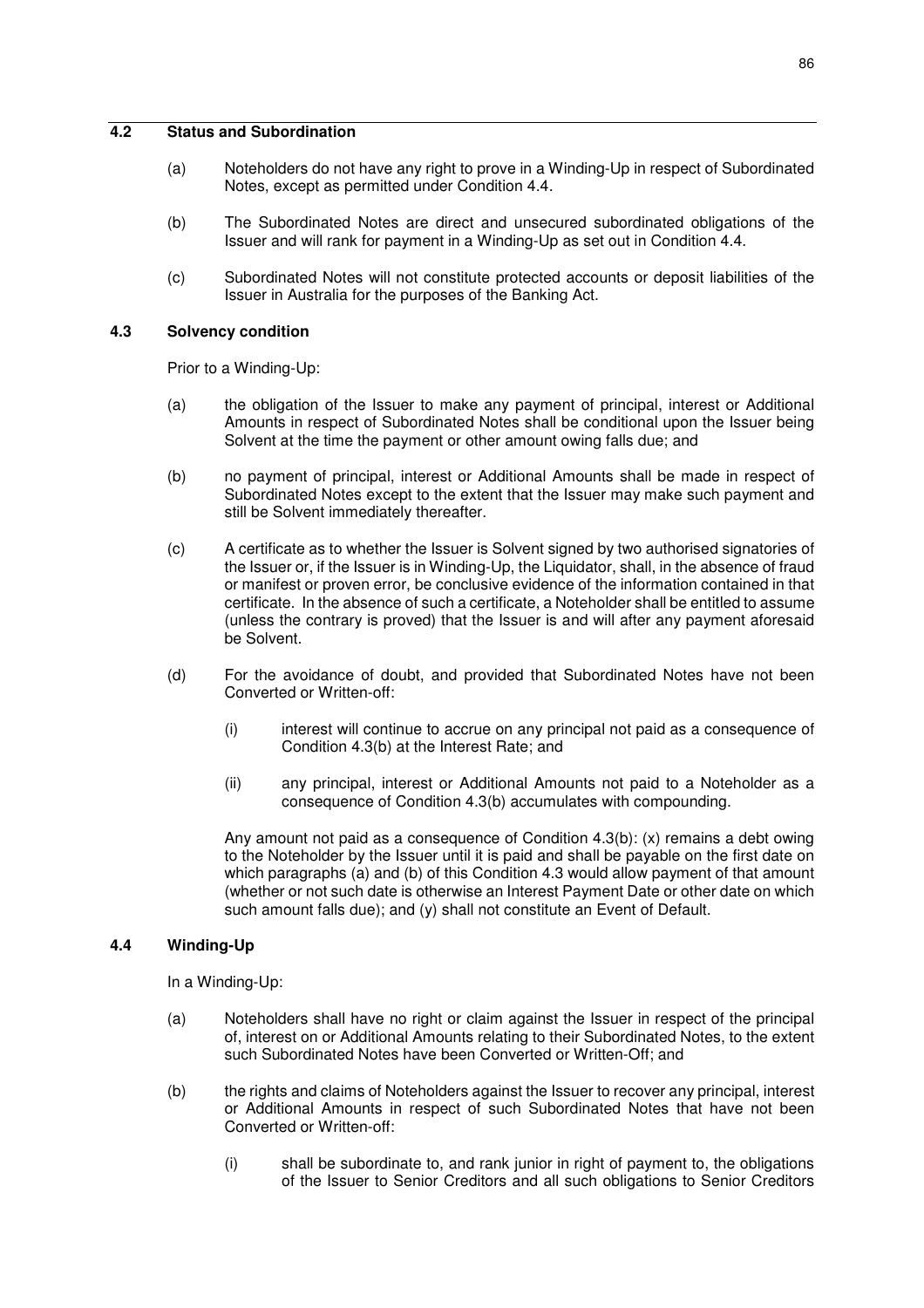### 4.2 Status and Subordination

(a) Noteholders do not have any right to prove in a Winding-Up in respect of Subordinated Notes, except as permitted under Condition 4.4.

(b) The Subordinated Notes are direct and unsecured subordinated obligations of the Issuer and will rank for payment in a Winding-Up as set out in Condition 4.4.

(c) Subordinated Notes will not constitute protected accounts or deposit liabilities of the Issuer in Australia for the purposes of the Banking Act.

### 4.3 Solvency condition

Prior to a Winding-Up:

(a) the obligation of the Issuer to make any payment of principal, interest or Additional Amounts in respect of Subordinated Notes shall be conditional upon the Issuer being Solvent at the time the payment or other amount owing falls due; and

(b) no payment of principal, interest or Additional Amounts shall be made in respect of Subordinated Notes except to the extent that the Issuer may make such payment and still be Solvent immediately thereafter.

(c) A certificate as to whether the Issuer is Solvent signed by two authorised signatories of the Issuer or, if the Issuer is in Winding-Up, the Liquidator, shall, in the absence of fraud or manifest or proven error, be conclusive evidence of the information contained in that certificate. In the absence of such a certificate, a Noteholder shall be entitled to assume (unless the contrary is proved) that the Issuer is and will after any payment aforesaid be Solvent.

(d) For the avoidance of doubt, and provided that Subordinated Notes have not been Converted or Written-off:

(i) interest will continue to accrue on any principal not paid as a consequence of Condition 4.3(b) at the Interest Rate; and

(ii) any principal, interest or Additional Amounts not paid to a Noteholder as a consequence of Condition 4.3(b) accumulates with compounding.

Any amount not paid as a consequence of Condition 4.3(b): (x) remains a debt owing to the Noteholder by the Issuer until it is paid and shall be payable on the first date on which paragraphs (a) and (b) of this Condition 4.3 would allow payment of that amount (whether or not such date is otherwise an Interest Payment Date or other date on which such amount falls due); and (y) shall not constitute an Event of Default.

### 4.4 Winding-Up

In a Winding-Up:

(a) Noteholders shall have no right or claim against the Issuer in respect of the principal of, interest on or Additional Amounts relating to their Subordinated Notes, to the extent such Subordinated Notes have been Converted or Written-Off; and

(b) the rights and claims of Noteholders against the Issuer to recover any principal, interest or Additional Amounts in respect of such Subordinated Notes that have not been Converted or Written-off:

(i) shall be subordinate to, and rank junior in right of payment to, the obligations of the Issuer to Senior Creditors and all such obligations to Senior Creditors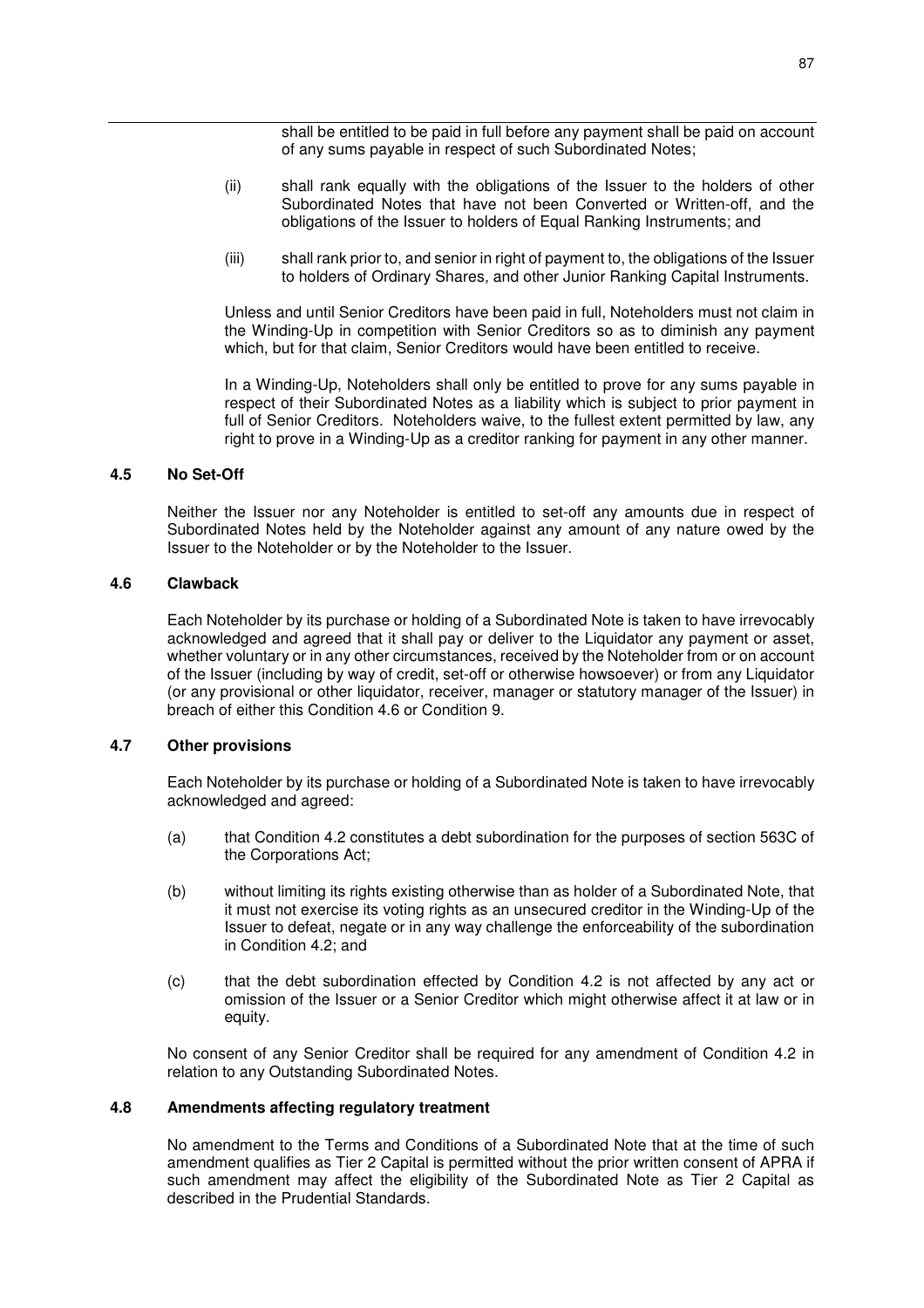shall be entitled to be paid in full before any payment shall be paid on account of any sums payable in respect of such Subordinated Notes;

(ii) shall rank equally with the obligations of the Issuer to the holders of other Subordinated Notes that have not been Converted or Written-off, and the obligations of the Issuer to holders of Equal Ranking Instruments; and

(iii) shall rank prior to, and senior in right of payment to, the obligations of the Issuer to holders of Ordinary Shares, and other Junior Ranking Capital Instruments.

Unless and until Senior Creditors have been paid in full, Noteholders must not claim in the Winding-Up in competition with Senior Creditors so as to diminish any payment which, but for that claim, Senior Creditors would have been entitled to receive.

In a Winding-Up, Noteholders shall only be entitled to prove for any sums payable in respect of their Subordinated Notes as a liability which is subject to prior payment in full of Senior Creditors. Noteholders waive, to the fullest extent permitted by law, any right to prove in a Winding-Up as a creditor ranking for payment in any other manner.

### 4.5 No Set-Off

Neither the Issuer nor any Noteholder is entitled to set-off any amounts due in respect of Subordinated Notes held by the Noteholder against any amount of any nature owed by the Issuer to the Noteholder or by the Noteholder to the Issuer.

### 4.6 Clawback

Each Noteholder by its purchase or holding of a Subordinated Note is taken to have irrevocably acknowledged and agreed that it shall pay or deliver to the Liquidator any payment or asset, whether voluntary or in any other circumstances, received by the Noteholder from or on account of the Issuer (including by way of credit, set-off or otherwise howsoever) or from any Liquidator (or any provisional or other liquidator, receiver, manager or statutory manager of the Issuer) in breach of either this Condition 4.6 or Condition 9.

### 4.7 Other provisions

Each Noteholder by its purchase or holding of a Subordinated Note is taken to have irrevocably acknowledged and agreed:

(a) that Condition 4.2 constitutes a debt subordination for the purposes of section 563C of the Corporations Act;

(b) without limiting its rights existing otherwise than as holder of a Subordinated Note, that it must not exercise its voting rights as an unsecured creditor in the Winding-Up of the Issuer to defeat, negate or in any way challenge the enforceability of the subordination in Condition 4.2; and

(c) that the debt subordination effected by Condition 4.2 is not affected by any act or omission of the Issuer or a Senior Creditor which might otherwise affect it at law or in equity.

No consent of any Senior Creditor shall be required for any amendment of Condition 4.2 in relation to any Outstanding Subordinated Notes.

### 4.8 Amendments affecting regulatory treatment

No amendment to the Terms and Conditions of a Subordinated Note that at the time of such amendment qualifies as Tier 2 Capital is permitted without the prior written consent of APRA if such amendment may affect the eligibility of the Subordinated Note as Tier 2 Capital as described in the Prudential Standards.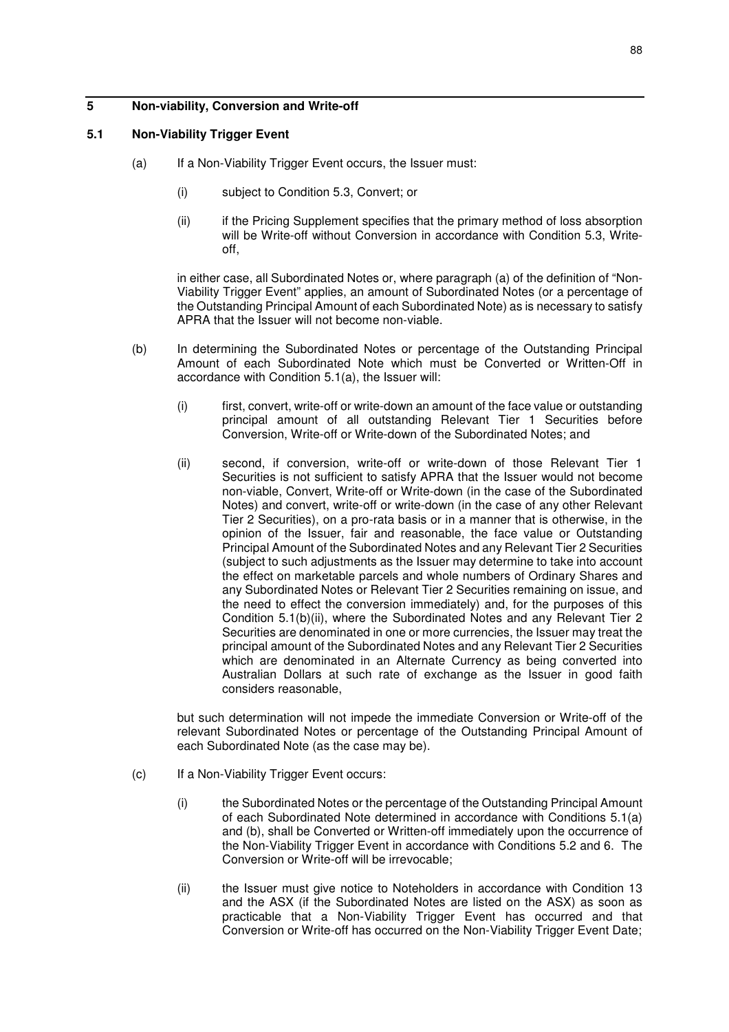## 5 Non-viability, Conversion and Write-off

### 5.1 Non-Viability Trigger Event

(a) If a Non-Viability Trigger Event occurs, the Issuer must:

(i) subject to Condition 5.3, Convert; or

(ii) if the Pricing Supplement specifies that the primary method of loss absorption will be Write-off without Conversion in accordance with Condition 5.3, Write-off,

in either case, all Subordinated Notes or, where paragraph (a) of the definition of "Non-Viability Trigger Event" applies, an amount of Subordinated Notes (or a percentage of the Outstanding Principal Amount of each Subordinated Note) as is necessary to satisfy APRA that the Issuer will not become non-viable.

(b) In determining the Subordinated Notes or percentage of the Outstanding Principal Amount of each Subordinated Note which must be Converted or Written-Off in accordance with Condition 5.1(a), the Issuer will:

(i) first, convert, write-off or write-down an amount of the face value or outstanding principal amount of all outstanding Relevant Tier 1 Securities before Conversion, Write-off or Write-down of the Subordinated Notes; and

(ii) second, if conversion, write-off or write-down of those Relevant Tier 1 Securities is not sufficient to satisfy APRA that the Issuer would not become non-viable, Convert, Write-off or Write-down (in the case of the Subordinated Notes) and convert, write-off or write-down (in the case of any other Relevant Tier 2 Securities), on a pro-rata basis or in a manner that is otherwise, in the opinion of the Issuer, fair and reasonable, the face value or Outstanding Principal Amount of the Subordinated Notes and any Relevant Tier 2 Securities (subject to such adjustments as the Issuer may determine to take into account the effect on marketable parcels and whole numbers of Ordinary Shares and any Subordinated Notes or Relevant Tier 2 Securities remaining on issue, and the need to effect the conversion immediately) and, for the purposes of this Condition 5.1(b)(ii), where the Subordinated Notes and any Relevant Tier 2 Securities are denominated in one or more currencies, the Issuer may treat the principal amount of the Subordinated Notes and any Relevant Tier 2 Securities which are denominated in an Alternate Currency as being converted into Australian Dollars at such rate of exchange as the Issuer in good faith considers reasonable,

but such determination will not impede the immediate Conversion or Write-off of the relevant Subordinated Notes or percentage of the Outstanding Principal Amount of each Subordinated Note (as the case may be).

(c) If a Non-Viability Trigger Event occurs:

(i) the Subordinated Notes or the percentage of the Outstanding Principal Amount of each Subordinated Note determined in accordance with Conditions 5.1(a) and (b), shall be Converted or Written-off immediately upon the occurrence of the Non-Viability Trigger Event in accordance with Conditions 5.2 and 6. The Conversion or Write-off will be irrevocable;

(ii) the Issuer must give notice to Noteholders in accordance with Condition 13 and the ASX (if the Subordinated Notes are listed on the ASX) as soon as practicable that a Non-Viability Trigger Event has occurred and that Conversion or Write-off has occurred on the Non-Viability Trigger Event Date;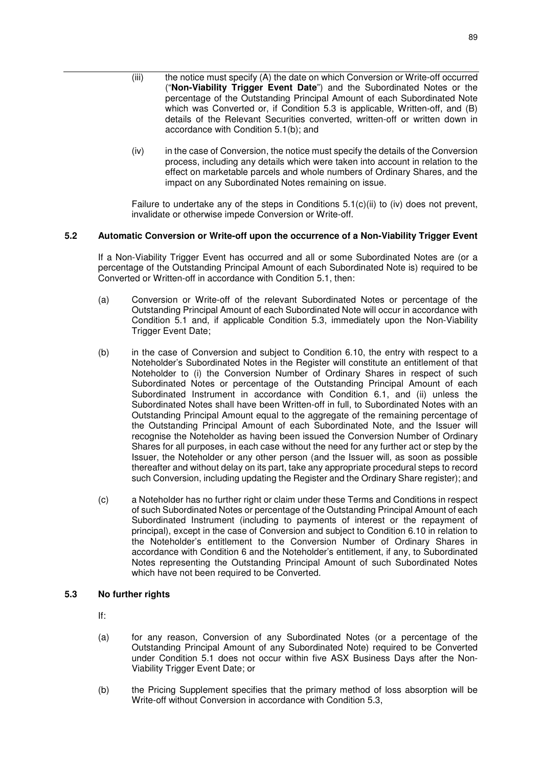(iii) the notice must specify (A) the date on which Conversion or Write-off occurred ("**Non-Viability Trigger Event Date**") and the Subordinated Notes or the percentage of the Outstanding Principal Amount of each Subordinated Note which was Converted or, if Condition 5.3 is applicable, Written-off, and (B) details of the Relevant Securities converted, written-off or written down in accordance with Condition 5.1(b); and

(iv) in the case of Conversion, the notice must specify the details of the Conversion process, including any details which were taken into account in relation to the effect on marketable parcels and whole numbers of Ordinary Shares, and the impact on any Subordinated Notes remaining on issue.

Failure to undertake any of the steps in Conditions 5.1(c)(ii) to (iv) does not prevent, invalidate or otherwise impede Conversion or Write-off.

### 5.2 Automatic Conversion or Write-off upon the occurrence of a Non-Viability Trigger Event

If a Non-Viability Trigger Event has occurred and all or some Subordinated Notes are (or a percentage of the Outstanding Principal Amount of each Subordinated Note is) required to be Converted or Written-off in accordance with Condition 5.1, then:

(a) Conversion or Write-off of the relevant Subordinated Notes or percentage of the Outstanding Principal Amount of each Subordinated Note will occur in accordance with Condition 5.1 and, if applicable Condition 5.3, immediately upon the Non-Viability Trigger Event Date;

(b) in the case of Conversion and subject to Condition 6.10, the entry with respect to a Noteholder's Subordinated Notes in the Register will constitute an entitlement of that Noteholder to (i) the Conversion Number of Ordinary Shares in respect of such Subordinated Notes or percentage of the Outstanding Principal Amount of each Subordinated Instrument in accordance with Condition 6.1, and (ii) unless the Subordinated Notes shall have been Written-off in full, to Subordinated Notes with an Outstanding Principal Amount equal to the aggregate of the remaining percentage of the Outstanding Principal Amount of each Subordinated Note, and the Issuer will recognise the Noteholder as having been issued the Conversion Number of Ordinary Shares for all purposes, in each case without the need for any further act or step by the Issuer, the Noteholder or any other person (and the Issuer will, as soon as possible thereafter and without delay on its part, take any appropriate procedural steps to record such Conversion, including updating the Register and the Ordinary Share register); and

(c) a Noteholder has no further right or claim under these Terms and Conditions in respect of such Subordinated Notes or percentage of the Outstanding Principal Amount of each Subordinated Instrument (including to payments of interest or the repayment of principal), except in the case of Conversion and subject to Condition 6.10 in relation to the Noteholder's entitlement to the Conversion Number of Ordinary Shares in accordance with Condition 6 and the Noteholder's entitlement, if any, to Subordinated Notes representing the Outstanding Principal Amount of such Subordinated Notes which have not been required to be Converted.

### 5.3 No further rights

If:

(a) for any reason, Conversion of any Subordinated Notes (or a percentage of the Outstanding Principal Amount of any Subordinated Note) required to be Converted under Condition 5.1 does not occur within five ASX Business Days after the Non-Viability Trigger Event Date; or

(b) the Pricing Supplement specifies that the primary method of loss absorption will be Write-off without Conversion in accordance with Condition 5.3,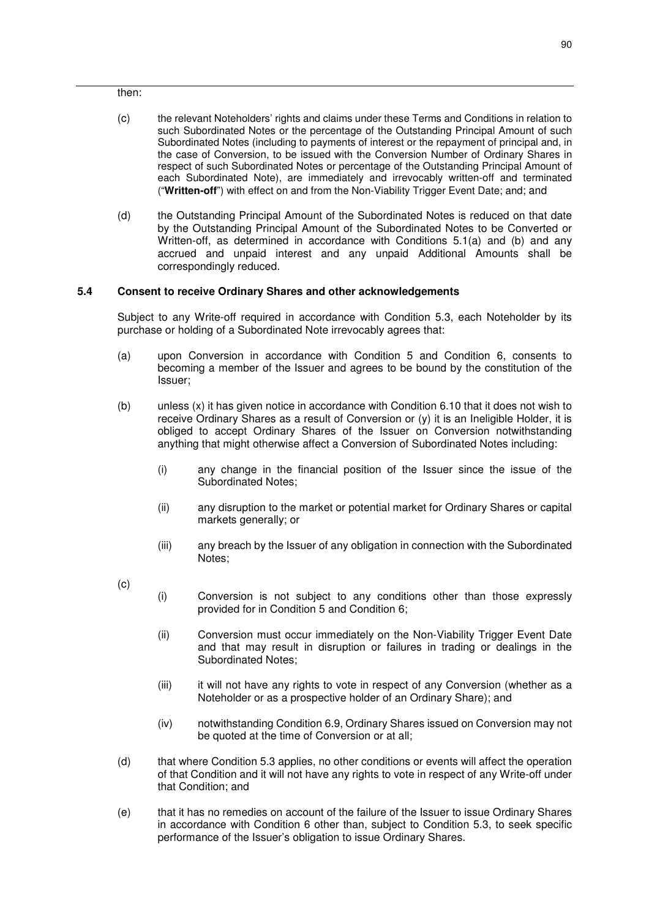then:

(c) the relevant Noteholders' rights and claims under these Terms and Conditions in relation to such Subordinated Notes or the percentage of the Outstanding Principal Amount of such Subordinated Notes (including to payments of interest or the repayment of principal and, in the case of Conversion, to be issued with the Conversion Number of Ordinary Shares in respect of such Subordinated Notes or percentage of the Outstanding Principal Amount of each Subordinated Note), are immediately and irrevocably written-off and terminated ("**Written-off**") with effect on and from the Non-Viability Trigger Event Date; and; and

(d) the Outstanding Principal Amount of the Subordinated Notes is reduced on that date by the Outstanding Principal Amount of the Subordinated Notes to be Converted or Written-off, as determined in accordance with Conditions 5.1(a) and (b) and any accrued and unpaid interest and any unpaid Additional Amounts shall be correspondingly reduced.

### 5.4 Consent to receive Ordinary Shares and other acknowledgements

Subject to any Write-off required in accordance with Condition 5.3, each Noteholder by its purchase or holding of a Subordinated Note irrevocably agrees that:

(a) upon Conversion in accordance with Condition 5 and Condition 6, consents to becoming a member of the Issuer and agrees to be bound by the constitution of the Issuer;

(b) unless (x) it has given notice in accordance with Condition 6.10 that it does not wish to receive Ordinary Shares as a result of Conversion or (y) it is an Ineligible Holder, it is obliged to accept Ordinary Shares of the Issuer on Conversion notwithstanding anything that might otherwise affect a Conversion of Subordinated Notes including:

   (i) any change in the financial position of the Issuer since the issue of the Subordinated Notes;

   (ii) any disruption to the market or potential market for Ordinary Shares or capital markets generally; or

   (iii) any breach by the Issuer of any obligation in connection with the Subordinated Notes;

(c)

   (i) Conversion is not subject to any conditions other than those expressly provided for in Condition 5 and Condition 6;

   (ii) Conversion must occur immediately on the Non-Viability Trigger Event Date and that may result in disruption or failures in trading or dealings in the Subordinated Notes;

   (iii) it will not have any rights to vote in respect of any Conversion (whether as a Noteholder or as a prospective holder of an Ordinary Share); and

   (iv) notwithstanding Condition 6.9, Ordinary Shares issued on Conversion may not be quoted at the time of Conversion or at all;

(d) that where Condition 5.3 applies, no other conditions or events will affect the operation of that Condition and it will not have any rights to vote in respect of any Write-off under that Condition; and

(e) that it has no remedies on account of the failure of the Issuer to issue Ordinary Shares in accordance with Condition 6 other than, subject to Condition 5.3, to seek specific performance of the Issuer's obligation to issue Ordinary Shares.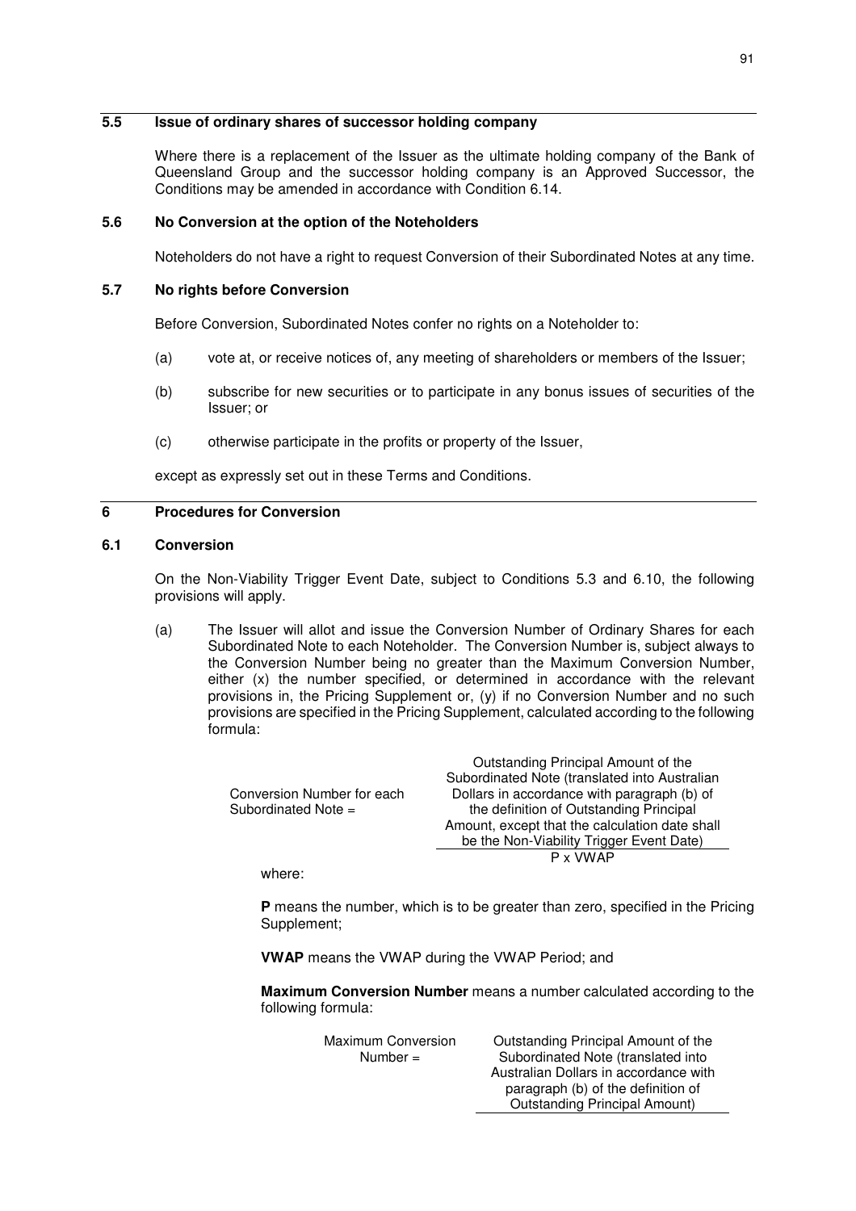## 5.5 Issue of ordinary shares of successor holding company

Where there is a replacement of the Issuer as the ultimate holding company of the Bank of Queensland Group and the successor holding company is an Approved Successor, the Conditions may be amended in accordance with Condition 6.14.

## 5.6 No Conversion at the option of the Noteholders

Noteholders do not have a right to request Conversion of their Subordinated Notes at any time.

## 5.7 No rights before Conversion

Before Conversion, Subordinated Notes confer no rights on a Noteholder to:

(a) vote at, or receive notices of, any meeting of shareholders or members of the Issuer;

(b) subscribe for new securities or to participate in any bonus issues of securities of the Issuer; or

(c) otherwise participate in the profits or property of the Issuer,

except as expressly set out in these Terms and Conditions.

# 6 Procedures for Conversion

## 6.1 Conversion

On the Non-Viability Trigger Event Date, subject to Conditions 5.3 and 6.10, the following provisions will apply.

(a) The Issuer will allot and issue the Conversion Number of Ordinary Shares for each Subordinated Note to each Noteholder. The Conversion Number is, subject always to the Conversion Number being no greater than the Maximum Conversion Number, either (x) the number specified, or determined in accordance with the relevant provisions in, the Pricing Supplement or, (y) if no Conversion Number and no such provisions are specified in the Pricing Supplement, calculated according to the following formula:

$$\text{Conversion Number for each Subordinated Note} = \frac{\text{Outstanding Principal Amount of the Subordinated Note (translated into Australian Dollars in accordance with paragraph (b) of the definition of Outstanding Principal Amount, except that the calculation date shall be the Non-Viability Trigger Event Date)}}{\text{P x VWAP}}$$

where:

**P** means the number, which is to be greater than zero, specified in the Pricing Supplement;

**VWAP** means the VWAP during the VWAP Period; and

**Maximum Conversion Number** means a number calculated according to the following formula:

$$\text{Maximum Conversion Number} = \frac{\text{Outstanding Principal Amount of the Subordinated Note (translated into Australian Dollars in accordance with paragraph (b) of the definition of Outstanding Principal Amount)}}{}$$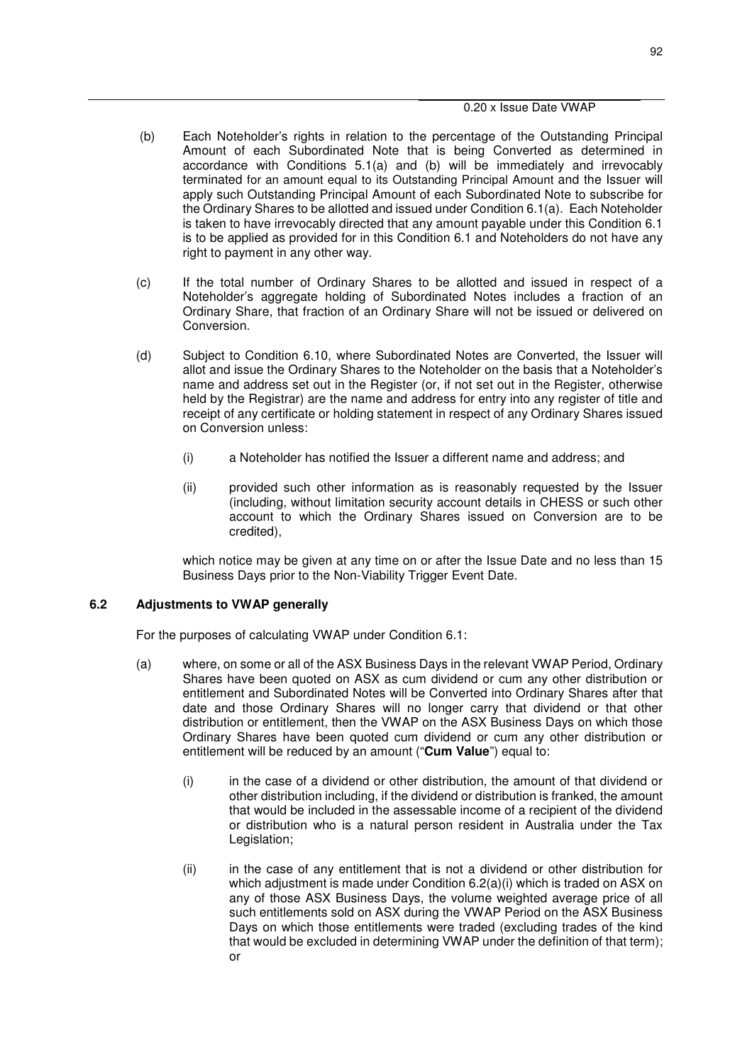0.20 x Issue Date VWAP

(b) Each Noteholder's rights in relation to the percentage of the Outstanding Principal Amount of each Subordinated Note that is being Converted as determined in accordance with Conditions 5.1(a) and (b) will be immediately and irrevocably terminated for an amount equal to its Outstanding Principal Amount and the Issuer will apply such Outstanding Principal Amount of each Subordinated Note to subscribe for the Ordinary Shares to be allotted and issued under Condition 6.1(a). Each Noteholder is taken to have irrevocably directed that any amount payable under this Condition 6.1 is to be applied as provided for in this Condition 6.1 and Noteholders do not have any right to payment in any other way.

(c) If the total number of Ordinary Shares to be allotted and issued in respect of a Noteholder's aggregate holding of Subordinated Notes includes a fraction of an Ordinary Share, that fraction of an Ordinary Share will not be issued or delivered on Conversion.

(d) Subject to Condition 6.10, where Subordinated Notes are Converted, the Issuer will allot and issue the Ordinary Shares to the Noteholder on the basis that a Noteholder's name and address set out in the Register (or, if not set out in the Register, otherwise held by the Registrar) are the name and address for entry into any register of title and receipt of any certificate or holding statement in respect of any Ordinary Shares issued on Conversion unless:

   (i) a Noteholder has notified the Issuer a different name and address; and

   (ii) provided such other information as is reasonably requested by the Issuer (including, without limitation security account details in CHESS or such other account to which the Ordinary Shares issued on Conversion are to be credited),

   which notice may be given at any time on or after the Issue Date and no less than 15 Business Days prior to the Non-Viability Trigger Event Date.

### 6.2 Adjustments to VWAP generally

For the purposes of calculating VWAP under Condition 6.1:

(a) where, on some or all of the ASX Business Days in the relevant VWAP Period, Ordinary Shares have been quoted on ASX as cum dividend or cum any other distribution or entitlement and Subordinated Notes will be Converted into Ordinary Shares after that date and those Ordinary Shares will no longer carry that dividend or that other distribution or entitlement, then the VWAP on the ASX Business Days on which those Ordinary Shares have been quoted cum dividend or cum any other distribution or entitlement will be reduced by an amount ("**Cum Value**") equal to:

   (i) in the case of a dividend or other distribution, the amount of that dividend or other distribution including, if the dividend or distribution is franked, the amount that would be included in the assessable income of a recipient of the dividend or distribution who is a natural person resident in Australia under the Tax Legislation;

   (ii) in the case of any entitlement that is not a dividend or other distribution for which adjustment is made under Condition 6.2(a)(i) which is traded on ASX on any of those ASX Business Days, the volume weighted average price of all such entitlements sold on ASX during the VWAP Period on the ASX Business Days on which those entitlements were traded (excluding trades of the kind that would be excluded in determining VWAP under the definition of that term); or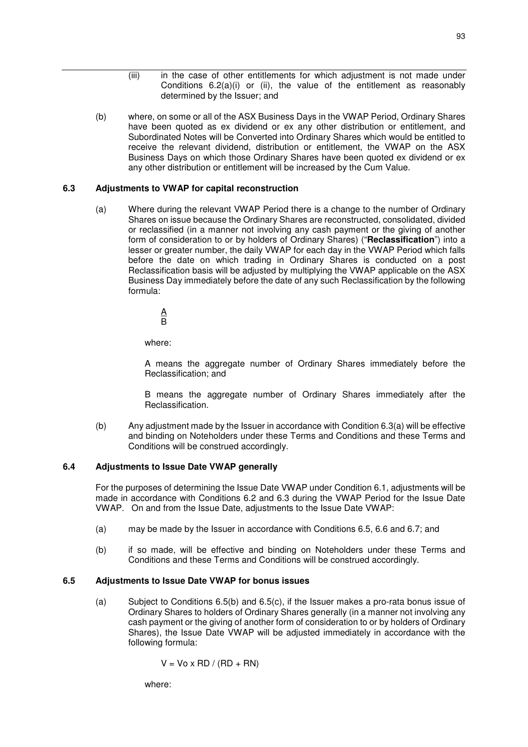(iii) in the case of other entitlements for which adjustment is not made under Conditions 6.2(a)(i) or (ii), the value of the entitlement as reasonably determined by the Issuer; and

(b) where, on some or all of the ASX Business Days in the VWAP Period, Ordinary Shares have been quoted as ex dividend or ex any other distribution or entitlement, and Subordinated Notes will be Converted into Ordinary Shares which would be entitled to receive the relevant dividend, distribution or entitlement, the VWAP on the ASX Business Days on which those Ordinary Shares have been quoted ex dividend or ex any other distribution or entitlement will be increased by the Cum Value.

### 6.3 Adjustments to VWAP for capital reconstruction

(a) Where during the relevant VWAP Period there is a change to the number of Ordinary Shares on issue because the Ordinary Shares are reconstructed, consolidated, divided or reclassified (in a manner not involving any cash payment or the giving of another form of consideration to or by holders of Ordinary Shares) ("**Reclassification**") into a lesser or greater number, the daily VWAP for each day in the VWAP Period which falls before the date on which trading in Ordinary Shares is conducted on a post Reclassification basis will be adjusted by multiplying the VWAP applicable on the ASX Business Day immediately before the date of any such Reclassification by the following formula:

$$\frac{A}{B}$$

where:

A means the aggregate number of Ordinary Shares immediately before the Reclassification; and

B means the aggregate number of Ordinary Shares immediately after the Reclassification.

(b) Any adjustment made by the Issuer in accordance with Condition 6.3(a) will be effective and binding on Noteholders under these Terms and Conditions and these Terms and Conditions will be construed accordingly.

### 6.4 Adjustments to Issue Date VWAP generally

For the purposes of determining the Issue Date VWAP under Condition 6.1, adjustments will be made in accordance with Conditions 6.2 and 6.3 during the VWAP Period for the Issue Date VWAP. On and from the Issue Date, adjustments to the Issue Date VWAP:

(a) may be made by the Issuer in accordance with Conditions 6.5, 6.6 and 6.7; and

(b) if so made, will be effective and binding on Noteholders under these Terms and Conditions and these Terms and Conditions will be construed accordingly.

### 6.5 Adjustments to Issue Date VWAP for bonus issues

(a) Subject to Conditions 6.5(b) and 6.5(c), if the Issuer makes a pro-rata bonus issue of Ordinary Shares to holders of Ordinary Shares generally (in a manner not involving any cash payment or the giving of another form of consideration to or by holders of Ordinary Shares), the Issue Date VWAP will be adjusted immediately in accordance with the following formula:

$$V = Vo \times RD / (RD + RN)$$

where: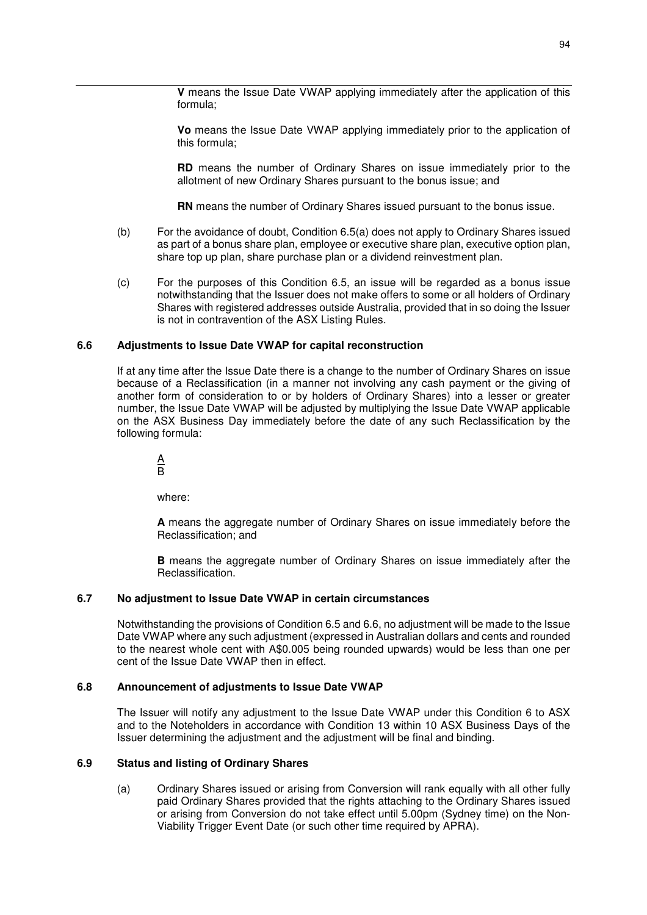**V** means the Issue Date VWAP applying immediately after the application of this formula;

**Vo** means the Issue Date VWAP applying immediately prior to the application of this formula;

**RD** means the number of Ordinary Shares on issue immediately prior to the allotment of new Ordinary Shares pursuant to the bonus issue; and

**RN** means the number of Ordinary Shares issued pursuant to the bonus issue.

(b) For the avoidance of doubt, Condition 6.5(a) does not apply to Ordinary Shares issued as part of a bonus share plan, employee or executive share plan, executive option plan, share top up plan, share purchase plan or a dividend reinvestment plan.

(c) For the purposes of this Condition 6.5, an issue will be regarded as a bonus issue notwithstanding that the Issuer does not make offers to some or all holders of Ordinary Shares with registered addresses outside Australia, provided that in so doing the Issuer is not in contravention of the ASX Listing Rules.

### 6.6 Adjustments to Issue Date VWAP for capital reconstruction

If at any time after the Issue Date there is a change to the number of Ordinary Shares on issue because of a Reclassification (in a manner not involving any cash payment or the giving of another form of consideration to or by holders of Ordinary Shares) into a lesser or greater number, the Issue Date VWAP will be adjusted by multiplying the Issue Date VWAP applicable on the ASX Business Day immediately before the date of any such Reclassification by the following formula:

$$\frac{A}{B}$$

where:

**A** means the aggregate number of Ordinary Shares on issue immediately before the Reclassification; and

**B** means the aggregate number of Ordinary Shares on issue immediately after the Reclassification.

### 6.7 No adjustment to Issue Date VWAP in certain circumstances

Notwithstanding the provisions of Condition 6.5 and 6.6, no adjustment will be made to the Issue Date VWAP where any such adjustment (expressed in Australian dollars and cents and rounded to the nearest whole cent with A$0.005 being rounded upwards) would be less than one per cent of the Issue Date VWAP then in effect.

### 6.8 Announcement of adjustments to Issue Date VWAP

The Issuer will notify any adjustment to the Issue Date VWAP under this Condition 6 to ASX and to the Noteholders in accordance with Condition 13 within 10 ASX Business Days of the Issuer determining the adjustment and the adjustment will be final and binding.

### 6.9 Status and listing of Ordinary Shares

(a) Ordinary Shares issued or arising from Conversion will rank equally with all other fully paid Ordinary Shares provided that the rights attaching to the Ordinary Shares issued or arising from Conversion do not take effect until 5.00pm (Sydney time) on the Non-Viability Trigger Event Date (or such other time required by APRA).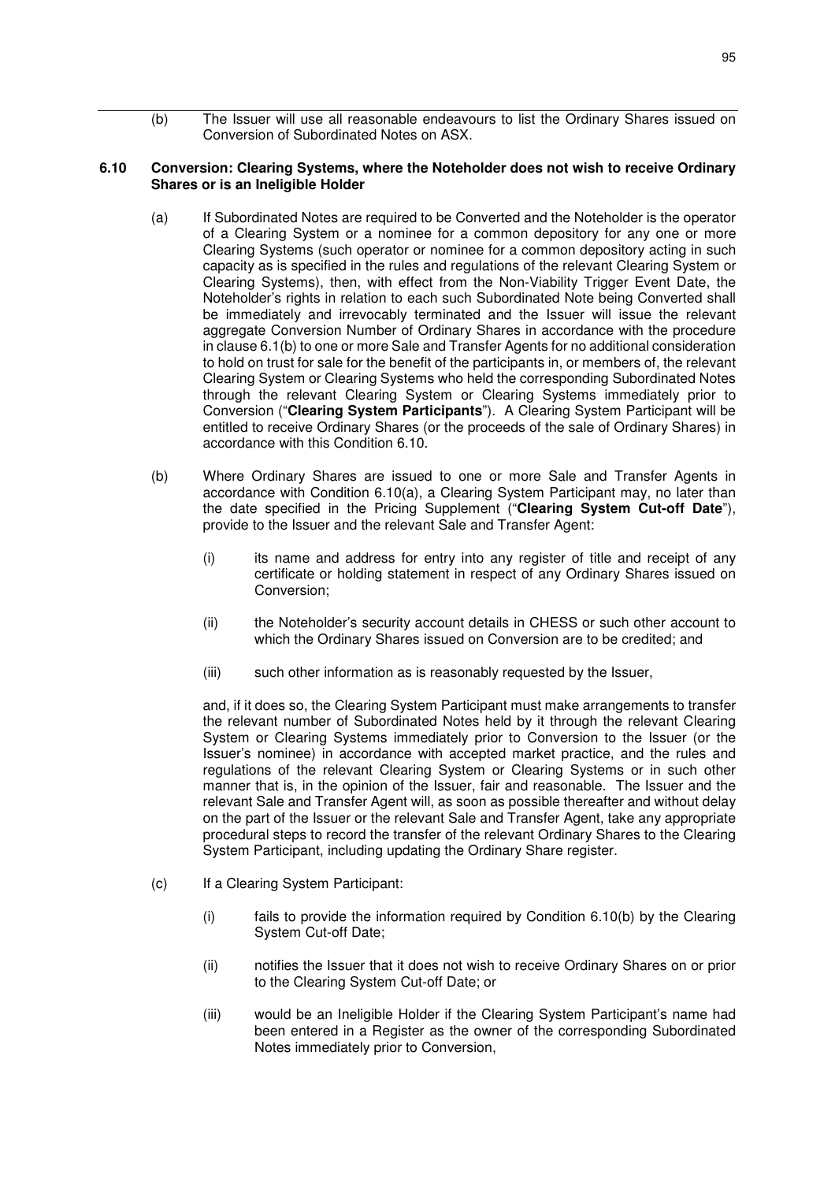(b) The Issuer will use all reasonable endeavours to list the Ordinary Shares issued on Conversion of Subordinated Notes on ASX.

**6.10 Conversion: Clearing Systems, where the Noteholder does not wish to receive Ordinary Shares or is an Ineligible Holder**

(a) If Subordinated Notes are required to be Converted and the Noteholder is the operator of a Clearing System or a nominee for a common depository for any one or more Clearing Systems (such operator or nominee for a common depository acting in such capacity as is specified in the rules and regulations of the relevant Clearing System or Clearing Systems), then, with effect from the Non-Viability Trigger Event Date, the Noteholder's rights in relation to each such Subordinated Note being Converted shall be immediately and irrevocably terminated and the Issuer will issue the relevant aggregate Conversion Number of Ordinary Shares in accordance with the procedure in clause 6.1(b) to one or more Sale and Transfer Agents for no additional consideration to hold on trust for sale for the benefit of the participants in, or members of, the relevant Clearing System or Clearing Systems who held the corresponding Subordinated Notes through the relevant Clearing System or Clearing Systems immediately prior to Conversion ("**Clearing System Participants**"). A Clearing System Participant will be entitled to receive Ordinary Shares (or the proceeds of the sale of Ordinary Shares) in accordance with this Condition 6.10.

(b) Where Ordinary Shares are issued to one or more Sale and Transfer Agents in accordance with Condition 6.10(a), a Clearing System Participant may, no later than the date specified in the Pricing Supplement ("**Clearing System Cut-off Date**"), provide to the Issuer and the relevant Sale and Transfer Agent:

(i) its name and address for entry into any register of title and receipt of any certificate or holding statement in respect of any Ordinary Shares issued on Conversion;

(ii) the Noteholder's security account details in CHESS or such other account to which the Ordinary Shares issued on Conversion are to be credited; and

(iii) such other information as is reasonably requested by the Issuer,

and, if it does so, the Clearing System Participant must make arrangements to transfer the relevant number of Subordinated Notes held by it through the relevant Clearing System or Clearing Systems immediately prior to Conversion to the Issuer (or the Issuer's nominee) in accordance with accepted market practice, and the rules and regulations of the relevant Clearing System or Clearing Systems or in such other manner that is, in the opinion of the Issuer, fair and reasonable. The Issuer and the relevant Sale and Transfer Agent will, as soon as possible thereafter and without delay on the part of the Issuer or the relevant Sale and Transfer Agent, take any appropriate procedural steps to record the transfer of the relevant Ordinary Shares to the Clearing System Participant, including updating the Ordinary Share register.

(c) If a Clearing System Participant:

(i) fails to provide the information required by Condition 6.10(b) by the Clearing System Cut-off Date;

(ii) notifies the Issuer that it does not wish to receive Ordinary Shares on or prior to the Clearing System Cut-off Date; or

(iii) would be an Ineligible Holder if the Clearing System Participant's name had been entered in a Register as the owner of the corresponding Subordinated Notes immediately prior to Conversion,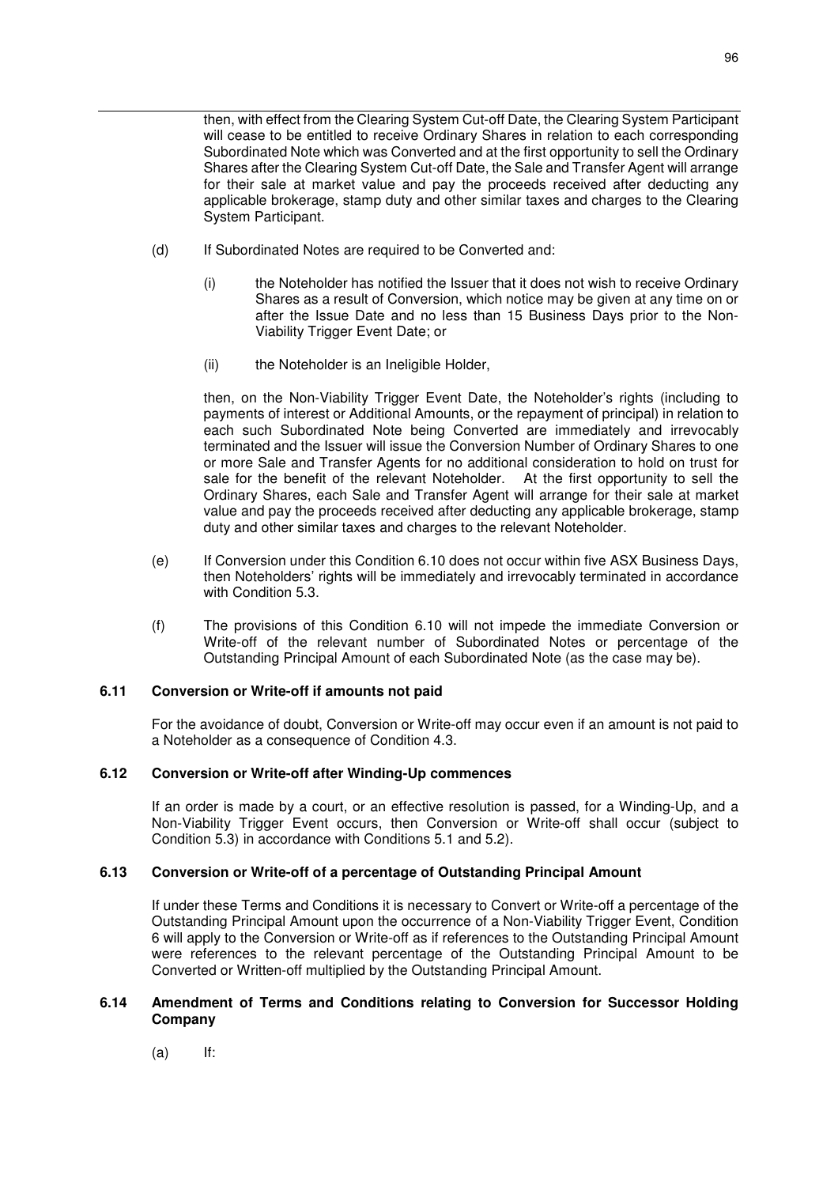then, with effect from the Clearing System Cut-off Date, the Clearing System Participant will cease to be entitled to receive Ordinary Shares in relation to each corresponding Subordinated Note which was Converted and at the first opportunity to sell the Ordinary Shares after the Clearing System Cut-off Date, the Sale and Transfer Agent will arrange for their sale at market value and pay the proceeds received after deducting any applicable brokerage, stamp duty and other similar taxes and charges to the Clearing System Participant.

(d) If Subordinated Notes are required to be Converted and:

(i) the Noteholder has notified the Issuer that it does not wish to receive Ordinary Shares as a result of Conversion, which notice may be given at any time on or after the Issue Date and no less than 15 Business Days prior to the Non-Viability Trigger Event Date; or

(ii) the Noteholder is an Ineligible Holder,

then, on the Non-Viability Trigger Event Date, the Noteholder's rights (including to payments of interest or Additional Amounts, or the repayment of principal) in relation to each such Subordinated Note being Converted are immediately and irrevocably terminated and the Issuer will issue the Conversion Number of Ordinary Shares to one or more Sale and Transfer Agents for no additional consideration to hold on trust for sale for the benefit of the relevant Noteholder. At the first opportunity to sell the Ordinary Shares, each Sale and Transfer Agent will arrange for their sale at market value and pay the proceeds received after deducting any applicable brokerage, stamp duty and other similar taxes and charges to the relevant Noteholder.

(e) If Conversion under this Condition 6.10 does not occur within five ASX Business Days, then Noteholders' rights will be immediately and irrevocably terminated in accordance with Condition 5.3.

(f) The provisions of this Condition 6.10 will not impede the immediate Conversion or Write-off of the relevant number of Subordinated Notes or percentage of the Outstanding Principal Amount of each Subordinated Note (as the case may be).

### 6.11 Conversion or Write-off if amounts not paid

For the avoidance of doubt, Conversion or Write-off may occur even if an amount is not paid to a Noteholder as a consequence of Condition 4.3.

### 6.12 Conversion or Write-off after Winding-Up commences

If an order is made by a court, or an effective resolution is passed, for a Winding-Up, and a Non-Viability Trigger Event occurs, then Conversion or Write-off shall occur (subject to Condition 5.3) in accordance with Conditions 5.1 and 5.2).

### 6.13 Conversion or Write-off of a percentage of Outstanding Principal Amount

If under these Terms and Conditions it is necessary to Convert or Write-off a percentage of the Outstanding Principal Amount upon the occurrence of a Non-Viability Trigger Event, Condition 6 will apply to the Conversion or Write-off as if references to the Outstanding Principal Amount were references to the relevant percentage of the Outstanding Principal Amount to be Converted or Written-off multiplied by the Outstanding Principal Amount.

### 6.14 Amendment of Terms and Conditions relating to Conversion for Successor Holding Company

(a) If: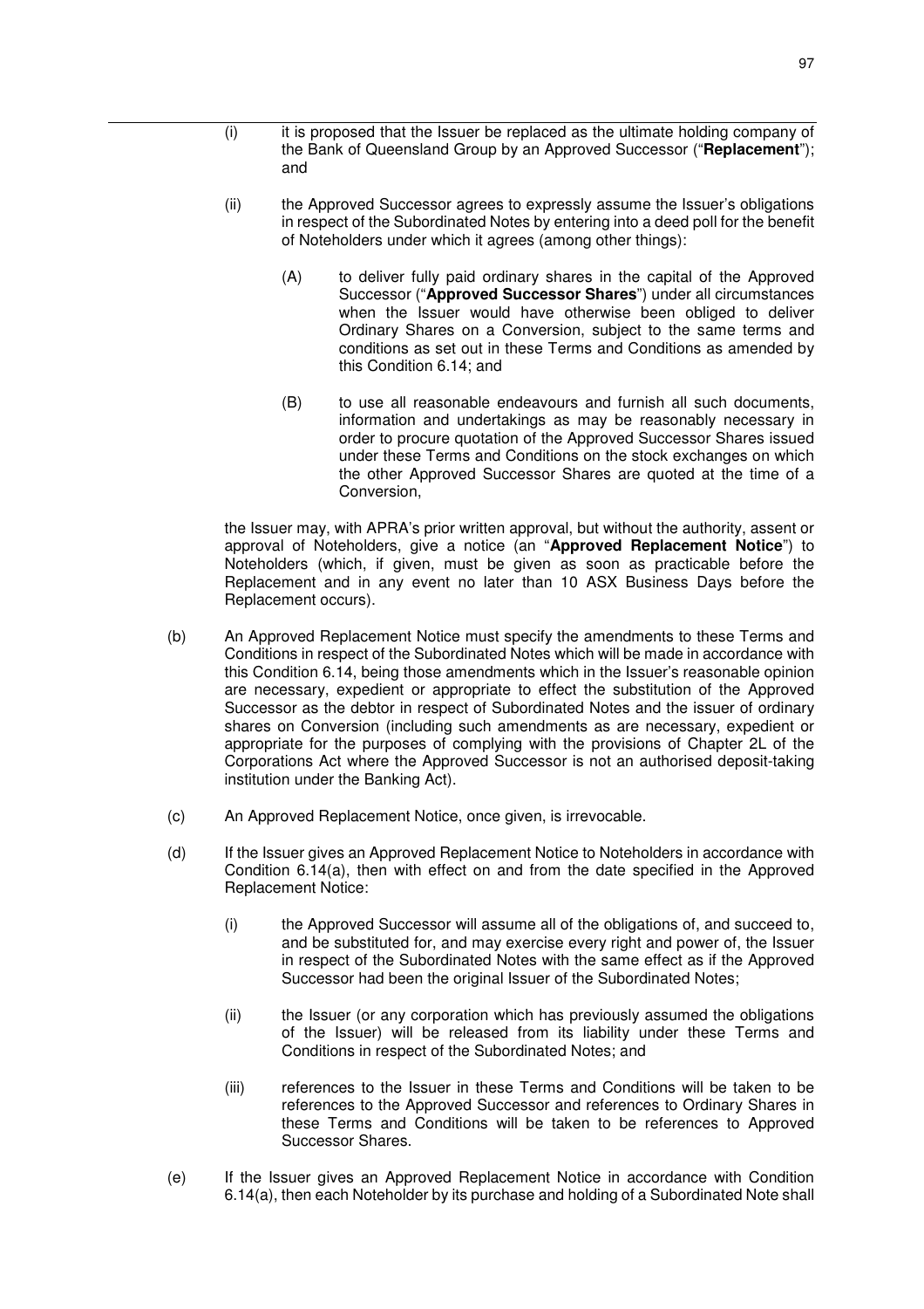(i) it is proposed that the Issuer be replaced as the ultimate holding company of the Bank of Queensland Group by an Approved Successor ("**Replacement**"); and

(ii) the Approved Successor agrees to expressly assume the Issuer's obligations in respect of the Subordinated Notes by entering into a deed poll for the benefit of Noteholders under which it agrees (among other things):

(A) to deliver fully paid ordinary shares in the capital of the Approved Successor ("**Approved Successor Shares**") under all circumstances when the Issuer would have otherwise been obliged to deliver Ordinary Shares on a Conversion, subject to the same terms and conditions as set out in these Terms and Conditions as amended by this Condition 6.14; and

(B) to use all reasonable endeavours and furnish all such documents, information and undertakings as may be reasonably necessary in order to procure quotation of the Approved Successor Shares issued under these Terms and Conditions on the stock exchanges on which the other Approved Successor Shares are quoted at the time of a Conversion,

the Issuer may, with APRA's prior written approval, but without the authority, assent or approval of Noteholders, give a notice (an "**Approved Replacement Notice**") to Noteholders (which, if given, must be given as soon as practicable before the Replacement and in any event no later than 10 ASX Business Days before the Replacement occurs).

(b) An Approved Replacement Notice must specify the amendments to these Terms and Conditions in respect of the Subordinated Notes which will be made in accordance with this Condition 6.14, being those amendments which in the Issuer's reasonable opinion are necessary, expedient or appropriate to effect the substitution of the Approved Successor as the debtor in respect of Subordinated Notes and the issuer of ordinary shares on Conversion (including such amendments as are necessary, expedient or appropriate for the purposes of complying with the provisions of Chapter 2L of the Corporations Act where the Approved Successor is not an authorised deposit-taking institution under the Banking Act).

(c) An Approved Replacement Notice, once given, is irrevocable.

(d) If the Issuer gives an Approved Replacement Notice to Noteholders in accordance with Condition 6.14(a), then with effect on and from the date specified in the Approved Replacement Notice:

(i) the Approved Successor will assume all of the obligations of, and succeed to, and be substituted for, and may exercise every right and power of, the Issuer in respect of the Subordinated Notes with the same effect as if the Approved Successor had been the original Issuer of the Subordinated Notes;

(ii) the Issuer (or any corporation which has previously assumed the obligations of the Issuer) will be released from its liability under these Terms and Conditions in respect of the Subordinated Notes; and

(iii) references to the Issuer in these Terms and Conditions will be taken to be references to the Approved Successor and references to Ordinary Shares in these Terms and Conditions will be taken to be references to Approved Successor Shares.

(e) If the Issuer gives an Approved Replacement Notice in accordance with Condition 6.14(a), then each Noteholder by its purchase and holding of a Subordinated Note shall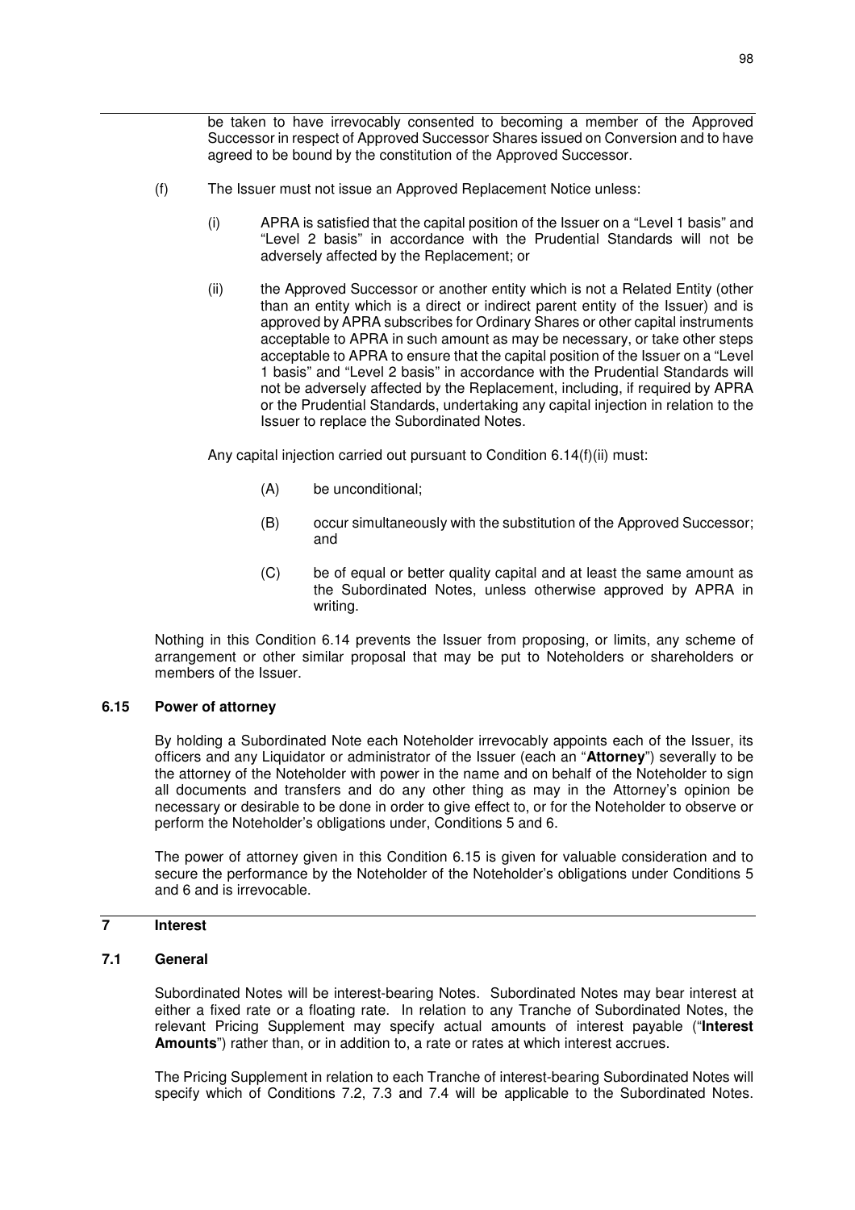be taken to have irrevocably consented to becoming a member of the Approved Successor in respect of Approved Successor Shares issued on Conversion and to have agreed to be bound by the constitution of the Approved Successor.

(f) The Issuer must not issue an Approved Replacement Notice unless:

(i) APRA is satisfied that the capital position of the Issuer on a "Level 1 basis" and "Level 2 basis" in accordance with the Prudential Standards will not be adversely affected by the Replacement; or

(ii) the Approved Successor or another entity which is not a Related Entity (other than an entity which is a direct or indirect parent entity of the Issuer) and is approved by APRA subscribes for Ordinary Shares or other capital instruments acceptable to APRA in such amount as may be necessary, or take other steps acceptable to APRA to ensure that the capital position of the Issuer on a "Level 1 basis" and "Level 2 basis" in accordance with the Prudential Standards will not be adversely affected by the Replacement, including, if required by APRA or the Prudential Standards, undertaking any capital injection in relation to the Issuer to replace the Subordinated Notes.

Any capital injection carried out pursuant to Condition 6.14(f)(ii) must:

(A) be unconditional;

(B) occur simultaneously with the substitution of the Approved Successor; and

(C) be of equal or better quality capital and at least the same amount as the Subordinated Notes, unless otherwise approved by APRA in writing.

Nothing in this Condition 6.14 prevents the Issuer from proposing, or limits, any scheme of arrangement or other similar proposal that may be put to Noteholders or shareholders or members of the Issuer.

### 6.15 Power of attorney

By holding a Subordinated Note each Noteholder irrevocably appoints each of the Issuer, its officers and any Liquidator or administrator of the Issuer (each an "**Attorney**") severally to be the attorney of the Noteholder with power in the name and on behalf of the Noteholder to sign all documents and transfers and do any other thing as may in the Attorney's opinion be necessary or desirable to be done in order to give effect to, or for the Noteholder to observe or perform the Noteholder's obligations under, Conditions 5 and 6.

The power of attorney given in this Condition 6.15 is given for valuable consideration and to secure the performance by the Noteholder of the Noteholder's obligations under Conditions 5 and 6 and is irrevocable.

## 7 Interest

### 7.1 General

Subordinated Notes will be interest-bearing Notes. Subordinated Notes may bear interest at either a fixed rate or a floating rate. In relation to any Tranche of Subordinated Notes, the relevant Pricing Supplement may specify actual amounts of interest payable ("**Interest Amounts**") rather than, or in addition to, a rate or rates at which interest accrues.

The Pricing Supplement in relation to each Tranche of interest-bearing Subordinated Notes will specify which of Conditions 7.2, 7.3 and 7.4 will be applicable to the Subordinated Notes.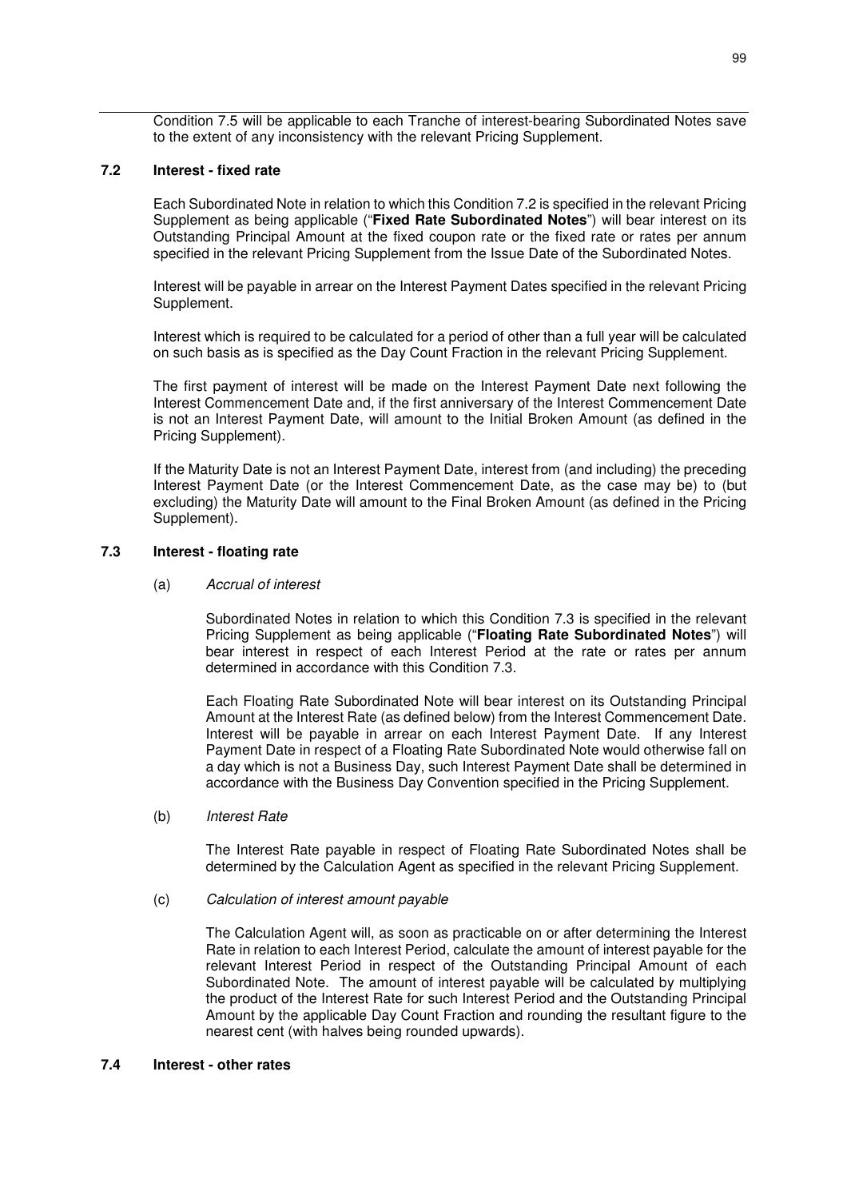Condition 7.5 will be applicable to each Tranche of interest-bearing Subordinated Notes save to the extent of any inconsistency with the relevant Pricing Supplement.

### 7.2 Interest - fixed rate

Each Subordinated Note in relation to which this Condition 7.2 is specified in the relevant Pricing Supplement as being applicable ("**Fixed Rate Subordinated Notes**") will bear interest on its Outstanding Principal Amount at the fixed coupon rate or the fixed rate or rates per annum specified in the relevant Pricing Supplement from the Issue Date of the Subordinated Notes.

Interest will be payable in arrear on the Interest Payment Dates specified in the relevant Pricing Supplement.

Interest which is required to be calculated for a period of other than a full year will be calculated on such basis as is specified as the Day Count Fraction in the relevant Pricing Supplement.

The first payment of interest will be made on the Interest Payment Date next following the Interest Commencement Date and, if the first anniversary of the Interest Commencement Date is not an Interest Payment Date, will amount to the Initial Broken Amount (as defined in the Pricing Supplement).

If the Maturity Date is not an Interest Payment Date, interest from (and including) the preceding Interest Payment Date (or the Interest Commencement Date, as the case may be) to (but excluding) the Maturity Date will amount to the Final Broken Amount (as defined in the Pricing Supplement).

### 7.3 Interest - floating rate

(a) *Accrual of interest*

Subordinated Notes in relation to which this Condition 7.3 is specified in the relevant Pricing Supplement as being applicable ("**Floating Rate Subordinated Notes**") will bear interest in respect of each Interest Period at the rate or rates per annum determined in accordance with this Condition 7.3.

Each Floating Rate Subordinated Note will bear interest on its Outstanding Principal Amount at the Interest Rate (as defined below) from the Interest Commencement Date. Interest will be payable in arrear on each Interest Payment Date. If any Interest Payment Date in respect of a Floating Rate Subordinated Note would otherwise fall on a day which is not a Business Day, such Interest Payment Date shall be determined in accordance with the Business Day Convention specified in the Pricing Supplement.

(b) *Interest Rate*

The Interest Rate payable in respect of Floating Rate Subordinated Notes shall be determined by the Calculation Agent as specified in the relevant Pricing Supplement.

(c) *Calculation of interest amount payable*

The Calculation Agent will, as soon as practicable on or after determining the Interest Rate in relation to each Interest Period, calculate the amount of interest payable for the relevant Interest Period in respect of the Outstanding Principal Amount of each Subordinated Note. The amount of interest payable will be calculated by multiplying the product of the Interest Rate for such Interest Period and the Outstanding Principal Amount by the applicable Day Count Fraction and rounding the resultant figure to the nearest cent (with halves being rounded upwards).

### 7.4 Interest - other rates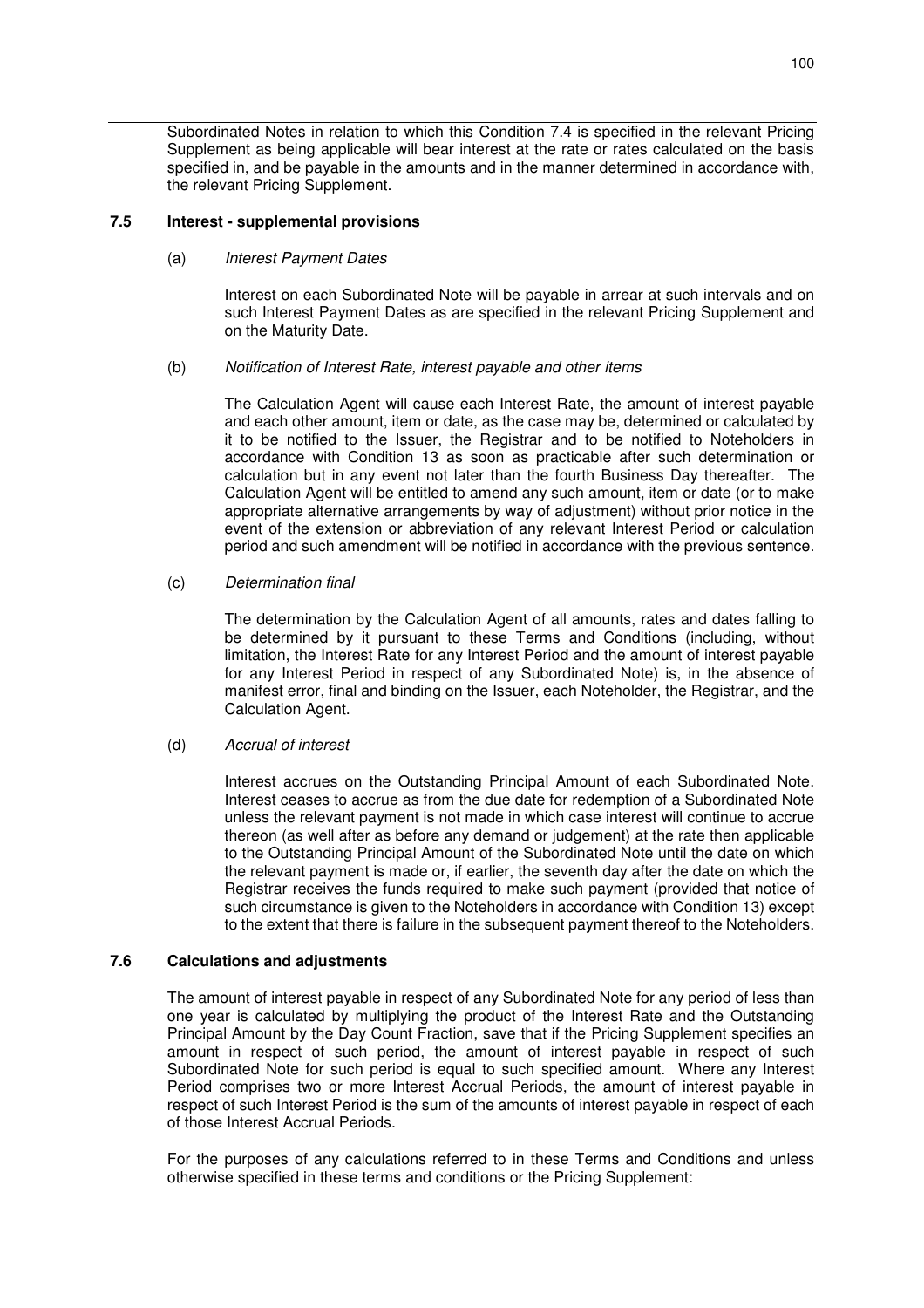Subordinated Notes in relation to which this Condition 7.4 is specified in the relevant Pricing Supplement as being applicable will bear interest at the rate or rates calculated on the basis specified in, and be payable in the amounts and in the manner determined in accordance with, the relevant Pricing Supplement.

### 7.5 Interest - supplemental provisions

(a) *Interest Payment Dates*

Interest on each Subordinated Note will be payable in arrear at such intervals and on such Interest Payment Dates as are specified in the relevant Pricing Supplement and on the Maturity Date.

(b) *Notification of Interest Rate, interest payable and other items*

The Calculation Agent will cause each Interest Rate, the amount of interest payable and each other amount, item or date, as the case may be, determined or calculated by it to be notified to the Issuer, the Registrar and to be notified to Noteholders in accordance with Condition 13 as soon as practicable after such determination or calculation but in any event not later than the fourth Business Day thereafter. The Calculation Agent will be entitled to amend any such amount, item or date (or to make appropriate alternative arrangements by way of adjustment) without prior notice in the event of the extension or abbreviation of any relevant Interest Period or calculation period and such amendment will be notified in accordance with the previous sentence.

(c) *Determination final*

The determination by the Calculation Agent of all amounts, rates and dates falling to be determined by it pursuant to these Terms and Conditions (including, without limitation, the Interest Rate for any Interest Period and the amount of interest payable for any Interest Period in respect of any Subordinated Note) is, in the absence of manifest error, final and binding on the Issuer, each Noteholder, the Registrar, and the Calculation Agent.

(d) *Accrual of interest*

Interest accrues on the Outstanding Principal Amount of each Subordinated Note. Interest ceases to accrue as from the due date for redemption of a Subordinated Note unless the relevant payment is not made in which case interest will continue to accrue thereon (as well after as before any demand or judgement) at the rate then applicable to the Outstanding Principal Amount of the Subordinated Note until the date on which the relevant payment is made or, if earlier, the seventh day after the date on which the Registrar receives the funds required to make such payment (provided that notice of such circumstance is given to the Noteholders in accordance with Condition 13) except to the extent that there is failure in the subsequent payment thereof to the Noteholders.

### 7.6 Calculations and adjustments

The amount of interest payable in respect of any Subordinated Note for any period of less than one year is calculated by multiplying the product of the Interest Rate and the Outstanding Principal Amount by the Day Count Fraction, save that if the Pricing Supplement specifies an amount in respect of such period, the amount of interest payable in respect of such Subordinated Note for such period is equal to such specified amount. Where any Interest Period comprises two or more Interest Accrual Periods, the amount of interest payable in respect of such Interest Period is the sum of the amounts of interest payable in respect of each of those Interest Accrual Periods.

For the purposes of any calculations referred to in these Terms and Conditions and unless otherwise specified in these terms and conditions or the Pricing Supplement: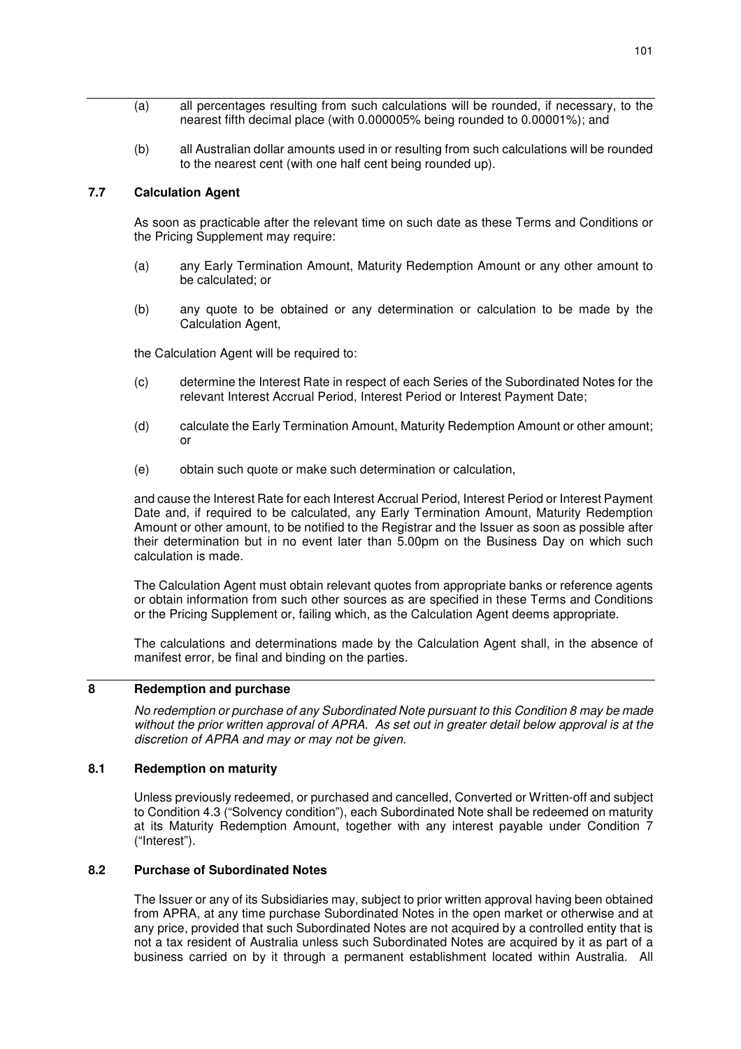(a) all percentages resulting from such calculations will be rounded, if necessary, to the nearest fifth decimal place (with 0.000005% being rounded to 0.00001%); and

(b) all Australian dollar amounts used in or resulting from such calculations will be rounded to the nearest cent (with one half cent being rounded up).

### 7.7 Calculation Agent

As soon as practicable after the relevant time on such date as these Terms and Conditions or the Pricing Supplement may require:

(a) any Early Termination Amount, Maturity Redemption Amount or any other amount to be calculated; or

(b) any quote to be obtained or any determination or calculation to be made by the Calculation Agent,

the Calculation Agent will be required to:

(c) determine the Interest Rate in respect of each Series of the Subordinated Notes for the relevant Interest Accrual Period, Interest Period or Interest Payment Date;

(d) calculate the Early Termination Amount, Maturity Redemption Amount or other amount; or

(e) obtain such quote or make such determination or calculation,

and cause the Interest Rate for each Interest Accrual Period, Interest Period or Interest Payment Date and, if required to be calculated, any Early Termination Amount, Maturity Redemption Amount or other amount, to be notified to the Registrar and the Issuer as soon as possible after their determination but in no event later than 5.00pm on the Business Day on which such calculation is made.

The Calculation Agent must obtain relevant quotes from appropriate banks or reference agents or obtain information from such other sources as are specified in these Terms and Conditions or the Pricing Supplement or, failing which, as the Calculation Agent deems appropriate.

The calculations and determinations made by the Calculation Agent shall, in the absence of manifest error, be final and binding on the parties.

## 8 Redemption and purchase

*No redemption or purchase of any Subordinated Note pursuant to this Condition 8 may be made without the prior written approval of APRA. As set out in greater detail below approval is at the discretion of APRA and may or may not be given.*

### 8.1 Redemption on maturity

Unless previously redeemed, or purchased and cancelled, Converted or Written-off and subject to Condition 4.3 ("Solvency condition"), each Subordinated Note shall be redeemed on maturity at its Maturity Redemption Amount, together with any interest payable under Condition 7 ("Interest").

### 8.2 Purchase of Subordinated Notes

The Issuer or any of its Subsidiaries may, subject to prior written approval having been obtained from APRA, at any time purchase Subordinated Notes in the open market or otherwise and at any price, provided that such Subordinated Notes are not acquired by a controlled entity that is not a tax resident of Australia unless such Subordinated Notes are acquired by it as part of a business carried on by it through a permanent establishment located within Australia. All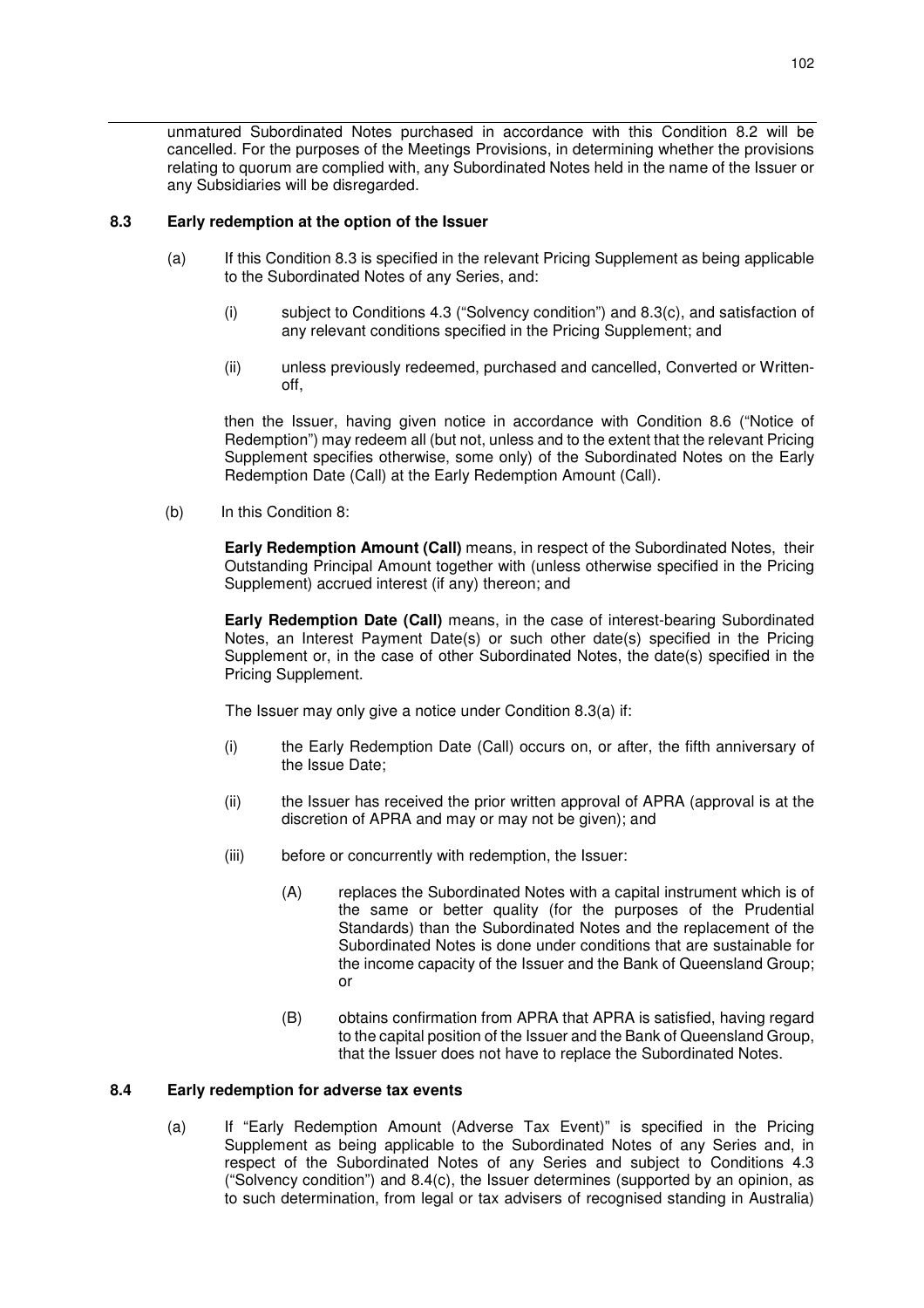unmatured Subordinated Notes purchased in accordance with this Condition 8.2 will be cancelled. For the purposes of the Meetings Provisions, in determining whether the provisions relating to quorum are complied with, any Subordinated Notes held in the name of the Issuer or any Subsidiaries will be disregarded.

### 8.3 Early redemption at the option of the Issuer

(a) If this Condition 8.3 is specified in the relevant Pricing Supplement as being applicable to the Subordinated Notes of any Series, and:

   (i) subject to Conditions 4.3 ("Solvency condition") and 8.3(c), and satisfaction of any relevant conditions specified in the Pricing Supplement; and

   (ii) unless previously redeemed, purchased and cancelled, Converted or Written-off,

   then the Issuer, having given notice in accordance with Condition 8.6 ("Notice of Redemption") may redeem all (but not, unless and to the extent that the relevant Pricing Supplement specifies otherwise, some only) of the Subordinated Notes on the Early Redemption Date (Call) at the Early Redemption Amount (Call).

(b) In this Condition 8:

   **Early Redemption Amount (Call)** means, in respect of the Subordinated Notes, their Outstanding Principal Amount together with (unless otherwise specified in the Pricing Supplement) accrued interest (if any) thereon; and

   **Early Redemption Date (Call)** means, in the case of interest-bearing Subordinated Notes, an Interest Payment Date(s) or such other date(s) specified in the Pricing Supplement or, in the case of other Subordinated Notes, the date(s) specified in the Pricing Supplement.

   The Issuer may only give a notice under Condition 8.3(a) if:

   (i) the Early Redemption Date (Call) occurs on, or after, the fifth anniversary of the Issue Date;

   (ii) the Issuer has received the prior written approval of APRA (approval is at the discretion of APRA and may or may not be given); and

   (iii) before or concurrently with redemption, the Issuer:

      (A) replaces the Subordinated Notes with a capital instrument which is of the same or better quality (for the purposes of the Prudential Standards) than the Subordinated Notes and the replacement of the Subordinated Notes is done under conditions that are sustainable for the income capacity of the Issuer and the Bank of Queensland Group; or

      (B) obtains confirmation from APRA that APRA is satisfied, having regard to the capital position of the Issuer and the Bank of Queensland Group, that the Issuer does not have to replace the Subordinated Notes.

### 8.4 Early redemption for adverse tax events

(a) If "Early Redemption Amount (Adverse Tax Event)" is specified in the Pricing Supplement as being applicable to the Subordinated Notes of any Series and, in respect of the Subordinated Notes of any Series and subject to Conditions 4.3 ("Solvency condition") and 8.4(c), the Issuer determines (supported by an opinion, as to such determination, from legal or tax advisers of recognised standing in Australia)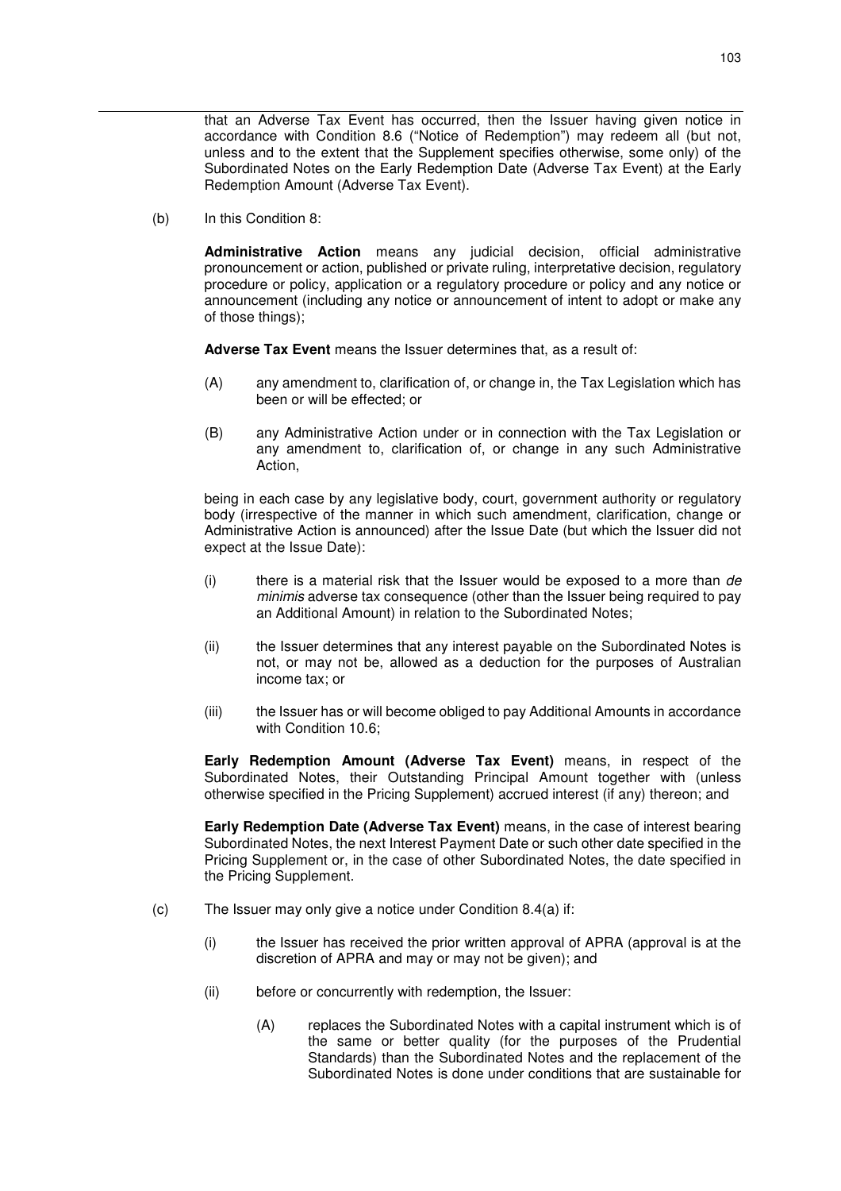that an Adverse Tax Event has occurred, then the Issuer having given notice in accordance with Condition 8.6 ("Notice of Redemption") may redeem all (but not, unless and to the extent that the Supplement specifies otherwise, some only) of the Subordinated Notes on the Early Redemption Date (Adverse Tax Event) at the Early Redemption Amount (Adverse Tax Event).

(b) In this Condition 8:

**Administrative Action** means any judicial decision, official administrative pronouncement or action, published or private ruling, interpretative decision, regulatory procedure or policy, application or a regulatory procedure or policy and any notice or announcement (including any notice or announcement of intent to adopt or make any of those things);

**Adverse Tax Event** means the Issuer determines that, as a result of:

(A) any amendment to, clarification of, or change in, the Tax Legislation which has been or will be effected; or

(B) any Administrative Action under or in connection with the Tax Legislation or any amendment to, clarification of, or change in any such Administrative Action,

being in each case by any legislative body, court, government authority or regulatory body (irrespective of the manner in which such amendment, clarification, change or Administrative Action is announced) after the Issue Date (but which the Issuer did not expect at the Issue Date):

(i) there is a material risk that the Issuer would be exposed to a more than *de minimis* adverse tax consequence (other than the Issuer being required to pay an Additional Amount) in relation to the Subordinated Notes;

(ii) the Issuer determines that any interest payable on the Subordinated Notes is not, or may not be, allowed as a deduction for the purposes of Australian income tax; or

(iii) the Issuer has or will become obliged to pay Additional Amounts in accordance with Condition 10.6;

**Early Redemption Amount (Adverse Tax Event)** means, in respect of the Subordinated Notes, their Outstanding Principal Amount together with (unless otherwise specified in the Pricing Supplement) accrued interest (if any) thereon; and

**Early Redemption Date (Adverse Tax Event)** means, in the case of interest bearing Subordinated Notes, the next Interest Payment Date or such other date specified in the Pricing Supplement or, in the case of other Subordinated Notes, the date specified in the Pricing Supplement.

(c) The Issuer may only give a notice under Condition 8.4(a) if:

(i) the Issuer has received the prior written approval of APRA (approval is at the discretion of APRA and may or may not be given); and

(ii) before or concurrently with redemption, the Issuer:

(A) replaces the Subordinated Notes with a capital instrument which is of the same or better quality (for the purposes of the Prudential Standards) than the Subordinated Notes and the replacement of the Subordinated Notes is done under conditions that are sustainable for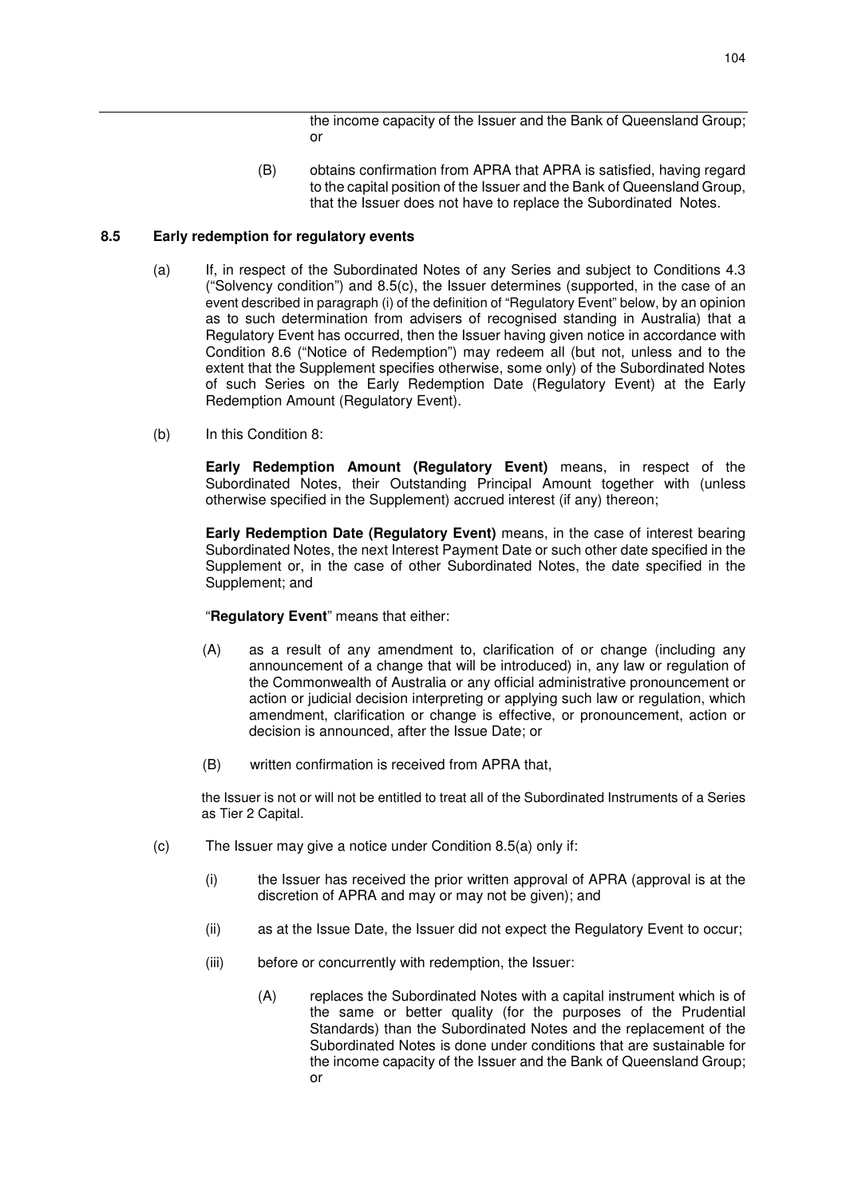the income capacity of the Issuer and the Bank of Queensland Group; or

(B) obtains confirmation from APRA that APRA is satisfied, having regard to the capital position of the Issuer and the Bank of Queensland Group, that the Issuer does not have to replace the Subordinated Notes.

### 8.5 Early redemption for regulatory events

(a) If, in respect of the Subordinated Notes of any Series and subject to Conditions 4.3 ("Solvency condition") and 8.5(c), the Issuer determines (supported, in the case of an event described in paragraph (i) of the definition of "Regulatory Event" below, by an opinion as to such determination from advisers of recognised standing in Australia) that a Regulatory Event has occurred, then the Issuer having given notice in accordance with Condition 8.6 ("Notice of Redemption") may redeem all (but not, unless and to the extent that the Supplement specifies otherwise, some only) of the Subordinated Notes of such Series on the Early Redemption Date (Regulatory Event) at the Early Redemption Amount (Regulatory Event).

(b) In this Condition 8:

**Early Redemption Amount (Regulatory Event)** means, in respect of the Subordinated Notes, their Outstanding Principal Amount together with (unless otherwise specified in the Supplement) accrued interest (if any) thereon;

**Early Redemption Date (Regulatory Event)** means, in the case of interest bearing Subordinated Notes, the next Interest Payment Date or such other date specified in the Supplement or, in the case of other Subordinated Notes, the date specified in the Supplement; and

"**Regulatory Event**" means that either:

(A) as a result of any amendment to, clarification of or change (including any announcement of a change that will be introduced) in, any law or regulation of the Commonwealth of Australia or any official administrative pronouncement or action or judicial decision interpreting or applying such law or regulation, which amendment, clarification or change is effective, or pronouncement, action or decision is announced, after the Issue Date; or

(B) written confirmation is received from APRA that,

the Issuer is not or will not be entitled to treat all of the Subordinated Instruments of a Series as Tier 2 Capital.

(c) The Issuer may give a notice under Condition 8.5(a) only if:

(i) the Issuer has received the prior written approval of APRA (approval is at the discretion of APRA and may or may not be given); and

(ii) as at the Issue Date, the Issuer did not expect the Regulatory Event to occur;

(iii) before or concurrently with redemption, the Issuer:

(A) replaces the Subordinated Notes with a capital instrument which is of the same or better quality (for the purposes of the Prudential Standards) than the Subordinated Notes and the replacement of the Subordinated Notes is done under conditions that are sustainable for the income capacity of the Issuer and the Bank of Queensland Group; or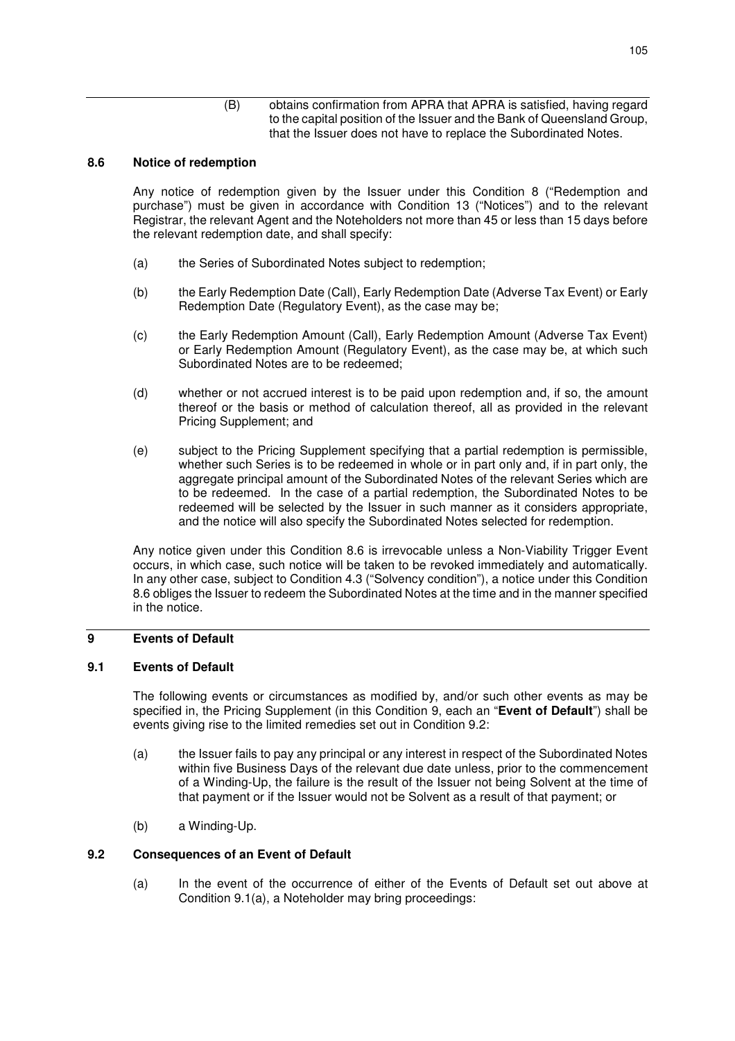(B) obtains confirmation from APRA that APRA is satisfied, having regard to the capital position of the Issuer and the Bank of Queensland Group, that the Issuer does not have to replace the Subordinated Notes.

### 8.6 Notice of redemption

Any notice of redemption given by the Issuer under this Condition 8 ("Redemption and purchase") must be given in accordance with Condition 13 ("Notices") and to the relevant Registrar, the relevant Agent and the Noteholders not more than 45 or less than 15 days before the relevant redemption date, and shall specify:

(a) the Series of Subordinated Notes subject to redemption;

(b) the Early Redemption Date (Call), Early Redemption Date (Adverse Tax Event) or Early Redemption Date (Regulatory Event), as the case may be;

(c) the Early Redemption Amount (Call), Early Redemption Amount (Adverse Tax Event) or Early Redemption Amount (Regulatory Event), as the case may be, at which such Subordinated Notes are to be redeemed;

(d) whether or not accrued interest is to be paid upon redemption and, if so, the amount thereof or the basis or method of calculation thereof, all as provided in the relevant Pricing Supplement; and

(e) subject to the Pricing Supplement specifying that a partial redemption is permissible, whether such Series is to be redeemed in whole or in part only and, if in part only, the aggregate principal amount of the Subordinated Notes of the relevant Series which are to be redeemed. In the case of a partial redemption, the Subordinated Notes to be redeemed will be selected by the Issuer in such manner as it considers appropriate, and the notice will also specify the Subordinated Notes selected for redemption.

Any notice given under this Condition 8.6 is irrevocable unless a Non-Viability Trigger Event occurs, in which case, such notice will be taken to be revoked immediately and automatically. In any other case, subject to Condition 4.3 ("Solvency condition"), a notice under this Condition 8.6 obliges the Issuer to redeem the Subordinated Notes at the time and in the manner specified in the notice.

## 9 Events of Default

### 9.1 Events of Default

The following events or circumstances as modified by, and/or such other events as may be specified in, the Pricing Supplement (in this Condition 9, each an "**Event of Default**") shall be events giving rise to the limited remedies set out in Condition 9.2:

(a) the Issuer fails to pay any principal or any interest in respect of the Subordinated Notes within five Business Days of the relevant due date unless, prior to the commencement of a Winding-Up, the failure is the result of the Issuer not being Solvent at the time of that payment or if the Issuer would not be Solvent as a result of that payment; or

(b) a Winding-Up.

### 9.2 Consequences of an Event of Default

(a) In the event of the occurrence of either of the Events of Default set out above at Condition 9.1(a), a Noteholder may bring proceedings: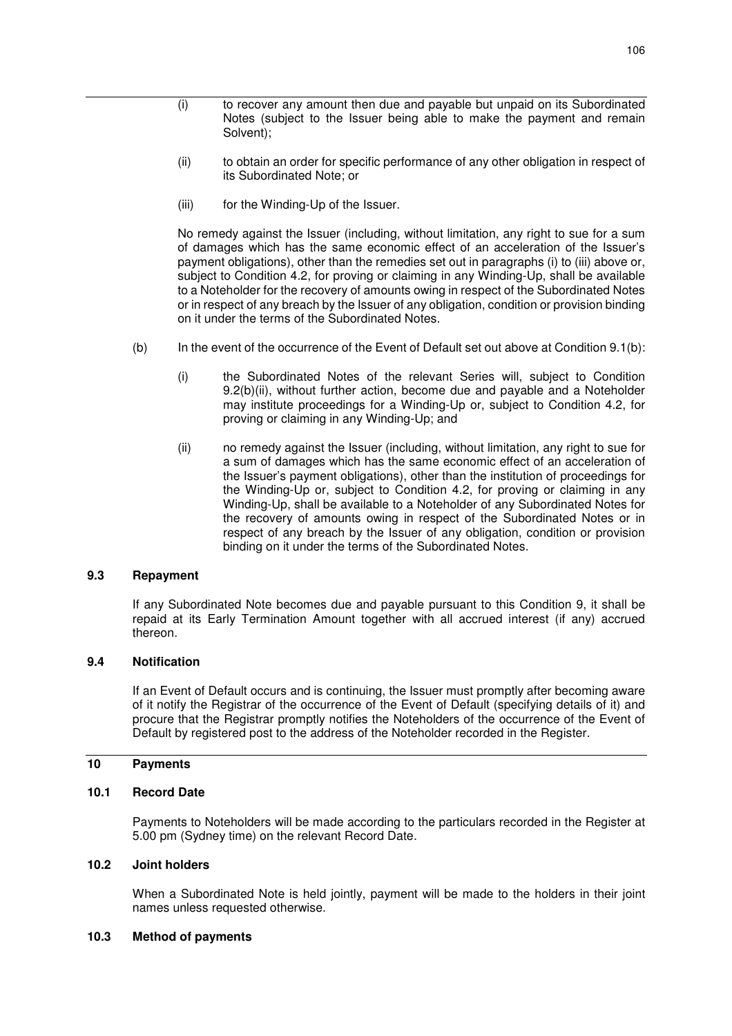(i) to recover any amount then due and payable but unpaid on its Subordinated Notes (subject to the Issuer being able to make the payment and remain Solvent);

(ii) to obtain an order for specific performance of any other obligation in respect of its Subordinated Note; or

(iii) for the Winding-Up of the Issuer.

No remedy against the Issuer (including, without limitation, any right to sue for a sum of damages which has the same economic effect of an acceleration of the Issuer's payment obligations), other than the remedies set out in paragraphs (i) to (iii) above or, subject to Condition 4.2, for proving or claiming in any Winding-Up, shall be available to a Noteholder for the recovery of amounts owing in respect of the Subordinated Notes or in respect of any breach by the Issuer of any obligation, condition or provision binding on it under the terms of the Subordinated Notes.

(b) In the event of the occurrence of the Event of Default set out above at Condition 9.1(b):

(i) the Subordinated Notes of the relevant Series will, subject to Condition 9.2(b)(ii), without further action, become due and payable and a Noteholder may institute proceedings for a Winding-Up or, subject to Condition 4.2, for proving or claiming in any Winding-Up; and

(ii) no remedy against the Issuer (including, without limitation, any right to sue for a sum of damages which has the same economic effect of an acceleration of the Issuer's payment obligations), other than the institution of proceedings for the Winding-Up or, subject to Condition 4.2, for proving or claiming in any Winding-Up, shall be available to a Noteholder of any Subordinated Notes for the recovery of amounts owing in respect of the Subordinated Notes or in respect of any breach by the Issuer of any obligation, condition or provision binding on it under the terms of the Subordinated Notes.

### 9.3 Repayment

If any Subordinated Note becomes due and payable pursuant to this Condition 9, it shall be repaid at its Early Termination Amount together with all accrued interest (if any) accrued thereon.

### 9.4 Notification

If an Event of Default occurs and is continuing, the Issuer must promptly after becoming aware of it notify the Registrar of the occurrence of the Event of Default (specifying details of it) and procure that the Registrar promptly notifies the Noteholders of the occurrence of the Event of Default by registered post to the address of the Noteholder recorded in the Register.

## 10 Payments

### 10.1 Record Date

Payments to Noteholders will be made according to the particulars recorded in the Register at 5.00 pm (Sydney time) on the relevant Record Date.

### 10.2 Joint holders

When a Subordinated Note is held jointly, payment will be made to the holders in their joint names unless requested otherwise.

### 10.3 Method of payments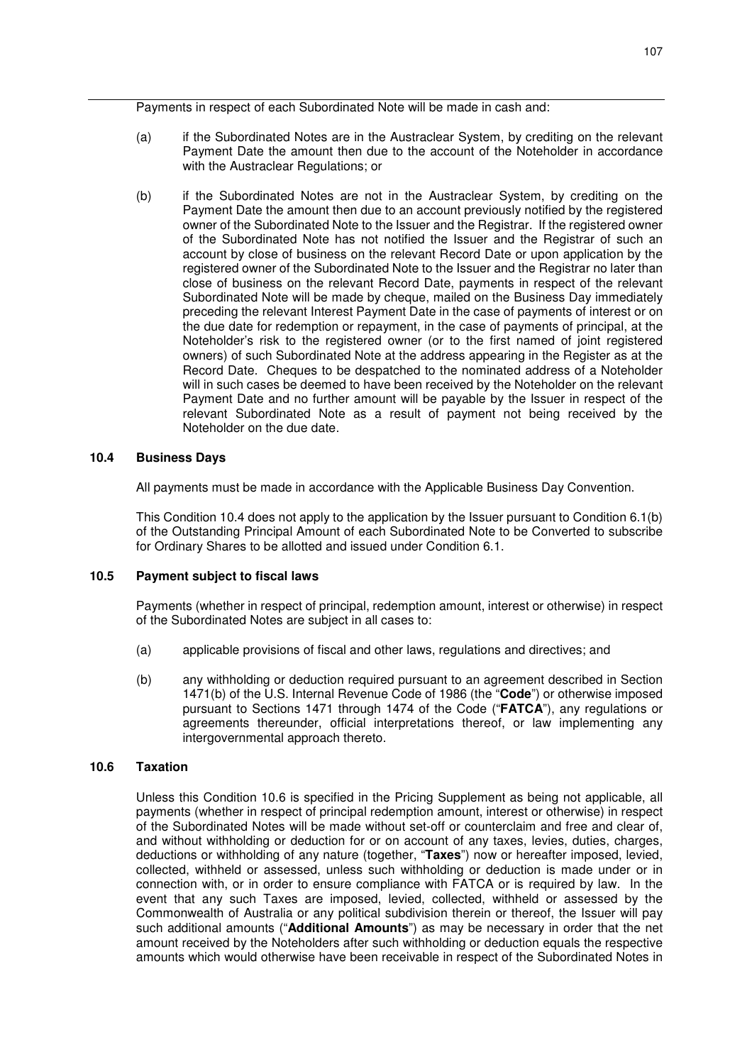Payments in respect of each Subordinated Note will be made in cash and:

(a) if the Subordinated Notes are in the Austraclear System, by crediting on the relevant Payment Date the amount then due to the account of the Noteholder in accordance with the Austraclear Regulations; or

(b) if the Subordinated Notes are not in the Austraclear System, by crediting on the Payment Date the amount then due to an account previously notified by the registered owner of the Subordinated Note to the Issuer and the Registrar. If the registered owner of the Subordinated Note has not notified the Issuer and the Registrar of such an account by close of business on the relevant Record Date or upon application by the registered owner of the Subordinated Note to the Issuer and the Registrar no later than close of business on the relevant Record Date, payments in respect of the relevant Subordinated Note will be made by cheque, mailed on the Business Day immediately preceding the relevant Interest Payment Date in the case of payments of interest or on the due date for redemption or repayment, in the case of payments of principal, at the Noteholder's risk to the registered owner (or to the first named of joint registered owners) of such Subordinated Note at the address appearing in the Register as at the Record Date. Cheques to be despatched to the nominated address of a Noteholder will in such cases be deemed to have been received by the Noteholder on the relevant Payment Date and no further amount will be payable by the Issuer in respect of the relevant Subordinated Note as a result of payment not being received by the Noteholder on the due date.

### 10.4 Business Days

All payments must be made in accordance with the Applicable Business Day Convention.

This Condition 10.4 does not apply to the application by the Issuer pursuant to Condition 6.1(b) of the Outstanding Principal Amount of each Subordinated Note to be Converted to subscribe for Ordinary Shares to be allotted and issued under Condition 6.1.

### 10.5 Payment subject to fiscal laws

Payments (whether in respect of principal, redemption amount, interest or otherwise) in respect of the Subordinated Notes are subject in all cases to:

(a) applicable provisions of fiscal and other laws, regulations and directives; and

(b) any withholding or deduction required pursuant to an agreement described in Section 1471(b) of the U.S. Internal Revenue Code of 1986 (the "**Code**") or otherwise imposed pursuant to Sections 1471 through 1474 of the Code ("**FATCA**"), any regulations or agreements thereunder, official interpretations thereof, or law implementing any intergovernmental approach thereto.

### 10.6 Taxation

Unless this Condition 10.6 is specified in the Pricing Supplement as being not applicable, all payments (whether in respect of principal redemption amount, interest or otherwise) in respect of the Subordinated Notes will be made without set-off or counterclaim and free and clear of, and without withholding or deduction for or on account of any taxes, levies, duties, charges, deductions or withholding of any nature (together, "**Taxes**") now or hereafter imposed, levied, collected, withheld or assessed, unless such withholding or deduction is made under or in connection with, or in order to ensure compliance with FATCA or is required by law. In the event that any such Taxes are imposed, levied, collected, withheld or assessed by the Commonwealth of Australia or any political subdivision therein or thereof, the Issuer will pay such additional amounts ("**Additional Amounts**") as may be necessary in order that the net amount received by the Noteholders after such withholding or deduction equals the respective amounts which would otherwise have been receivable in respect of the Subordinated Notes in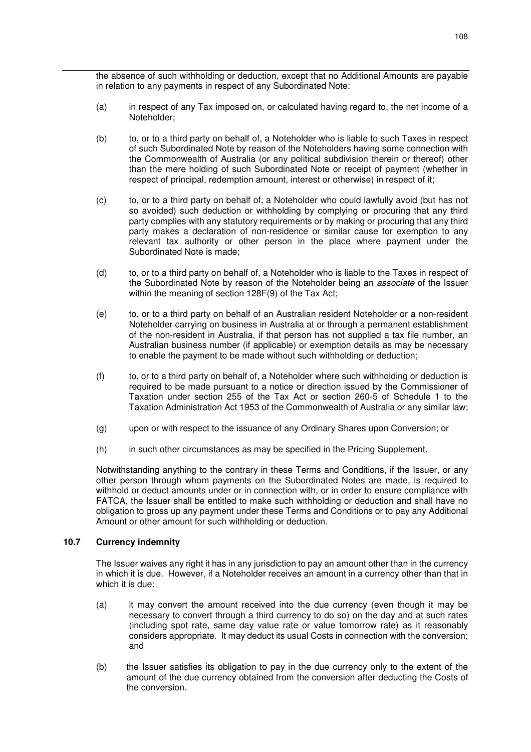the absence of such withholding or deduction, except that no Additional Amounts are payable in relation to any payments in respect of any Subordinated Note:

(a) in respect of any Tax imposed on, or calculated having regard to, the net income of a Noteholder;

(b) to, or to a third party on behalf of, a Noteholder who is liable to such Taxes in respect of such Subordinated Note by reason of the Noteholders having some connection with the Commonwealth of Australia (or any political subdivision therein or thereof) other than the mere holding of such Subordinated Note or receipt of payment (whether in respect of principal, redemption amount, interest or otherwise) in respect of it;

(c) to, or to a third party on behalf of, a Noteholder who could lawfully avoid (but has not so avoided) such deduction or withholding by complying or procuring that any third party complies with any statutory requirements or by making or procuring that any third party makes a declaration of non-residence or similar cause for exemption to any relevant tax authority or other person in the place where payment under the Subordinated Note is made;

(d) to, or to a third party on behalf of, a Noteholder who is liable to the Taxes in respect of the Subordinated Note by reason of the Noteholder being an *associate* of the Issuer within the meaning of section 128F(9) of the Tax Act;

(e) to, or to a third party on behalf of an Australian resident Noteholder or a non-resident Noteholder carrying on business in Australia at or through a permanent establishment of the non-resident in Australia, if that person has not supplied a tax file number, an Australian business number (if applicable) or exemption details as may be necessary to enable the payment to be made without such withholding or deduction;

(f) to, or to a third party on behalf of, a Noteholder where such withholding or deduction is required to be made pursuant to a notice or direction issued by the Commissioner of Taxation under section 255 of the Tax Act or section 260-5 of Schedule 1 to the Taxation Administration Act 1953 of the Commonwealth of Australia or any similar law;

(g) upon or with respect to the issuance of any Ordinary Shares upon Conversion; or

(h) in such other circumstances as may be specified in the Pricing Supplement.

Notwithstanding anything to the contrary in these Terms and Conditions, if the Issuer, or any other person through whom payments on the Subordinated Notes are made, is required to withhold or deduct amounts under or in connection with, or in order to ensure compliance with FATCA, the Issuer shall be entitled to make such withholding or deduction and shall have no obligation to gross up any payment under these Terms and Conditions or to pay any Additional Amount or other amount for such withholding or deduction.

### 10.7 Currency indemnity

The Issuer waives any right it has in any jurisdiction to pay an amount other than in the currency in which it is due. However, if a Noteholder receives an amount in a currency other than that in which it is due:

(a) it may convert the amount received into the due currency (even though it may be necessary to convert through a third currency to do so) on the day and at such rates (including spot rate, same day value rate or value tomorrow rate) as it reasonably considers appropriate. It may deduct its usual Costs in connection with the conversion; and

(b) the Issuer satisfies its obligation to pay in the due currency only to the extent of the amount of the due currency obtained from the conversion after deducting the Costs of the conversion.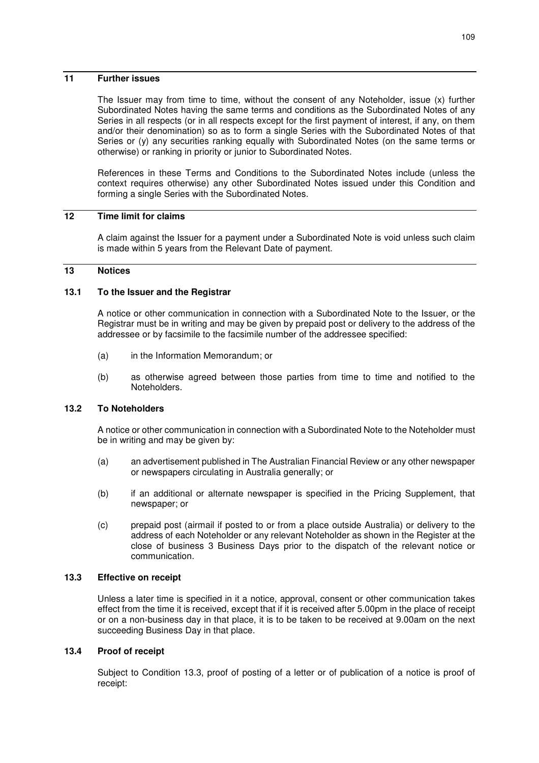## 11 Further issues

The Issuer may from time to time, without the consent of any Noteholder, issue (x) further Subordinated Notes having the same terms and conditions as the Subordinated Notes of any Series in all respects (or in all respects except for the first payment of interest, if any, on them and/or their denomination) so as to form a single Series with the Subordinated Notes of that Series or (y) any securities ranking equally with Subordinated Notes (on the same terms or otherwise) or ranking in priority or junior to Subordinated Notes.

References in these Terms and Conditions to the Subordinated Notes include (unless the context requires otherwise) any other Subordinated Notes issued under this Condition and forming a single Series with the Subordinated Notes.

## 12 Time limit for claims

A claim against the Issuer for a payment under a Subordinated Note is void unless such claim is made within 5 years from the Relevant Date of payment.

## 13 Notices

### 13.1 To the Issuer and the Registrar

A notice or other communication in connection with a Subordinated Note to the Issuer, or the Registrar must be in writing and may be given by prepaid post or delivery to the address of the addressee or by facsimile to the facsimile number of the addressee specified:

(a) in the Information Memorandum; or

(b) as otherwise agreed between those parties from time to time and notified to the Noteholders.

### 13.2 To Noteholders

A notice or other communication in connection with a Subordinated Note to the Noteholder must be in writing and may be given by:

(a) an advertisement published in The Australian Financial Review or any other newspaper or newspapers circulating in Australia generally; or

(b) if an additional or alternate newspaper is specified in the Pricing Supplement, that newspaper; or

(c) prepaid post (airmail if posted to or from a place outside Australia) or delivery to the address of each Noteholder or any relevant Noteholder as shown in the Register at the close of business 3 Business Days prior to the dispatch of the relevant notice or communication.

### 13.3 Effective on receipt

Unless a later time is specified in it a notice, approval, consent or other communication takes effect from the time it is received, except that if it is received after 5.00pm in the place of receipt or on a non-business day in that place, it is to be taken to be received at 9.00am on the next succeeding Business Day in that place.

### 13.4 Proof of receipt

Subject to Condition 13.3, proof of posting of a letter or of publication of a notice is proof of receipt: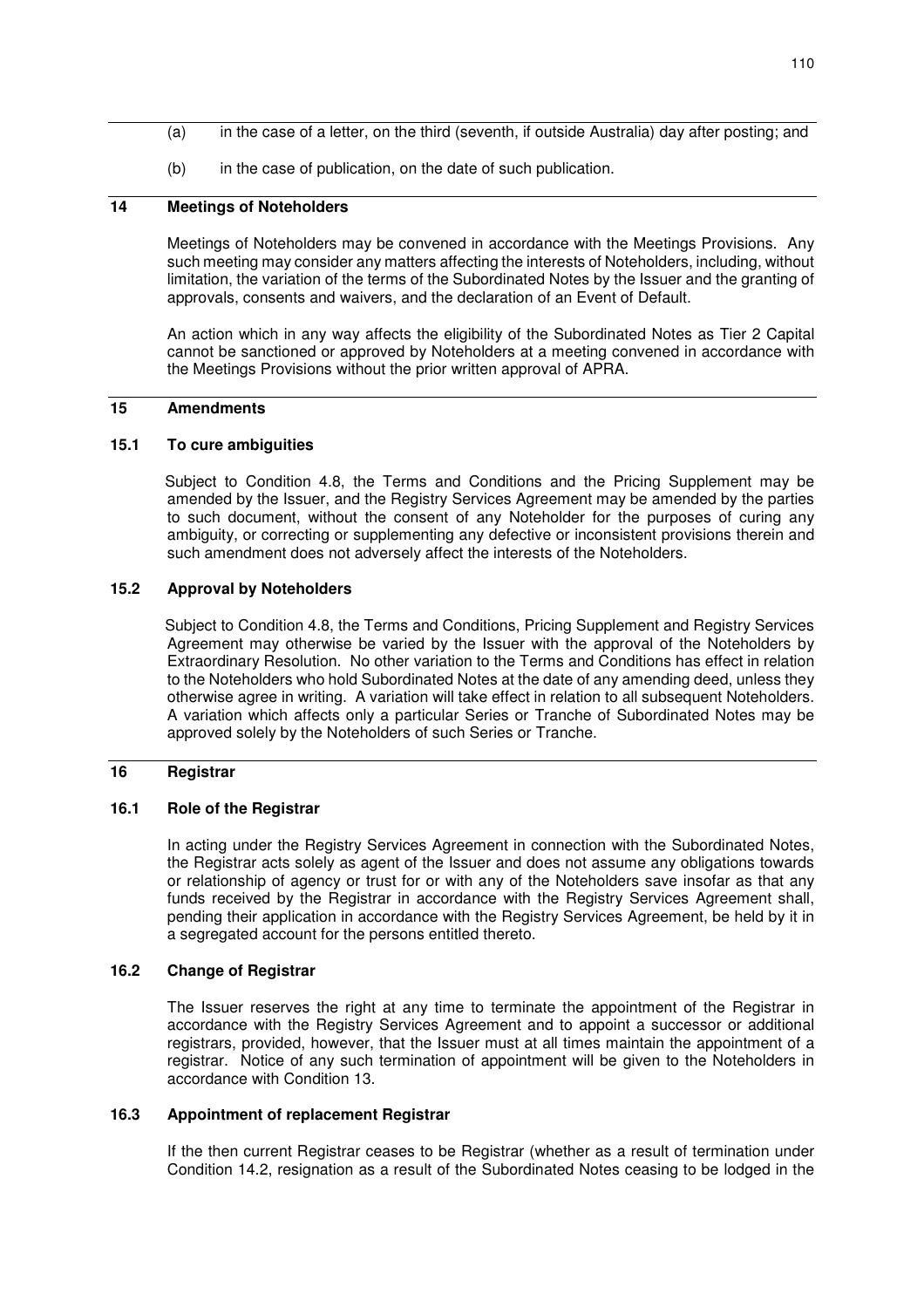(a) in the case of a letter, on the third (seventh, if outside Australia) day after posting; and

(b) in the case of publication, on the date of such publication.

## 14 Meetings of Noteholders

Meetings of Noteholders may be convened in accordance with the Meetings Provisions. Any such meeting may consider any matters affecting the interests of Noteholders, including, without limitation, the variation of the terms of the Subordinated Notes by the Issuer and the granting of approvals, consents and waivers, and the declaration of an Event of Default.

An action which in any way affects the eligibility of the Subordinated Notes as Tier 2 Capital cannot be sanctioned or approved by Noteholders at a meeting convened in accordance with the Meetings Provisions without the prior written approval of APRA.

## 15 Amendments

### 15.1 To cure ambiguities

Subject to Condition 4.8, the Terms and Conditions and the Pricing Supplement may be amended by the Issuer, and the Registry Services Agreement may be amended by the parties to such document, without the consent of any Noteholder for the purposes of curing any ambiguity, or correcting or supplementing any defective or inconsistent provisions therein and such amendment does not adversely affect the interests of the Noteholders.

### 15.2 Approval by Noteholders

Subject to Condition 4.8, the Terms and Conditions, Pricing Supplement and Registry Services Agreement may otherwise be varied by the Issuer with the approval of the Noteholders by Extraordinary Resolution. No other variation to the Terms and Conditions has effect in relation to the Noteholders who hold Subordinated Notes at the date of any amending deed, unless they otherwise agree in writing. A variation will take effect in relation to all subsequent Noteholders. A variation which affects only a particular Series or Tranche of Subordinated Notes may be approved solely by the Noteholders of such Series or Tranche.

## 16 Registrar

### 16.1 Role of the Registrar

In acting under the Registry Services Agreement in connection with the Subordinated Notes, the Registrar acts solely as agent of the Issuer and does not assume any obligations towards or relationship of agency or trust for or with any of the Noteholders save insofar as that any funds received by the Registrar in accordance with the Registry Services Agreement shall, pending their application in accordance with the Registry Services Agreement, be held by it in a segregated account for the persons entitled thereto.

### 16.2 Change of Registrar

The Issuer reserves the right at any time to terminate the appointment of the Registrar in accordance with the Registry Services Agreement and to appoint a successor or additional registrars, provided, however, that the Issuer must at all times maintain the appointment of a registrar. Notice of any such termination of appointment will be given to the Noteholders in accordance with Condition 13.

### 16.3 Appointment of replacement Registrar

If the then current Registrar ceases to be Registrar (whether as a result of termination under Condition 14.2, resignation as a result of the Subordinated Notes ceasing to be lodged in the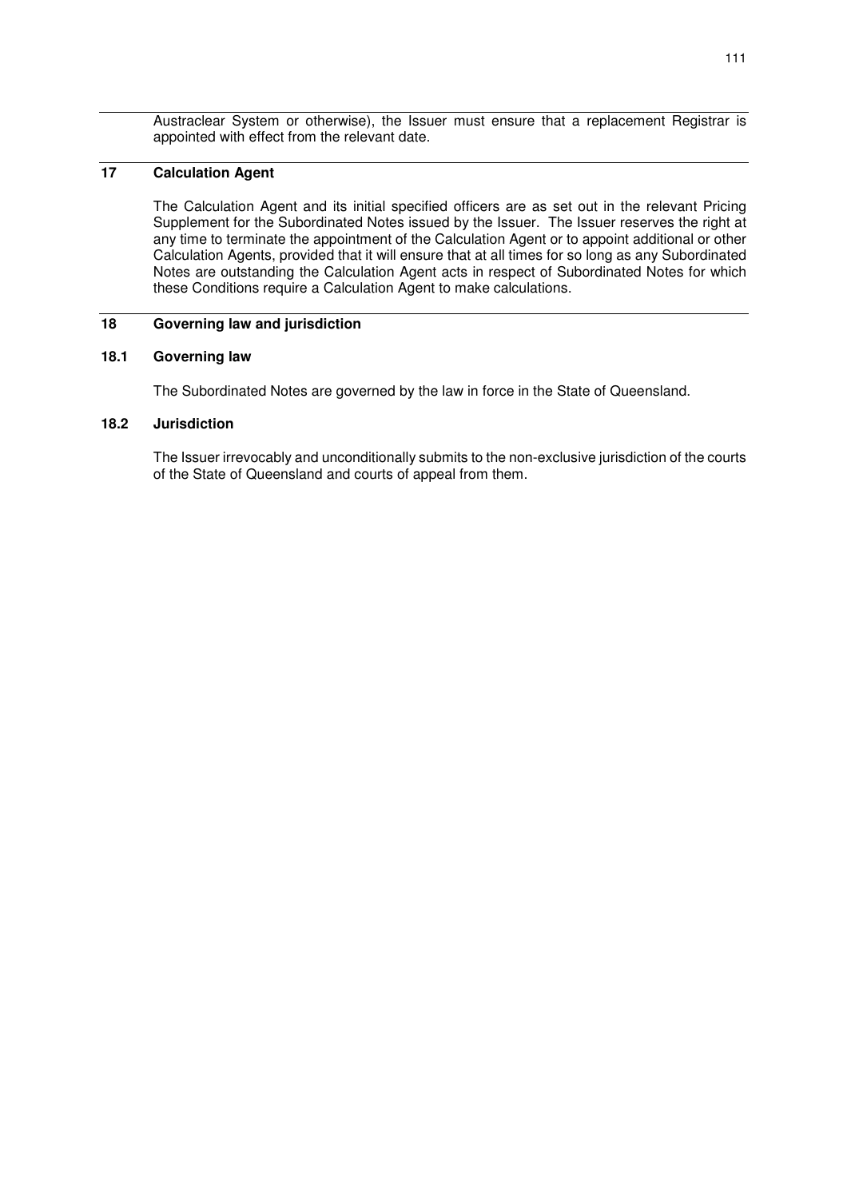Austraclear System or otherwise), the Issuer must ensure that a replacement Registrar is appointed with effect from the relevant date.

## 17 Calculation Agent

The Calculation Agent and its initial specified officers are as set out in the relevant Pricing Supplement for the Subordinated Notes issued by the Issuer. The Issuer reserves the right at any time to terminate the appointment of the Calculation Agent or to appoint additional or other Calculation Agents, provided that it will ensure that at all times for so long as any Subordinated Notes are outstanding the Calculation Agent acts in respect of Subordinated Notes for which these Conditions require a Calculation Agent to make calculations.

## 18 Governing law and jurisdiction

### 18.1 Governing law

The Subordinated Notes are governed by the law in force in the State of Queensland.

### 18.2 Jurisdiction

The Issuer irrevocably and unconditionally submits to the non-exclusive jurisdiction of the courts of the State of Queensland and courts of appeal from them.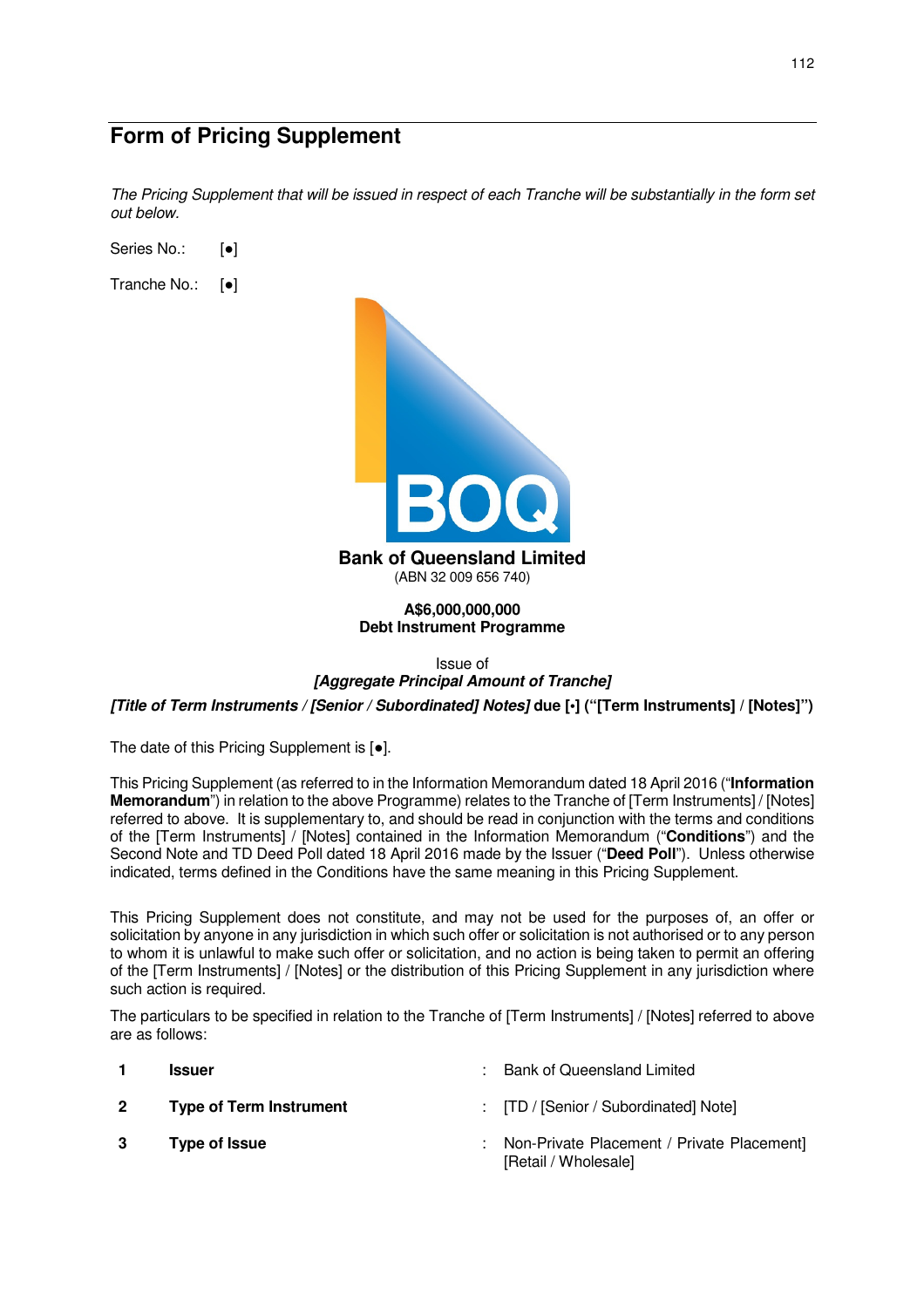# Form of Pricing Supplement

*The Pricing Supplement that will be issued in respect of each Tranche will be substantially in the form set out below.*

Series No.: [●]

Tranche No.: [●]

**Bank of Queensland Limited**
(ABN 32 009 656 740)

**A$6,000,000,000**
**Debt Instrument Programme**

Issue of
***[Aggregate Principal Amount of Tranche]***

***[Title of Term Instruments / [Senior / Subordinated] Notes]* due [•] ("[Term Instruments] / [Notes]")**

The date of this Pricing Supplement is [●].

This Pricing Supplement (as referred to in the Information Memorandum dated 18 April 2016 ("**Information Memorandum**") in relation to the above Programme) relates to the Tranche of [Term Instruments] / [Notes] referred to above. It is supplementary to, and should be read in conjunction with the terms and conditions of the [Term Instruments] / [Notes] contained in the Information Memorandum ("**Conditions**") and the Second Note and TD Deed Poll dated 18 April 2016 made by the Issuer ("**Deed Poll**"). Unless otherwise indicated, terms defined in the Conditions have the same meaning in this Pricing Supplement.

This Pricing Supplement does not constitute, and may not be used for the purposes of, an offer or solicitation by anyone in any jurisdiction in which such offer or solicitation is not authorised or to any person to whom it is unlawful to make such offer or solicitation, and no action is being taken to permit an offering of the [Term Instruments] / [Notes] or the distribution of this Pricing Supplement in any jurisdiction where such action is required.

The particulars to be specified in relation to the Tranche of [Term Instruments] / [Notes] referred to above are as follows:

| | | | |
|---|---|---|---|
| **1** | **Issuer** | : | Bank of Queensland Limited |
| **2** | **Type of Term Instrument** | : | [TD / [Senior / Subordinated] Note] |
| **3** | **Type of Issue** | : | Non-Private Placement / Private Placement] [Retail / Wholesale] |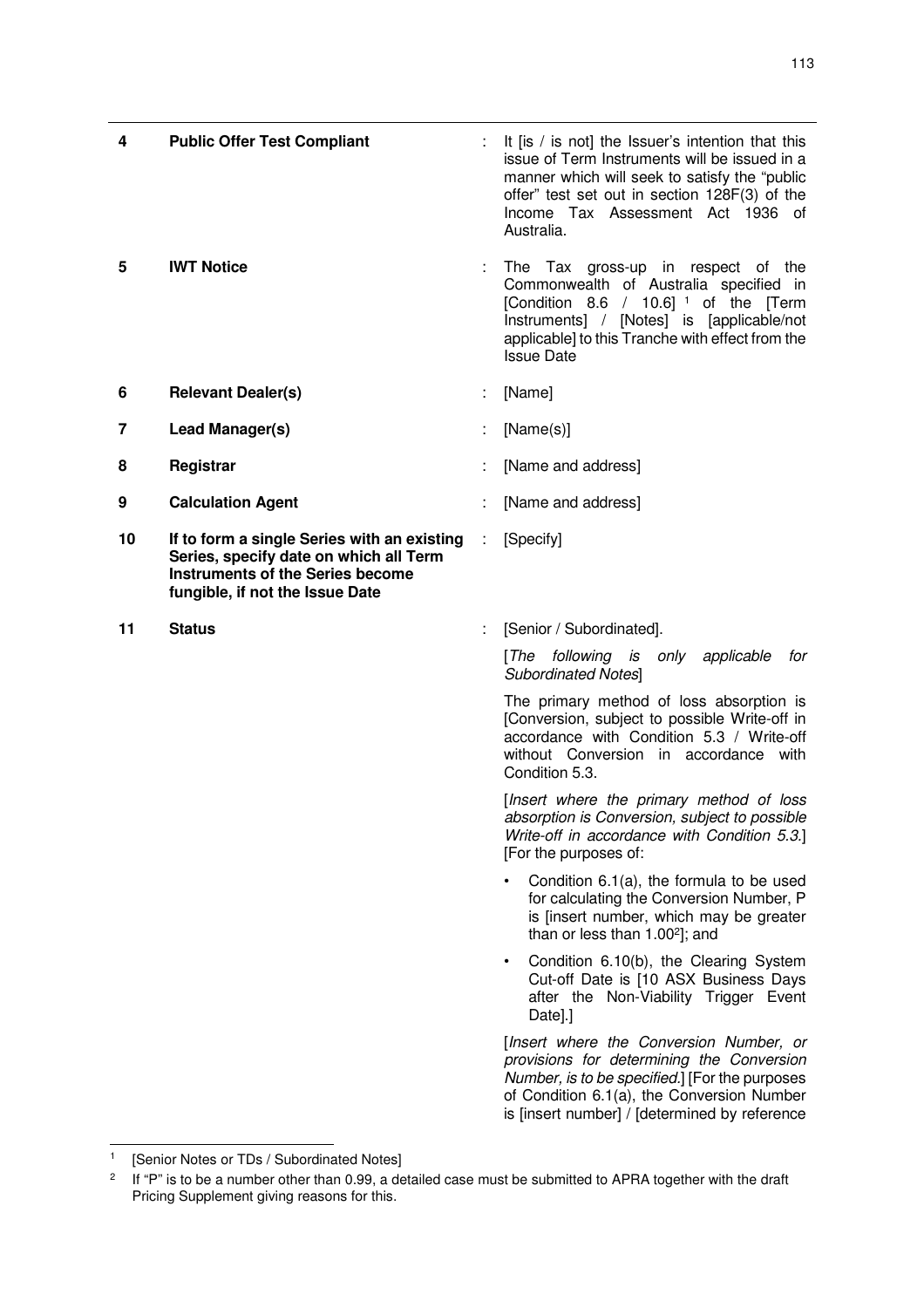| | | | |
|---|---|---|---|
| **4** | **Public Offer Test Compliant** | : | It [is / is not] the Issuer's intention that this issue of Term Instruments will be issued in a manner which will seek to satisfy the "public offer" test set out in section 128F(3) of the Income Tax Assessment Act 1936 of Australia. |
| **5** | **IWT Notice** | : | The Tax gross-up in respect of the Commonwealth of Australia specified in [Condition 8.6 / 10.6] [1] of the [Term Instruments] / [Notes] is [applicable/not applicable] to this Tranche with effect from the Issue Date |
| **6** | **Relevant Dealer(s)** | : | [Name] |
| **7** | **Lead Manager(s)** | : | [Name(s)] |
| **8** | **Registrar** | : | [Name and address] |
| **9** | **Calculation Agent** | : | [Name and address] |
| **10** | **If to form a single Series with an existing Series, specify date on which all Term Instruments of the Series become fungible, if not the Issue Date** | : | [Specify] |
| **11** | **Status** | : | [Senior / Subordinated]. |

[*The following is only applicable for Subordinated Notes*]

The primary method of loss absorption is [Conversion, subject to possible Write-off in accordance with Condition 5.3 / Write-off without Conversion in accordance with Condition 5.3.

[*Insert where the primary method of loss absorption is Conversion, subject to possible Write-off in accordance with Condition 5.3.*] [For the purposes of:

- Condition 6.1(a), the formula to be used for calculating the Conversion Number, P is [insert number, which may be greater than or less than 1.00[2]]; and
- Condition 6.10(b), the Clearing System Cut-off Date is [10 ASX Business Days after the Non-Viability Trigger Event Date].]

[*Insert where the Conversion Number, or provisions for determining the Conversion Number, is to be specified.*] [For the purposes of Condition 6.1(a), the Conversion Number is [insert number] / [determined by reference

---

[1] [Senior Notes or TDs / Subordinated Notes]

[2] If "P" is to be a number other than 0.99, a detailed case must be submitted to APRA together with the draft Pricing Supplement giving reasons for this.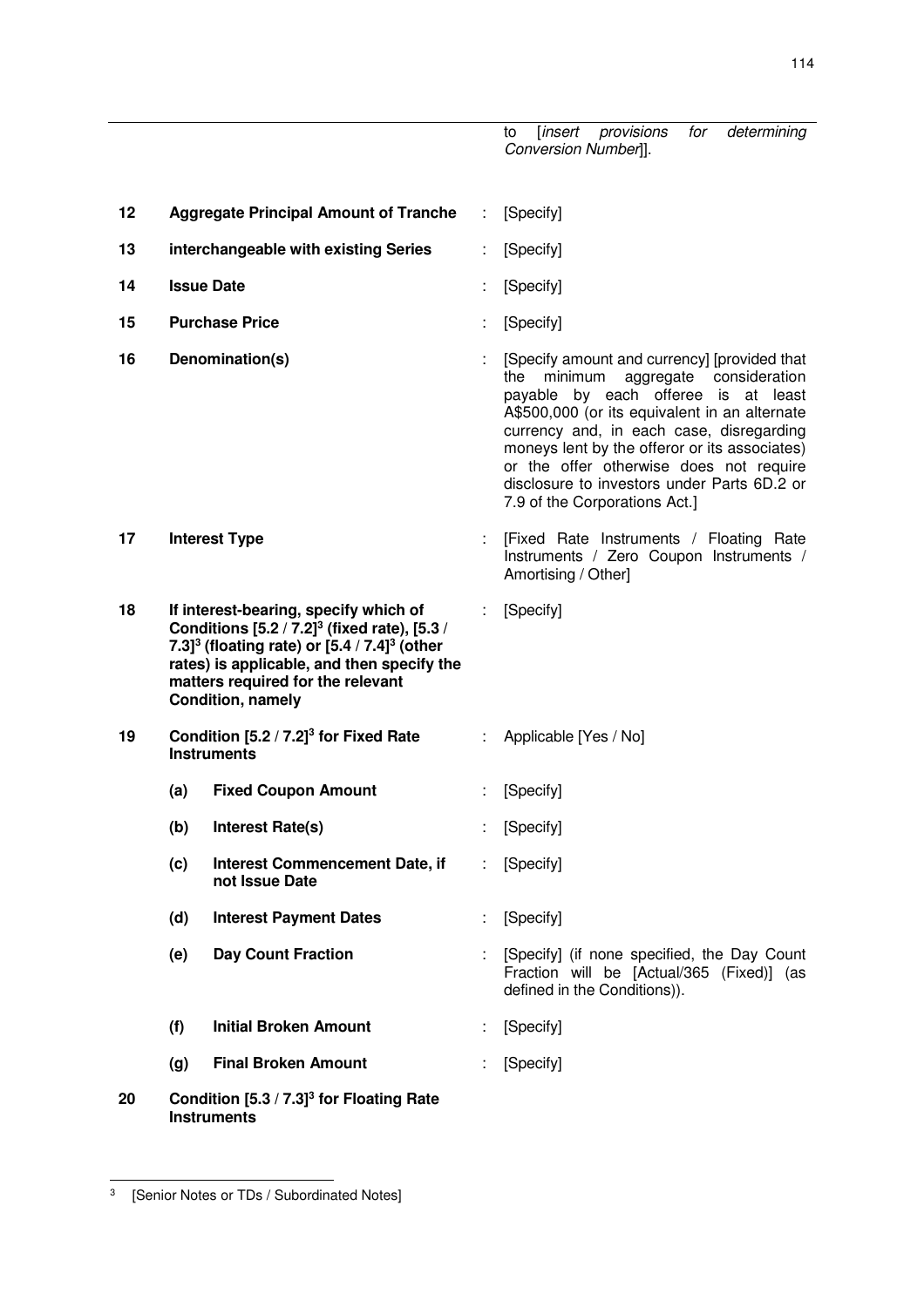to [*insert provisions for determining Conversion Number*]].

| | | | | |
|---|---|---|---|---|
| **12** | **Aggregate Principal Amount of Tranche** | | : | [Specify] |
| **13** | **interchangeable with existing Series** | | : | [Specify] |
| **14** | **Issue Date** | | : | [Specify] |
| **15** | **Purchase Price** | | : | [Specify] |
| **16** | **Denomination(s)** | | : | [Specify amount and currency] [provided that the minimum aggregate consideration payable by each offeree is at least A$500,000 (or its equivalent in an alternate currency and, in each case, disregarding moneys lent by the offeror or its associates) or the offer otherwise does not require disclosure to investors under Parts 6D.2 or 7.9 of the Corporations Act.] |
| **17** | **Interest Type** | | : | [Fixed Rate Instruments / Floating Rate Instruments / Zero Coupon Instruments / Amortising / Other] |
| **18** | **If interest-bearing, specify which of Conditions [5.2 / 7.2][3] (fixed rate), [5.3 / 7.3][3] (floating rate) or [5.4 / 7.4][3] (other rates) is applicable, and then specify the matters required for the relevant Condition, namely** | | : | [Specify] |
| **19** | **Condition [5.2 / 7.2][3] for Fixed Rate Instruments** | | : | Applicable [Yes / No] |
| | **(a)** | **Fixed Coupon Amount** | : | [Specify] |
| | **(b)** | **Interest Rate(s)** | : | [Specify] |
| | **(c)** | **Interest Commencement Date, if not Issue Date** | : | [Specify] |
| | **(d)** | **Interest Payment Dates** | : | [Specify] |
| | **(e)** | **Day Count Fraction** | : | [Specify] (if none specified, the Day Count Fraction will be [Actual/365 (Fixed)] (as defined in the Conditions)). |
| | **(f)** | **Initial Broken Amount** | : | [Specify] |
| | **(g)** | **Final Broken Amount** | : | [Specify] |
| **20** | **Condition [5.3 / 7.3][3] for Floating Rate Instruments** | | | |

[3] [Senior Notes or TDs / Subordinated Notes]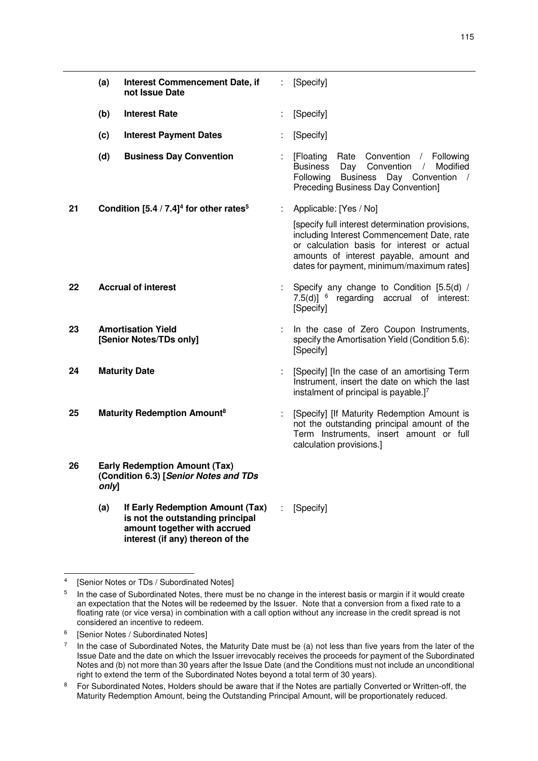| | | | | |
|---|---|---|---|---|
| | **(a)** | **Interest Commencement Date, if not Issue Date** | : | [Specify] |
| | **(b)** | **Interest Rate** | : | [Specify] |
| | **(c)** | **Interest Payment Dates** | : | [Specify] |
| | **(d)** | **Business Day Convention** | : | [Floating Rate Convention / Following Business Day Convention / Modified Following Business Day Convention / Preceding Business Day Convention] |
| **21** | | **Condition [5.4 / 7.4][4] for other rates[5]** | : | Applicable: [Yes / No]<br><br>[specify full interest determination provisions, including Interest Commencement Date, rate or calculation basis for interest or actual amounts of interest payable, amount and dates for payment, minimum/maximum rates] |
| **22** | | **Accrual of interest** | : | Specify any change to Condition [5.5(d) / 7.5(d)] [6] regarding accrual of interest: [Specify] |
| **23** | | **Amortisation Yield [Senior Notes/TDs only]** | : | In the case of Zero Coupon Instruments, specify the Amortisation Yield (Condition 5.6): [Specify] |
| **24** | | **Maturity Date** | : | [Specify] [In the case of an amortising Term Instrument, insert the date on which the last instalment of principal is payable.][7] |
| **25** | | **Maturity Redemption Amount[8]** | : | [Specify] [If Maturity Redemption Amount is not the outstanding principal amount of the Term Instruments, insert amount or full calculation provisions.] |
| **26** | | **Early Redemption Amount (Tax) (Condition 6.3) [*Senior Notes and TDs only*]** | | |
| | **(a)** | **If Early Redemption Amount (Tax) is not the outstanding principal amount together with accrued interest (if any) thereon of the** | : | [Specify] |

---

[4] [Senior Notes or TDs / Subordinated Notes]

[5] In the case of Subordinated Notes, there must be no change in the interest basis or margin if it would create an expectation that the Notes will be redeemed by the Issuer. Note that a conversion from a fixed rate to a floating rate (or vice versa) in combination with a call option without any increase in the credit spread is not considered an incentive to redeem.

[6] [Senior Notes / Subordinated Notes]

[7] In the case of Subordinated Notes, the Maturity Date must be (a) not less than five years from the later of the Issue Date and the date on which the Issuer irrevocably receives the proceeds for payment of the Subordinated Notes and (b) not more than 30 years after the Issue Date (and the Conditions must not include an unconditional right to extend the term of the Subordinated Notes beyond a total term of 30 years).

[8] For Subordinated Notes, Holders should be aware that if the Notes are partially Converted or Written-off, the Maturity Redemption Amount, being the Outstanding Principal Amount, will be proportionately reduced.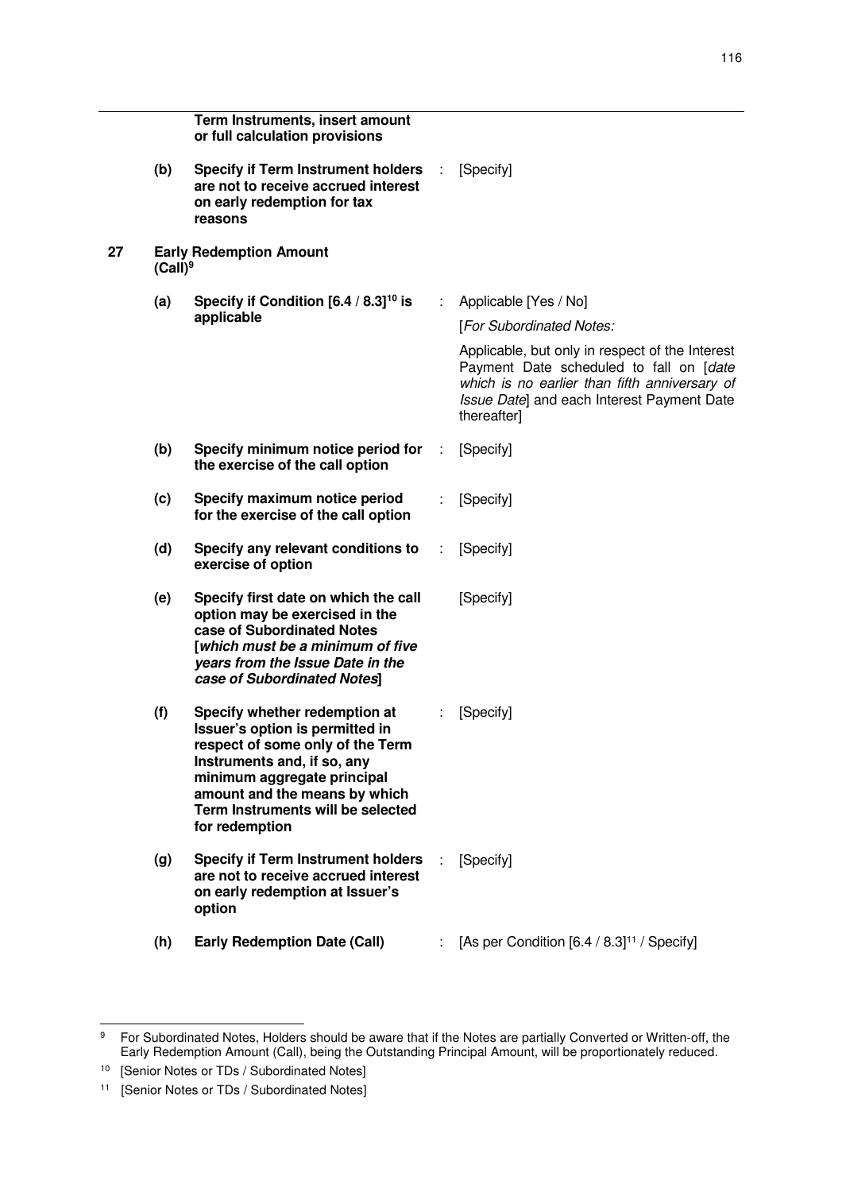| | | | | |
|---|---|---|---|---|
| | | **Term Instruments, insert amount or full calculation provisions** | | |
| | **(b)** | **Specify if Term Instrument holders are not to receive accrued interest on early redemption for tax reasons** | : | [Specify] |
| **27** | **Early Redemption Amount (Call)**[9] | | | |
| | **(a)** | **Specify if Condition [6.4 / 8.3]**[10] **is applicable** | : | Applicable [Yes / No]<br>[*For Subordinated Notes:*<br>Applicable, but only in respect of the Interest Payment Date scheduled to fall on [*date which is no earlier than fifth anniversary of Issue Date*] and each Interest Payment Date thereafter] |
| | **(b)** | **Specify minimum notice period for the exercise of the call option** | : | [Specify] |
| | **(c)** | **Specify maximum notice period for the exercise of the call option** | : | [Specify] |
| | **(d)** | **Specify any relevant conditions to exercise of option** | : | [Specify] |
| | **(e)** | **Specify first date on which the call option may be exercised in the case of Subordinated Notes [*which must be a minimum of five years from the Issue Date in the case of Subordinated Notes*]** | | [Specify] |
| | **(f)** | **Specify whether redemption at Issuer's option is permitted in respect of some only of the Term Instruments and, if so, any minimum aggregate principal amount and the means by which Term Instruments will be selected for redemption** | : | [Specify] |
| | **(g)** | **Specify if Term Instrument holders are not to receive accrued interest on early redemption at Issuer's option** | : | [Specify] |
| | **(h)** | **Early Redemption Date (Call)** | : | [As per Condition [6.4 / 8.3][11] / Specify] |

[9] For Subordinated Notes, Holders should be aware that if the Notes are partially Converted or Written-off, the Early Redemption Amount (Call), being the Outstanding Principal Amount, will be proportionately reduced.

[10] [Senior Notes or TDs / Subordinated Notes]

[11] [Senior Notes or TDs / Subordinated Notes]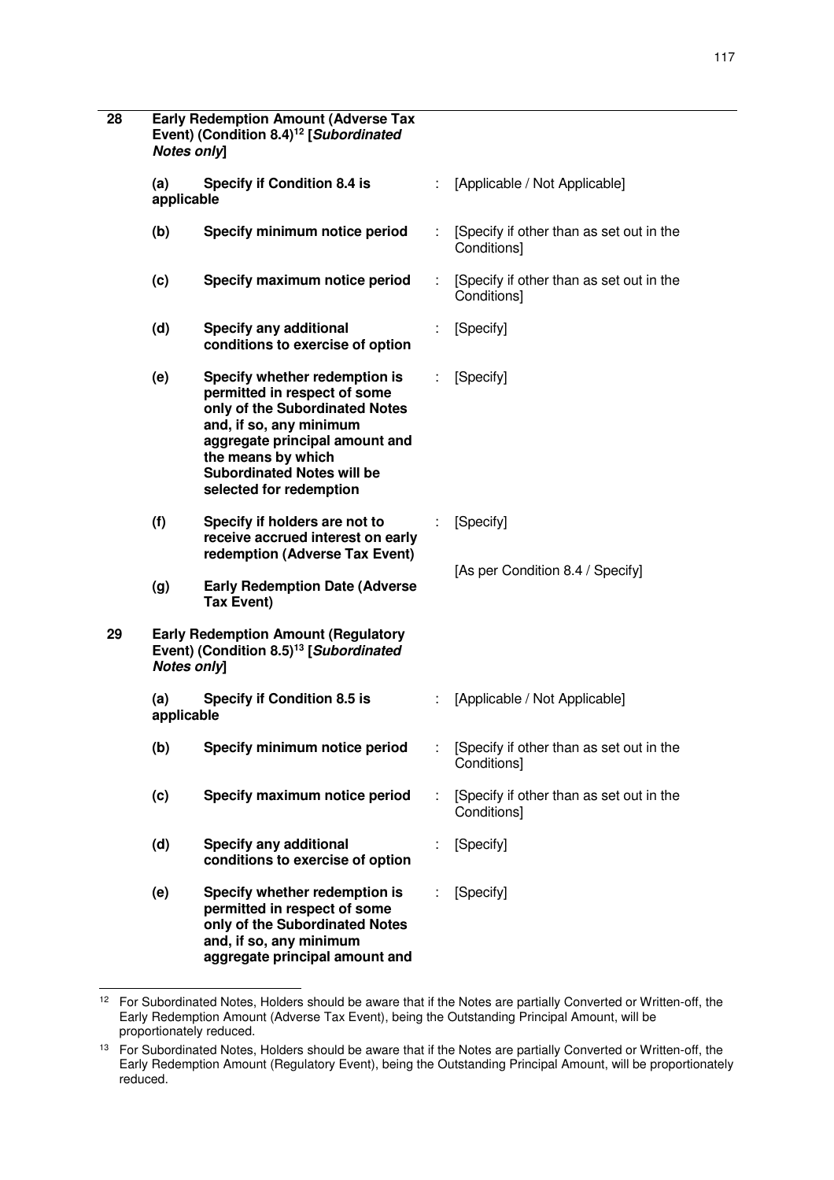| | | | | |
|---|---|---|---|---|
| **28** | **Early Redemption Amount (Adverse Tax Event) (Condition 8.4)**[12] **[*Subordinated Notes only*]** | | | |
| | **(a)** | **Specify if Condition 8.4 is applicable** | : | [Applicable / Not Applicable] |
| | **(b)** | **Specify minimum notice period** | : | [Specify if other than as set out in the Conditions] |
| | **(c)** | **Specify maximum notice period** | : | [Specify if other than as set out in the Conditions] |
| | **(d)** | **Specify any additional conditions to exercise of option** | : | [Specify] |
| | **(e)** | **Specify whether redemption is permitted in respect of some only of the Subordinated Notes and, if so, any minimum aggregate principal amount and the means by which Subordinated Notes will be selected for redemption** | : | [Specify] |
| | **(f)** | **Specify if holders are not to receive accrued interest on early redemption (Adverse Tax Event)** | : | [Specify] |
| | **(g)** | **Early Redemption Date (Adverse Tax Event)** | | [As per Condition 8.4 / Specify] |
| **29** | **Early Redemption Amount (Regulatory Event) (Condition 8.5)**[13] **[*Subordinated Notes only*]** | | | |
| | **(a)** | **Specify if Condition 8.5 is applicable** | : | [Applicable / Not Applicable] |
| | **(b)** | **Specify minimum notice period** | : | [Specify if other than as set out in the Conditions] |
| | **(c)** | **Specify maximum notice period** | : | [Specify if other than as set out in the Conditions] |
| | **(d)** | **Specify any additional conditions to exercise of option** | : | [Specify] |
| | **(e)** | **Specify whether redemption is permitted in respect of some only of the Subordinated Notes and, if so, any minimum aggregate principal amount and** | : | [Specify] |

[12] For Subordinated Notes, Holders should be aware that if the Notes are partially Converted or Written-off, the Early Redemption Amount (Adverse Tax Event), being the Outstanding Principal Amount, will be proportionately reduced.

[13] For Subordinated Notes, Holders should be aware that if the Notes are partially Converted or Written-off, the Early Redemption Amount (Regulatory Event), being the Outstanding Principal Amount, will be proportionately reduced.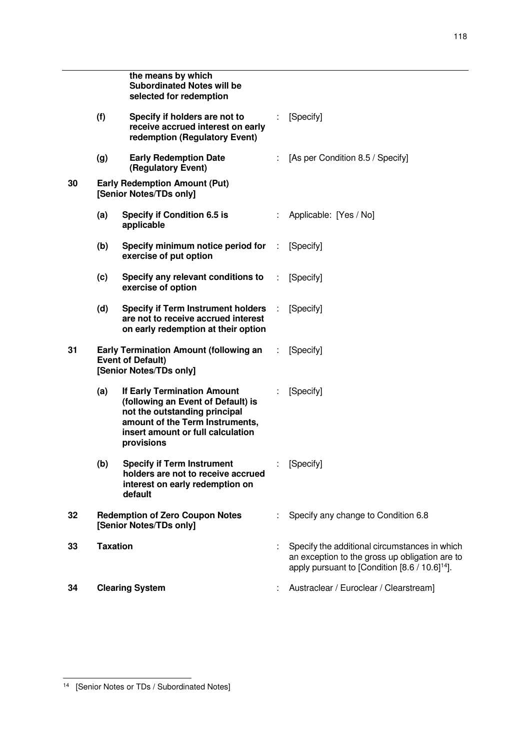| | | | | |
|---|---|---|---|---|
| | | **the means by which Subordinated Notes will be selected for redemption** | | |
| | **(f)** | **Specify if holders are not to receive accrued interest on early redemption (Regulatory Event)** | : | [Specify] |
| | **(g)** | **Early Redemption Date (Regulatory Event)** | : | [As per Condition 8.5 / Specify] |
| **30** | **Early Redemption Amount (Put) [Senior Notes/TDs only]** | | | |
| | **(a)** | **Specify if Condition 6.5 is applicable** | : | Applicable: [Yes / No] |
| | **(b)** | **Specify minimum notice period for exercise of put option** | : | [Specify] |
| | **(c)** | **Specify any relevant conditions to exercise of option** | : | [Specify] |
| | **(d)** | **Specify if Term Instrument holders are not to receive accrued interest on early redemption at their option** | : | [Specify] |
| **31** | **Early Termination Amount (following an Event of Default) [Senior Notes/TDs only]** | | : | [Specify] |
| | **(a)** | **If Early Termination Amount (following an Event of Default) is not the outstanding principal amount of the Term Instruments, insert amount or full calculation provisions** | : | [Specify] |
| | **(b)** | **Specify if Term Instrument holders are not to receive accrued interest on early redemption on default** | : | [Specify] |
| **32** | **Redemption of Zero Coupon Notes [Senior Notes/TDs only]** | | : | Specify any change to Condition 6.8 |
| **33** | **Taxation** | | : | Specify the additional circumstances in which an exception to the gross up obligation are to apply pursuant to [Condition [8.6 / 10.6][14]]. |
| **34** | **Clearing System** | | : | Austraclear / Euroclear / Clearstream] |

[14] [Senior Notes or TDs / Subordinated Notes]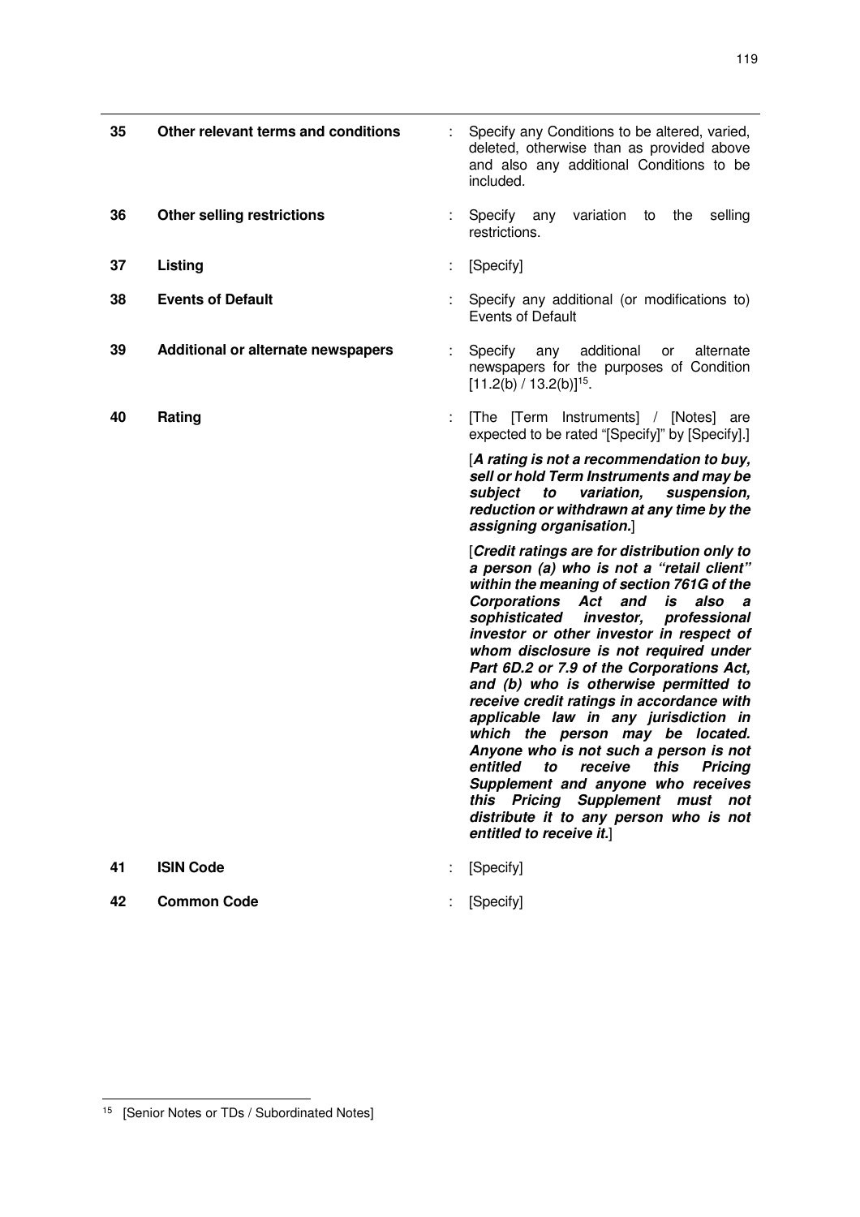| | | | |
|---|---|---|---|
| **35** | **Other relevant terms and conditions** | : | Specify any Conditions to be altered, varied, deleted, otherwise than as provided above and also any additional Conditions to be included. |
| **36** | **Other selling restrictions** | : | Specify any variation to the selling restrictions. |
| **37** | **Listing** | : | [Specify] |
| **38** | **Events of Default** | : | Specify any additional (or modifications to) Events of Default |
| **39** | **Additional or alternate newspapers** | : | Specify any additional or alternate newspapers for the purposes of Condition [11.2(b) / 13.2(b)][15]. |
| **40** | **Rating** | : | [The [Term Instruments] / [Notes] are expected to be rated "[Specify]" by [Specify].]<br><br>[***A rating is not a recommendation to buy, sell or hold Term Instruments and may be subject to variation, suspension, reduction or withdrawn at any time by the assigning organisation.***]<br><br>[***Credit ratings are for distribution only to a person (a) who is not a "retail client" within the meaning of section 761G of the Corporations Act and is also a sophisticated investor, professional investor or other investor in respect of whom disclosure is not required under Part 6D.2 or 7.9 of the Corporations Act, and (b) who is otherwise permitted to receive credit ratings in accordance with applicable law in any jurisdiction in which the person may be located. Anyone who is not such a person is not entitled to receive this Pricing Supplement and anyone who receives this Pricing Supplement must not distribute it to any person who is not entitled to receive it.***] |
| **41** | **ISIN Code** | : | [Specify] |
| **42** | **Common Code** | : | [Specify] |

[15] [Senior Notes or TDs / Subordinated Notes]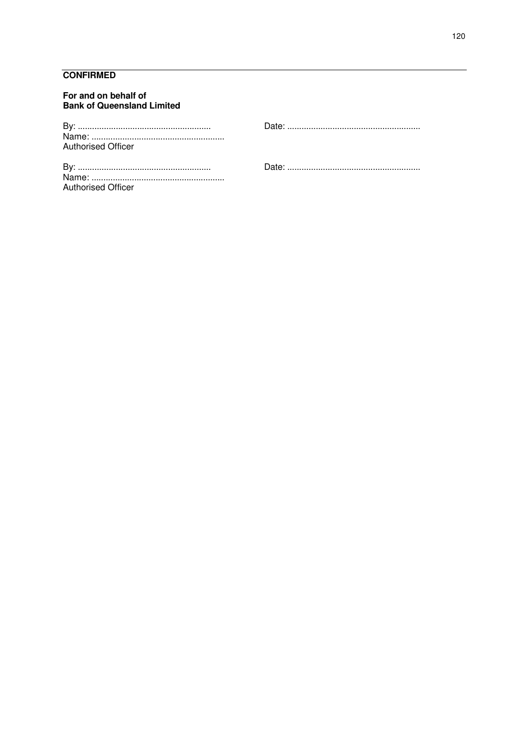**CONFIRMED**

**For and on behalf of**
**Bank of Queensland Limited**

By: ........................................................ Date: ........................................................
Name: ........................................................
Authorised Officer

By: ........................................................ Date: ........................................................
Name: ........................................................
Authorised Officer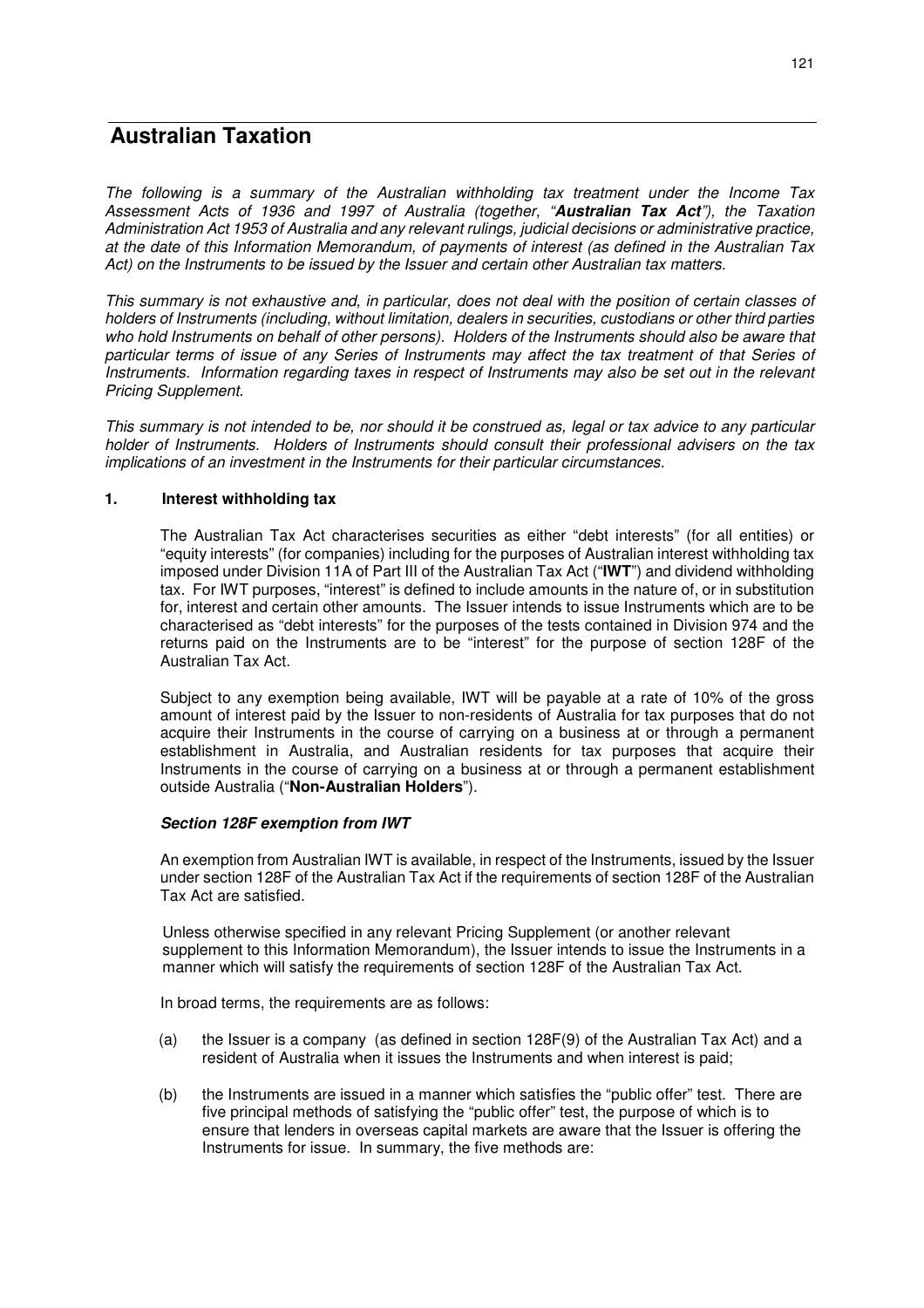# Australian Taxation

*The following is a summary of the Australian withholding tax treatment under the Income Tax Assessment Acts of 1936 and 1997 of Australia (together, "**Australian Tax Act**"), the Taxation Administration Act 1953 of Australia and any relevant rulings, judicial decisions or administrative practice, at the date of this Information Memorandum, of payments of interest (as defined in the Australian Tax Act) on the Instruments to be issued by the Issuer and certain other Australian tax matters.*

*This summary is not exhaustive and, in particular, does not deal with the position of certain classes of holders of Instruments (including, without limitation, dealers in securities, custodians or other third parties who hold Instruments on behalf of other persons). Holders of the Instruments should also be aware that particular terms of issue of any Series of Instruments may affect the tax treatment of that Series of Instruments. Information regarding taxes in respect of Instruments may also be set out in the relevant Pricing Supplement.*

*This summary is not intended to be, nor should it be construed as, legal or tax advice to any particular holder of Instruments. Holders of Instruments should consult their professional advisers on the tax implications of an investment in the Instruments for their particular circumstances.*

## 1. Interest withholding tax

The Australian Tax Act characterises securities as either "debt interests" (for all entities) or "equity interests" (for companies) including for the purposes of Australian interest withholding tax imposed under Division 11A of Part III of the Australian Tax Act ("**IWT**") and dividend withholding tax. For IWT purposes, "interest" is defined to include amounts in the nature of, or in substitution for, interest and certain other amounts. The Issuer intends to issue Instruments which are to be characterised as "debt interests" for the purposes of the tests contained in Division 974 and the returns paid on the Instruments are to be "interest" for the purpose of section 128F of the Australian Tax Act.

Subject to any exemption being available, IWT will be payable at a rate of 10% of the gross amount of interest paid by the Issuer to non-residents of Australia for tax purposes that do not acquire their Instruments in the course of carrying on a business at or through a permanent establishment in Australia, and Australian residents for tax purposes that acquire their Instruments in the course of carrying on a business at or through a permanent establishment outside Australia ("**Non-Australian Holders**").

***Section 128F exemption from IWT***

An exemption from Australian IWT is available, in respect of the Instruments, issued by the Issuer under section 128F of the Australian Tax Act if the requirements of section 128F of the Australian Tax Act are satisfied.

Unless otherwise specified in any relevant Pricing Supplement (or another relevant supplement to this Information Memorandum), the Issuer intends to issue the Instruments in a manner which will satisfy the requirements of section 128F of the Australian Tax Act.

In broad terms, the requirements are as follows:

(a) the Issuer is a company (as defined in section 128F(9) of the Australian Tax Act) and a resident of Australia when it issues the Instruments and when interest is paid;

(b) the Instruments are issued in a manner which satisfies the "public offer" test. There are five principal methods of satisfying the "public offer" test, the purpose of which is to ensure that lenders in overseas capital markets are aware that the Issuer is offering the Instruments for issue. In summary, the five methods are: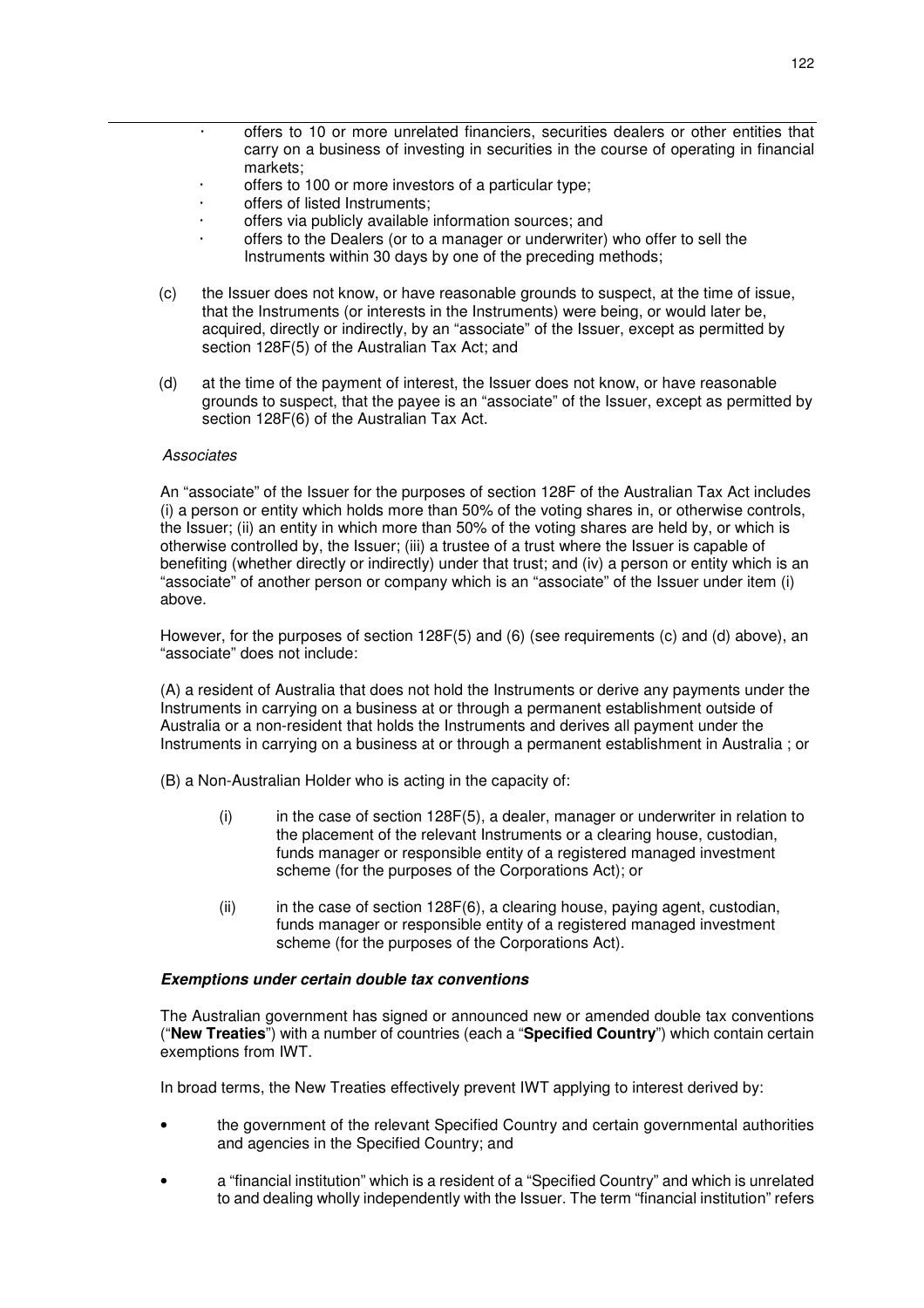- offers to 10 or more unrelated financiers, securities dealers or other entities that carry on a business of investing in securities in the course of operating in financial markets;
- offers to 100 or more investors of a particular type;
- offers of listed Instruments;
- offers via publicly available information sources; and
- offers to the Dealers (or to a manager or underwriter) who offer to sell the Instruments within 30 days by one of the preceding methods;

(c) the Issuer does not know, or have reasonable grounds to suspect, at the time of issue, that the Instruments (or interests in the Instruments) were being, or would later be, acquired, directly or indirectly, by an "associate" of the Issuer, except as permitted by section 128F(5) of the Australian Tax Act; and

(d) at the time of the payment of interest, the Issuer does not know, or have reasonable grounds to suspect, that the payee is an "associate" of the Issuer, except as permitted by section 128F(6) of the Australian Tax Act.

*Associates*

An "associate" of the Issuer for the purposes of section 128F of the Australian Tax Act includes (i) a person or entity which holds more than 50% of the voting shares in, or otherwise controls, the Issuer; (ii) an entity in which more than 50% of the voting shares are held by, or which is otherwise controlled by, the Issuer; (iii) a trustee of a trust where the Issuer is capable of benefiting (whether directly or indirectly) under that trust; and (iv) a person or entity which is an "associate" of another person or company which is an "associate" of the Issuer under item (i) above.

However, for the purposes of section 128F(5) and (6) (see requirements (c) and (d) above), an "associate" does not include:

(A) a resident of Australia that does not hold the Instruments or derive any payments under the Instruments in carrying on a business at or through a permanent establishment outside of Australia or a non-resident that holds the Instruments and derives all payment under the Instruments in carrying on a business at or through a permanent establishment in Australia ; or

(B) a Non-Australian Holder who is acting in the capacity of:

(i) in the case of section 128F(5), a dealer, manager or underwriter in relation to the placement of the relevant Instruments or a clearing house, custodian, funds manager or responsible entity of a registered managed investment scheme (for the purposes of the Corporations Act); or

(ii) in the case of section 128F(6), a clearing house, paying agent, custodian, funds manager or responsible entity of a registered managed investment scheme (for the purposes of the Corporations Act).

***Exemptions under certain double tax conventions***

The Australian government has signed or announced new or amended double tax conventions ("**New Treaties**") with a number of countries (each a "**Specified Country**") which contain certain exemptions from IWT.

In broad terms, the New Treaties effectively prevent IWT applying to interest derived by:

- the government of the relevant Specified Country and certain governmental authorities and agencies in the Specified Country; and
- a "financial institution" which is a resident of a "Specified Country" and which is unrelated to and dealing wholly independently with the Issuer. The term "financial institution" refers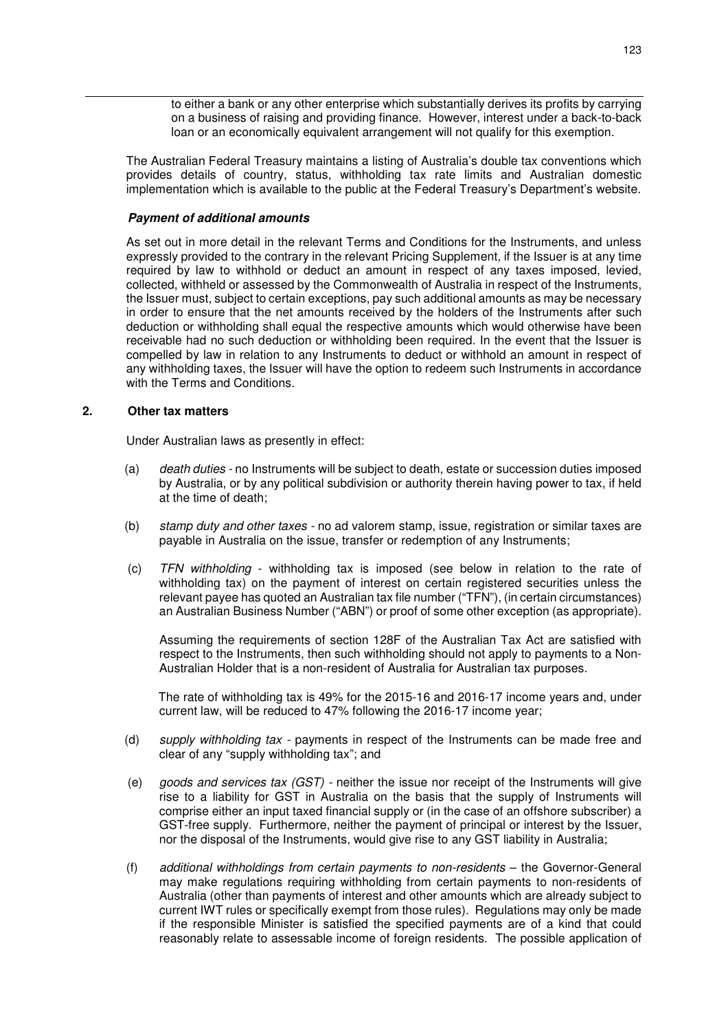to either a bank or any other enterprise which substantially derives its profits by carrying on a business of raising and providing finance. However, interest under a back-to-back loan or an economically equivalent arrangement will not qualify for this exemption.

The Australian Federal Treasury maintains a listing of Australia's double tax conventions which provides details of country, status, withholding tax rate limits and Australian domestic implementation which is available to the public at the Federal Treasury's Department's website.

***Payment of additional amounts***

As set out in more detail in the relevant Terms and Conditions for the Instruments, and unless expressly provided to the contrary in the relevant Pricing Supplement, if the Issuer is at any time required by law to withhold or deduct an amount in respect of any taxes imposed, levied, collected, withheld or assessed by the Commonwealth of Australia in respect of the Instruments, the Issuer must, subject to certain exceptions, pay such additional amounts as may be necessary in order to ensure that the net amounts received by the holders of the Instruments after such deduction or withholding shall equal the respective amounts which would otherwise have been receivable had no such deduction or withholding been required. In the event that the Issuer is compelled by law in relation to any Instruments to deduct or withhold an amount in respect of any withholding taxes, the Issuer will have the option to redeem such Instruments in accordance with the Terms and Conditions.

**2. Other tax matters**

Under Australian laws as presently in effect:

(a) *death duties* - no Instruments will be subject to death, estate or succession duties imposed by Australia, or by any political subdivision or authority therein having power to tax, if held at the time of death;

(b) *stamp duty and other taxes* - no ad valorem stamp, issue, registration or similar taxes are payable in Australia on the issue, transfer or redemption of any Instruments;

(c) *TFN withholding* - withholding tax is imposed (see below in relation to the rate of withholding tax) on the payment of interest on certain registered securities unless the relevant payee has quoted an Australian tax file number ("TFN"), (in certain circumstances) an Australian Business Number ("ABN") or proof of some other exception (as appropriate).

Assuming the requirements of section 128F of the Australian Tax Act are satisfied with respect to the Instruments, then such withholding should not apply to payments to a Non-Australian Holder that is a non-resident of Australia for Australian tax purposes.

The rate of withholding tax is 49% for the 2015-16 and 2016-17 income years and, under current law, will be reduced to 47% following the 2016-17 income year;

(d) *supply withholding tax* - payments in respect of the Instruments can be made free and clear of any "supply withholding tax"; and

(e) *goods and services tax (GST)* - neither the issue nor receipt of the Instruments will give rise to a liability for GST in Australia on the basis that the supply of Instruments will comprise either an input taxed financial supply or (in the case of an offshore subscriber) a GST-free supply. Furthermore, neither the payment of principal or interest by the Issuer, nor the disposal of the Instruments, would give rise to any GST liability in Australia;

(f) *additional withholdings from certain payments to non-residents* – the Governor-General may make regulations requiring withholding from certain payments to non-residents of Australia (other than payments of interest and other amounts which are already subject to current IWT rules or specifically exempt from those rules). Regulations may only be made if the responsible Minister is satisfied the specified payments are of a kind that could reasonably relate to assessable income of foreign residents. The possible application of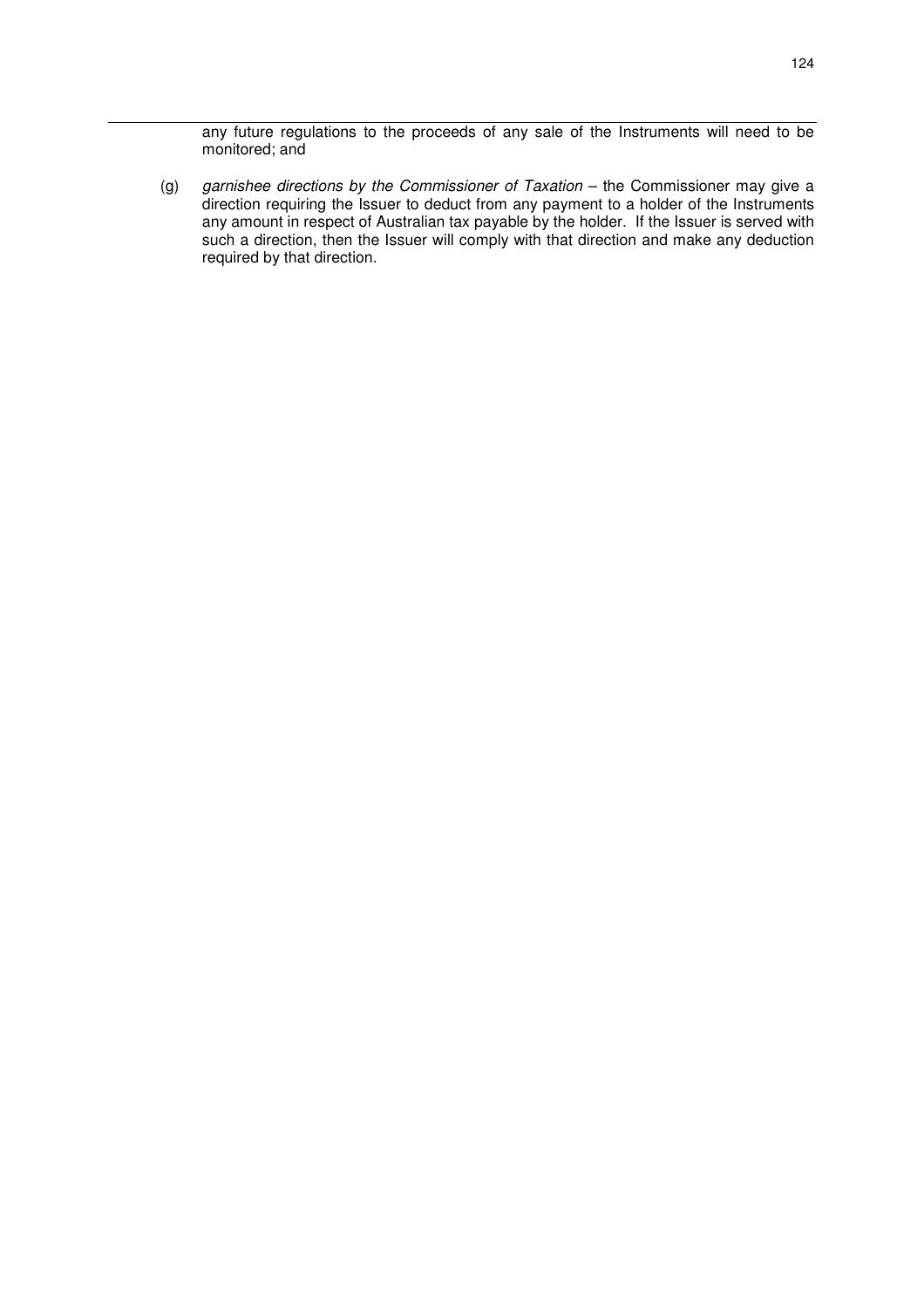any future regulations to the proceeds of any sale of the Instruments will need to be monitored; and

(g) *garnishee directions by the Commissioner of Taxation* – the Commissioner may give a direction requiring the Issuer to deduct from any payment to a holder of the Instruments any amount in respect of Australian tax payable by the holder. If the Issuer is served with such a direction, then the Issuer will comply with that direction and make any deduction required by that direction.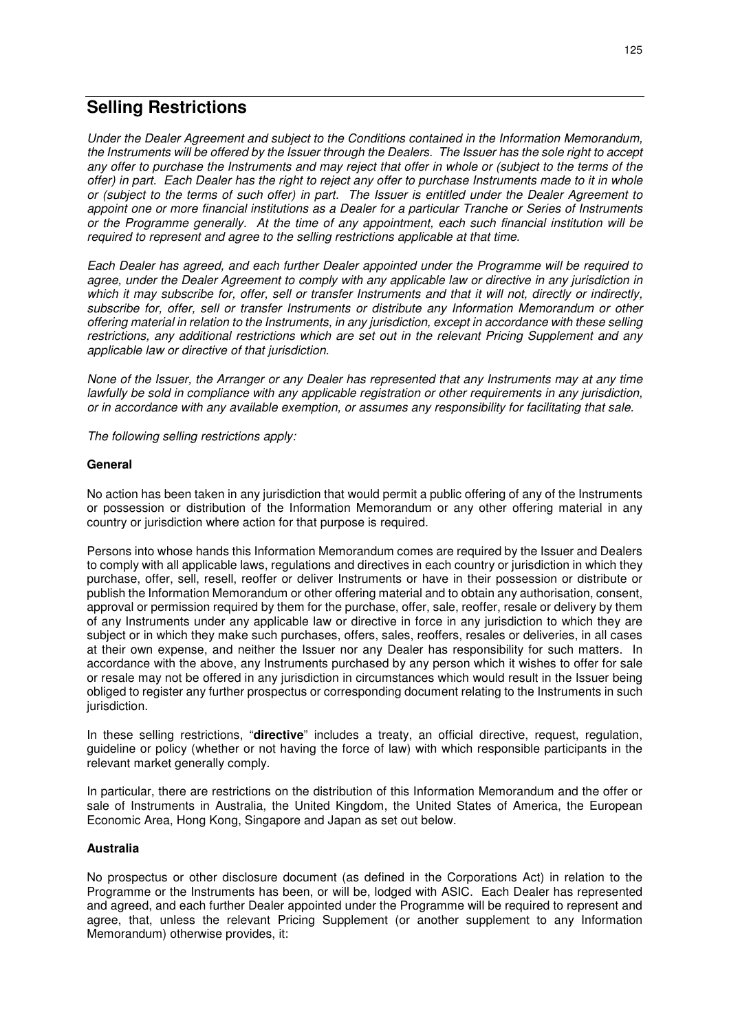# Selling Restrictions

*Under the Dealer Agreement and subject to the Conditions contained in the Information Memorandum, the Instruments will be offered by the Issuer through the Dealers. The Issuer has the sole right to accept any offer to purchase the Instruments and may reject that offer in whole or (subject to the terms of the offer) in part. Each Dealer has the right to reject any offer to purchase Instruments made to it in whole or (subject to the terms of such offer) in part. The Issuer is entitled under the Dealer Agreement to appoint one or more financial institutions as a Dealer for a particular Tranche or Series of Instruments or the Programme generally. At the time of any appointment, each such financial institution will be required to represent and agree to the selling restrictions applicable at that time.*

*Each Dealer has agreed, and each further Dealer appointed under the Programme will be required to agree, under the Dealer Agreement to comply with any applicable law or directive in any jurisdiction in which it may subscribe for, offer, sell or transfer Instruments and that it will not, directly or indirectly, subscribe for, offer, sell or transfer Instruments or distribute any Information Memorandum or other offering material in relation to the Instruments, in any jurisdiction, except in accordance with these selling restrictions, any additional restrictions which are set out in the relevant Pricing Supplement and any applicable law or directive of that jurisdiction.*

*None of the Issuer, the Arranger or any Dealer has represented that any Instruments may at any time lawfully be sold in compliance with any applicable registration or other requirements in any jurisdiction, or in accordance with any available exemption, or assumes any responsibility for facilitating that sale.*

*The following selling restrictions apply:*

**General**

No action has been taken in any jurisdiction that would permit a public offering of any of the Instruments or possession or distribution of the Information Memorandum or any other offering material in any country or jurisdiction where action for that purpose is required.

Persons into whose hands this Information Memorandum comes are required by the Issuer and Dealers to comply with all applicable laws, regulations and directives in each country or jurisdiction in which they purchase, offer, sell, resell, reoffer or deliver Instruments or have in their possession or distribute or publish the Information Memorandum or other offering material and to obtain any authorisation, consent, approval or permission required by them for the purchase, offer, sale, reoffer, resale or delivery by them of any Instruments under any applicable law or directive in force in any jurisdiction to which they are subject or in which they make such purchases, offers, sales, reoffers, resales or deliveries, in all cases at their own expense, and neither the Issuer nor any Dealer has responsibility for such matters. In accordance with the above, any Instruments purchased by any person which it wishes to offer for sale or resale may not be offered in any jurisdiction in circumstances which would result in the Issuer being obliged to register any further prospectus or corresponding document relating to the Instruments in such jurisdiction.

In these selling restrictions, "**directive**" includes a treaty, an official directive, request, regulation, guideline or policy (whether or not having the force of law) with which responsible participants in the relevant market generally comply.

In particular, there are restrictions on the distribution of this Information Memorandum and the offer or sale of Instruments in Australia, the United Kingdom, the United States of America, the European Economic Area, Hong Kong, Singapore and Japan as set out below.

**Australia**

No prospectus or other disclosure document (as defined in the Corporations Act) in relation to the Programme or the Instruments has been, or will be, lodged with ASIC. Each Dealer has represented and agreed, and each further Dealer appointed under the Programme will be required to represent and agree, that, unless the relevant Pricing Supplement (or another supplement to any Information Memorandum) otherwise provides, it: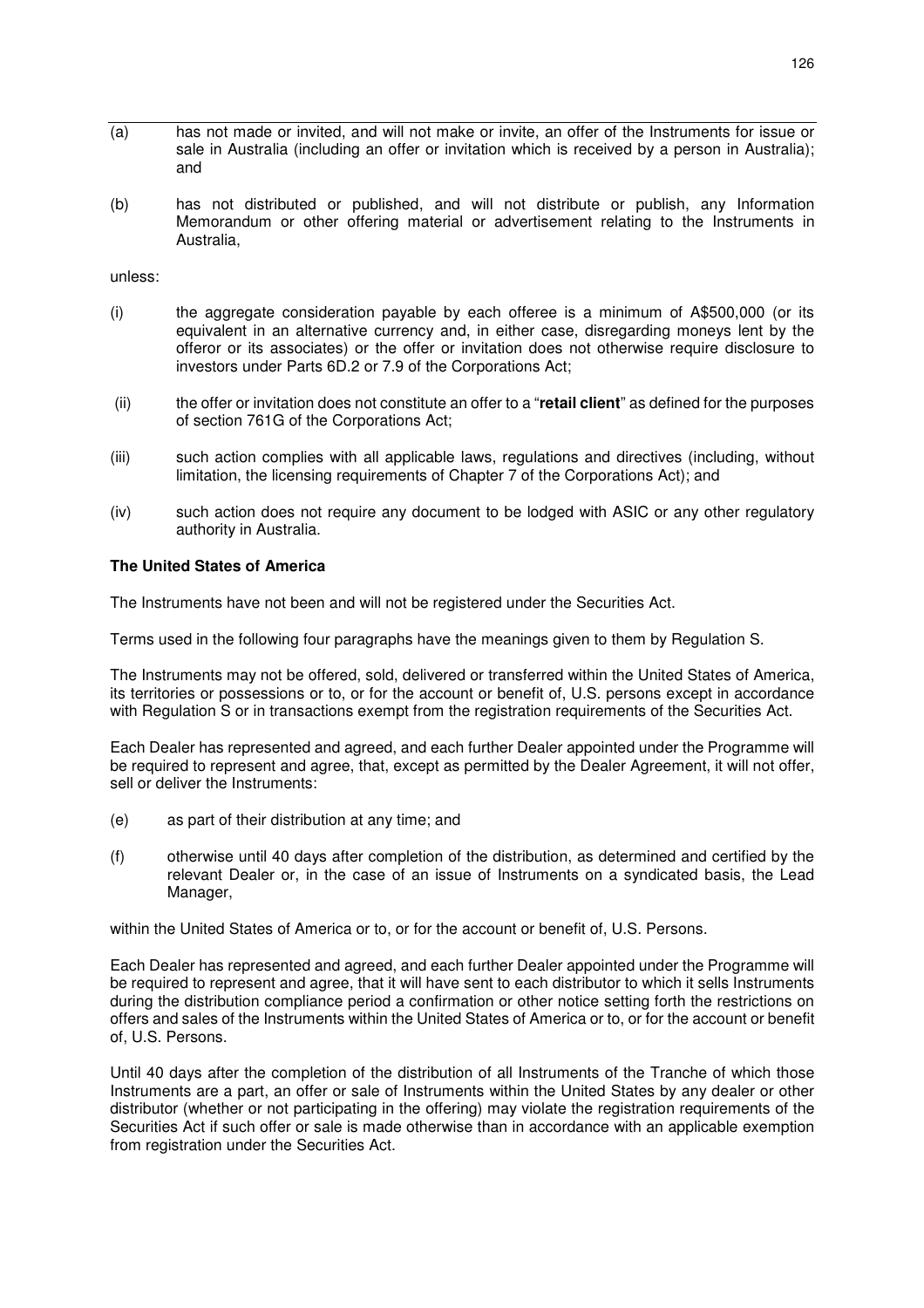(a) has not made or invited, and will not make or invite, an offer of the Instruments for issue or sale in Australia (including an offer or invitation which is received by a person in Australia); and

(b) has not distributed or published, and will not distribute or publish, any Information Memorandum or other offering material or advertisement relating to the Instruments in Australia,

unless:

(i) the aggregate consideration payable by each offeree is a minimum of A$500,000 (or its equivalent in an alternative currency and, in either case, disregarding moneys lent by the offeror or its associates) or the offer or invitation does not otherwise require disclosure to investors under Parts 6D.2 or 7.9 of the Corporations Act;

(ii) the offer or invitation does not constitute an offer to a "**retail client**" as defined for the purposes of section 761G of the Corporations Act;

(iii) such action complies with all applicable laws, regulations and directives (including, without limitation, the licensing requirements of Chapter 7 of the Corporations Act); and

(iv) such action does not require any document to be lodged with ASIC or any other regulatory authority in Australia.

**The United States of America**

The Instruments have not been and will not be registered under the Securities Act.

Terms used in the following four paragraphs have the meanings given to them by Regulation S.

The Instruments may not be offered, sold, delivered or transferred within the United States of America, its territories or possessions or to, or for the account or benefit of, U.S. persons except in accordance with Regulation S or in transactions exempt from the registration requirements of the Securities Act.

Each Dealer has represented and agreed, and each further Dealer appointed under the Programme will be required to represent and agree, that, except as permitted by the Dealer Agreement, it will not offer, sell or deliver the Instruments:

(e) as part of their distribution at any time; and

(f) otherwise until 40 days after completion of the distribution, as determined and certified by the relevant Dealer or, in the case of an issue of Instruments on a syndicated basis, the Lead Manager,

within the United States of America or to, or for the account or benefit of, U.S. Persons.

Each Dealer has represented and agreed, and each further Dealer appointed under the Programme will be required to represent and agree, that it will have sent to each distributor to which it sells Instruments during the distribution compliance period a confirmation or other notice setting forth the restrictions on offers and sales of the Instruments within the United States of America or to, or for the account or benefit of, U.S. Persons.

Until 40 days after the completion of the distribution of all Instruments of the Tranche of which those Instruments are a part, an offer or sale of Instruments within the United States by any dealer or other distributor (whether or not participating in the offering) may violate the registration requirements of the Securities Act if such offer or sale is made otherwise than in accordance with an applicable exemption from registration under the Securities Act.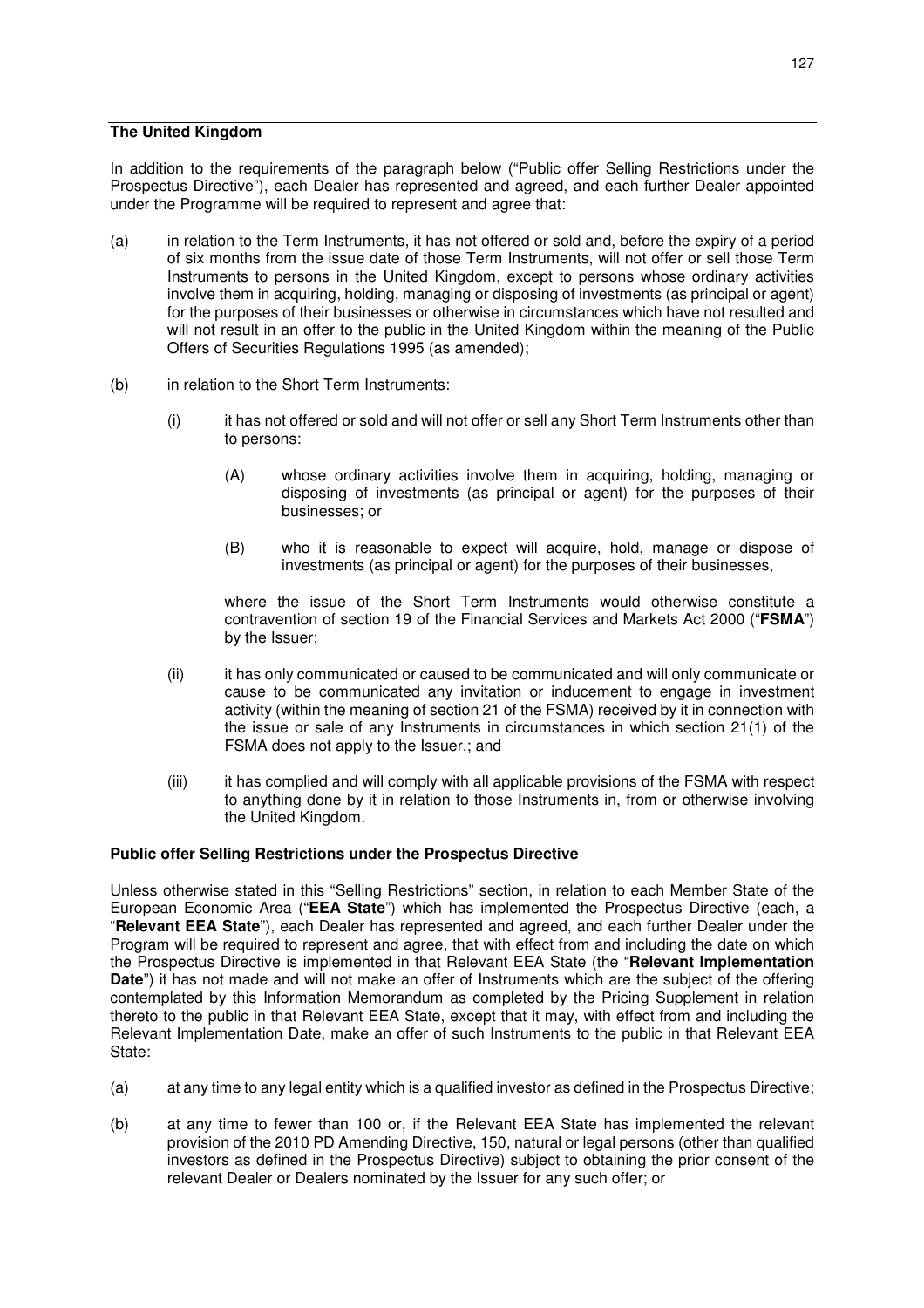**The United Kingdom**

In addition to the requirements of the paragraph below ("Public offer Selling Restrictions under the Prospectus Directive"), each Dealer has represented and agreed, and each further Dealer appointed under the Programme will be required to represent and agree that:

(a) in relation to the Term Instruments, it has not offered or sold and, before the expiry of a period of six months from the issue date of those Term Instruments, will not offer or sell those Term Instruments to persons in the United Kingdom, except to persons whose ordinary activities involve them in acquiring, holding, managing or disposing of investments (as principal or agent) for the purposes of their businesses or otherwise in circumstances which have not resulted and will not result in an offer to the public in the United Kingdom within the meaning of the Public Offers of Securities Regulations 1995 (as amended);

(b) in relation to the Short Term Instruments:

  (i) it has not offered or sold and will not offer or sell any Short Term Instruments other than to persons:

    (A) whose ordinary activities involve them in acquiring, holding, managing or disposing of investments (as principal or agent) for the purposes of their businesses; or

    (B) who it is reasonable to expect will acquire, hold, manage or dispose of investments (as principal or agent) for the purposes of their businesses,

  where the issue of the Short Term Instruments would otherwise constitute a contravention of section 19 of the Financial Services and Markets Act 2000 ("**FSMA**") by the Issuer;

  (ii) it has only communicated or caused to be communicated and will only communicate or cause to be communicated any invitation or inducement to engage in investment activity (within the meaning of section 21 of the FSMA) received by it in connection with the issue or sale of any Instruments in circumstances in which section 21(1) of the FSMA does not apply to the Issuer.; and

  (iii) it has complied and will comply with all applicable provisions of the FSMA with respect to anything done by it in relation to those Instruments in, from or otherwise involving the United Kingdom.

**Public offer Selling Restrictions under the Prospectus Directive**

Unless otherwise stated in this "Selling Restrictions" section, in relation to each Member State of the European Economic Area ("**EEA State**") which has implemented the Prospectus Directive (each, a "**Relevant EEA State**"), each Dealer has represented and agreed, and each further Dealer under the Program will be required to represent and agree, that with effect from and including the date on which the Prospectus Directive is implemented in that Relevant EEA State (the "**Relevant Implementation Date**") it has not made and will not make an offer of Instruments which are the subject of the offering contemplated by this Information Memorandum as completed by the Pricing Supplement in relation thereto to the public in that Relevant EEA State, except that it may, with effect from and including the Relevant Implementation Date, make an offer of such Instruments to the public in that Relevant EEA State:

(a) at any time to any legal entity which is a qualified investor as defined in the Prospectus Directive;

(b) at any time to fewer than 100 or, if the Relevant EEA State has implemented the relevant provision of the 2010 PD Amending Directive, 150, natural or legal persons (other than qualified investors as defined in the Prospectus Directive) subject to obtaining the prior consent of the relevant Dealer or Dealers nominated by the Issuer for any such offer; or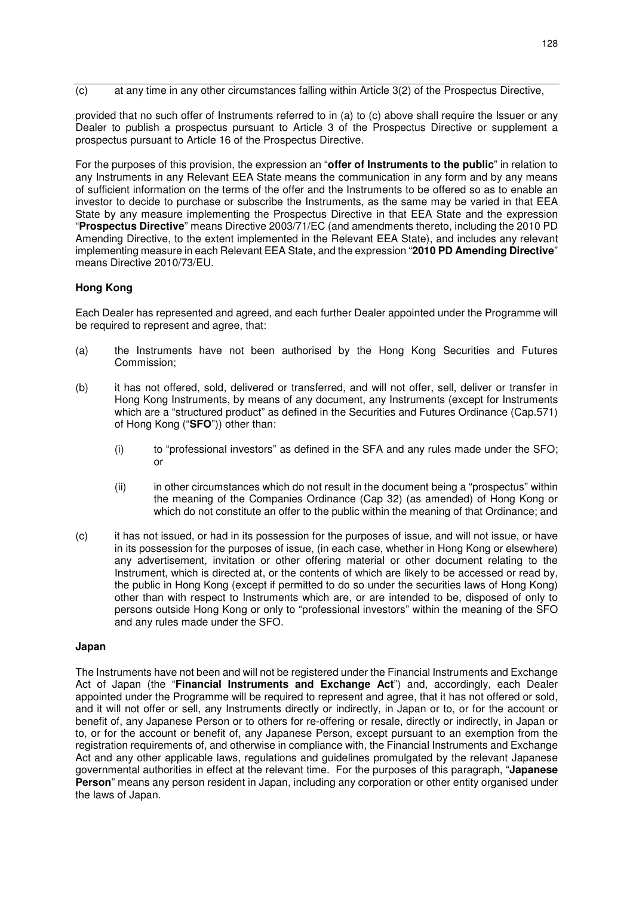(c) at any time in any other circumstances falling within Article 3(2) of the Prospectus Directive,

provided that no such offer of Instruments referred to in (a) to (c) above shall require the Issuer or any Dealer to publish a prospectus pursuant to Article 3 of the Prospectus Directive or supplement a prospectus pursuant to Article 16 of the Prospectus Directive.

For the purposes of this provision, the expression an "**offer of Instruments to the public**" in relation to any Instruments in any Relevant EEA State means the communication in any form and by any means of sufficient information on the terms of the offer and the Instruments to be offered so as to enable an investor to decide to purchase or subscribe the Instruments, as the same may be varied in that EEA State by any measure implementing the Prospectus Directive in that EEA State and the expression "**Prospectus Directive**" means Directive 2003/71/EC (and amendments thereto, including the 2010 PD Amending Directive, to the extent implemented in the Relevant EEA State), and includes any relevant implementing measure in each Relevant EEA State, and the expression "**2010 PD Amending Directive**" means Directive 2010/73/EU.

**Hong Kong**

Each Dealer has represented and agreed, and each further Dealer appointed under the Programme will be required to represent and agree, that:

(a) the Instruments have not been authorised by the Hong Kong Securities and Futures Commission;

(b) it has not offered, sold, delivered or transferred, and will not offer, sell, deliver or transfer in Hong Kong Instruments, by means of any document, any Instruments (except for Instruments which are a "structured product" as defined in the Securities and Futures Ordinance (Cap.571) of Hong Kong ("**SFO**")) other than:

    (i) to "professional investors" as defined in the SFA and any rules made under the SFO; or

    (ii) in other circumstances which do not result in the document being a "prospectus" within the meaning of the Companies Ordinance (Cap 32) (as amended) of Hong Kong or which do not constitute an offer to the public within the meaning of that Ordinance; and

(c) it has not issued, or had in its possession for the purposes of issue, and will not issue, or have in its possession for the purposes of issue, (in each case, whether in Hong Kong or elsewhere) any advertisement, invitation or other offering material or other document relating to the Instrument, which is directed at, or the contents of which are likely to be accessed or read by, the public in Hong Kong (except if permitted to do so under the securities laws of Hong Kong) other than with respect to Instruments which are, or are intended to be, disposed of only to persons outside Hong Kong or only to "professional investors" within the meaning of the SFO and any rules made under the SFO.

**Japan**

The Instruments have not been and will not be registered under the Financial Instruments and Exchange Act of Japan (the "**Financial Instruments and Exchange Act**") and, accordingly, each Dealer appointed under the Programme will be required to represent and agree, that it has not offered or sold, and it will not offer or sell, any Instruments directly or indirectly, in Japan or to, or for the account or benefit of, any Japanese Person or to others for re-offering or resale, directly or indirectly, in Japan or to, or for the account or benefit of, any Japanese Person, except pursuant to an exemption from the registration requirements of, and otherwise in compliance with, the Financial Instruments and Exchange Act and any other applicable laws, regulations and guidelines promulgated by the relevant Japanese governmental authorities in effect at the relevant time. For the purposes of this paragraph, "**Japanese Person**" means any person resident in Japan, including any corporation or other entity organised under the laws of Japan.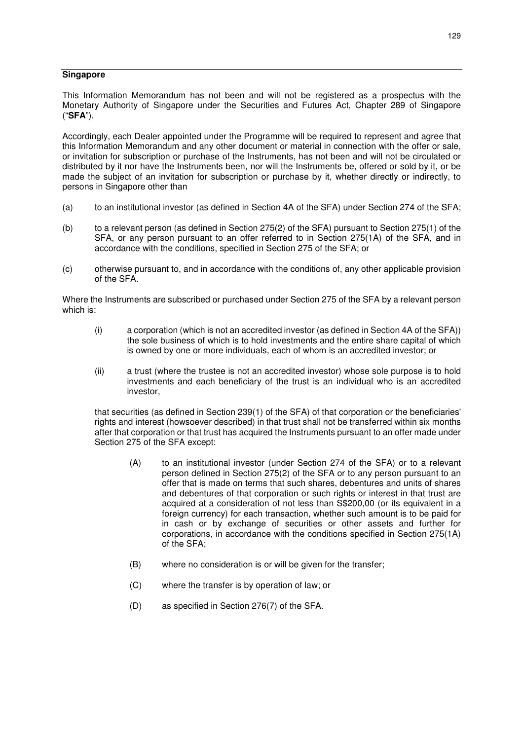**Singapore**

This Information Memorandum has not been and will not be registered as a prospectus with the Monetary Authority of Singapore under the Securities and Futures Act, Chapter 289 of Singapore ("**SFA**").

Accordingly, each Dealer appointed under the Programme will be required to represent and agree that this Information Memorandum and any other document or material in connection with the offer or sale, or invitation for subscription or purchase of the Instruments, has not been and will not be circulated or distributed by it nor have the Instruments been, nor will the Instruments be, offered or sold by it, or be made the subject of an invitation for subscription or purchase by it, whether directly or indirectly, to persons in Singapore other than

(a) to an institutional investor (as defined in Section 4A of the SFA) under Section 274 of the SFA;

(b) to a relevant person (as defined in Section 275(2) of the SFA) pursuant to Section 275(1) of the SFA, or any person pursuant to an offer referred to in Section 275(1A) of the SFA, and in accordance with the conditions, specified in Section 275 of the SFA; or

(c) otherwise pursuant to, and in accordance with the conditions of, any other applicable provision of the SFA.

Where the Instruments are subscribed or purchased under Section 275 of the SFA by a relevant person which is:

(i) a corporation (which is not an accredited investor (as defined in Section 4A of the SFA)) the sole business of which is to hold investments and the entire share capital of which is owned by one or more individuals, each of whom is an accredited investor; or

(ii) a trust (where the trustee is not an accredited investor) whose sole purpose is to hold investments and each beneficiary of the trust is an individual who is an accredited investor,

that securities (as defined in Section 239(1) of the SFA) of that corporation or the beneficiaries' rights and interest (howsoever described) in that trust shall not be transferred within six months after that corporation or that trust has acquired the Instruments pursuant to an offer made under Section 275 of the SFA except:

(A) to an institutional investor (under Section 274 of the SFA) or to a relevant person defined in Section 275(2) of the SFA or to any person pursuant to an offer that is made on terms that such shares, debentures and units of shares and debentures of that corporation or such rights or interest in that trust are acquired at a consideration of not less than S$200,00 (or its equivalent in a foreign currency) for each transaction, whether such amount is to be paid for in cash or by exchange of securities or other assets and further for corporations, in accordance with the conditions specified in Section 275(1A) of the SFA;

(B) where no consideration is or will be given for the transfer;

(C) where the transfer is by operation of law; or

(D) as specified in Section 276(7) of the SFA.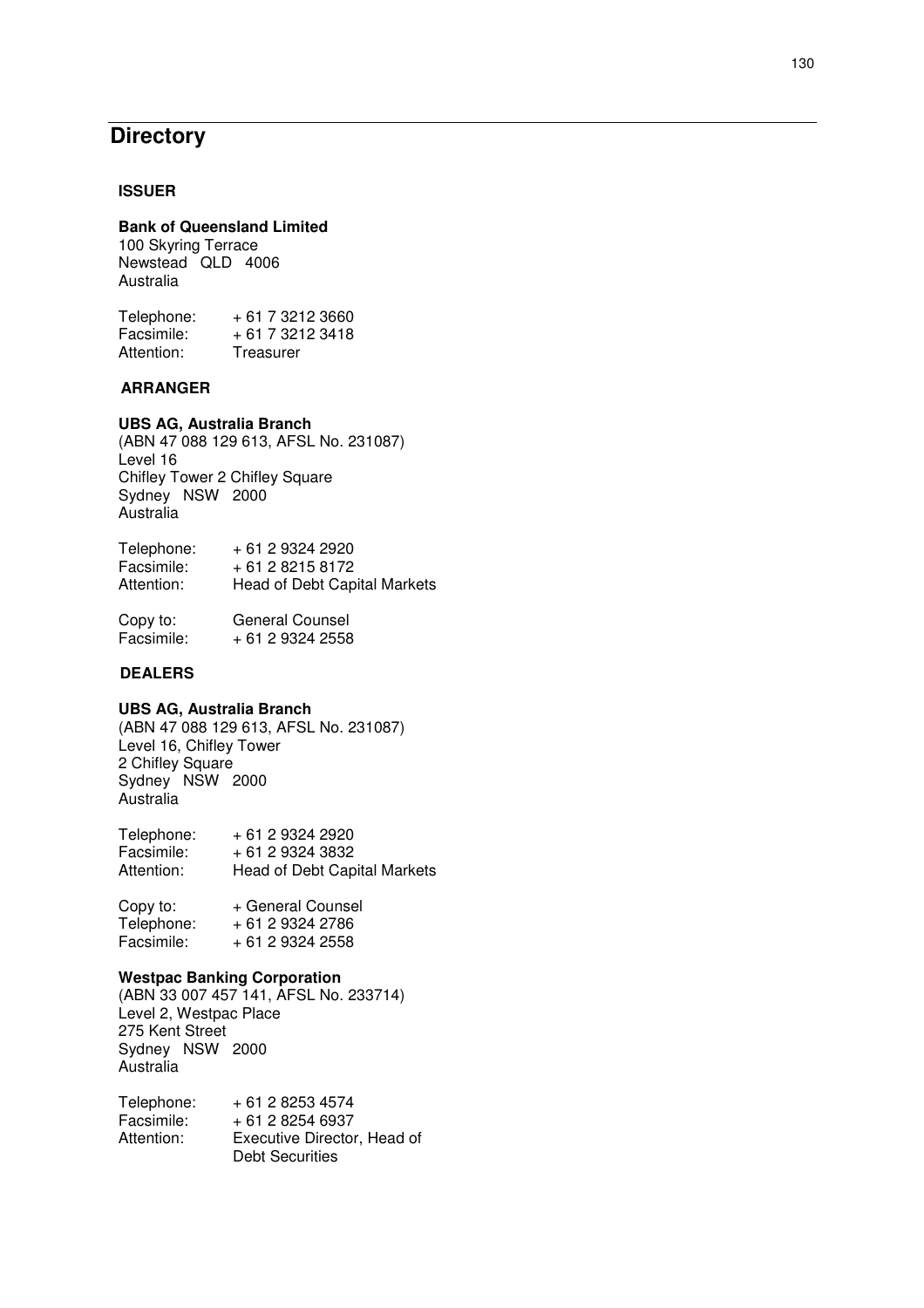# Directory

**ISSUER**

**Bank of Queensland Limited**
100 Skyring Terrace
Newstead QLD 4006
Australia

Telephone: + 61 7 3212 3660
Facsimile: + 61 7 3212 3418
Attention: Treasurer

**ARRANGER**

**UBS AG, Australia Branch**
(ABN 47 088 129 613, AFSL No. 231087)
Level 16
Chifley Tower 2 Chifley Square
Sydney NSW 2000
Australia

Telephone: + 61 2 9324 2920
Facsimile: + 61 2 8215 8172
Attention: Head of Debt Capital Markets

Copy to: General Counsel
Facsimile: + 61 2 9324 2558

**DEALERS**

**UBS AG, Australia Branch**
(ABN 47 088 129 613, AFSL No. 231087)
Level 16, Chifley Tower
2 Chifley Square
Sydney NSW 2000
Australia

Telephone: + 61 2 9324 2920
Facsimile: + 61 2 9324 3832
Attention: Head of Debt Capital Markets

Copy to: + General Counsel
Telephone: + 61 2 9324 2786
Facsimile: + 61 2 9324 2558

**Westpac Banking Corporation**
(ABN 33 007 457 141, AFSL No. 233714)
Level 2, Westpac Place
275 Kent Street
Sydney NSW 2000
Australia

Telephone: + 61 2 8253 4574
Facsimile: + 61 2 8254 6937
Attention: Executive Director, Head of Debt Securities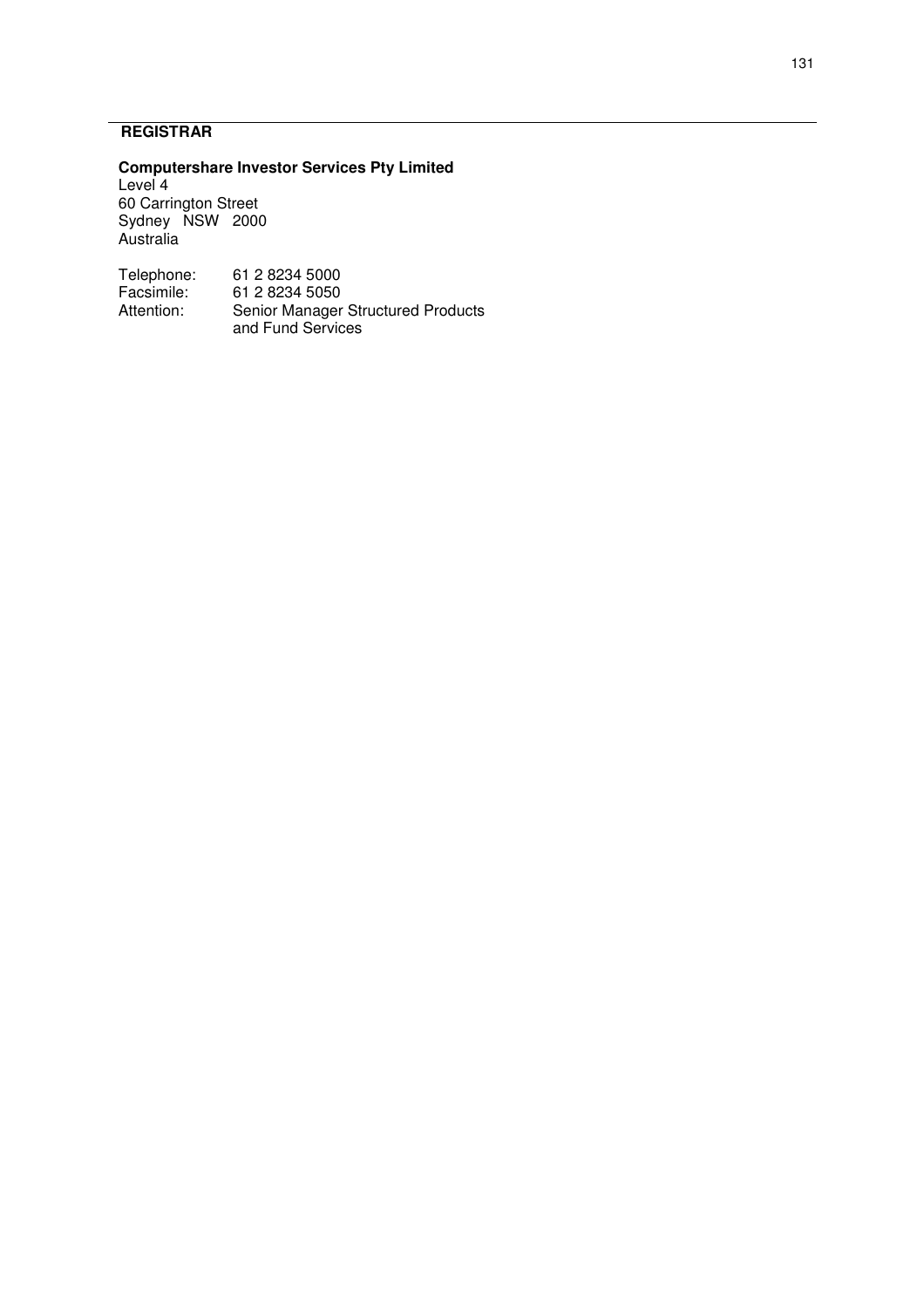## REGISTRAR

**Computershare Investor Services Pty Limited**
Level 4
60 Carrington Street
Sydney NSW 2000
Australia

| | |
|---|---|
| Telephone: | 61 2 8234 5000 |
| Facsimile: | 61 2 8234 5050 |
| Attention: | Senior Manager Structured Products and Fund Services |